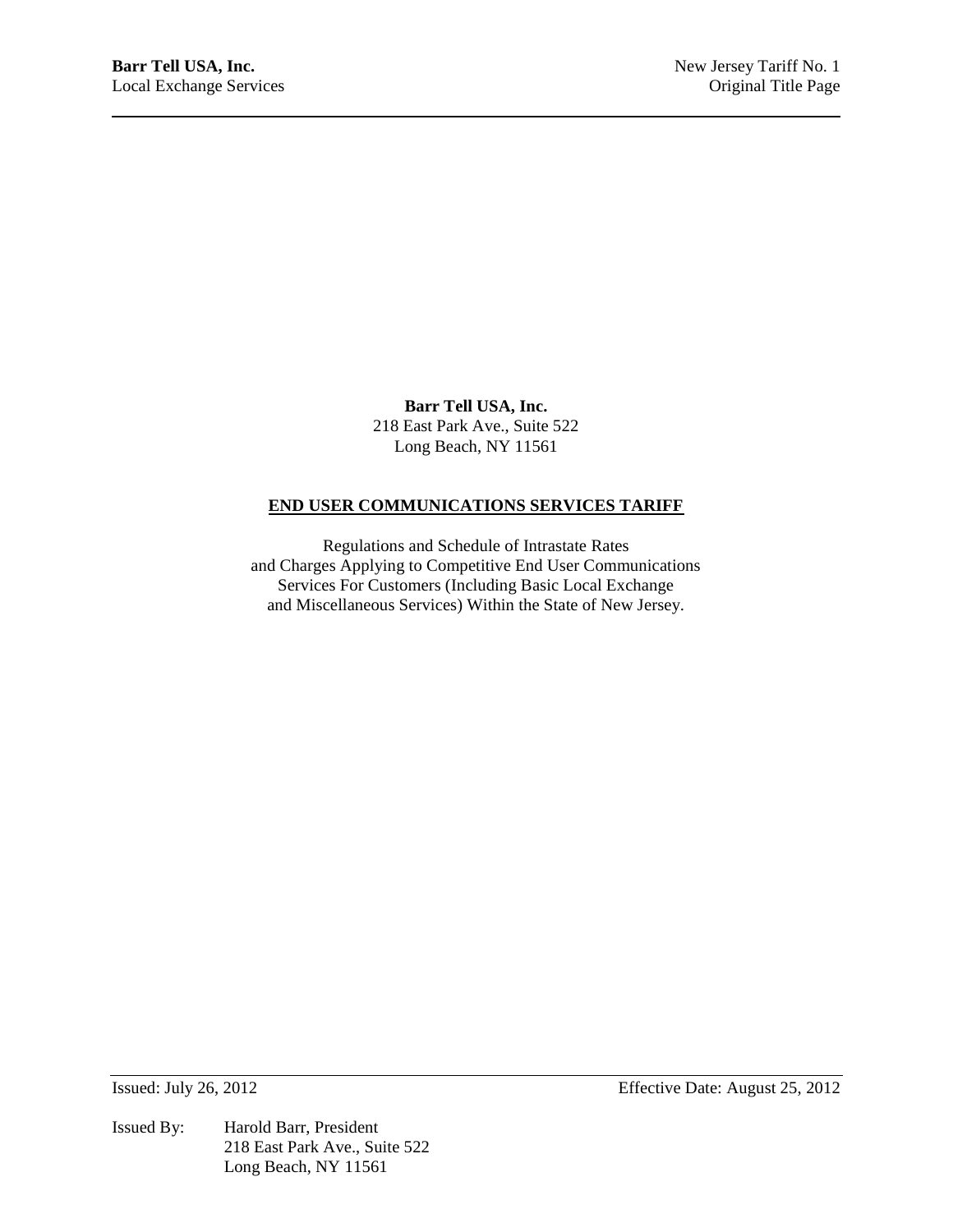**Barr Tell USA, Inc.**
218 East Park Ave., Suite 522
Long Beach, NY 11561

**END USER COMMUNICATIONS SERVICES TARIFF**

Regulations and Schedule of Intrastate Rates
and Charges Applying to Competitive End User Communications
Services For Customers (Including Basic Local Exchange
and Miscellaneous Services) Within the State of New Jersey.

Issued: July 26, 2012 Effective Date: August 25, 2012

Issued By: Harold Barr, President
218 East Park Ave., Suite 522
Long Beach, NY 11561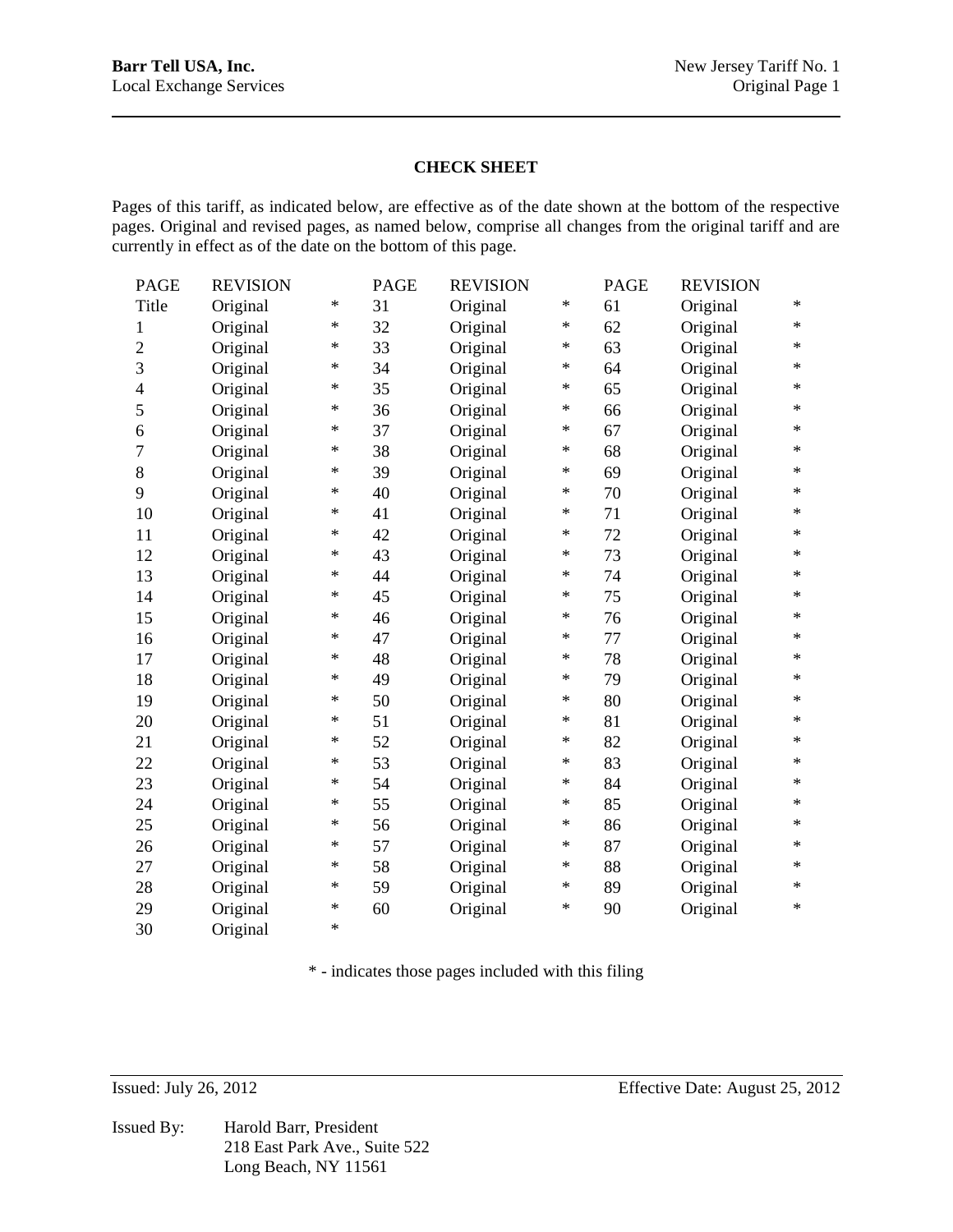## CHECK SHEET

Pages of this tariff, as indicated below, are effective as of the date shown at the bottom of the respective pages. Original and revised pages, as named below, comprise all changes from the original tariff and are currently in effect as of the date on the bottom of this page.

| PAGE | REVISION | | PAGE | REVISION | | PAGE | REVISION | |
|---|---|---|---|---|---|---|---|---|
| Title | Original | * | 31 | Original | * | 61 | Original | * |
| 1 | Original | * | 32 | Original | * | 62 | Original | * |
| 2 | Original | * | 33 | Original | * | 63 | Original | * |
| 3 | Original | * | 34 | Original | * | 64 | Original | * |
| 4 | Original | * | 35 | Original | * | 65 | Original | * |
| 5 | Original | * | 36 | Original | * | 66 | Original | * |
| 6 | Original | * | 37 | Original | * | 67 | Original | * |
| 7 | Original | * | 38 | Original | * | 68 | Original | * |
| 8 | Original | * | 39 | Original | * | 69 | Original | * |
| 9 | Original | * | 40 | Original | * | 70 | Original | * |
| 10 | Original | * | 41 | Original | * | 71 | Original | * |
| 11 | Original | * | 42 | Original | * | 72 | Original | * |
| 12 | Original | * | 43 | Original | * | 73 | Original | * |
| 13 | Original | * | 44 | Original | * | 74 | Original | * |
| 14 | Original | * | 45 | Original | * | 75 | Original | * |
| 15 | Original | * | 46 | Original | * | 76 | Original | * |
| 16 | Original | * | 47 | Original | * | 77 | Original | * |
| 17 | Original | * | 48 | Original | * | 78 | Original | * |
| 18 | Original | * | 49 | Original | * | 79 | Original | * |
| 19 | Original | * | 50 | Original | * | 80 | Original | * |
| 20 | Original | * | 51 | Original | * | 81 | Original | * |
| 21 | Original | * | 52 | Original | * | 82 | Original | * |
| 22 | Original | * | 53 | Original | * | 83 | Original | * |
| 23 | Original | * | 54 | Original | * | 84 | Original | * |
| 24 | Original | * | 55 | Original | * | 85 | Original | * |
| 25 | Original | * | 56 | Original | * | 86 | Original | * |
| 26 | Original | * | 57 | Original | * | 87 | Original | * |
| 27 | Original | * | 58 | Original | * | 88 | Original | * |
| 28 | Original | * | 59 | Original | * | 89 | Original | * |
| 29 | Original | * | 60 | Original | * | 90 | Original | * |
| 30 | Original | * | | | | | | |

* - indicates those pages included with this filing

Issued: July 26, 2012 Effective Date: August 25, 2012

Issued By: Harold Barr, President
218 East Park Ave., Suite 522
Long Beach, NY 11561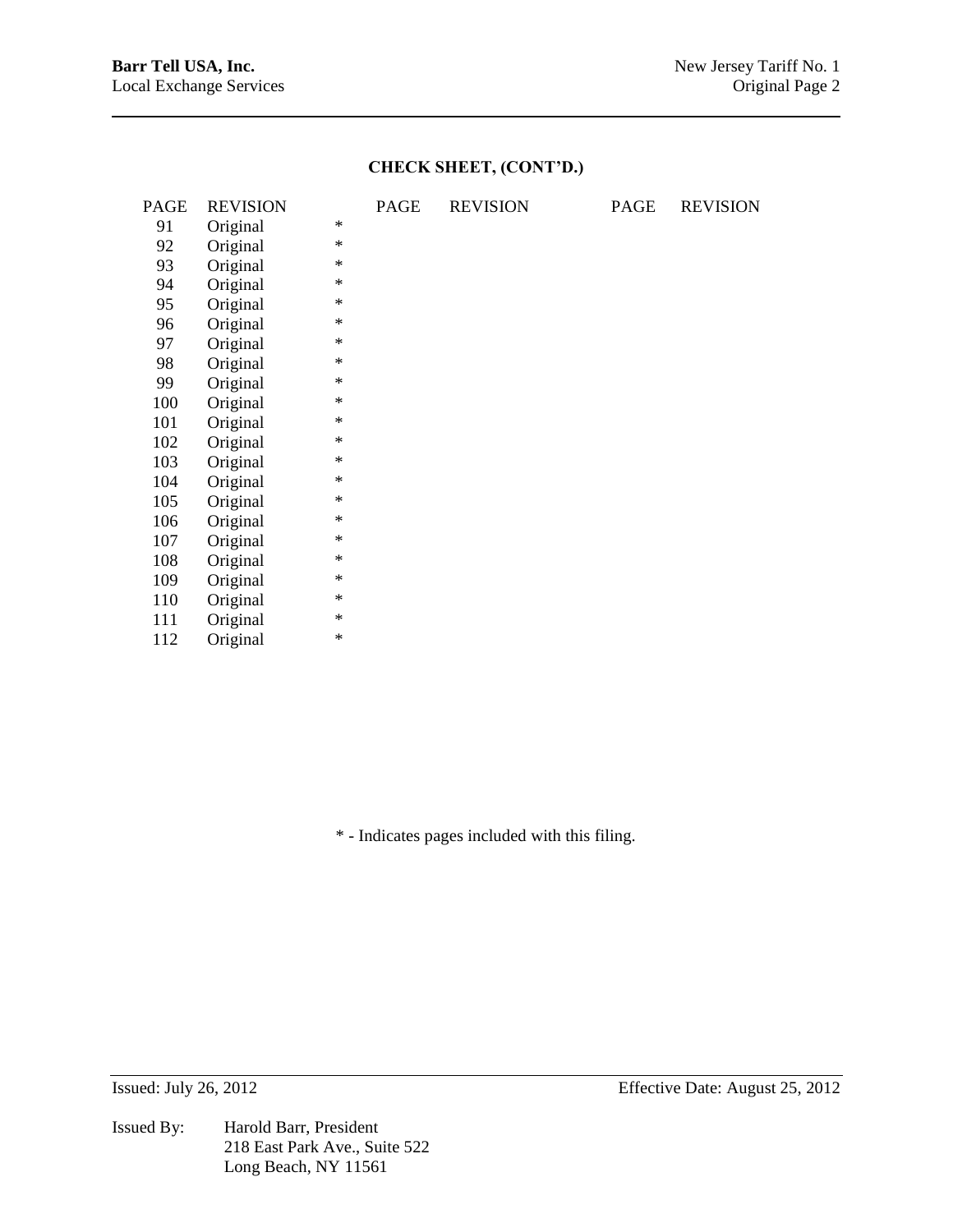## CHECK SHEET, (CONT'D.)

| PAGE | REVISION | | PAGE | REVISION | PAGE | REVISION |
|---|---|---|---|---|---|---|
| 91 | Original | * | | | | |
| 92 | Original | * | | | | |
| 93 | Original | * | | | | |
| 94 | Original | * | | | | |
| 95 | Original | * | | | | |
| 96 | Original | * | | | | |
| 97 | Original | * | | | | |
| 98 | Original | * | | | | |
| 99 | Original | * | | | | |
| 100 | Original | * | | | | |
| 101 | Original | * | | | | |
| 102 | Original | * | | | | |
| 103 | Original | * | | | | |
| 104 | Original | * | | | | |
| 105 | Original | * | | | | |
| 106 | Original | * | | | | |
| 107 | Original | * | | | | |
| 108 | Original | * | | | | |
| 109 | Original | * | | | | |
| 110 | Original | * | | | | |
| 111 | Original | * | | | | |
| 112 | Original | * | | | | |

* - Indicates pages included with this filing.

Issued: July 26, 2012 Effective Date: August 25, 2012

Issued By: Harold Barr, President
218 East Park Ave., Suite 522
Long Beach, NY 11561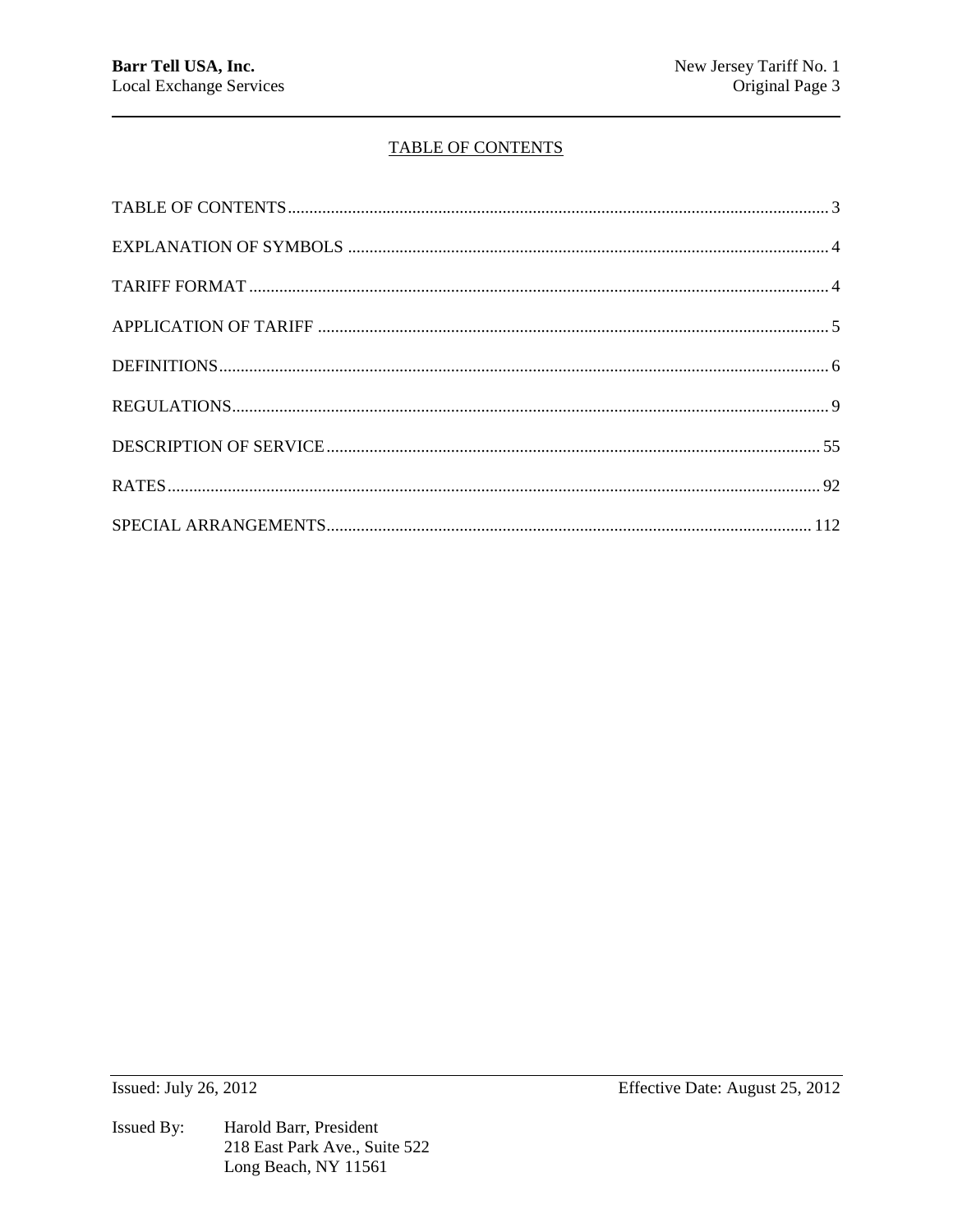# TABLE OF CONTENTS

| Section | Page |
|---|---|
| TABLE OF CONTENTS | 3 |
| EXPLANATION OF SYMBOLS | 4 |
| TARIFF FORMAT | 4 |
| APPLICATION OF TARIFF | 5 |
| DEFINITIONS | 6 |
| REGULATIONS | 9 |
| DESCRIPTION OF SERVICE | 55 |
| RATES | 92 |
| SPECIAL ARRANGEMENTS | 112 |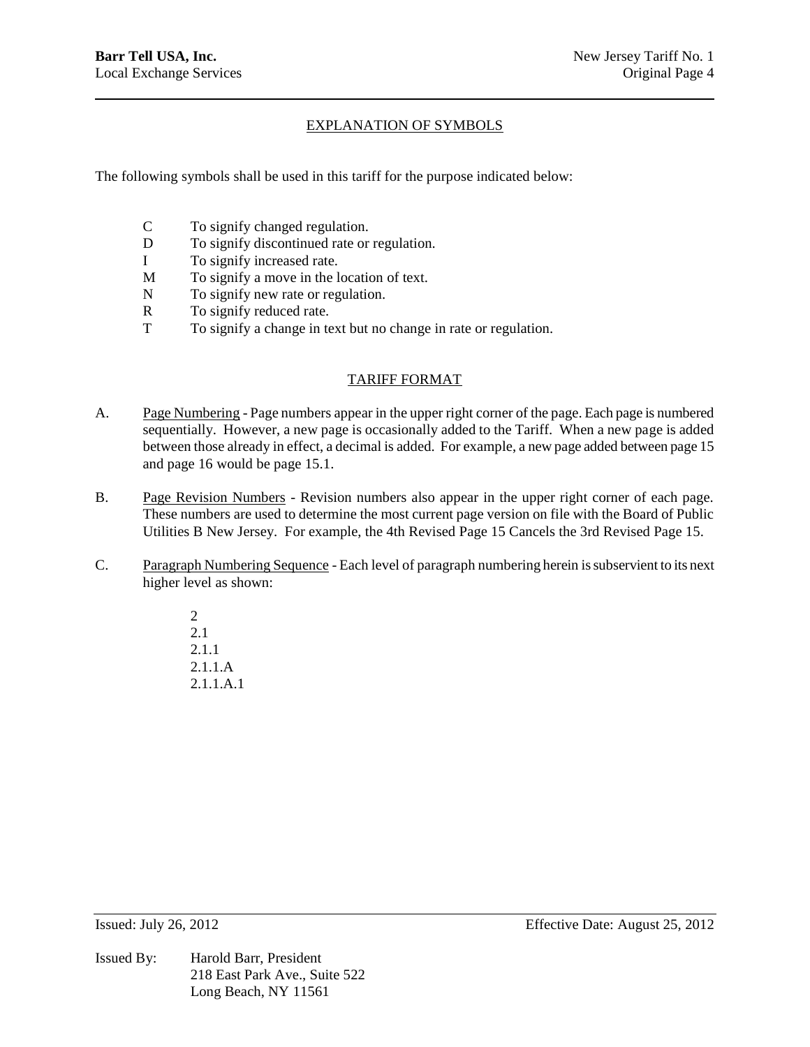## EXPLANATION OF SYMBOLS

The following symbols shall be used in this tariff for the purpose indicated below:

- C	To signify changed regulation.
- D	To signify discontinued rate or regulation.
- I	To signify increased rate.
- M	To signify a move in the location of text.
- N	To signify new rate or regulation.
- R	To signify reduced rate.
- T	To signify a change in text but no change in rate or regulation.

## TARIFF FORMAT

A. Page Numbering - Page numbers appear in the upper right corner of the page. Each page is numbered sequentially. However, a new page is occasionally added to the Tariff. When a new page is added between those already in effect, a decimal is added. For example, a new page added between page 15 and page 16 would be page 15.1.

B. Page Revision Numbers - Revision numbers also appear in the upper right corner of each page. These numbers are used to determine the most current page version on file with the Board of Public Utilities B New Jersey. For example, the 4th Revised Page 15 Cancels the 3rd Revised Page 15.

C. Paragraph Numbering Sequence - Each level of paragraph numbering herein is subservient to its next higher level as shown:

2
2.1
2.1.1
2.1.1.A
2.1.1.A.1

Issued: July 26, 2012	Effective Date: August 25, 2012

Issued By: Harold Barr, President
218 East Park Ave., Suite 522
Long Beach, NY 11561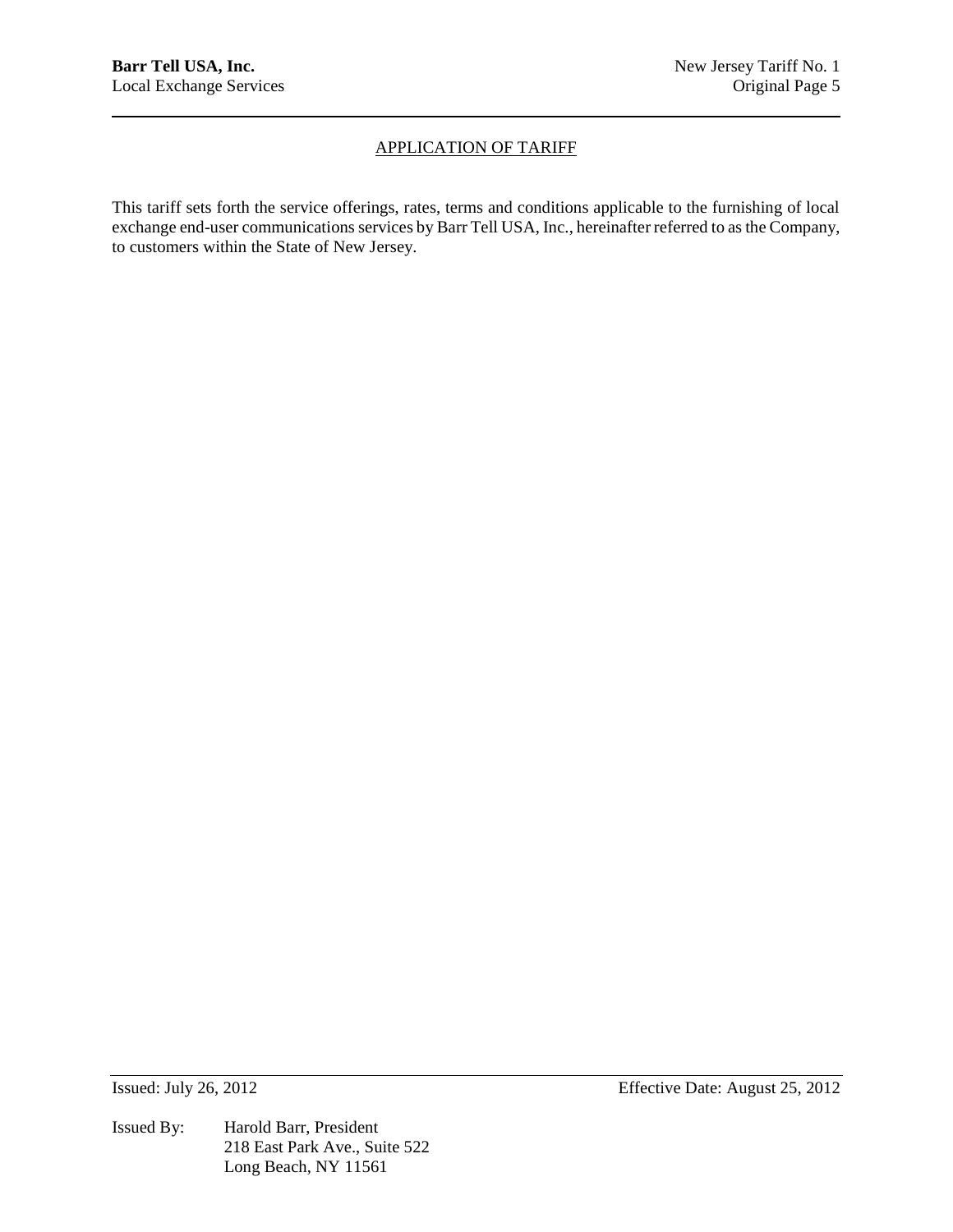## APPLICATION OF TARIFF

This tariff sets forth the service offerings, rates, terms and conditions applicable to the furnishing of local exchange end-user communications services by Barr Tell USA, Inc., hereinafter referred to as the Company, to customers within the State of New Jersey.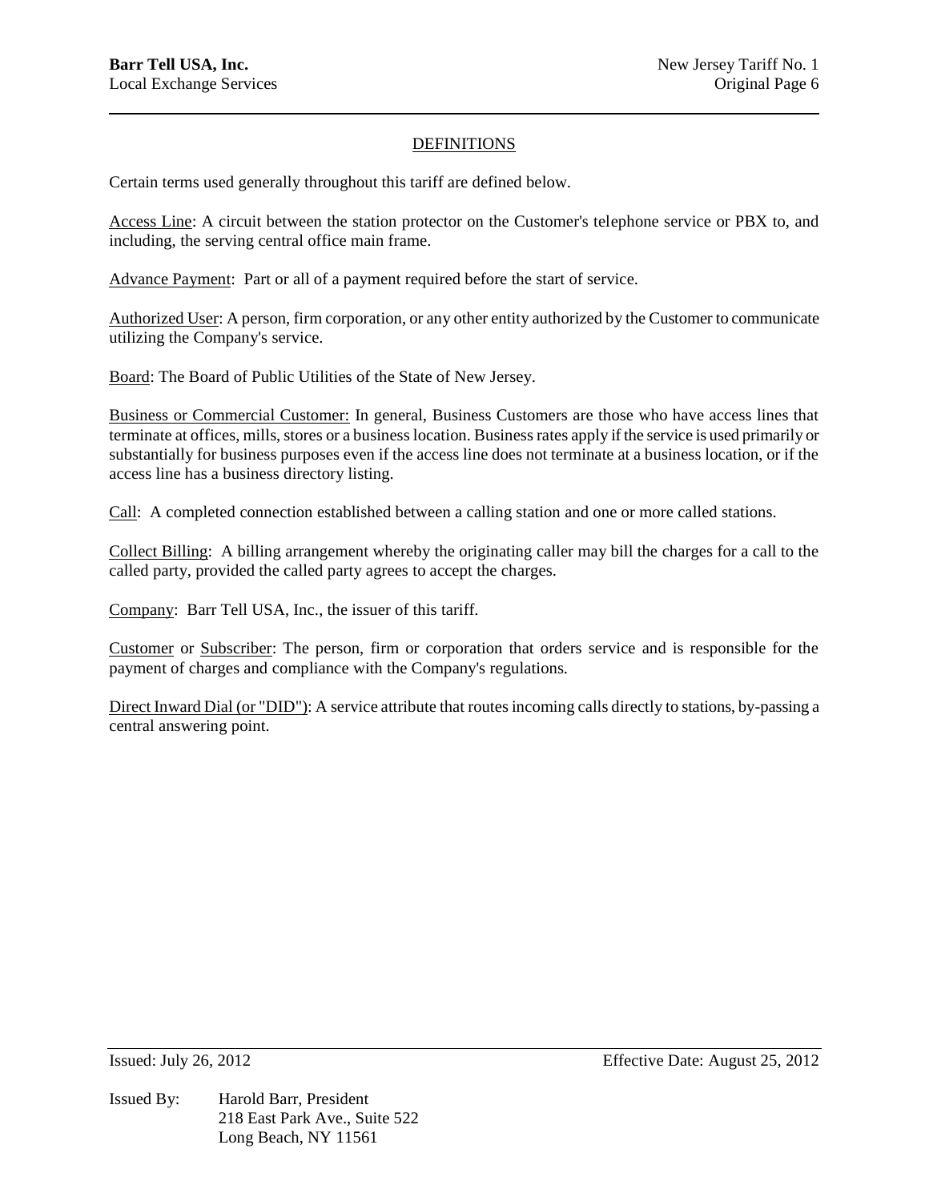## DEFINITIONS

Certain terms used generally throughout this tariff are defined below.

Access Line: A circuit between the station protector on the Customer's telephone service or PBX to, and including, the serving central office main frame.

Advance Payment: Part or all of a payment required before the start of service.

Authorized User: A person, firm corporation, or any other entity authorized by the Customer to communicate utilizing the Company's service.

Board: The Board of Public Utilities of the State of New Jersey.

Business or Commercial Customer: In general, Business Customers are those who have access lines that terminate at offices, mills, stores or a business location. Business rates apply if the service is used primarily or substantially for business purposes even if the access line does not terminate at a business location, or if the access line has a business directory listing.

Call: A completed connection established between a calling station and one or more called stations.

Collect Billing: A billing arrangement whereby the originating caller may bill the charges for a call to the called party, provided the called party agrees to accept the charges.

Company: Barr Tell USA, Inc., the issuer of this tariff.

Customer or Subscriber: The person, firm or corporation that orders service and is responsible for the payment of charges and compliance with the Company's regulations.

Direct Inward Dial (or "DID"): A service attribute that routes incoming calls directly to stations, by-passing a central answering point.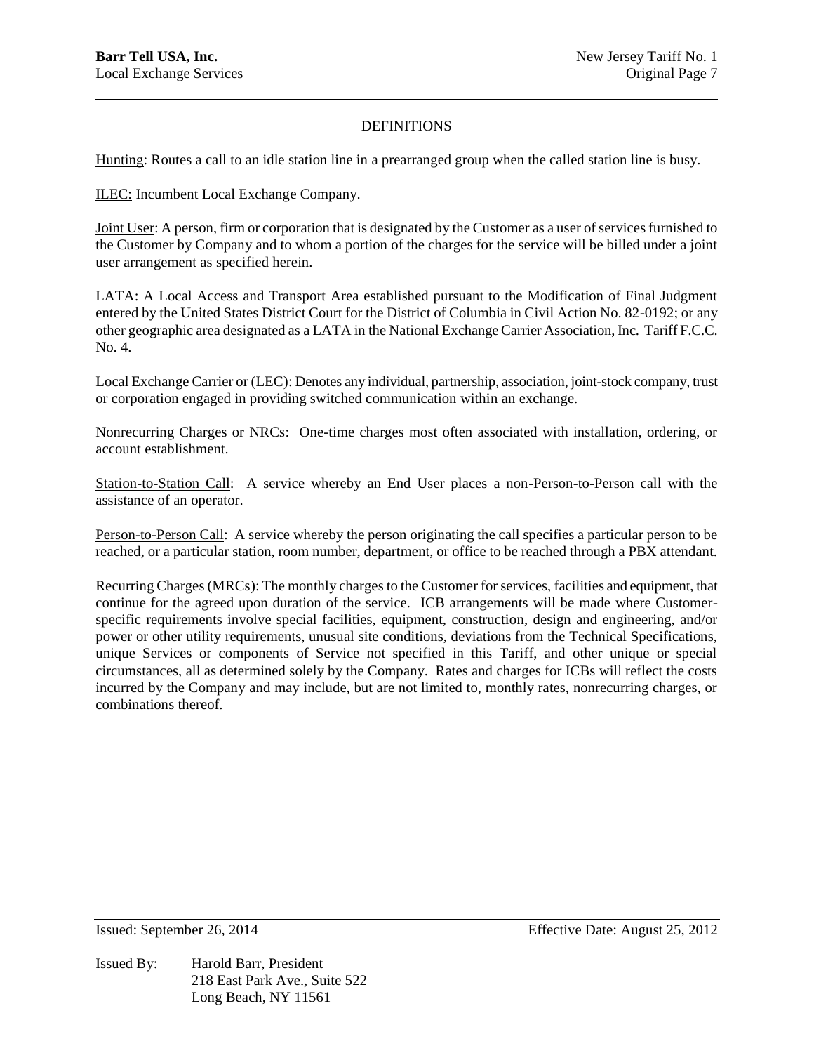## DEFINITIONS

Hunting: Routes a call to an idle station line in a prearranged group when the called station line is busy.

ILEC: Incumbent Local Exchange Company.

Joint User: A person, firm or corporation that is designated by the Customer as a user of services furnished to the Customer by Company and to whom a portion of the charges for the service will be billed under a joint user arrangement as specified herein.

LATA: A Local Access and Transport Area established pursuant to the Modification of Final Judgment entered by the United States District Court for the District of Columbia in Civil Action No. 82-0192; or any other geographic area designated as a LATA in the National Exchange Carrier Association, Inc. Tariff F.C.C. No. 4.

Local Exchange Carrier or (LEC): Denotes any individual, partnership, association, joint-stock company, trust or corporation engaged in providing switched communication within an exchange.

Nonrecurring Charges or NRCs: One-time charges most often associated with installation, ordering, or account establishment.

Station-to-Station Call: A service whereby an End User places a non-Person-to-Person call with the assistance of an operator.

Person-to-Person Call: A service whereby the person originating the call specifies a particular person to be reached, or a particular station, room number, department, or office to be reached through a PBX attendant.

Recurring Charges (MRCs): The monthly charges to the Customer for services, facilities and equipment, that continue for the agreed upon duration of the service. ICB arrangements will be made where Customer-specific requirements involve special facilities, equipment, construction, design and engineering, and/or power or other utility requirements, unusual site conditions, deviations from the Technical Specifications, unique Services or components of Service not specified in this Tariff, and other unique or special circumstances, all as determined solely by the Company. Rates and charges for ICBs will reflect the costs incurred by the Company and may include, but are not limited to, monthly rates, nonrecurring charges, or combinations thereof.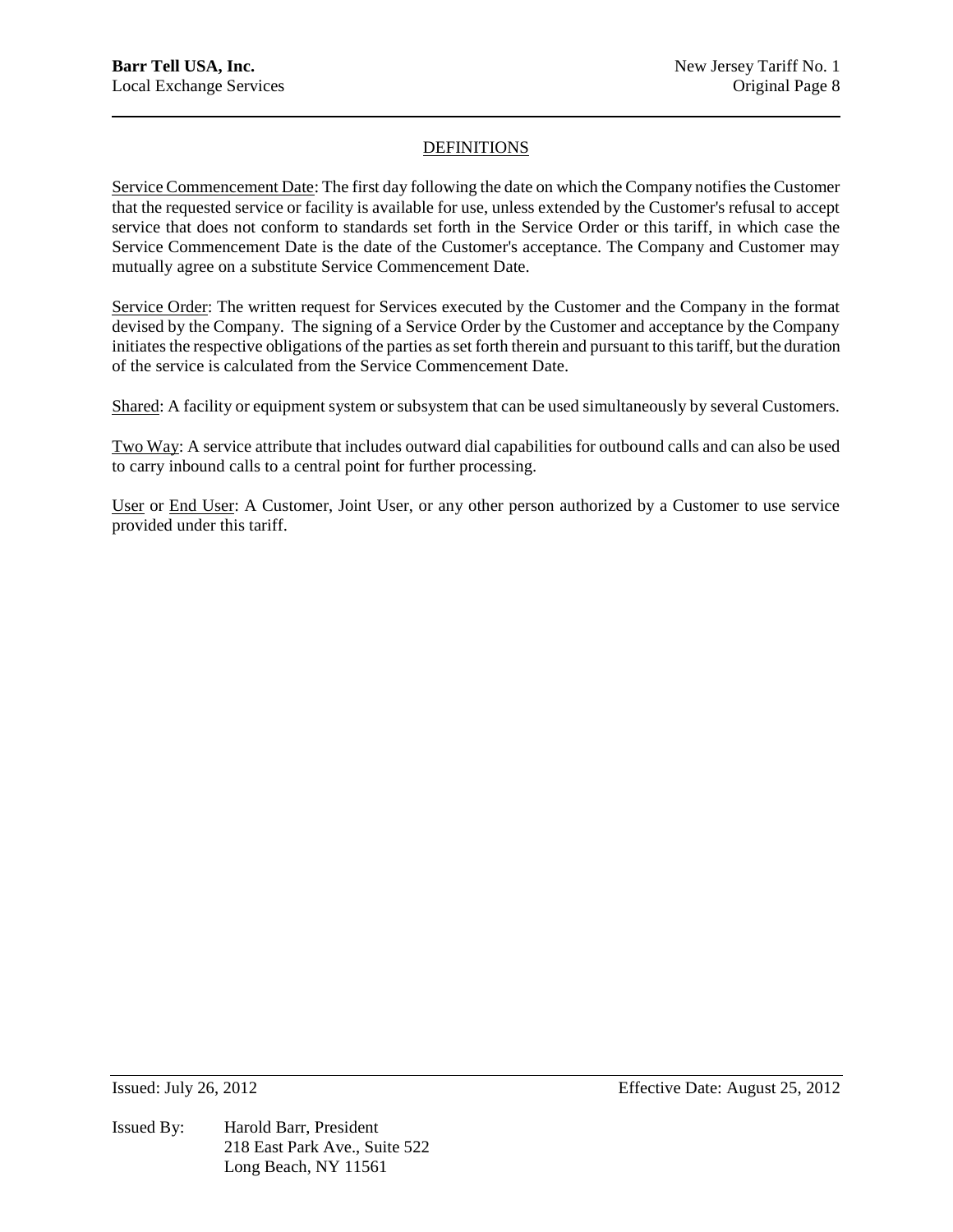## DEFINITIONS

Service Commencement Date: The first day following the date on which the Company notifies the Customer that the requested service or facility is available for use, unless extended by the Customer's refusal to accept service that does not conform to standards set forth in the Service Order or this tariff, in which case the Service Commencement Date is the date of the Customer's acceptance. The Company and Customer may mutually agree on a substitute Service Commencement Date.

Service Order: The written request for Services executed by the Customer and the Company in the format devised by the Company. The signing of a Service Order by the Customer and acceptance by the Company initiates the respective obligations of the parties as set forth therein and pursuant to this tariff, but the duration of the service is calculated from the Service Commencement Date.

Shared: A facility or equipment system or subsystem that can be used simultaneously by several Customers.

Two Way: A service attribute that includes outward dial capabilities for outbound calls and can also be used to carry inbound calls to a central point for further processing.

User or End User: A Customer, Joint User, or any other person authorized by a Customer to use service provided under this tariff.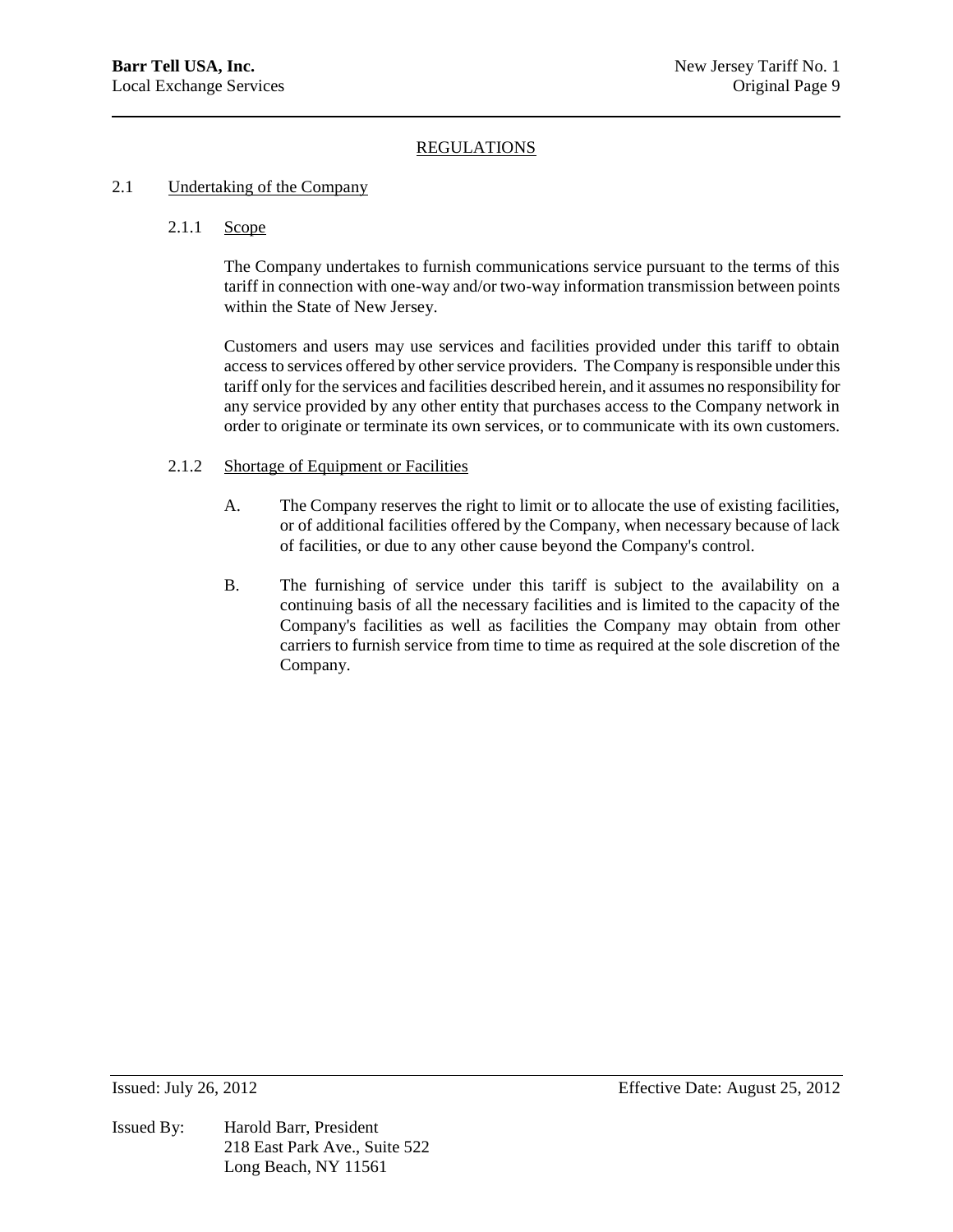# REGULATIONS

## 2.1 Undertaking of the Company

### 2.1.1 Scope

The Company undertakes to furnish communications service pursuant to the terms of this tariff in connection with one-way and/or two-way information transmission between points within the State of New Jersey.

Customers and users may use services and facilities provided under this tariff to obtain access to services offered by other service providers. The Company is responsible under this tariff only for the services and facilities described herein, and it assumes no responsibility for any service provided by any other entity that purchases access to the Company network in order to originate or terminate its own services, or to communicate with its own customers.

### 2.1.2 Shortage of Equipment or Facilities

A. The Company reserves the right to limit or to allocate the use of existing facilities, or of additional facilities offered by the Company, when necessary because of lack of facilities, or due to any other cause beyond the Company's control.

B. The furnishing of service under this tariff is subject to the availability on a continuing basis of all the necessary facilities and is limited to the capacity of the Company's facilities as well as facilities the Company may obtain from other carriers to furnish service from time to time as required at the sole discretion of the Company.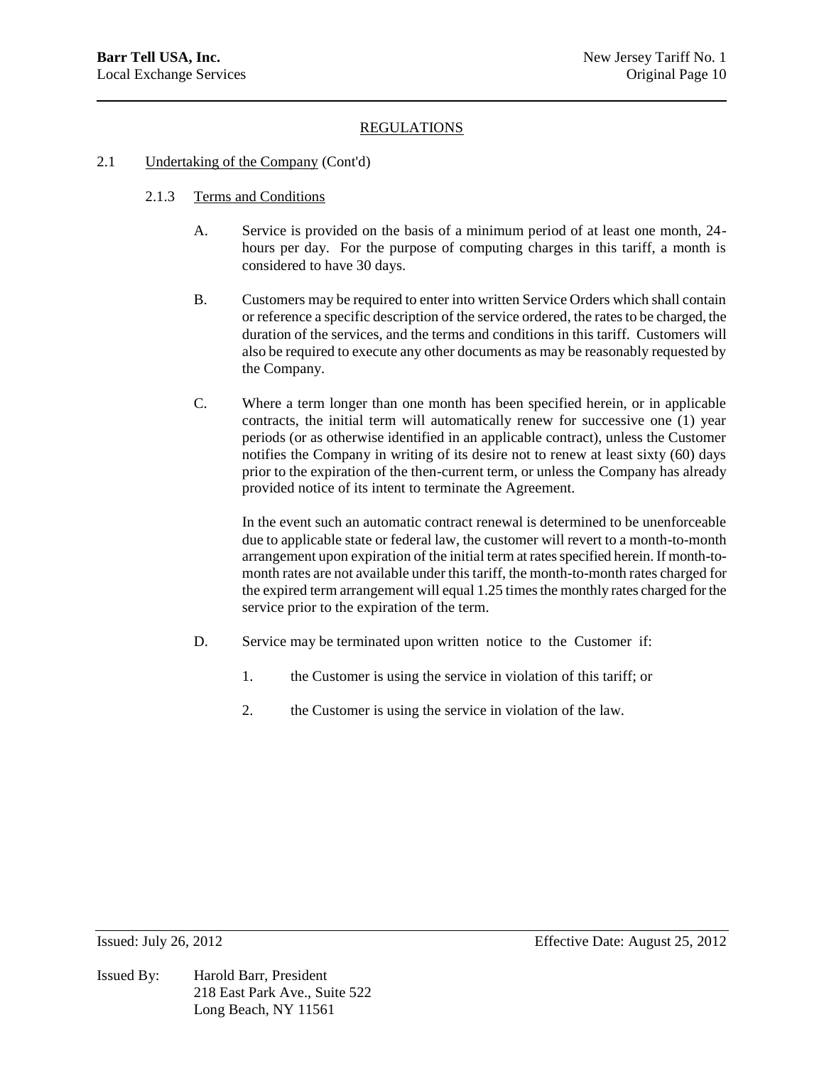## REGULATIONS

2.1 Undertaking of the Company (Cont'd)

2.1.3 Terms and Conditions

A. Service is provided on the basis of a minimum period of at least one month, 24-hours per day. For the purpose of computing charges in this tariff, a month is considered to have 30 days.

B. Customers may be required to enter into written Service Orders which shall contain or reference a specific description of the service ordered, the rates to be charged, the duration of the services, and the terms and conditions in this tariff. Customers will also be required to execute any other documents as may be reasonably requested by the Company.

C. Where a term longer than one month has been specified herein, or in applicable contracts, the initial term will automatically renew for successive one (1) year periods (or as otherwise identified in an applicable contract), unless the Customer notifies the Company in writing of its desire not to renew at least sixty (60) days prior to the expiration of the then-current term, or unless the Company has already provided notice of its intent to terminate the Agreement.

In the event such an automatic contract renewal is determined to be unenforceable due to applicable state or federal law, the customer will revert to a month-to-month arrangement upon expiration of the initial term at rates specified herein. If month-to-month rates are not available under this tariff, the month-to-month rates charged for the expired term arrangement will equal 1.25 times the monthly rates charged for the service prior to the expiration of the term.

D. Service may be terminated upon written notice to the Customer if:

1. the Customer is using the service in violation of this tariff; or

2. the Customer is using the service in violation of the law.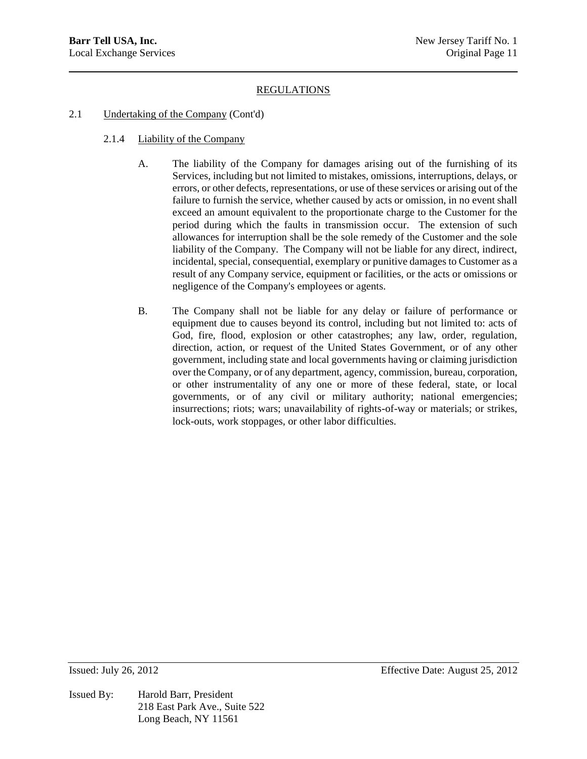## REGULATIONS

2.1 Undertaking of the Company (Cont'd)

2.1.4 Liability of the Company

A. The liability of the Company for damages arising out of the furnishing of its Services, including but not limited to mistakes, omissions, interruptions, delays, or errors, or other defects, representations, or use of these services or arising out of the failure to furnish the service, whether caused by acts or omission, in no event shall exceed an amount equivalent to the proportionate charge to the Customer for the period during which the faults in transmission occur. The extension of such allowances for interruption shall be the sole remedy of the Customer and the sole liability of the Company. The Company will not be liable for any direct, indirect, incidental, special, consequential, exemplary or punitive damages to Customer as a result of any Company service, equipment or facilities, or the acts or omissions or negligence of the Company's employees or agents.

B. The Company shall not be liable for any delay or failure of performance or equipment due to causes beyond its control, including but not limited to: acts of God, fire, flood, explosion or other catastrophes; any law, order, regulation, direction, action, or request of the United States Government, or of any other government, including state and local governments having or claiming jurisdiction over the Company, or of any department, agency, commission, bureau, corporation, or other instrumentality of any one or more of these federal, state, or local governments, or of any civil or military authority; national emergencies; insurrections; riots; wars; unavailability of rights-of-way or materials; or strikes, lock-outs, work stoppages, or other labor difficulties.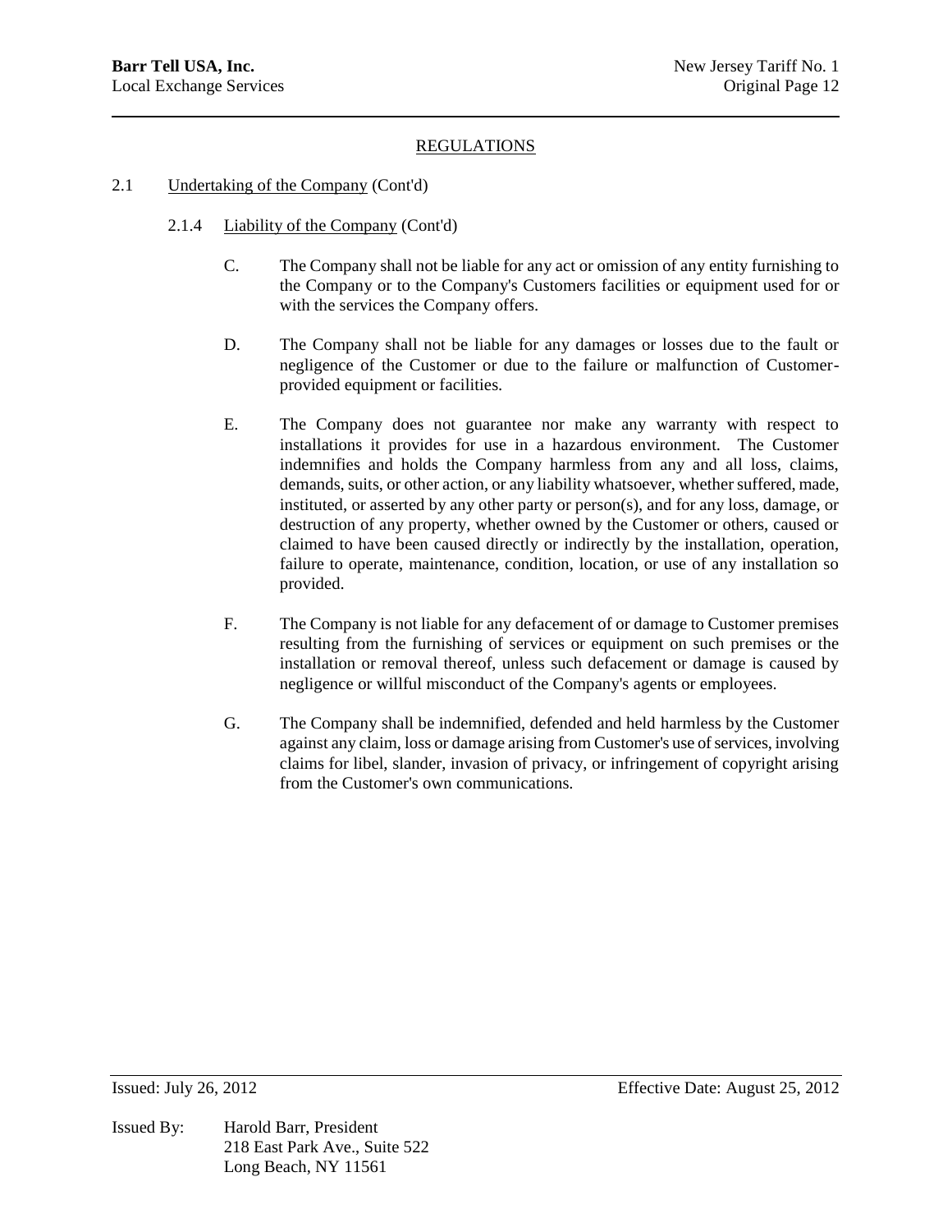## REGULATIONS

2.1 Undertaking of the Company (Cont'd)

2.1.4 Liability of the Company (Cont'd)

C. The Company shall not be liable for any act or omission of any entity furnishing to the Company or to the Company's Customers facilities or equipment used for or with the services the Company offers.

D. The Company shall not be liable for any damages or losses due to the fault or negligence of the Customer or due to the failure or malfunction of Customer-provided equipment or facilities.

E. The Company does not guarantee nor make any warranty with respect to installations it provides for use in a hazardous environment. The Customer indemnifies and holds the Company harmless from any and all loss, claims, demands, suits, or other action, or any liability whatsoever, whether suffered, made, instituted, or asserted by any other party or person(s), and for any loss, damage, or destruction of any property, whether owned by the Customer or others, caused or claimed to have been caused directly or indirectly by the installation, operation, failure to operate, maintenance, condition, location, or use of any installation so provided.

F. The Company is not liable for any defacement of or damage to Customer premises resulting from the furnishing of services or equipment on such premises or the installation or removal thereof, unless such defacement or damage is caused by negligence or willful misconduct of the Company's agents or employees.

G. The Company shall be indemnified, defended and held harmless by the Customer against any claim, loss or damage arising from Customer's use of services, involving claims for libel, slander, invasion of privacy, or infringement of copyright arising from the Customer's own communications.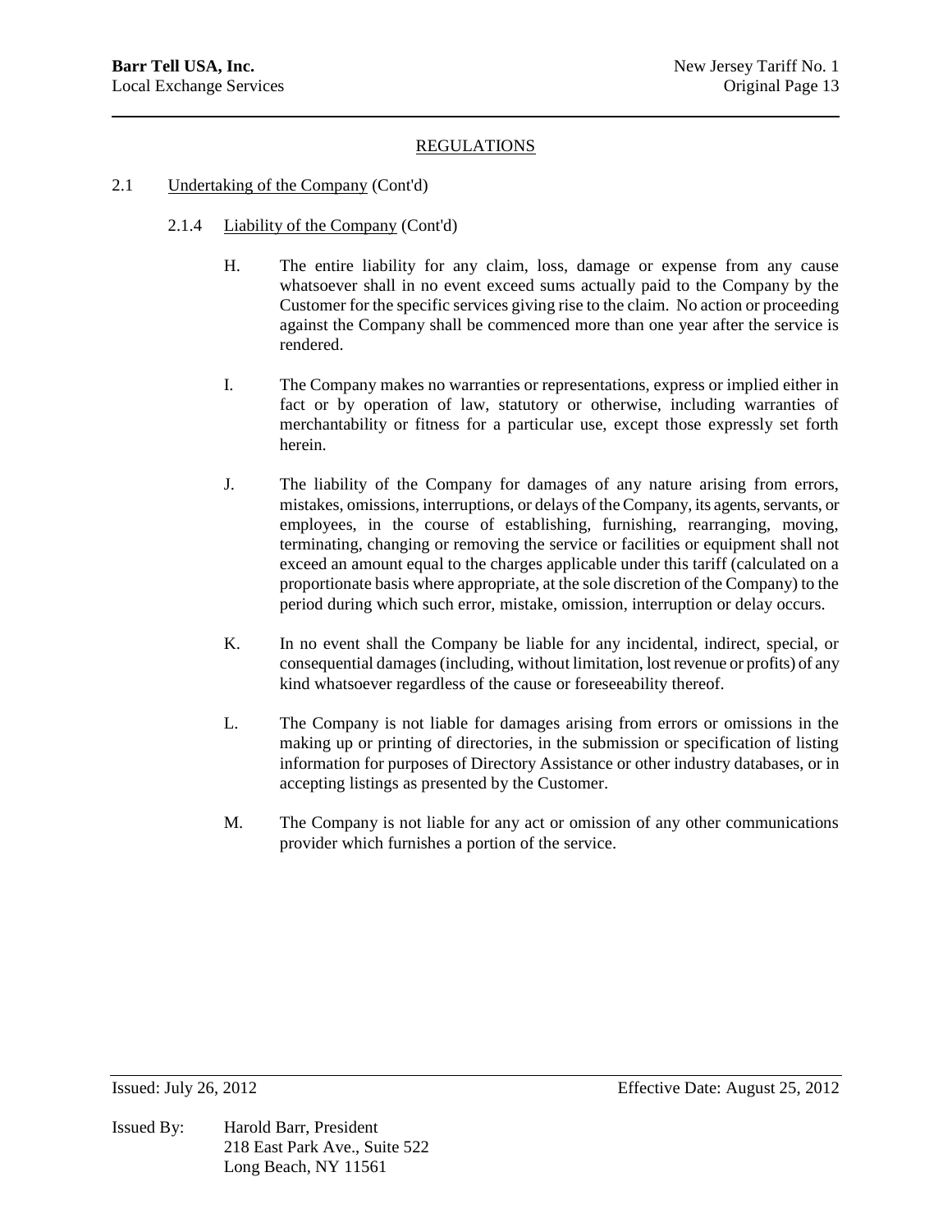## REGULATIONS

2.1 Undertaking of the Company (Cont'd)

2.1.4 Liability of the Company (Cont'd)

H. The entire liability for any claim, loss, damage or expense from any cause whatsoever shall in no event exceed sums actually paid to the Company by the Customer for the specific services giving rise to the claim. No action or proceeding against the Company shall be commenced more than one year after the service is rendered.

I. The Company makes no warranties or representations, express or implied either in fact or by operation of law, statutory or otherwise, including warranties of merchantability or fitness for a particular use, except those expressly set forth herein.

J. The liability of the Company for damages of any nature arising from errors, mistakes, omissions, interruptions, or delays of the Company, its agents, servants, or employees, in the course of establishing, furnishing, rearranging, moving, terminating, changing or removing the service or facilities or equipment shall not exceed an amount equal to the charges applicable under this tariff (calculated on a proportionate basis where appropriate, at the sole discretion of the Company) to the period during which such error, mistake, omission, interruption or delay occurs.

K. In no event shall the Company be liable for any incidental, indirect, special, or consequential damages (including, without limitation, lost revenue or profits) of any kind whatsoever regardless of the cause or foreseeability thereof.

L. The Company is not liable for damages arising from errors or omissions in the making up or printing of directories, in the submission or specification of listing information for purposes of Directory Assistance or other industry databases, or in accepting listings as presented by the Customer.

M. The Company is not liable for any act or omission of any other communications provider which furnishes a portion of the service.

Issued: July 26, 2012 Effective Date: August 25, 2012

Issued By: Harold Barr, President
218 East Park Ave., Suite 522
Long Beach, NY 11561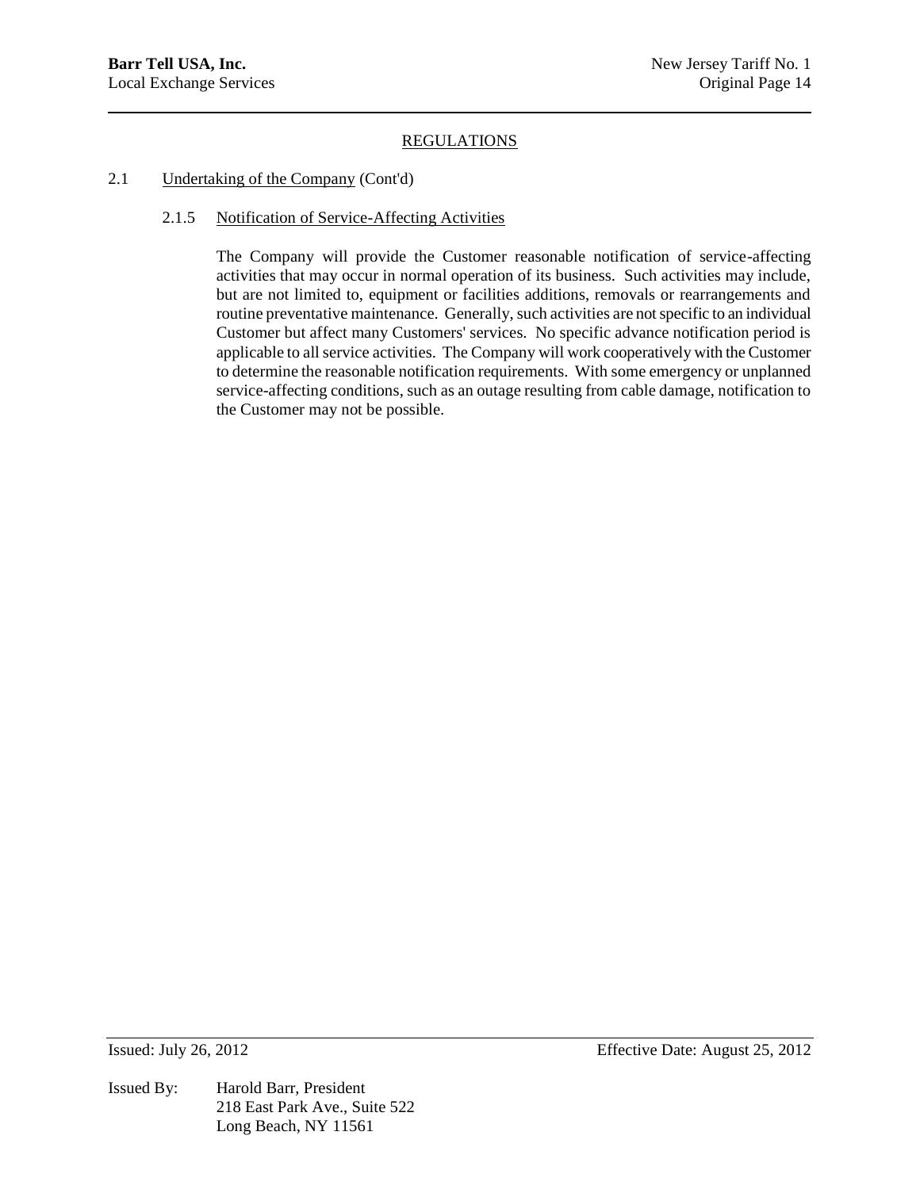## REGULATIONS

2.1 Undertaking of the Company (Cont'd)

2.1.5 Notification of Service-Affecting Activities

The Company will provide the Customer reasonable notification of service-affecting activities that may occur in normal operation of its business. Such activities may include, but are not limited to, equipment or facilities additions, removals or rearrangements and routine preventative maintenance. Generally, such activities are not specific to an individual Customer but affect many Customers' services. No specific advance notification period is applicable to all service activities. The Company will work cooperatively with the Customer to determine the reasonable notification requirements. With some emergency or unplanned service-affecting conditions, such as an outage resulting from cable damage, notification to the Customer may not be possible.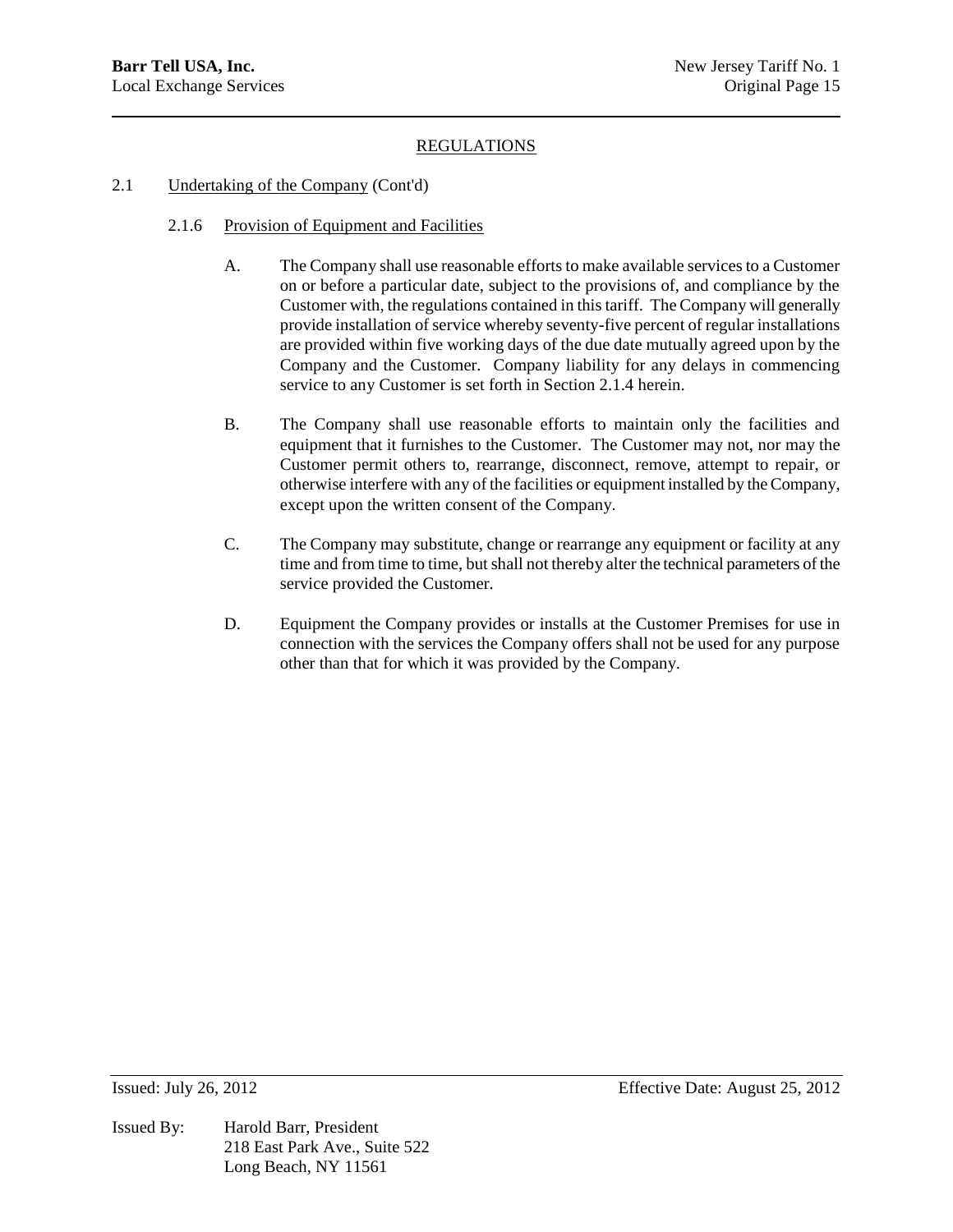## REGULATIONS

### 2.1 Undertaking of the Company (Cont'd)

#### 2.1.6 Provision of Equipment and Facilities

A. The Company shall use reasonable efforts to make available services to a Customer on or before a particular date, subject to the provisions of, and compliance by the Customer with, the regulations contained in this tariff. The Company will generally provide installation of service whereby seventy-five percent of regular installations are provided within five working days of the due date mutually agreed upon by the Company and the Customer. Company liability for any delays in commencing service to any Customer is set forth in Section 2.1.4 herein.

B. The Company shall use reasonable efforts to maintain only the facilities and equipment that it furnishes to the Customer. The Customer may not, nor may the Customer permit others to, rearrange, disconnect, remove, attempt to repair, or otherwise interfere with any of the facilities or equipment installed by the Company, except upon the written consent of the Company.

C. The Company may substitute, change or rearrange any equipment or facility at any time and from time to time, but shall not thereby alter the technical parameters of the service provided the Customer.

D. Equipment the Company provides or installs at the Customer Premises for use in connection with the services the Company offers shall not be used for any purpose other than that for which it was provided by the Company.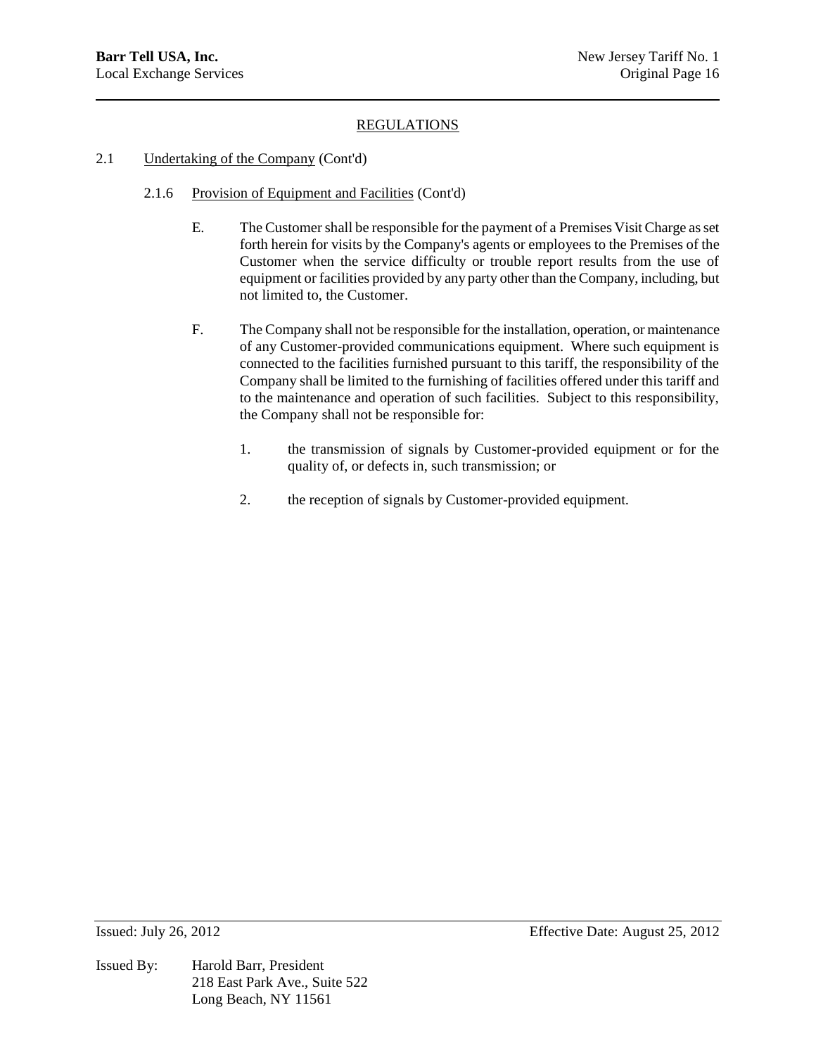## REGULATIONS

2.1 Undertaking of the Company (Cont'd)

2.1.6 Provision of Equipment and Facilities (Cont'd)

E. The Customer shall be responsible for the payment of a Premises Visit Charge as set forth herein for visits by the Company's agents or employees to the Premises of the Customer when the service difficulty or trouble report results from the use of equipment or facilities provided by any party other than the Company, including, but not limited to, the Customer.

F. The Company shall not be responsible for the installation, operation, or maintenance of any Customer-provided communications equipment. Where such equipment is connected to the facilities furnished pursuant to this tariff, the responsibility of the Company shall be limited to the furnishing of facilities offered under this tariff and to the maintenance and operation of such facilities. Subject to this responsibility, the Company shall not be responsible for:

1. the transmission of signals by Customer-provided equipment or for the quality of, or defects in, such transmission; or

2. the reception of signals by Customer-provided equipment.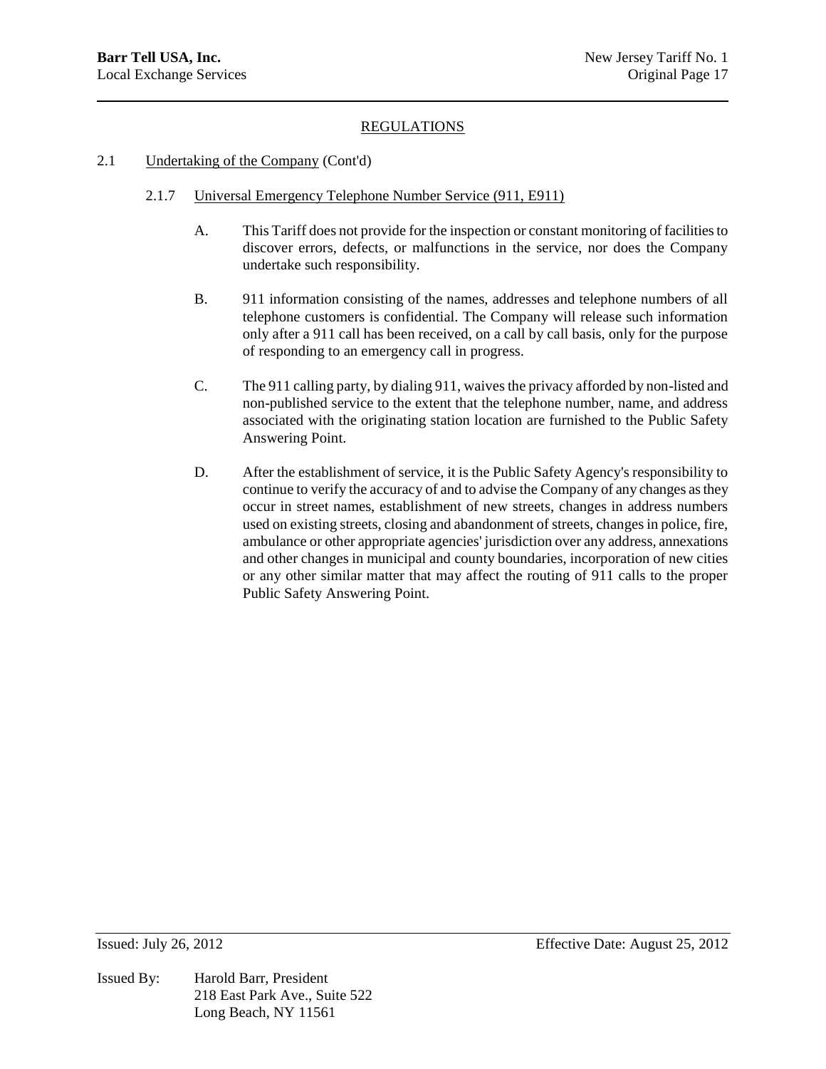## REGULATIONS

2.1 Undertaking of the Company (Cont'd)

2.1.7 Universal Emergency Telephone Number Service (911, E911)

A. This Tariff does not provide for the inspection or constant monitoring of facilities to discover errors, defects, or malfunctions in the service, nor does the Company undertake such responsibility.

B. 911 information consisting of the names, addresses and telephone numbers of all telephone customers is confidential. The Company will release such information only after a 911 call has been received, on a call by call basis, only for the purpose of responding to an emergency call in progress.

C. The 911 calling party, by dialing 911, waives the privacy afforded by non-listed and non-published service to the extent that the telephone number, name, and address associated with the originating station location are furnished to the Public Safety Answering Point.

D. After the establishment of service, it is the Public Safety Agency's responsibility to continue to verify the accuracy of and to advise the Company of any changes as they occur in street names, establishment of new streets, changes in address numbers used on existing streets, closing and abandonment of streets, changes in police, fire, ambulance or other appropriate agencies' jurisdiction over any address, annexations and other changes in municipal and county boundaries, incorporation of new cities or any other similar matter that may affect the routing of 911 calls to the proper Public Safety Answering Point.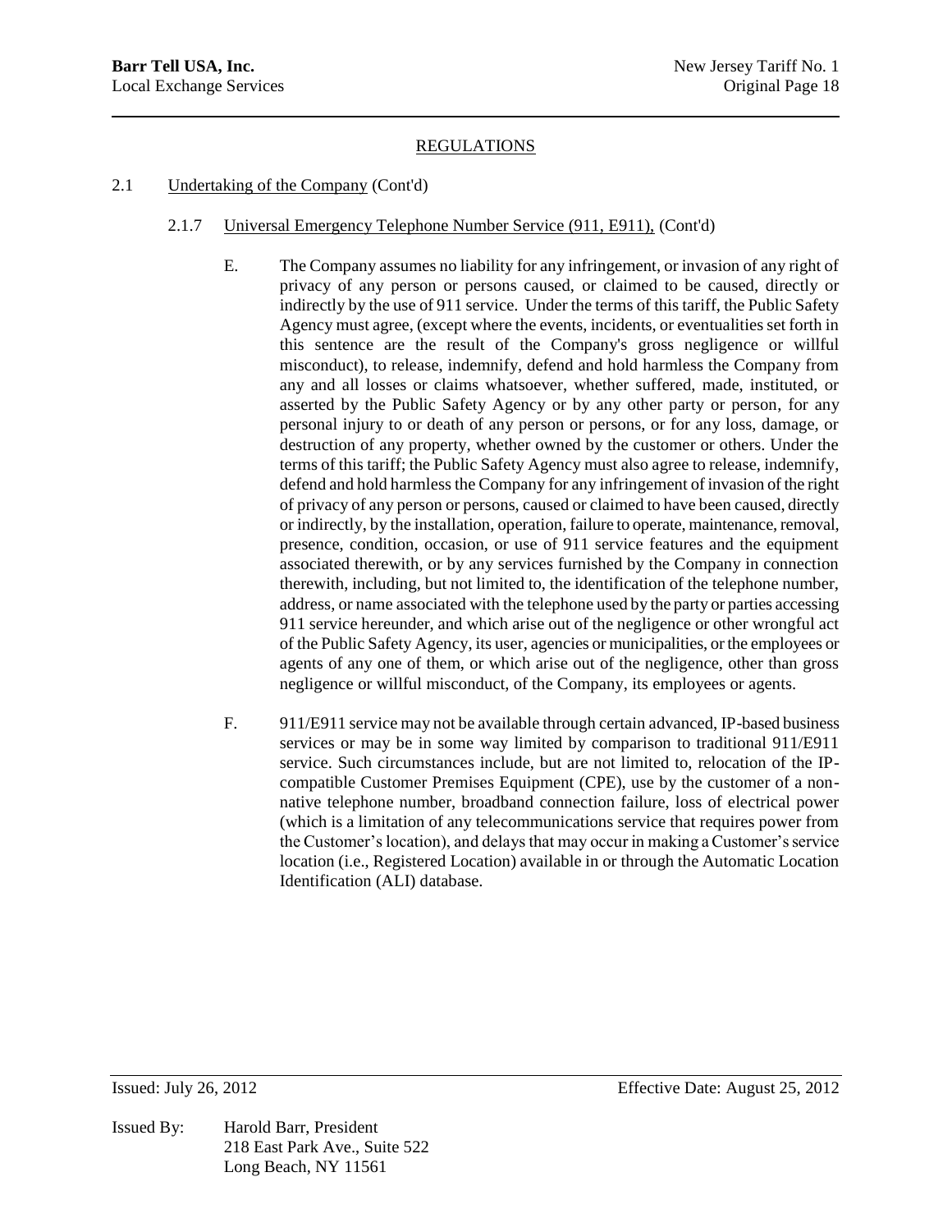## REGULATIONS

2.1 Undertaking of the Company (Cont'd)

2.1.7 Universal Emergency Telephone Number Service (911, E911), (Cont'd)

E. The Company assumes no liability for any infringement, or invasion of any right of privacy of any person or persons caused, or claimed to be caused, directly or indirectly by the use of 911 service. Under the terms of this tariff, the Public Safety Agency must agree, (except where the events, incidents, or eventualities set forth in this sentence are the result of the Company's gross negligence or willful misconduct), to release, indemnify, defend and hold harmless the Company from any and all losses or claims whatsoever, whether suffered, made, instituted, or asserted by the Public Safety Agency or by any other party or person, for any personal injury to or death of any person or persons, or for any loss, damage, or destruction of any property, whether owned by the customer or others. Under the terms of this tariff; the Public Safety Agency must also agree to release, indemnify, defend and hold harmless the Company for any infringement of invasion of the right of privacy of any person or persons, caused or claimed to have been caused, directly or indirectly, by the installation, operation, failure to operate, maintenance, removal, presence, condition, occasion, or use of 911 service features and the equipment associated therewith, or by any services furnished by the Company in connection therewith, including, but not limited to, the identification of the telephone number, address, or name associated with the telephone used by the party or parties accessing 911 service hereunder, and which arise out of the negligence or other wrongful act of the Public Safety Agency, its user, agencies or municipalities, or the employees or agents of any one of them, or which arise out of the negligence, other than gross negligence or willful misconduct, of the Company, its employees or agents.

F. 911/E911 service may not be available through certain advanced, IP-based business services or may be in some way limited by comparison to traditional 911/E911 service. Such circumstances include, but are not limited to, relocation of the IP-compatible Customer Premises Equipment (CPE), use by the customer of a non-native telephone number, broadband connection failure, loss of electrical power (which is a limitation of any telecommunications service that requires power from the Customer's location), and delays that may occur in making a Customer's service location (i.e., Registered Location) available in or through the Automatic Location Identification (ALI) database.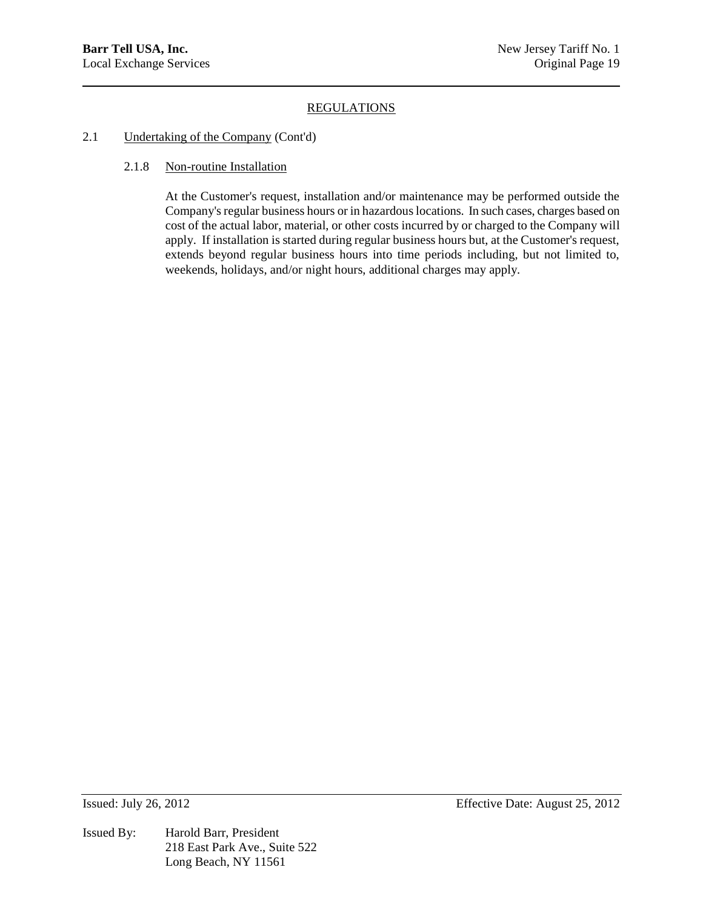## REGULATIONS

### 2.1 Undertaking of the Company (Cont'd)

#### 2.1.8 Non-routine Installation

At the Customer's request, installation and/or maintenance may be performed outside the Company's regular business hours or in hazardous locations. In such cases, charges based on cost of the actual labor, material, or other costs incurred by or charged to the Company will apply. If installation is started during regular business hours but, at the Customer's request, extends beyond regular business hours into time periods including, but not limited to, weekends, holidays, and/or night hours, additional charges may apply.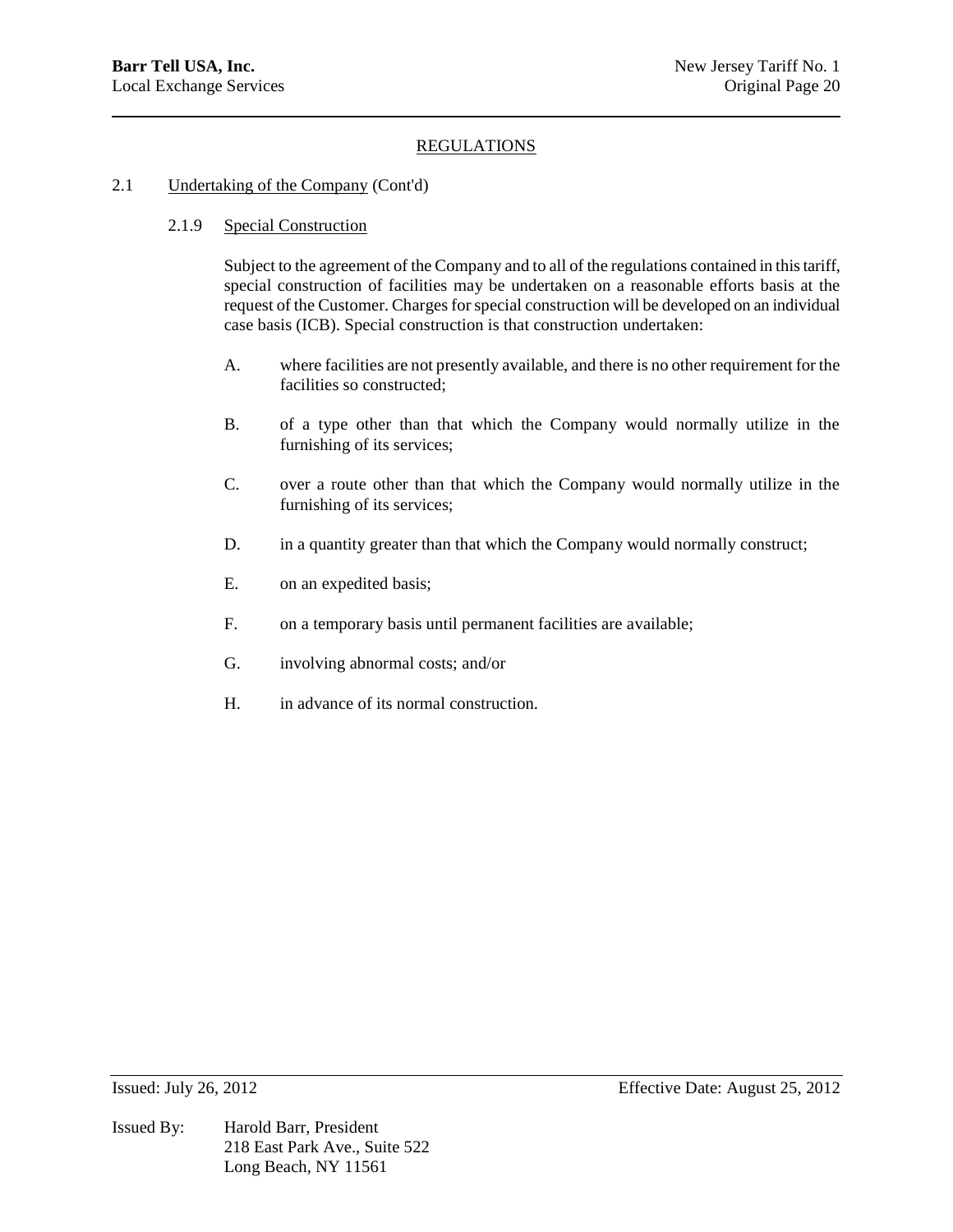## REGULATIONS

### 2.1 Undertaking of the Company (Cont'd)

#### 2.1.9 Special Construction

Subject to the agreement of the Company and to all of the regulations contained in this tariff, special construction of facilities may be undertaken on a reasonable efforts basis at the request of the Customer. Charges for special construction will be developed on an individual case basis (ICB). Special construction is that construction undertaken:

A. where facilities are not presently available, and there is no other requirement for the facilities so constructed;

B. of a type other than that which the Company would normally utilize in the furnishing of its services;

C. over a route other than that which the Company would normally utilize in the furnishing of its services;

D. in a quantity greater than that which the Company would normally construct;

E. on an expedited basis;

F. on a temporary basis until permanent facilities are available;

G. involving abnormal costs; and/or

H. in advance of its normal construction.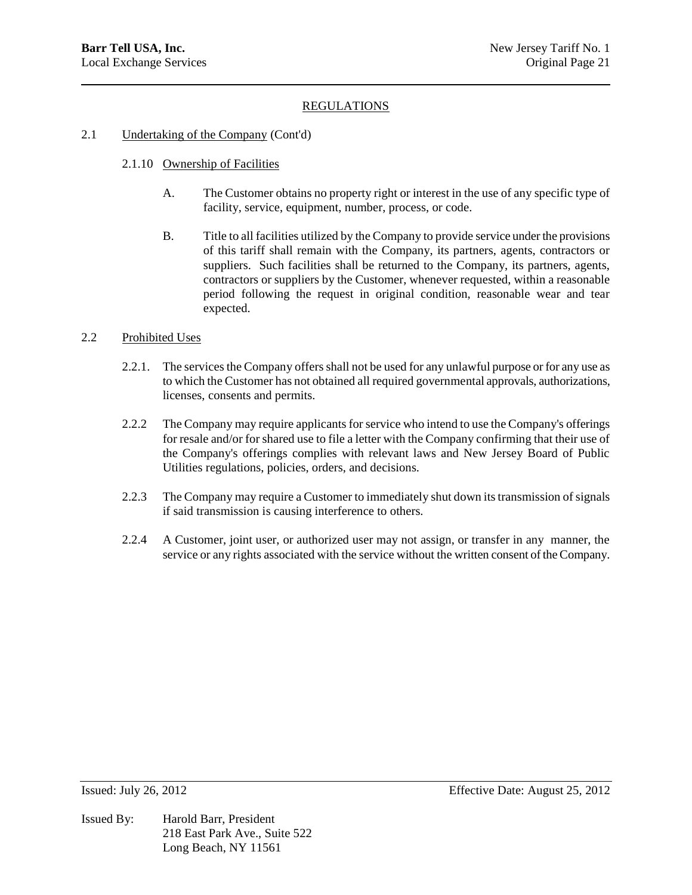## REGULATIONS

2.1 Undertaking of the Company (Cont'd)

2.1.10 Ownership of Facilities

A. The Customer obtains no property right or interest in the use of any specific type of facility, service, equipment, number, process, or code.

B. Title to all facilities utilized by the Company to provide service under the provisions of this tariff shall remain with the Company, its partners, agents, contractors or suppliers. Such facilities shall be returned to the Company, its partners, agents, contractors or suppliers by the Customer, whenever requested, within a reasonable period following the request in original condition, reasonable wear and tear expected.

2.2 Prohibited Uses

2.2.1. The services the Company offers shall not be used for any unlawful purpose or for any use as to which the Customer has not obtained all required governmental approvals, authorizations, licenses, consents and permits.

2.2.2 The Company may require applicants for service who intend to use the Company's offerings for resale and/or for shared use to file a letter with the Company confirming that their use of the Company's offerings complies with relevant laws and New Jersey Board of Public Utilities regulations, policies, orders, and decisions.

2.2.3 The Company may require a Customer to immediately shut down its transmission of signals if said transmission is causing interference to others.

2.2.4 A Customer, joint user, or authorized user may not assign, or transfer in any manner, the service or any rights associated with the service without the written consent of the Company.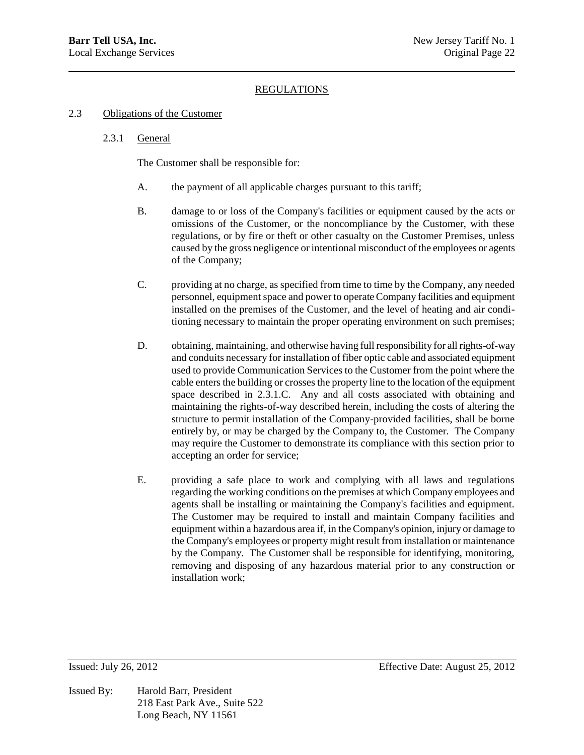## REGULATIONS

### 2.3 Obligations of the Customer

#### 2.3.1 General

The Customer shall be responsible for:

A. the payment of all applicable charges pursuant to this tariff;

B. damage to or loss of the Company's facilities or equipment caused by the acts or omissions of the Customer, or the noncompliance by the Customer, with these regulations, or by fire or theft or other casualty on the Customer Premises, unless caused by the gross negligence or intentional misconduct of the employees or agents of the Company;

C. providing at no charge, as specified from time to time by the Company, any needed personnel, equipment space and power to operate Company facilities and equipment installed on the premises of the Customer, and the level of heating and air conditioning necessary to maintain the proper operating environment on such premises;

D. obtaining, maintaining, and otherwise having full responsibility for all rights-of-way and conduits necessary for installation of fiber optic cable and associated equipment used to provide Communication Services to the Customer from the point where the cable enters the building or crosses the property line to the location of the equipment space described in 2.3.1.C. Any and all costs associated with obtaining and maintaining the rights-of-way described herein, including the costs of altering the structure to permit installation of the Company-provided facilities, shall be borne entirely by, or may be charged by the Company to, the Customer. The Company may require the Customer to demonstrate its compliance with this section prior to accepting an order for service;

E. providing a safe place to work and complying with all laws and regulations regarding the working conditions on the premises at which Company employees and agents shall be installing or maintaining the Company's facilities and equipment. The Customer may be required to install and maintain Company facilities and equipment within a hazardous area if, in the Company's opinion, injury or damage to the Company's employees or property might result from installation or maintenance by the Company. The Customer shall be responsible for identifying, monitoring, removing and disposing of any hazardous material prior to any construction or installation work;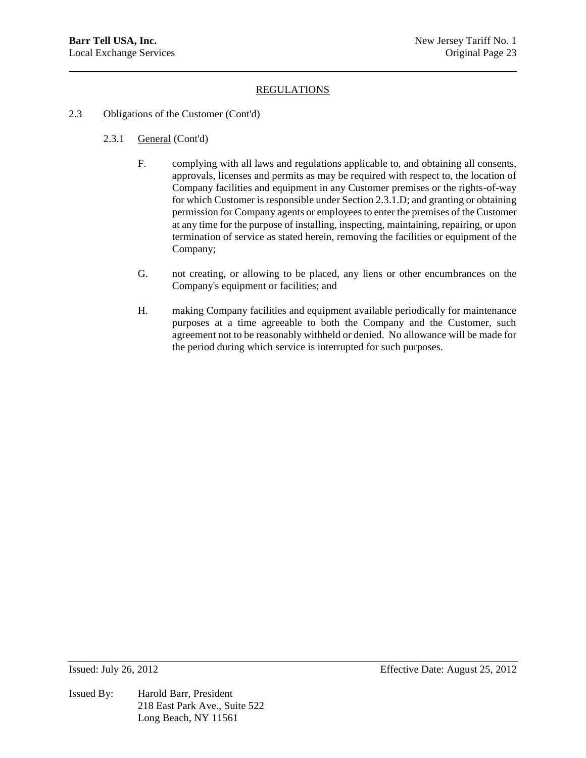## REGULATIONS

2.3 Obligations of the Customer (Cont'd)

2.3.1 General (Cont'd)

F. complying with all laws and regulations applicable to, and obtaining all consents, approvals, licenses and permits as may be required with respect to, the location of Company facilities and equipment in any Customer premises or the rights-of-way for which Customer is responsible under Section 2.3.1.D; and granting or obtaining permission for Company agents or employees to enter the premises of the Customer at any time for the purpose of installing, inspecting, maintaining, repairing, or upon termination of service as stated herein, removing the facilities or equipment of the Company;

G. not creating, or allowing to be placed, any liens or other encumbrances on the Company's equipment or facilities; and

H. making Company facilities and equipment available periodically for maintenance purposes at a time agreeable to both the Company and the Customer, such agreement not to be reasonably withheld or denied. No allowance will be made for the period during which service is interrupted for such purposes.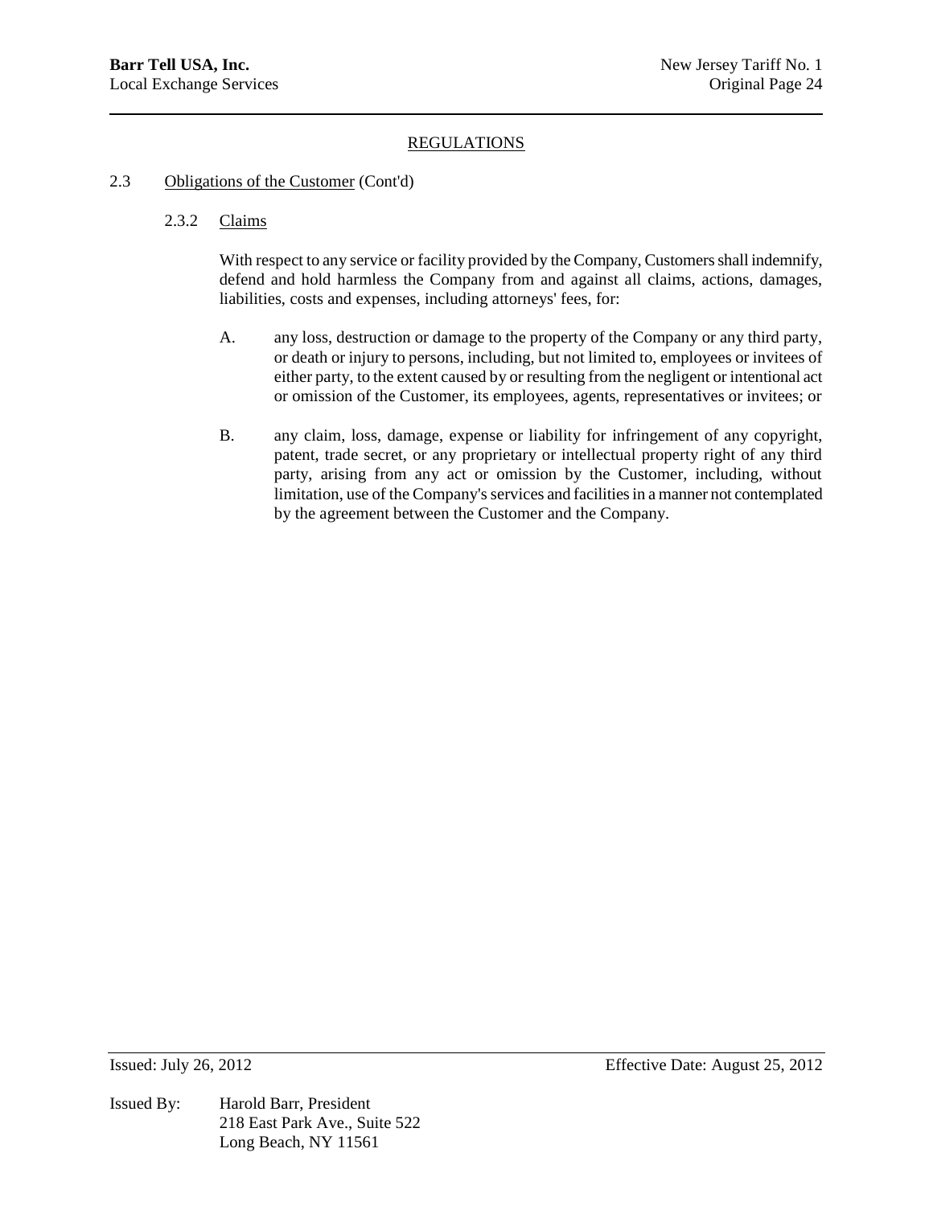## REGULATIONS

2.3 Obligations of the Customer (Cont'd)

### 2.3.2 Claims

With respect to any service or facility provided by the Company, Customers shall indemnify, defend and hold harmless the Company from and against all claims, actions, damages, liabilities, costs and expenses, including attorneys' fees, for:

A. any loss, destruction or damage to the property of the Company or any third party, or death or injury to persons, including, but not limited to, employees or invitees of either party, to the extent caused by or resulting from the negligent or intentional act or omission of the Customer, its employees, agents, representatives or invitees; or

B. any claim, loss, damage, expense or liability for infringement of any copyright, patent, trade secret, or any proprietary or intellectual property right of any third party, arising from any act or omission by the Customer, including, without limitation, use of the Company's services and facilities in a manner not contemplated by the agreement between the Customer and the Company.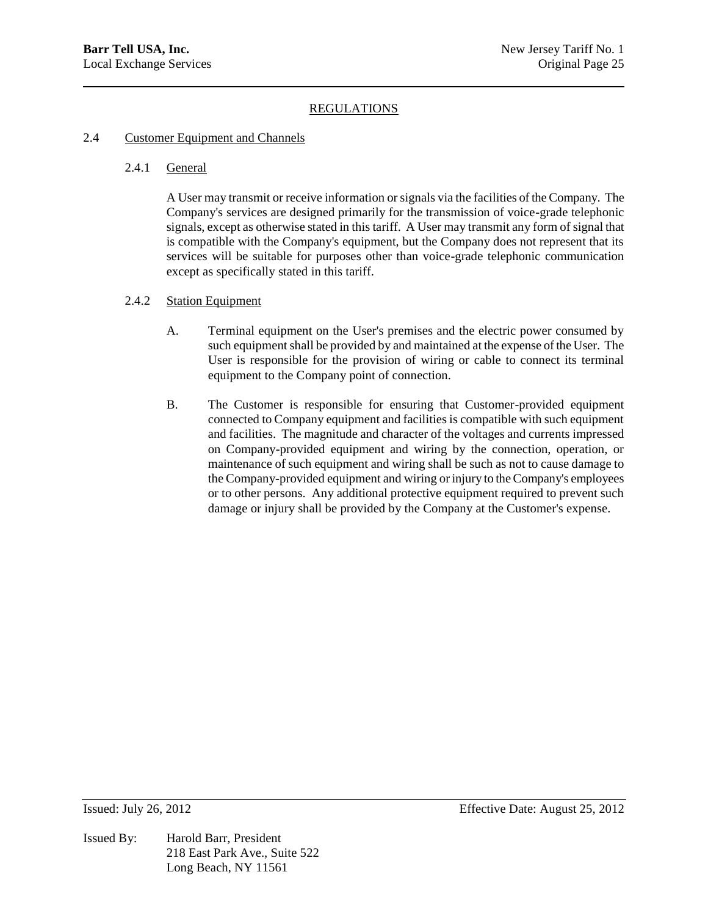## REGULATIONS

### 2.4 Customer Equipment and Channels

#### 2.4.1 General

A User may transmit or receive information or signals via the facilities of the Company. The Company's services are designed primarily for the transmission of voice-grade telephonic signals, except as otherwise stated in this tariff. A User may transmit any form of signal that is compatible with the Company's equipment, but the Company does not represent that its services will be suitable for purposes other than voice-grade telephonic communication except as specifically stated in this tariff.

#### 2.4.2 Station Equipment

A. Terminal equipment on the User's premises and the electric power consumed by such equipment shall be provided by and maintained at the expense of the User. The User is responsible for the provision of wiring or cable to connect its terminal equipment to the Company point of connection.

B. The Customer is responsible for ensuring that Customer-provided equipment connected to Company equipment and facilities is compatible with such equipment and facilities. The magnitude and character of the voltages and currents impressed on Company-provided equipment and wiring by the connection, operation, or maintenance of such equipment and wiring shall be such as not to cause damage to the Company-provided equipment and wiring or injury to the Company's employees or to other persons. Any additional protective equipment required to prevent such damage or injury shall be provided by the Company at the Customer's expense.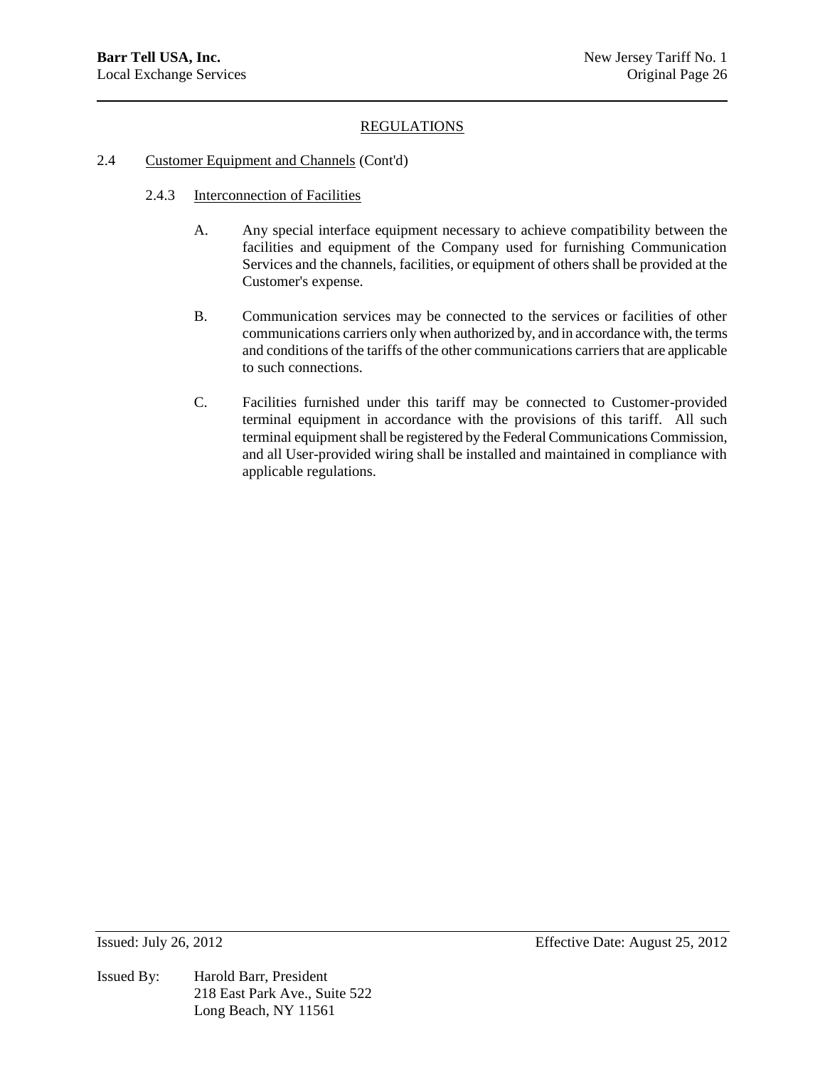## REGULATIONS

### 2.4 Customer Equipment and Channels (Cont'd)

#### 2.4.3 Interconnection of Facilities

A. Any special interface equipment necessary to achieve compatibility between the facilities and equipment of the Company used for furnishing Communication Services and the channels, facilities, or equipment of others shall be provided at the Customer's expense.

B. Communication services may be connected to the services or facilities of other communications carriers only when authorized by, and in accordance with, the terms and conditions of the tariffs of the other communications carriers that are applicable to such connections.

C. Facilities furnished under this tariff may be connected to Customer-provided terminal equipment in accordance with the provisions of this tariff. All such terminal equipment shall be registered by the Federal Communications Commission, and all User-provided wiring shall be installed and maintained in compliance with applicable regulations.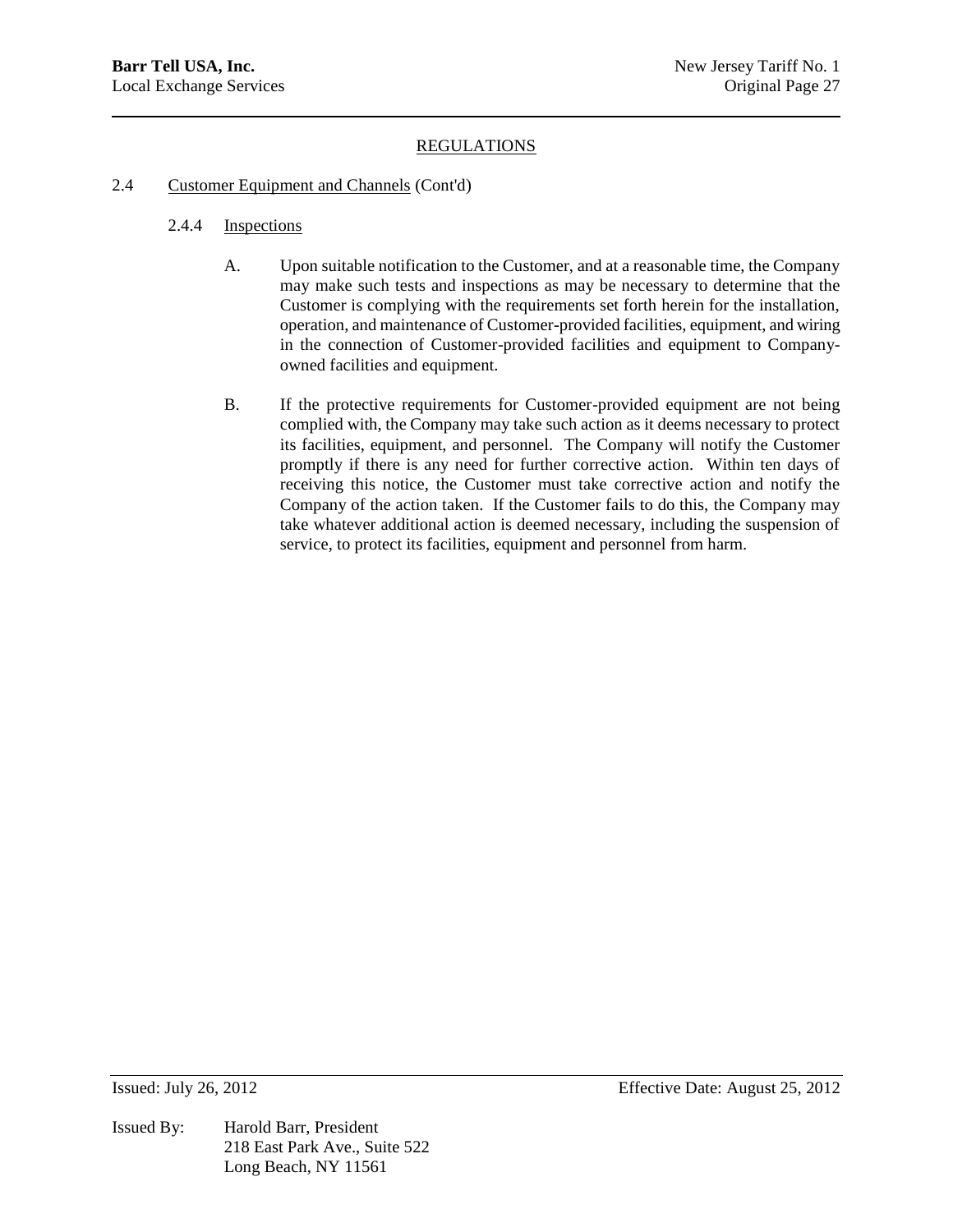## REGULATIONS

### 2.4 Customer Equipment and Channels (Cont'd)

#### 2.4.4 Inspections

A. Upon suitable notification to the Customer, and at a reasonable time, the Company may make such tests and inspections as may be necessary to determine that the Customer is complying with the requirements set forth herein for the installation, operation, and maintenance of Customer-provided facilities, equipment, and wiring in the connection of Customer-provided facilities and equipment to Company-owned facilities and equipment.

B. If the protective requirements for Customer-provided equipment are not being complied with, the Company may take such action as it deems necessary to protect its facilities, equipment, and personnel. The Company will notify the Customer promptly if there is any need for further corrective action. Within ten days of receiving this notice, the Customer must take corrective action and notify the Company of the action taken. If the Customer fails to do this, the Company may take whatever additional action is deemed necessary, including the suspension of service, to protect its facilities, equipment and personnel from harm.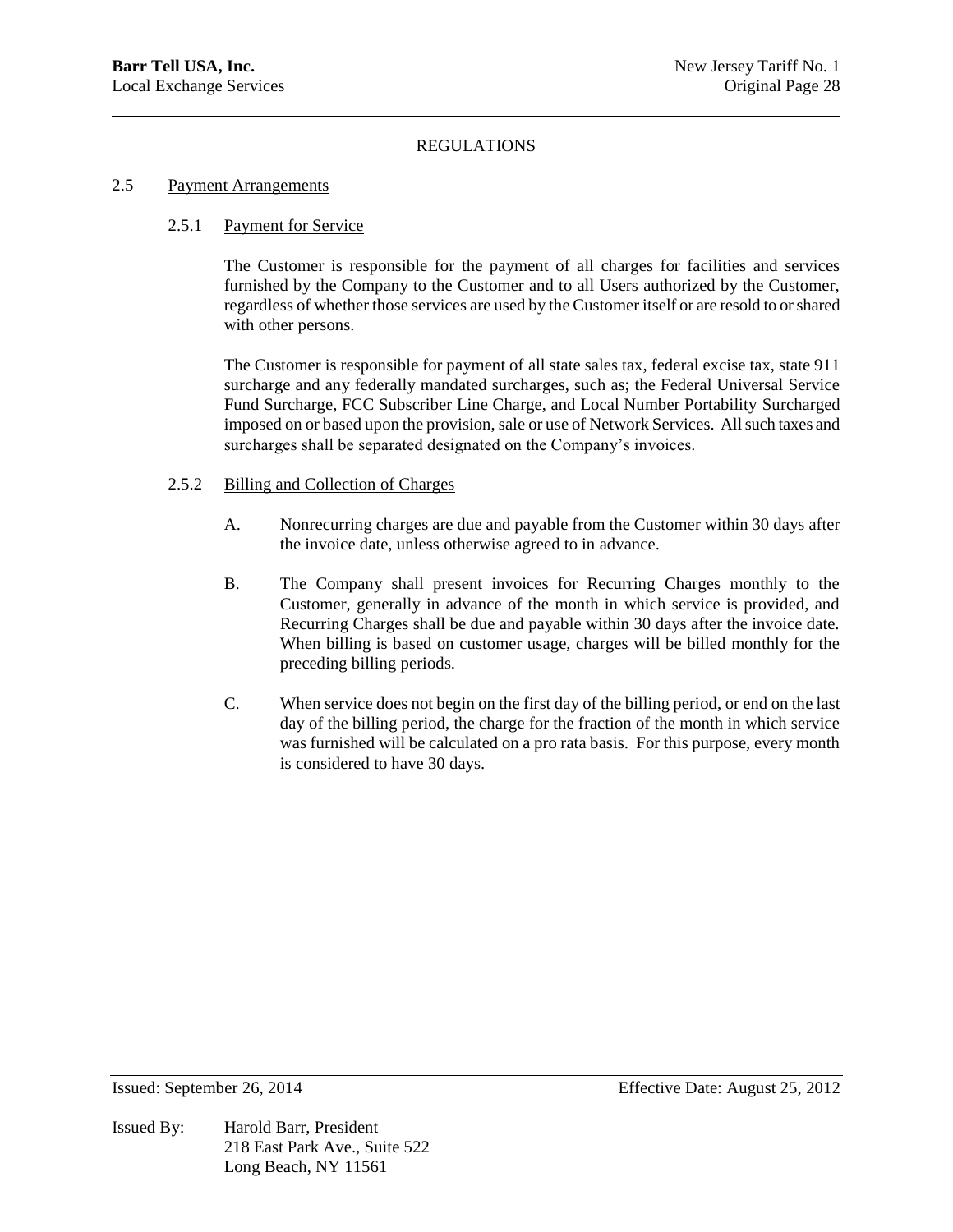## REGULATIONS

### 2.5 Payment Arrangements

#### 2.5.1 Payment for Service

The Customer is responsible for the payment of all charges for facilities and services furnished by the Company to the Customer and to all Users authorized by the Customer, regardless of whether those services are used by the Customer itself or are resold to or shared with other persons.

The Customer is responsible for payment of all state sales tax, federal excise tax, state 911 surcharge and any federally mandated surcharges, such as; the Federal Universal Service Fund Surcharge, FCC Subscriber Line Charge, and Local Number Portability Surcharged imposed on or based upon the provision, sale or use of Network Services. All such taxes and surcharges shall be separated designated on the Company's invoices.

#### 2.5.2 Billing and Collection of Charges

A. Nonrecurring charges are due and payable from the Customer within 30 days after the invoice date, unless otherwise agreed to in advance.

B. The Company shall present invoices for Recurring Charges monthly to the Customer, generally in advance of the month in which service is provided, and Recurring Charges shall be due and payable within 30 days after the invoice date. When billing is based on customer usage, charges will be billed monthly for the preceding billing periods.

C. When service does not begin on the first day of the billing period, or end on the last day of the billing period, the charge for the fraction of the month in which service was furnished will be calculated on a pro rata basis. For this purpose, every month is considered to have 30 days.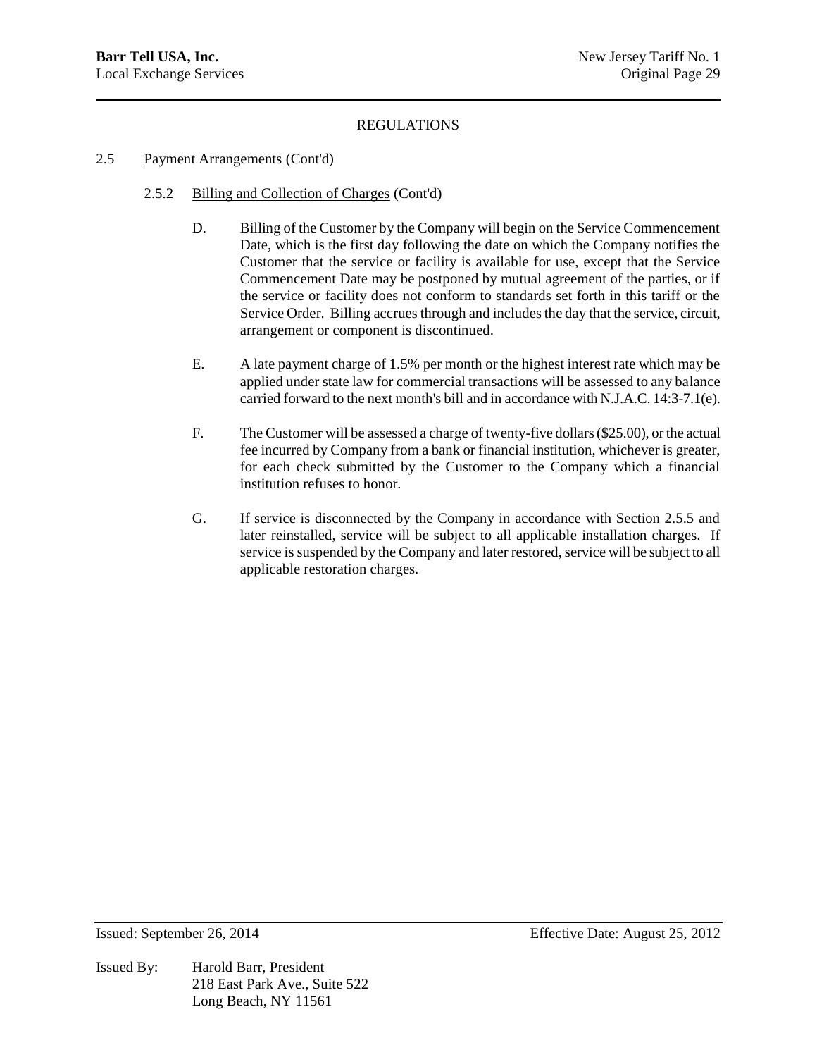## REGULATIONS

### 2.5 Payment Arrangements (Cont'd)

#### 2.5.2 Billing and Collection of Charges (Cont'd)

D. Billing of the Customer by the Company will begin on the Service Commencement Date, which is the first day following the date on which the Company notifies the Customer that the service or facility is available for use, except that the Service Commencement Date may be postponed by mutual agreement of the parties, or if the service or facility does not conform to standards set forth in this tariff or the Service Order. Billing accrues through and includes the day that the service, circuit, arrangement or component is discontinued.

E. A late payment charge of 1.5% per month or the highest interest rate which may be applied under state law for commercial transactions will be assessed to any balance carried forward to the next month's bill and in accordance with N.J.A.C. 14:3-7.1(e).

F. The Customer will be assessed a charge of twenty-five dollars ($25.00), or the actual fee incurred by Company from a bank or financial institution, whichever is greater, for each check submitted by the Customer to the Company which a financial institution refuses to honor.

G. If service is disconnected by the Company in accordance with Section 2.5.5 and later reinstalled, service will be subject to all applicable installation charges. If service is suspended by the Company and later restored, service will be subject to all applicable restoration charges.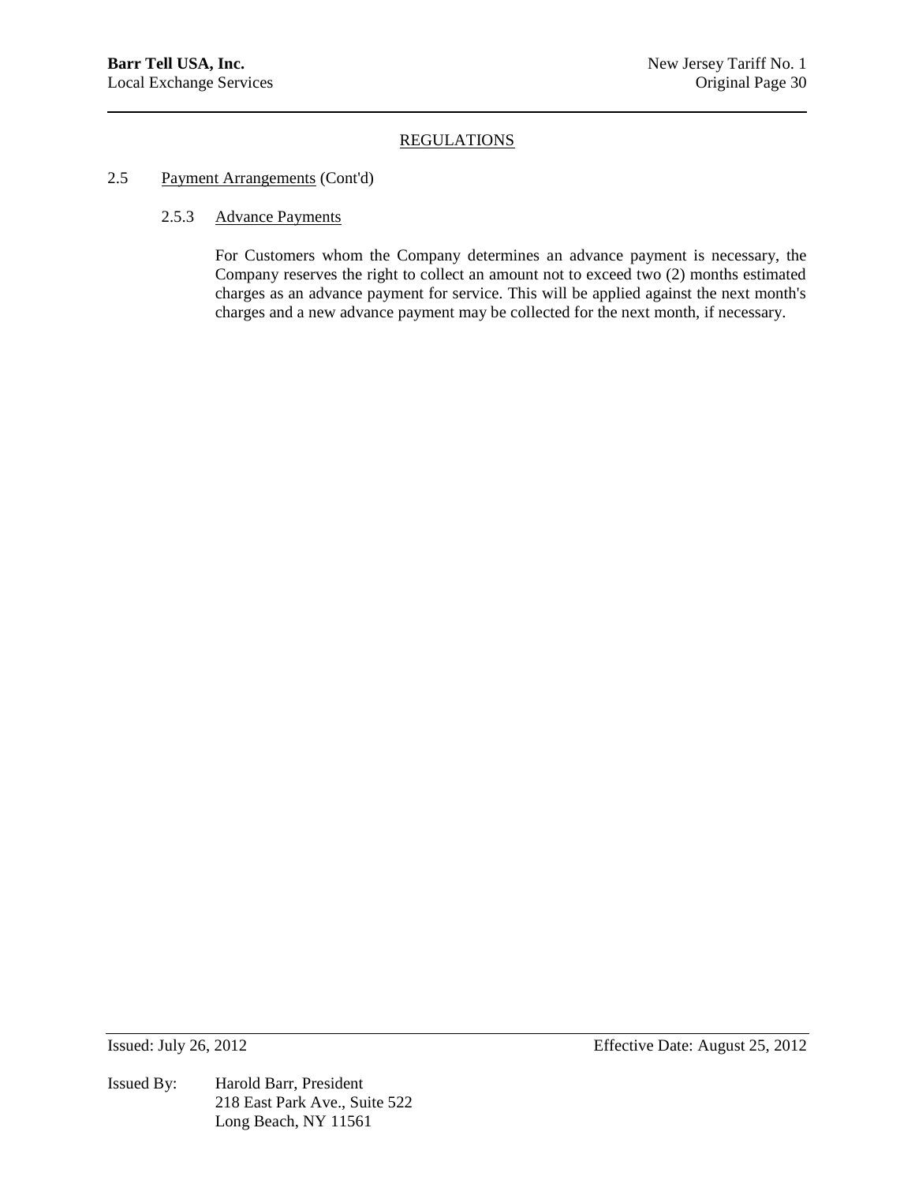## REGULATIONS

2.5 Payment Arrangements (Cont'd)

### 2.5.3 Advance Payments

For Customers whom the Company determines an advance payment is necessary, the Company reserves the right to collect an amount not to exceed two (2) months estimated charges as an advance payment for service. This will be applied against the next month's charges and a new advance payment may be collected for the next month, if necessary.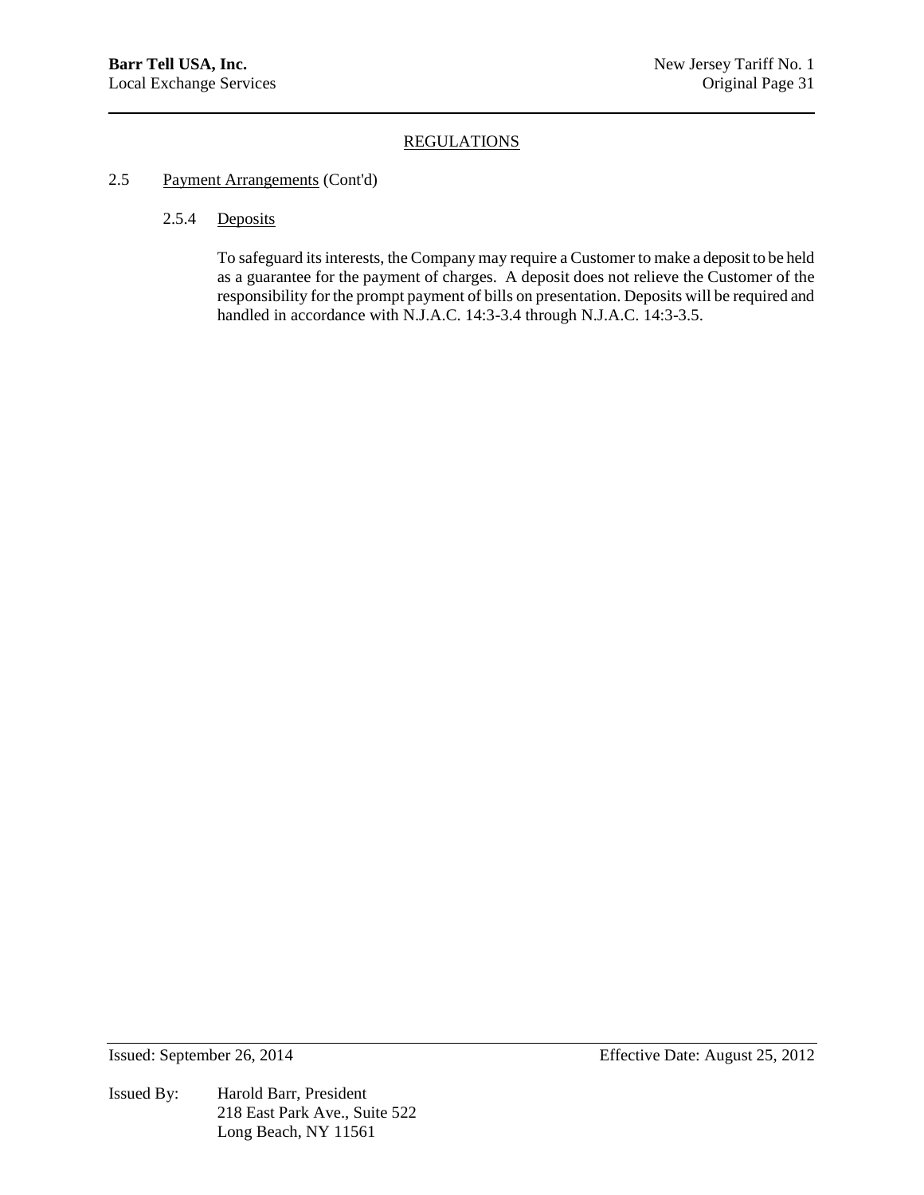## REGULATIONS

### 2.5 Payment Arrangements (Cont'd)

#### 2.5.4 Deposits

To safeguard its interests, the Company may require a Customer to make a deposit to be held as a guarantee for the payment of charges. A deposit does not relieve the Customer of the responsibility for the prompt payment of bills on presentation. Deposits will be required and handled in accordance with N.J.A.C. 14:3-3.4 through N.J.A.C. 14:3-3.5.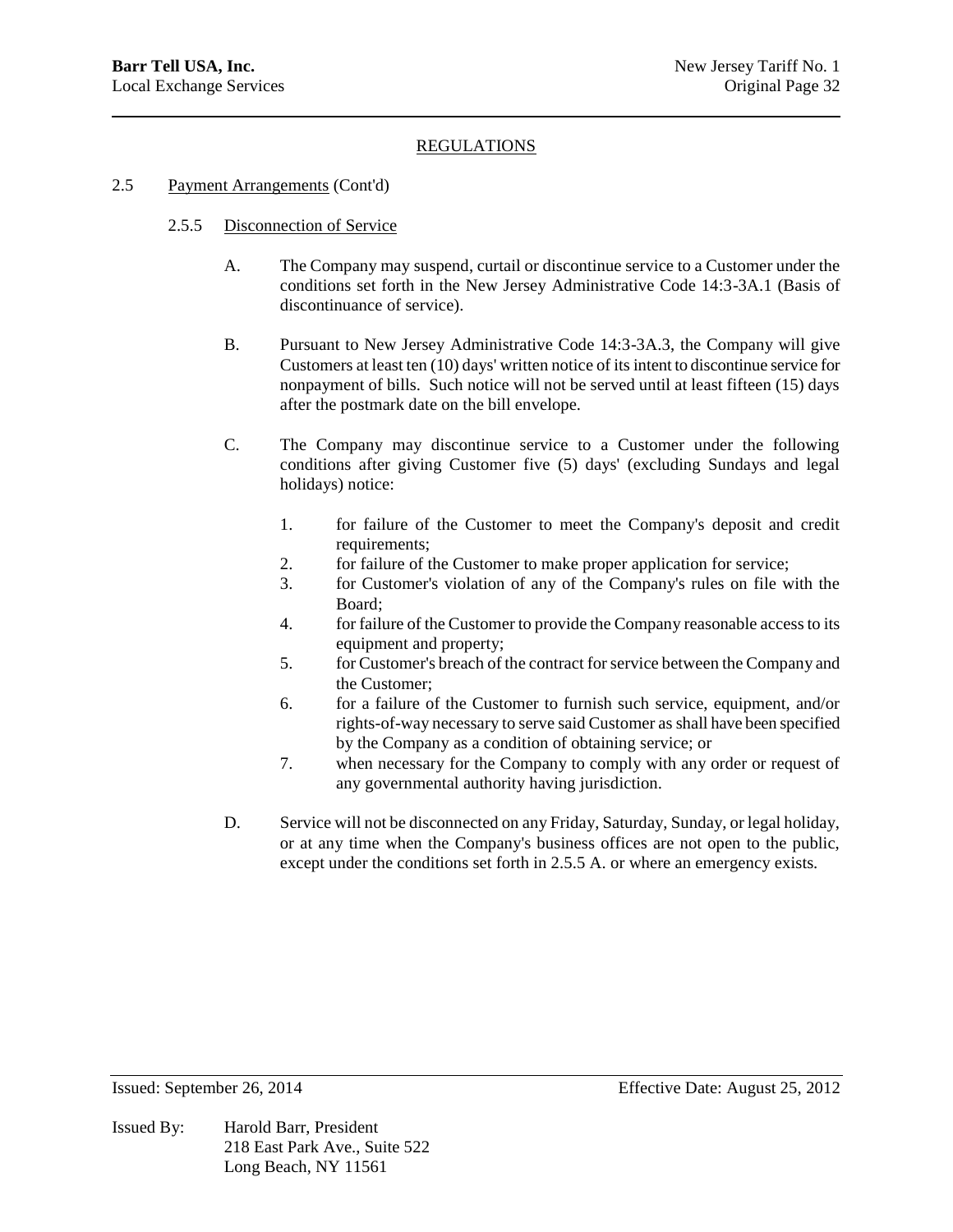## REGULATIONS

2.5 Payment Arrangements (Cont'd)

2.5.5 Disconnection of Service

A. The Company may suspend, curtail or discontinue service to a Customer under the conditions set forth in the New Jersey Administrative Code 14:3-3A.1 (Basis of discontinuance of service).

B. Pursuant to New Jersey Administrative Code 14:3-3A.3, the Company will give Customers at least ten (10) days' written notice of its intent to discontinue service for nonpayment of bills. Such notice will not be served until at least fifteen (15) days after the postmark date on the bill envelope.

C. The Company may discontinue service to a Customer under the following conditions after giving Customer five (5) days' (excluding Sundays and legal holidays) notice:

1. for failure of the Customer to meet the Company's deposit and credit requirements;
2. for failure of the Customer to make proper application for service;
3. for Customer's violation of any of the Company's rules on file with the Board;
4. for failure of the Customer to provide the Company reasonable access to its equipment and property;
5. for Customer's breach of the contract for service between the Company and the Customer;
6. for a failure of the Customer to furnish such service, equipment, and/or rights-of-way necessary to serve said Customer as shall have been specified by the Company as a condition of obtaining service; or
7. when necessary for the Company to comply with any order or request of any governmental authority having jurisdiction.

D. Service will not be disconnected on any Friday, Saturday, Sunday, or legal holiday, or at any time when the Company's business offices are not open to the public, except under the conditions set forth in 2.5.5 A. or where an emergency exists.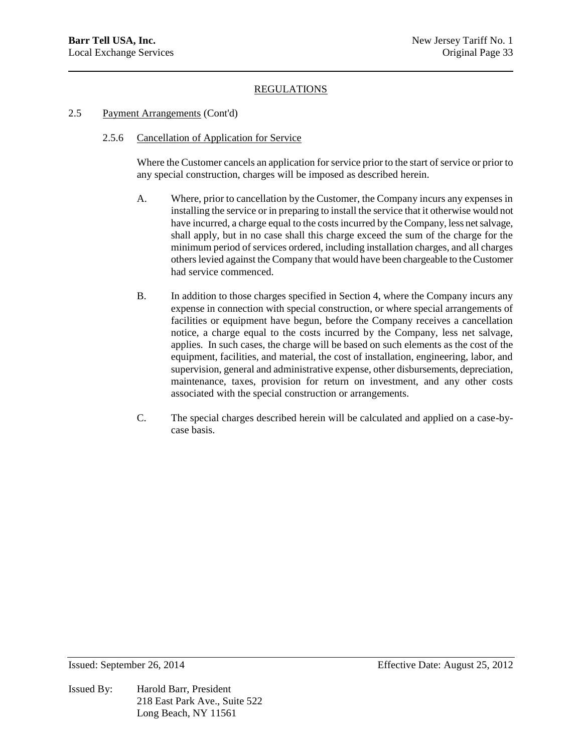## REGULATIONS

2.5 Payment Arrangements (Cont'd)

2.5.6 Cancellation of Application for Service

Where the Customer cancels an application for service prior to the start of service or prior to any special construction, charges will be imposed as described herein.

A. Where, prior to cancellation by the Customer, the Company incurs any expenses in installing the service or in preparing to install the service that it otherwise would not have incurred, a charge equal to the costs incurred by the Company, less net salvage, shall apply, but in no case shall this charge exceed the sum of the charge for the minimum period of services ordered, including installation charges, and all charges others levied against the Company that would have been chargeable to the Customer had service commenced.

B. In addition to those charges specified in Section 4, where the Company incurs any expense in connection with special construction, or where special arrangements of facilities or equipment have begun, before the Company receives a cancellation notice, a charge equal to the costs incurred by the Company, less net salvage, applies. In such cases, the charge will be based on such elements as the cost of the equipment, facilities, and material, the cost of installation, engineering, labor, and supervision, general and administrative expense, other disbursements, depreciation, maintenance, taxes, provision for return on investment, and any other costs associated with the special construction or arrangements.

C. The special charges described herein will be calculated and applied on a case-by-case basis.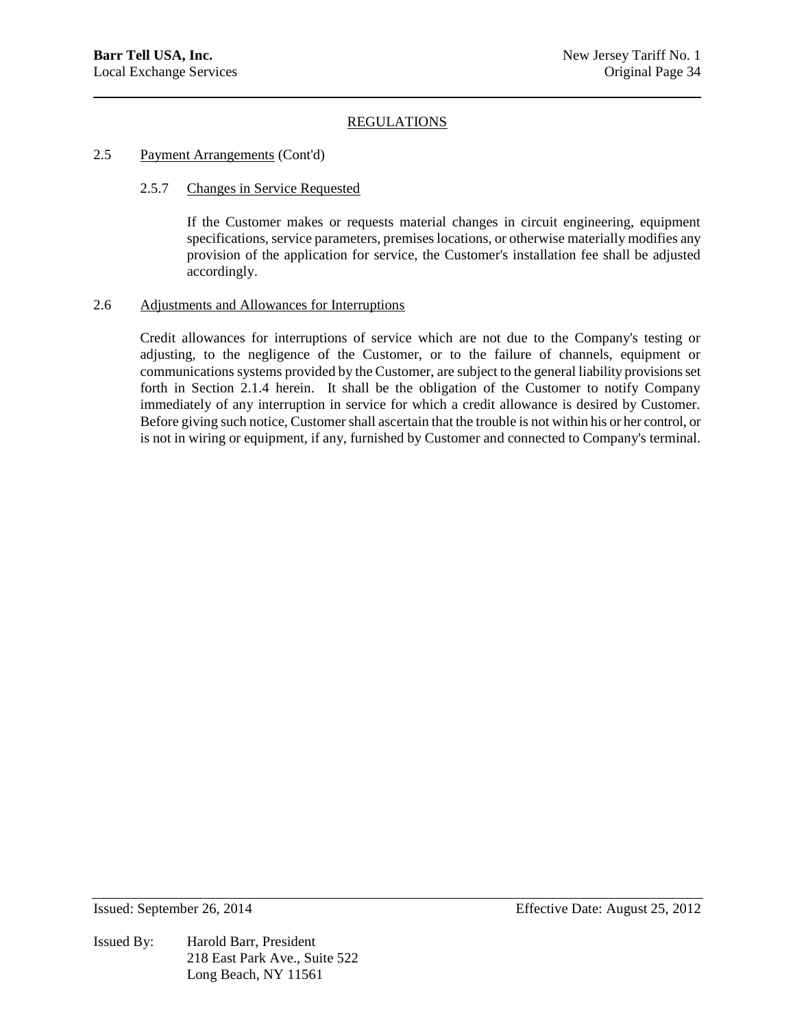## REGULATIONS

2.5 Payment Arrangements (Cont'd)

2.5.7 Changes in Service Requested

If the Customer makes or requests material changes in circuit engineering, equipment specifications, service parameters, premises locations, or otherwise materially modifies any provision of the application for service, the Customer's installation fee shall be adjusted accordingly.

2.6 Adjustments and Allowances for Interruptions

Credit allowances for interruptions of service which are not due to the Company's testing or adjusting, to the negligence of the Customer, or to the failure of channels, equipment or communications systems provided by the Customer, are subject to the general liability provisions set forth in Section 2.1.4 herein. It shall be the obligation of the Customer to notify Company immediately of any interruption in service for which a credit allowance is desired by Customer. Before giving such notice, Customer shall ascertain that the trouble is not within his or her control, or is not in wiring or equipment, if any, furnished by Customer and connected to Company's terminal.

Issued: September 26, 2014 Effective Date: August 25, 2012

Issued By: Harold Barr, President
218 East Park Ave., Suite 522
Long Beach, NY 11561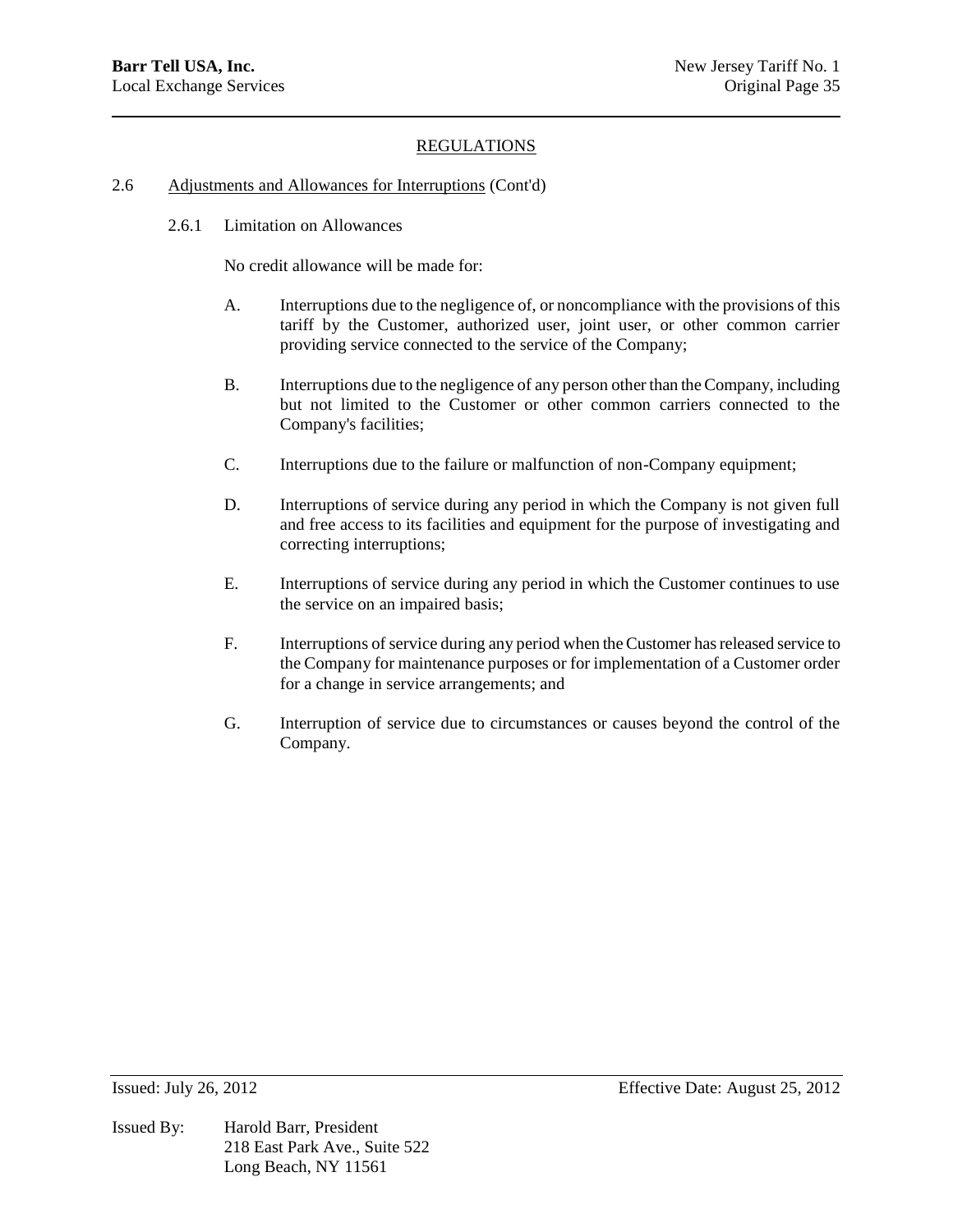## REGULATIONS

### 2.6 Adjustments and Allowances for Interruptions (Cont'd)

#### 2.6.1 Limitation on Allowances

No credit allowance will be made for:

A. Interruptions due to the negligence of, or noncompliance with the provisions of this tariff by the Customer, authorized user, joint user, or other common carrier providing service connected to the service of the Company;

B. Interruptions due to the negligence of any person other than the Company, including but not limited to the Customer or other common carriers connected to the Company's facilities;

C. Interruptions due to the failure or malfunction of non-Company equipment;

D. Interruptions of service during any period in which the Company is not given full and free access to its facilities and equipment for the purpose of investigating and correcting interruptions;

E. Interruptions of service during any period in which the Customer continues to use the service on an impaired basis;

F. Interruptions of service during any period when the Customer has released service to the Company for maintenance purposes or for implementation of a Customer order for a change in service arrangements; and

G. Interruption of service due to circumstances or causes beyond the control of the Company.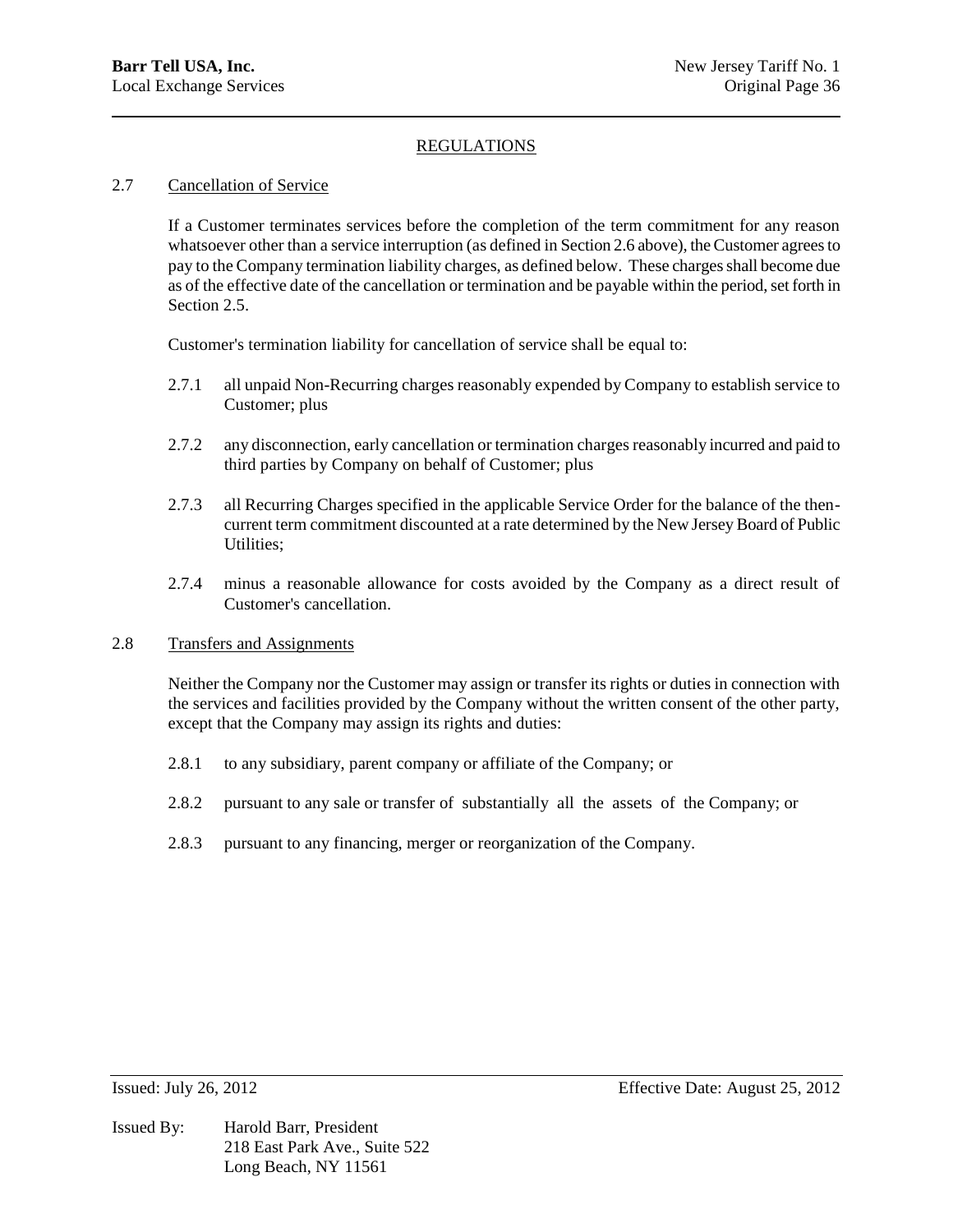## REGULATIONS

### 2.7 Cancellation of Service

If a Customer terminates services before the completion of the term commitment for any reason whatsoever other than a service interruption (as defined in Section 2.6 above), the Customer agrees to pay to the Company termination liability charges, as defined below. These charges shall become due as of the effective date of the cancellation or termination and be payable within the period, set forth in Section 2.5.

Customer's termination liability for cancellation of service shall be equal to:

2.7.1 all unpaid Non-Recurring charges reasonably expended by Company to establish service to Customer; plus

2.7.2 any disconnection, early cancellation or termination charges reasonably incurred and paid to third parties by Company on behalf of Customer; plus

2.7.3 all Recurring Charges specified in the applicable Service Order for the balance of the then-current term commitment discounted at a rate determined by the New Jersey Board of Public Utilities;

2.7.4 minus a reasonable allowance for costs avoided by the Company as a direct result of Customer's cancellation.

### 2.8 Transfers and Assignments

Neither the Company nor the Customer may assign or transfer its rights or duties in connection with the services and facilities provided by the Company without the written consent of the other party, except that the Company may assign its rights and duties:

2.8.1 to any subsidiary, parent company or affiliate of the Company; or

2.8.2 pursuant to any sale or transfer of substantially all the assets of the Company; or

2.8.3 pursuant to any financing, merger or reorganization of the Company.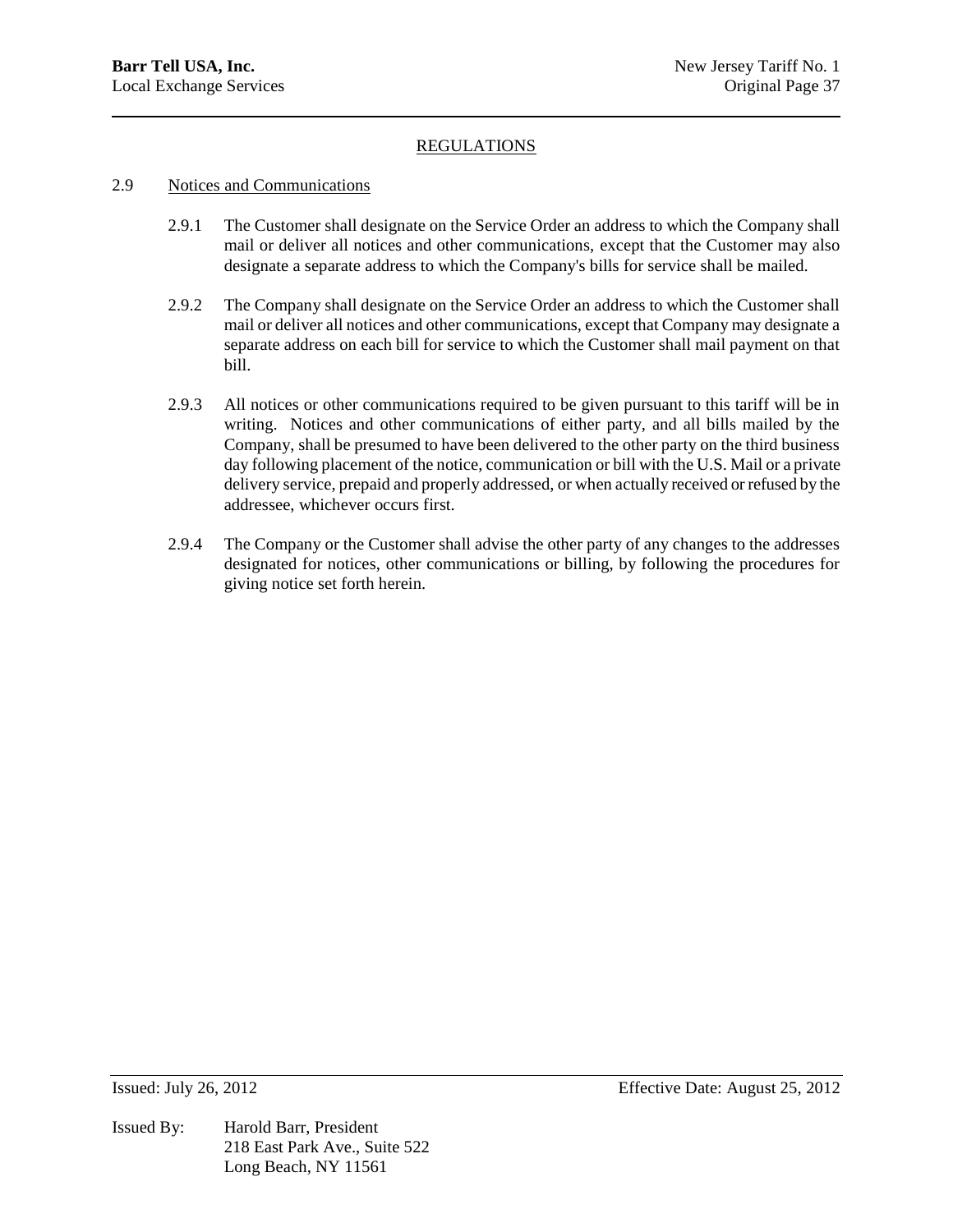REGULATIONS

## 2.9 Notices and Communications

2.9.1 The Customer shall designate on the Service Order an address to which the Company shall mail or deliver all notices and other communications, except that the Customer may also designate a separate address to which the Company's bills for service shall be mailed.

2.9.2 The Company shall designate on the Service Order an address to which the Customer shall mail or deliver all notices and other communications, except that Company may designate a separate address on each bill for service to which the Customer shall mail payment on that bill.

2.9.3 All notices or other communications required to be given pursuant to this tariff will be in writing. Notices and other communications of either party, and all bills mailed by the Company, shall be presumed to have been delivered to the other party on the third business day following placement of the notice, communication or bill with the U.S. Mail or a private delivery service, prepaid and properly addressed, or when actually received or refused by the addressee, whichever occurs first.

2.9.4 The Company or the Customer shall advise the other party of any changes to the addresses designated for notices, other communications or billing, by following the procedures for giving notice set forth herein.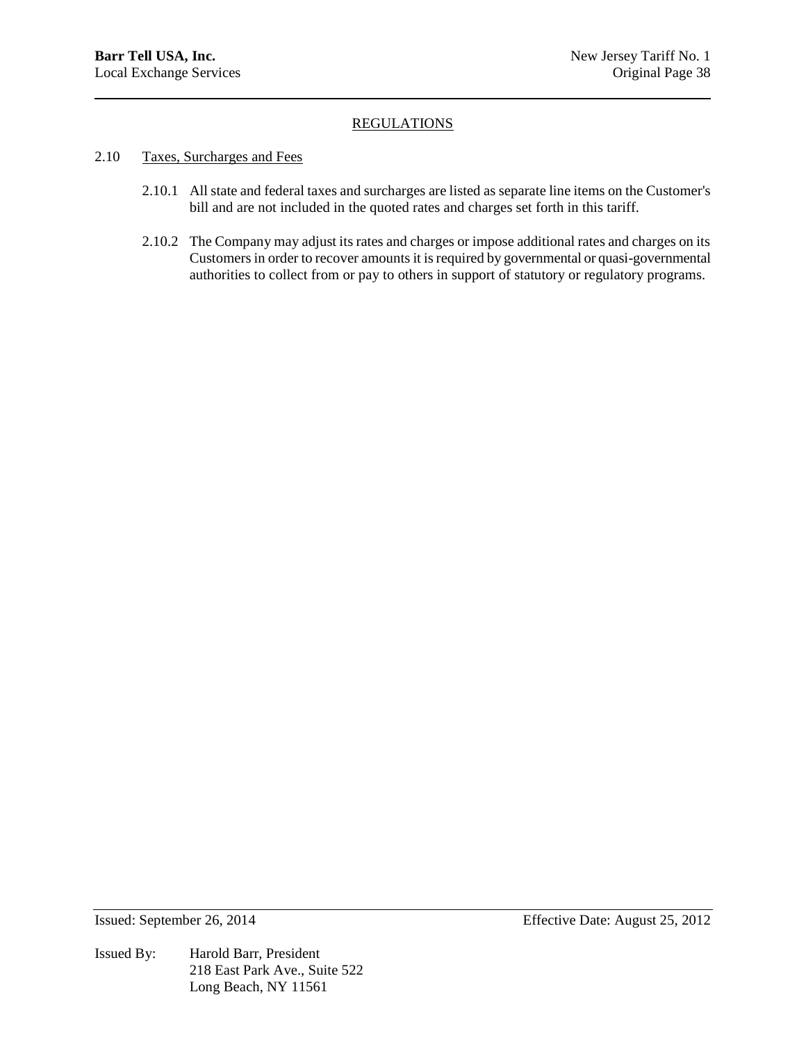## REGULATIONS

### 2.10 Taxes, Surcharges and Fees

2.10.1 All state and federal taxes and surcharges are listed as separate line items on the Customer's bill and are not included in the quoted rates and charges set forth in this tariff.

2.10.2 The Company may adjust its rates and charges or impose additional rates and charges on its Customers in order to recover amounts it is required by governmental or quasi-governmental authorities to collect from or pay to others in support of statutory or regulatory programs.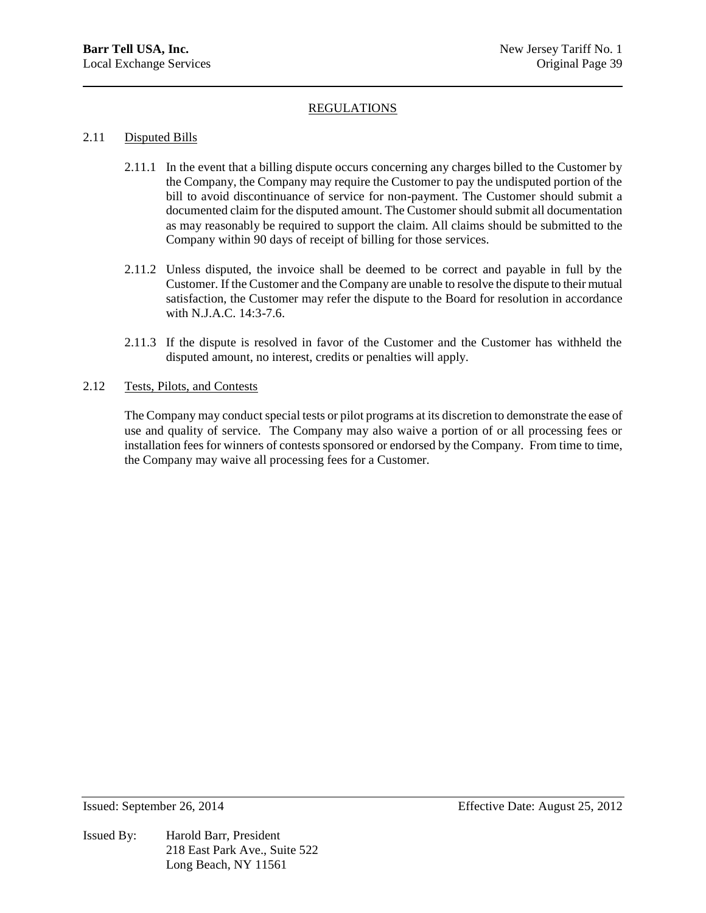## REGULATIONS

### 2.11 Disputed Bills

2.11.1 In the event that a billing dispute occurs concerning any charges billed to the Customer by the Company, the Company may require the Customer to pay the undisputed portion of the bill to avoid discontinuance of service for non-payment. The Customer should submit a documented claim for the disputed amount. The Customer should submit all documentation as may reasonably be required to support the claim. All claims should be submitted to the Company within 90 days of receipt of billing for those services.

2.11.2 Unless disputed, the invoice shall be deemed to be correct and payable in full by the Customer. If the Customer and the Company are unable to resolve the dispute to their mutual satisfaction, the Customer may refer the dispute to the Board for resolution in accordance with N.J.A.C. 14:3-7.6.

2.11.3 If the dispute is resolved in favor of the Customer and the Customer has withheld the disputed amount, no interest, credits or penalties will apply.

### 2.12 Tests, Pilots, and Contests

The Company may conduct special tests or pilot programs at its discretion to demonstrate the ease of use and quality of service. The Company may also waive a portion of or all processing fees or installation fees for winners of contests sponsored or endorsed by the Company. From time to time, the Company may waive all processing fees for a Customer.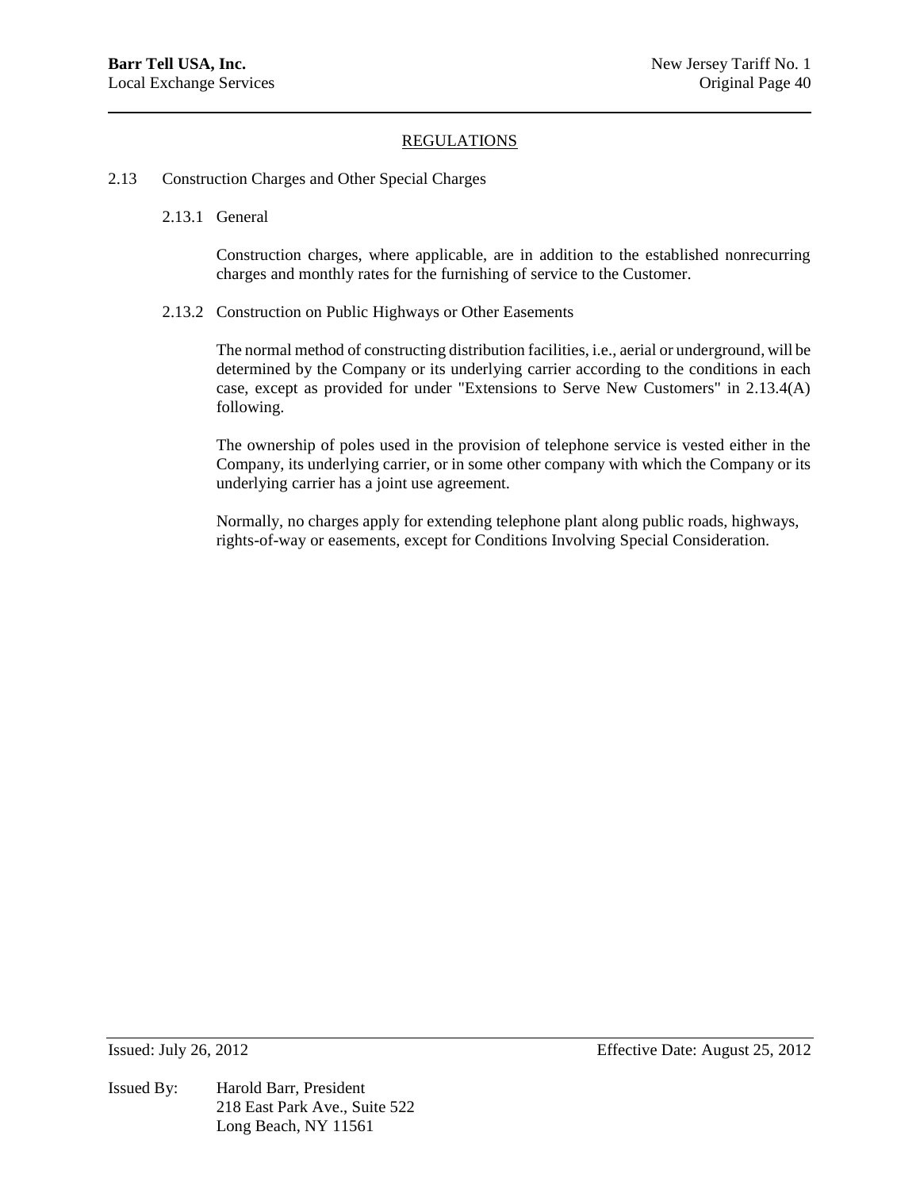## REGULATIONS

2.13 Construction Charges and Other Special Charges

2.13.1 General

Construction charges, where applicable, are in addition to the established nonrecurring charges and monthly rates for the furnishing of service to the Customer.

2.13.2 Construction on Public Highways or Other Easements

The normal method of constructing distribution facilities, i.e., aerial or underground, will be determined by the Company or its underlying carrier according to the conditions in each case, except as provided for under "Extensions to Serve New Customers" in 2.13.4(A) following.

The ownership of poles used in the provision of telephone service is vested either in the Company, its underlying carrier, or in some other company with which the Company or its underlying carrier has a joint use agreement.

Normally, no charges apply for extending telephone plant along public roads, highways, rights-of-way or easements, except for Conditions Involving Special Consideration.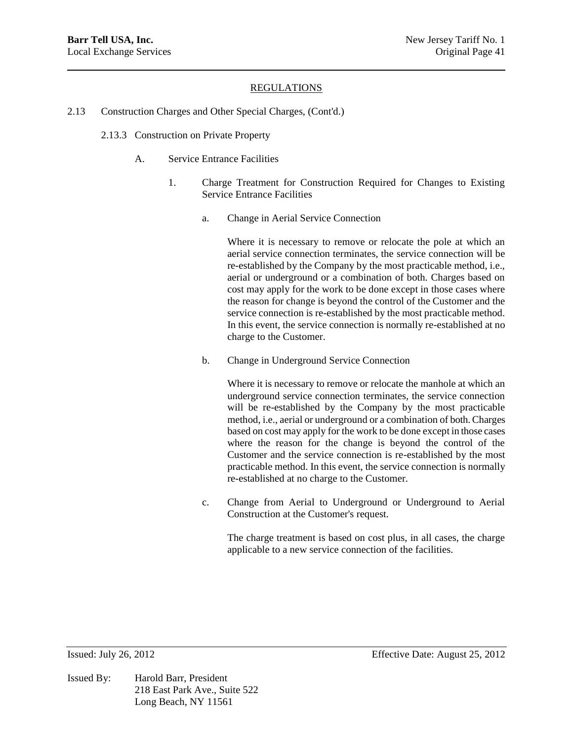# REGULATIONS

2.13 Construction Charges and Other Special Charges, (Cont'd.)

2.13.3 Construction on Private Property

A. Service Entrance Facilities

1. Charge Treatment for Construction Required for Changes to Existing Service Entrance Facilities

a. Change in Aerial Service Connection

Where it is necessary to remove or relocate the pole at which an aerial service connection terminates, the service connection will be re-established by the Company by the most practicable method, i.e., aerial or underground or a combination of both. Charges based on cost may apply for the work to be done except in those cases where the reason for change is beyond the control of the Customer and the service connection is re-established by the most practicable method. In this event, the service connection is normally re-established at no charge to the Customer.

b. Change in Underground Service Connection

Where it is necessary to remove or relocate the manhole at which an underground service connection terminates, the service connection will be re-established by the Company by the most practicable method, i.e., aerial or underground or a combination of both. Charges based on cost may apply for the work to be done except in those cases where the reason for the change is beyond the control of the Customer and the service connection is re-established by the most practicable method. In this event, the service connection is normally re-established at no charge to the Customer.

c. Change from Aerial to Underground or Underground to Aerial Construction at the Customer's request.

The charge treatment is based on cost plus, in all cases, the charge applicable to a new service connection of the facilities.

Issued: July 26, 2012 Effective Date: August 25, 2012

Issued By: Harold Barr, President
218 East Park Ave., Suite 522
Long Beach, NY 11561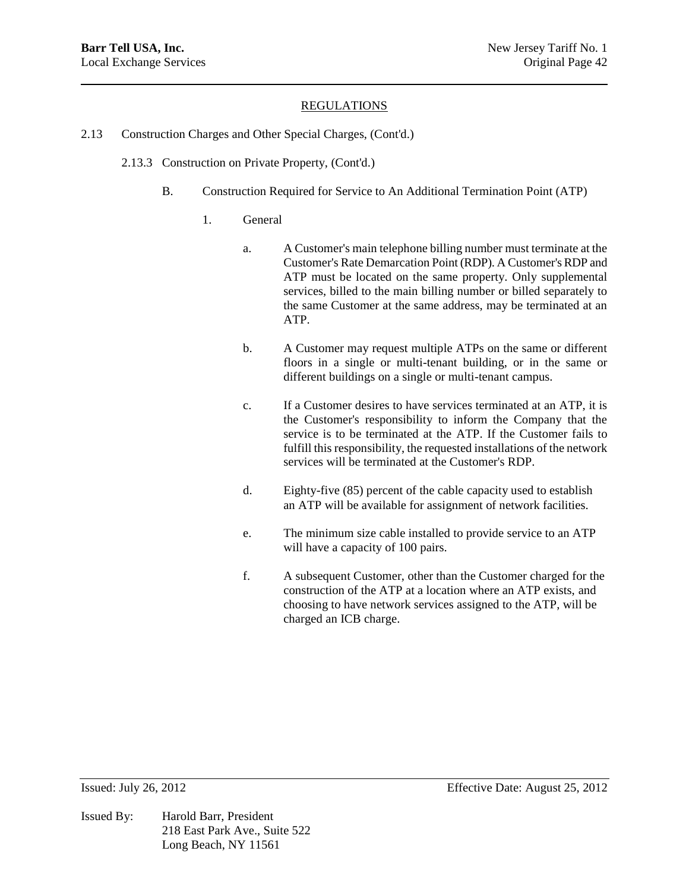## REGULATIONS

2.13 Construction Charges and Other Special Charges, (Cont'd.)

2.13.3 Construction on Private Property, (Cont'd.)

B. Construction Required for Service to An Additional Termination Point (ATP)

1. General

a. A Customer's main telephone billing number must terminate at the Customer's Rate Demarcation Point (RDP). A Customer's RDP and ATP must be located on the same property. Only supplemental services, billed to the main billing number or billed separately to the same Customer at the same address, may be terminated at an ATP.

b. A Customer may request multiple ATPs on the same or different floors in a single or multi-tenant building, or in the same or different buildings on a single or multi-tenant campus.

c. If a Customer desires to have services terminated at an ATP, it is the Customer's responsibility to inform the Company that the service is to be terminated at the ATP. If the Customer fails to fulfill this responsibility, the requested installations of the network services will be terminated at the Customer's RDP.

d. Eighty-five (85) percent of the cable capacity used to establish an ATP will be available for assignment of network facilities.

e. The minimum size cable installed to provide service to an ATP will have a capacity of 100 pairs.

f. A subsequent Customer, other than the Customer charged for the construction of the ATP at a location where an ATP exists, and choosing to have network services assigned to the ATP, will be charged an ICB charge.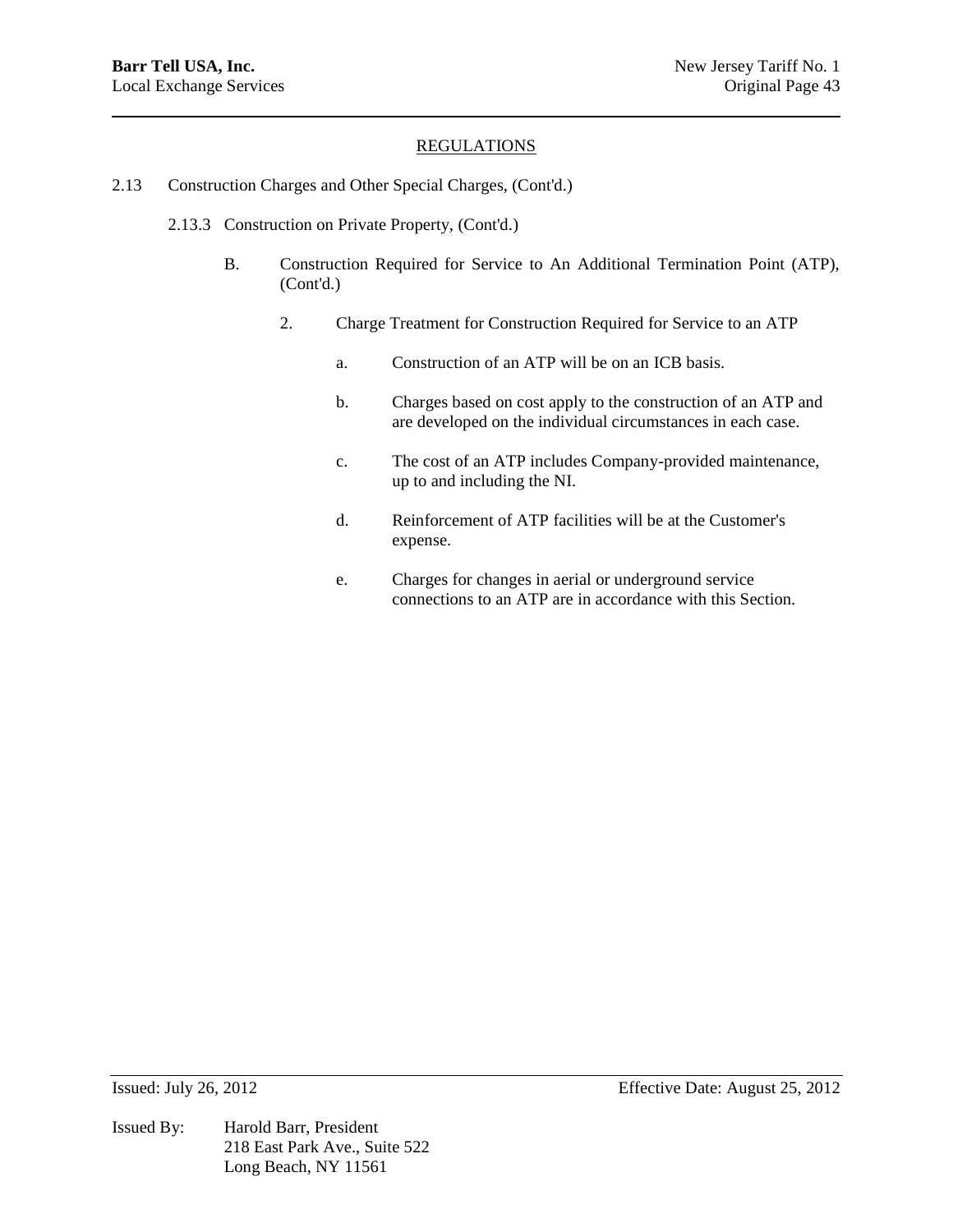# REGULATIONS

2.13 Construction Charges and Other Special Charges, (Cont'd.)

2.13.3 Construction on Private Property, (Cont'd.)

B. Construction Required for Service to An Additional Termination Point (ATP), (Cont'd.)

2. Charge Treatment for Construction Required for Service to an ATP

a. Construction of an ATP will be on an ICB basis.

b. Charges based on cost apply to the construction of an ATP and are developed on the individual circumstances in each case.

c. The cost of an ATP includes Company-provided maintenance, up to and including the NI.

d. Reinforcement of ATP facilities will be at the Customer's expense.

e. Charges for changes in aerial or underground service connections to an ATP are in accordance with this Section.

Issued: July 26, 2012 Effective Date: August 25, 2012

Issued By: Harold Barr, President
218 East Park Ave., Suite 522
Long Beach, NY 11561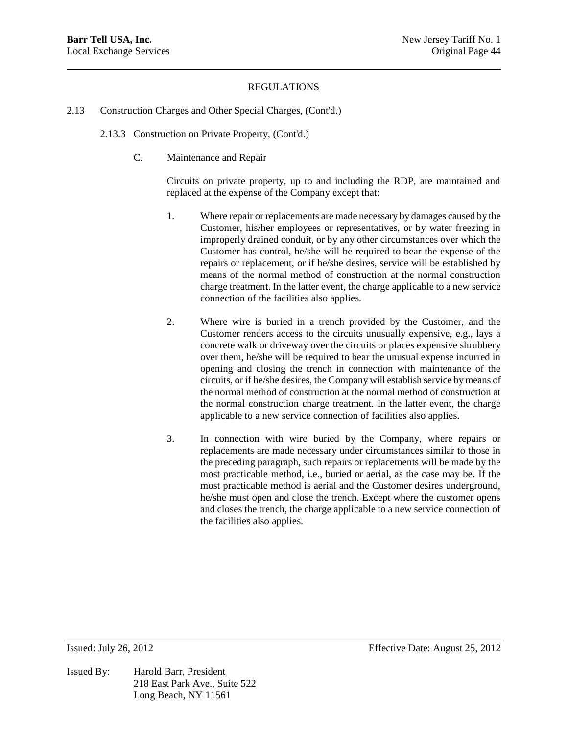## REGULATIONS

2.13 Construction Charges and Other Special Charges, (Cont'd.)

2.13.3 Construction on Private Property, (Cont'd.)

C. Maintenance and Repair

Circuits on private property, up to and including the RDP, are maintained and replaced at the expense of the Company except that:

1. Where repair or replacements are made necessary by damages caused by the Customer, his/her employees or representatives, or by water freezing in improperly drained conduit, or by any other circumstances over which the Customer has control, he/she will be required to bear the expense of the repairs or replacement, or if he/she desires, service will be established by means of the normal method of construction at the normal construction charge treatment. In the latter event, the charge applicable to a new service connection of the facilities also applies.

2. Where wire is buried in a trench provided by the Customer, and the Customer renders access to the circuits unusually expensive, e.g., lays a concrete walk or driveway over the circuits or places expensive shrubbery over them, he/she will be required to bear the unusual expense incurred in opening and closing the trench in connection with maintenance of the circuits, or if he/she desires, the Company will establish service by means of the normal method of construction at the normal method of construction at the normal construction charge treatment. In the latter event, the charge applicable to a new service connection of facilities also applies.

3. In connection with wire buried by the Company, where repairs or replacements are made necessary under circumstances similar to those in the preceding paragraph, such repairs or replacements will be made by the most practicable method, i.e., buried or aerial, as the case may be. If the most practicable method is aerial and the Customer desires underground, he/she must open and close the trench. Except where the customer opens and closes the trench, the charge applicable to a new service connection of the facilities also applies.

Issued: July 26, 2012 Effective Date: August 25, 2012

Issued By: Harold Barr, President
218 East Park Ave., Suite 522
Long Beach, NY 11561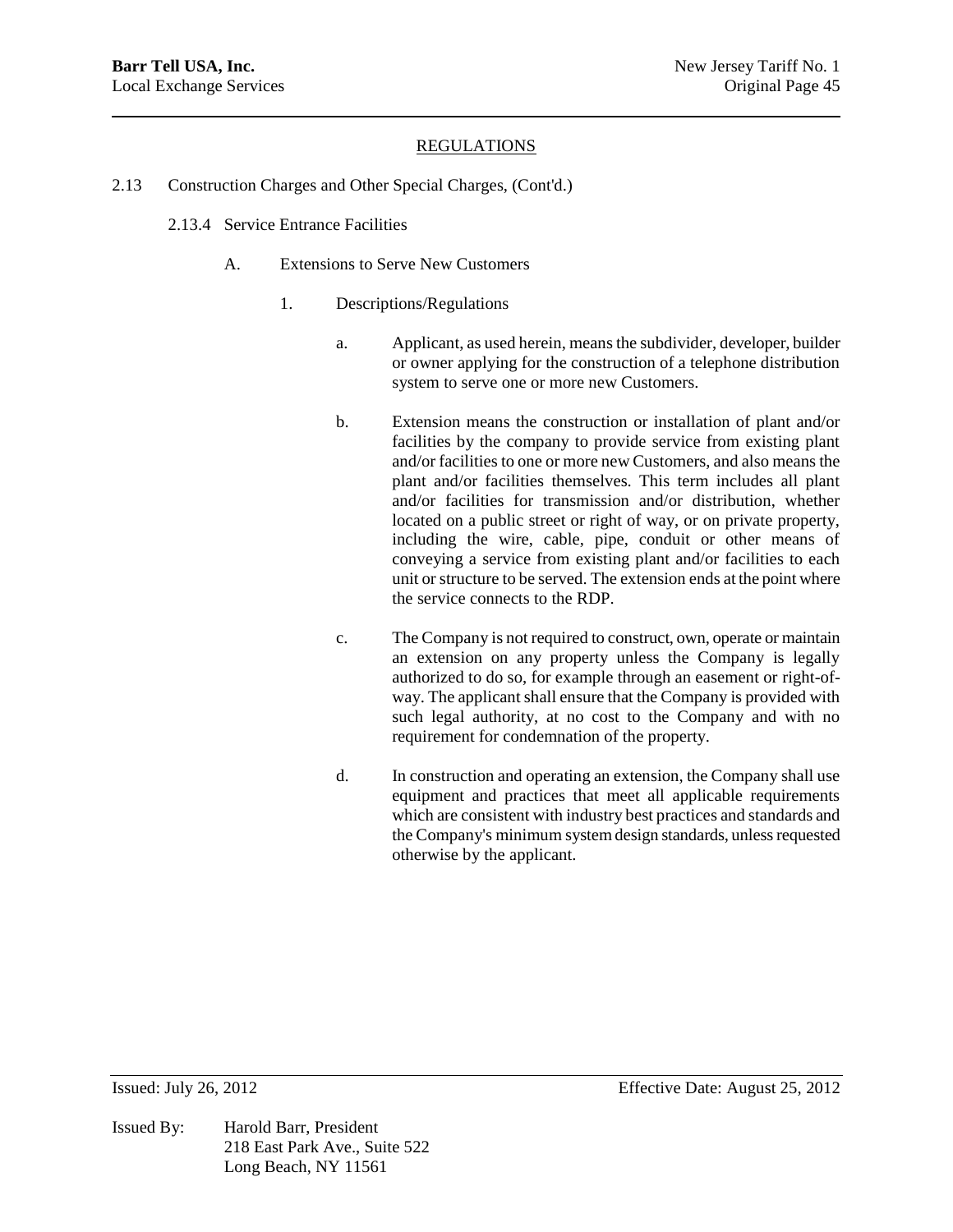REGULATIONS

2.13 Construction Charges and Other Special Charges, (Cont'd.)

2.13.4 Service Entrance Facilities

A. Extensions to Serve New Customers

1. Descriptions/Regulations

a. Applicant, as used herein, means the subdivider, developer, builder or owner applying for the construction of a telephone distribution system to serve one or more new Customers.

b. Extension means the construction or installation of plant and/or facilities by the company to provide service from existing plant and/or facilities to one or more new Customers, and also means the plant and/or facilities themselves. This term includes all plant and/or facilities for transmission and/or distribution, whether located on a public street or right of way, or on private property, including the wire, cable, pipe, conduit or other means of conveying a service from existing plant and/or facilities to each unit or structure to be served. The extension ends at the point where the service connects to the RDP.

c. The Company is not required to construct, own, operate or maintain an extension on any property unless the Company is legally authorized to do so, for example through an easement or right-of-way. The applicant shall ensure that the Company is provided with such legal authority, at no cost to the Company and with no requirement for condemnation of the property.

d. In construction and operating an extension, the Company shall use equipment and practices that meet all applicable requirements which are consistent with industry best practices and standards and the Company's minimum system design standards, unless requested otherwise by the applicant.

Issued: July 26, 2012 Effective Date: August 25, 2012

Issued By: Harold Barr, President
218 East Park Ave., Suite 522
Long Beach, NY 11561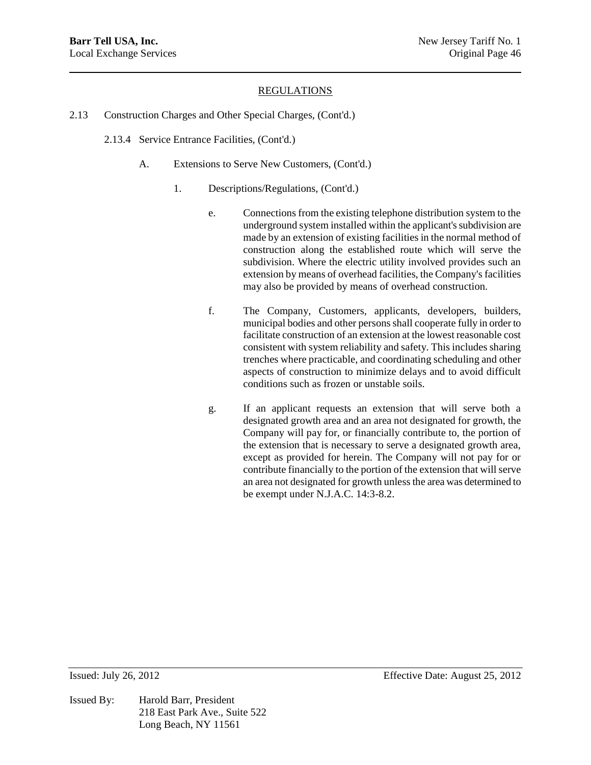## REGULATIONS

2.13 Construction Charges and Other Special Charges, (Cont'd.)

2.13.4 Service Entrance Facilities, (Cont'd.)

A. Extensions to Serve New Customers, (Cont'd.)

1. Descriptions/Regulations, (Cont'd.)

e. Connections from the existing telephone distribution system to the underground system installed within the applicant's subdivision are made by an extension of existing facilities in the normal method of construction along the established route which will serve the subdivision. Where the electric utility involved provides such an extension by means of overhead facilities, the Company's facilities may also be provided by means of overhead construction.

f. The Company, Customers, applicants, developers, builders, municipal bodies and other persons shall cooperate fully in order to facilitate construction of an extension at the lowest reasonable cost consistent with system reliability and safety. This includes sharing trenches where practicable, and coordinating scheduling and other aspects of construction to minimize delays and to avoid difficult conditions such as frozen or unstable soils.

g. If an applicant requests an extension that will serve both a designated growth area and an area not designated for growth, the Company will pay for, or financially contribute to, the portion of the extension that is necessary to serve a designated growth area, except as provided for herein. The Company will not pay for or contribute financially to the portion of the extension that will serve an area not designated for growth unless the area was determined to be exempt under N.J.A.C. 14:3-8.2.

Issued: July 26, 2012 Effective Date: August 25, 2012

Issued By: Harold Barr, President
218 East Park Ave., Suite 522
Long Beach, NY 11561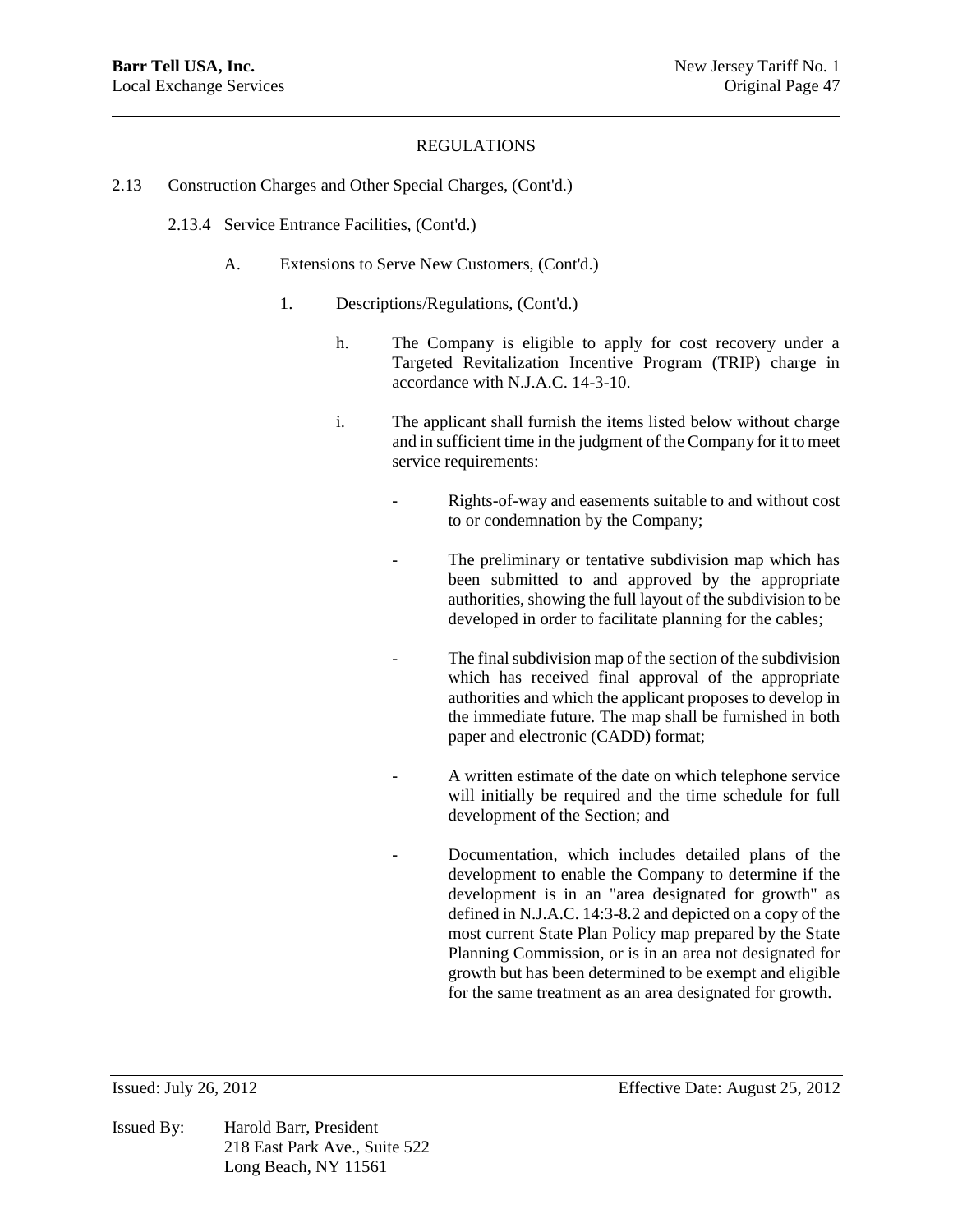## REGULATIONS

2.13 Construction Charges and Other Special Charges, (Cont'd.)

2.13.4 Service Entrance Facilities, (Cont'd.)

A. Extensions to Serve New Customers, (Cont'd.)

1. Descriptions/Regulations, (Cont'd.)

h. The Company is eligible to apply for cost recovery under a Targeted Revitalization Incentive Program (TRIP) charge in accordance with N.J.A.C. 14-3-10.

i. The applicant shall furnish the items listed below without charge and in sufficient time in the judgment of the Company for it to meet service requirements:

- Rights-of-way and easements suitable to and without cost to or condemnation by the Company;
- The preliminary or tentative subdivision map which has been submitted to and approved by the appropriate authorities, showing the full layout of the subdivision to be developed in order to facilitate planning for the cables;
- The final subdivision map of the section of the subdivision which has received final approval of the appropriate authorities and which the applicant proposes to develop in the immediate future. The map shall be furnished in both paper and electronic (CADD) format;
- A written estimate of the date on which telephone service will initially be required and the time schedule for full development of the Section; and
- Documentation, which includes detailed plans of the development to enable the Company to determine if the development is in an "area designated for growth" as defined in N.J.A.C. 14:3-8.2 and depicted on a copy of the most current State Plan Policy map prepared by the State Planning Commission, or is in an area not designated for growth but has been determined to be exempt and eligible for the same treatment as an area designated for growth.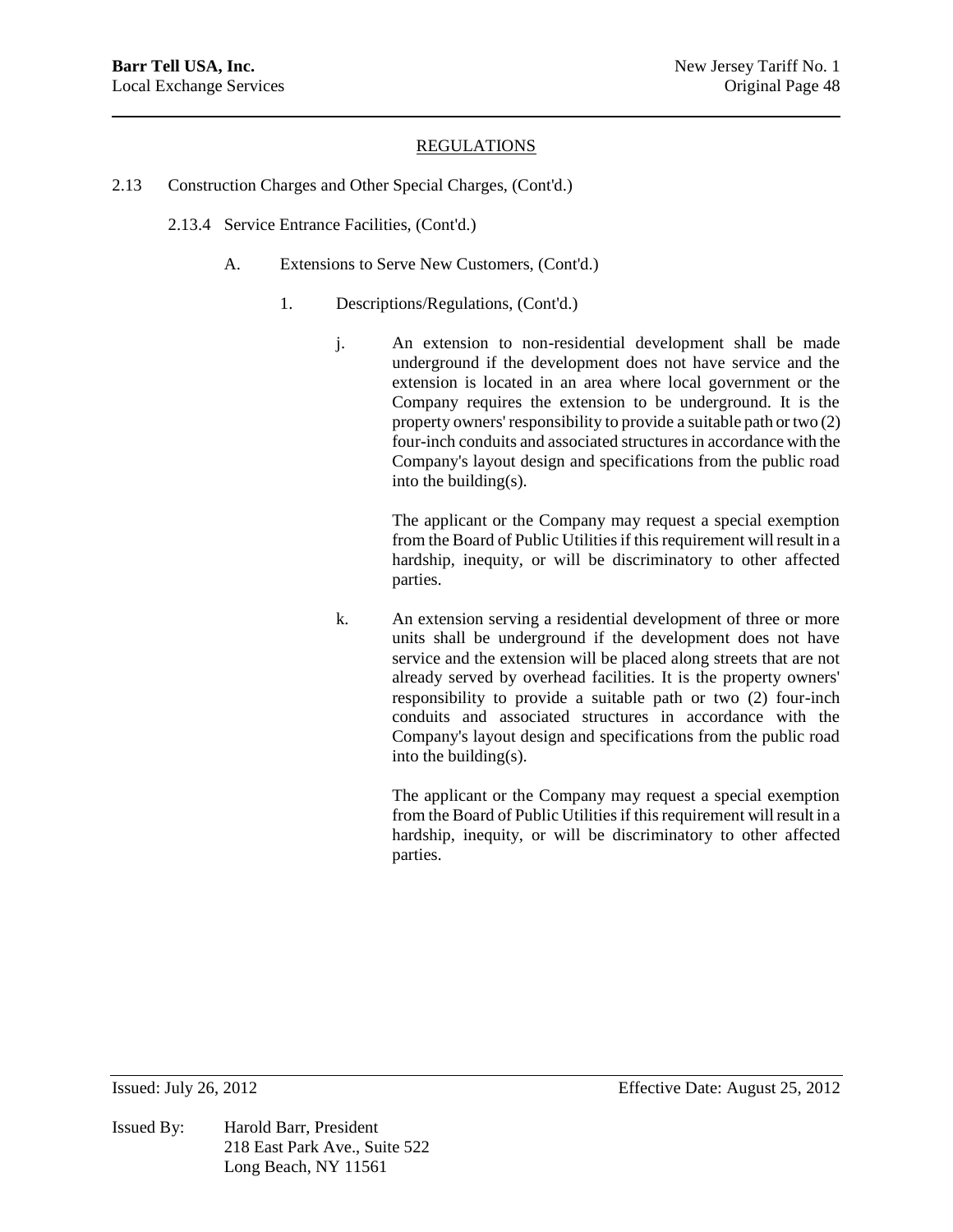## REGULATIONS

2.13 Construction Charges and Other Special Charges, (Cont'd.)

2.13.4 Service Entrance Facilities, (Cont'd.)

A. Extensions to Serve New Customers, (Cont'd.)

1. Descriptions/Regulations, (Cont'd.)

j. An extension to non-residential development shall be made underground if the development does not have service and the extension is located in an area where local government or the Company requires the extension to be underground. It is the property owners' responsibility to provide a suitable path or two (2) four-inch conduits and associated structures in accordance with the Company's layout design and specifications from the public road into the building(s).

The applicant or the Company may request a special exemption from the Board of Public Utilities if this requirement will result in a hardship, inequity, or will be discriminatory to other affected parties.

k. An extension serving a residential development of three or more units shall be underground if the development does not have service and the extension will be placed along streets that are not already served by overhead facilities. It is the property owners' responsibility to provide a suitable path or two (2) four-inch conduits and associated structures in accordance with the Company's layout design and specifications from the public road into the building(s).

The applicant or the Company may request a special exemption from the Board of Public Utilities if this requirement will result in a hardship, inequity, or will be discriminatory to other affected parties.

Issued: July 26, 2012 Effective Date: August 25, 2012

Issued By: Harold Barr, President
218 East Park Ave., Suite 522
Long Beach, NY 11561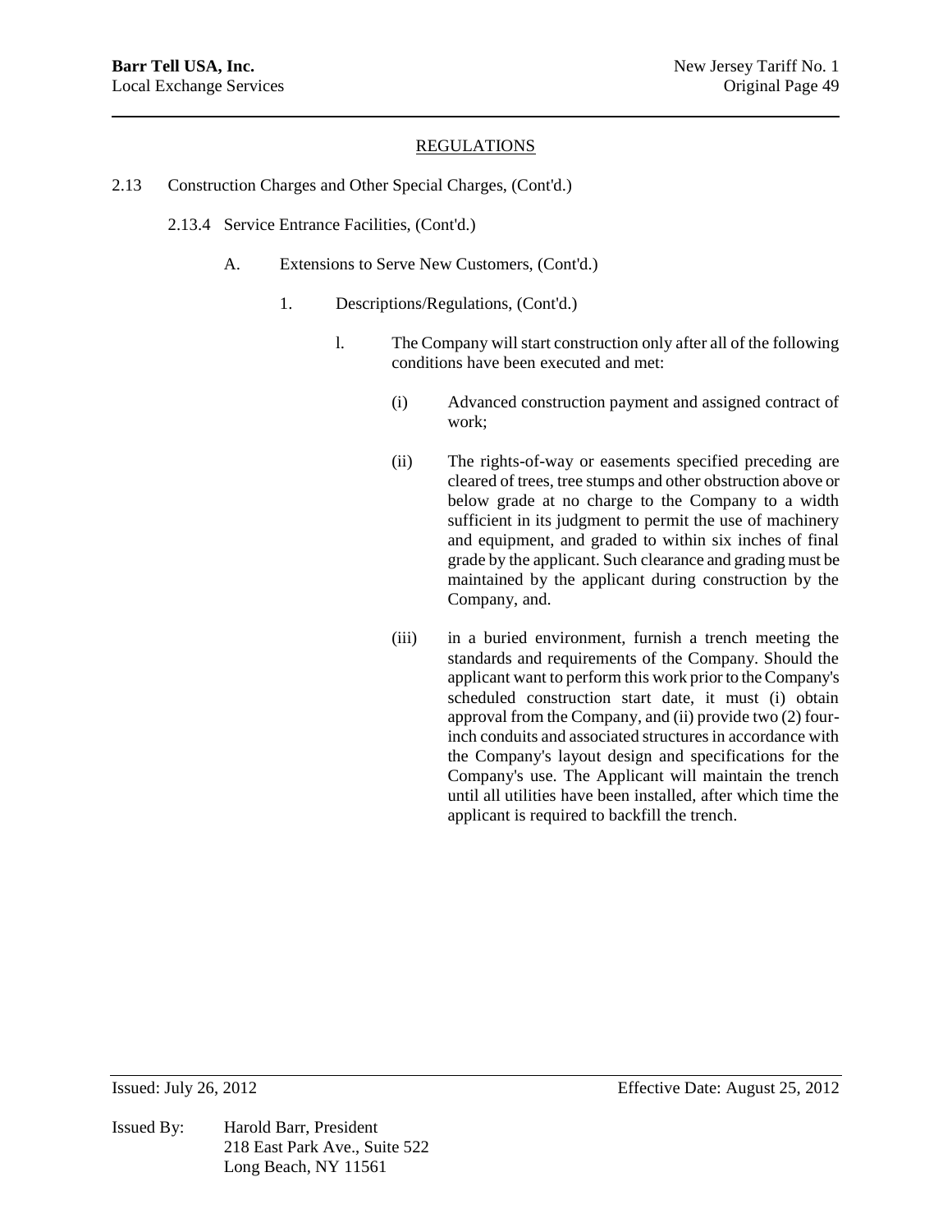## REGULATIONS

2.13 Construction Charges and Other Special Charges, (Cont'd.)

2.13.4 Service Entrance Facilities, (Cont'd.)

A. Extensions to Serve New Customers, (Cont'd.)

1. Descriptions/Regulations, (Cont'd.)

l. The Company will start construction only after all of the following conditions have been executed and met:

(i) Advanced construction payment and assigned contract of work;

(ii) The rights-of-way or easements specified preceding are cleared of trees, tree stumps and other obstruction above or below grade at no charge to the Company to a width sufficient in its judgment to permit the use of machinery and equipment, and graded to within six inches of final grade by the applicant. Such clearance and grading must be maintained by the applicant during construction by the Company, and.

(iii) in a buried environment, furnish a trench meeting the standards and requirements of the Company. Should the applicant want to perform this work prior to the Company's scheduled construction start date, it must (i) obtain approval from the Company, and (ii) provide two (2) four-inch conduits and associated structures in accordance with the Company's layout design and specifications for the Company's use. The Applicant will maintain the trench until all utilities have been installed, after which time the applicant is required to backfill the trench.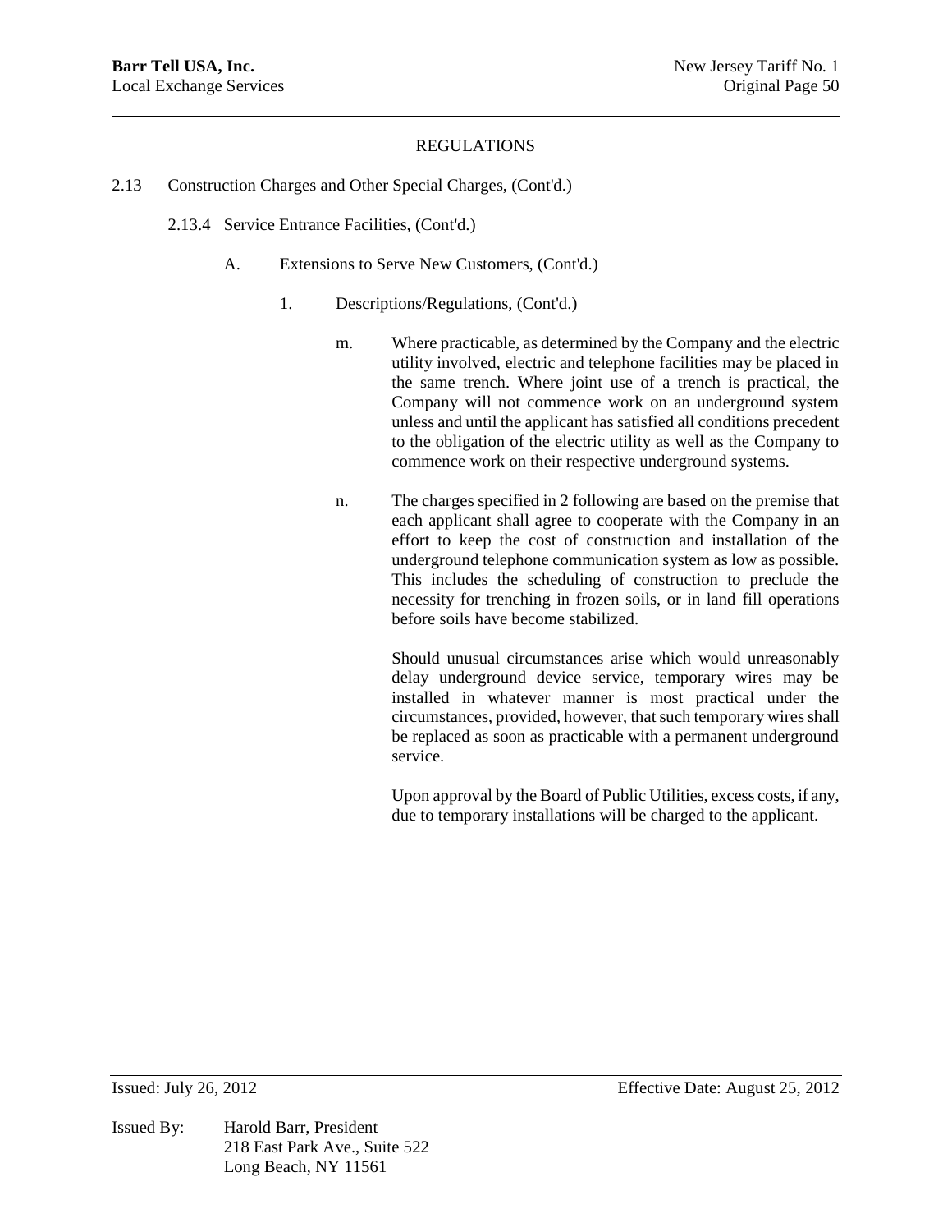## REGULATIONS

2.13 Construction Charges and Other Special Charges, (Cont'd.)

2.13.4 Service Entrance Facilities, (Cont'd.)

A. Extensions to Serve New Customers, (Cont'd.)

1. Descriptions/Regulations, (Cont'd.)

m. Where practicable, as determined by the Company and the electric utility involved, electric and telephone facilities may be placed in the same trench. Where joint use of a trench is practical, the Company will not commence work on an underground system unless and until the applicant has satisfied all conditions precedent to the obligation of the electric utility as well as the Company to commence work on their respective underground systems.

n. The charges specified in 2 following are based on the premise that each applicant shall agree to cooperate with the Company in an effort to keep the cost of construction and installation of the underground telephone communication system as low as possible. This includes the scheduling of construction to preclude the necessity for trenching in frozen soils, or in land fill operations before soils have become stabilized.

Should unusual circumstances arise which would unreasonably delay underground device service, temporary wires may be installed in whatever manner is most practical under the circumstances, provided, however, that such temporary wires shall be replaced as soon as practicable with a permanent underground service.

Upon approval by the Board of Public Utilities, excess costs, if any, due to temporary installations will be charged to the applicant.

Issued: July 26, 2012 Effective Date: August 25, 2012

Issued By: Harold Barr, President
218 East Park Ave., Suite 522
Long Beach, NY 11561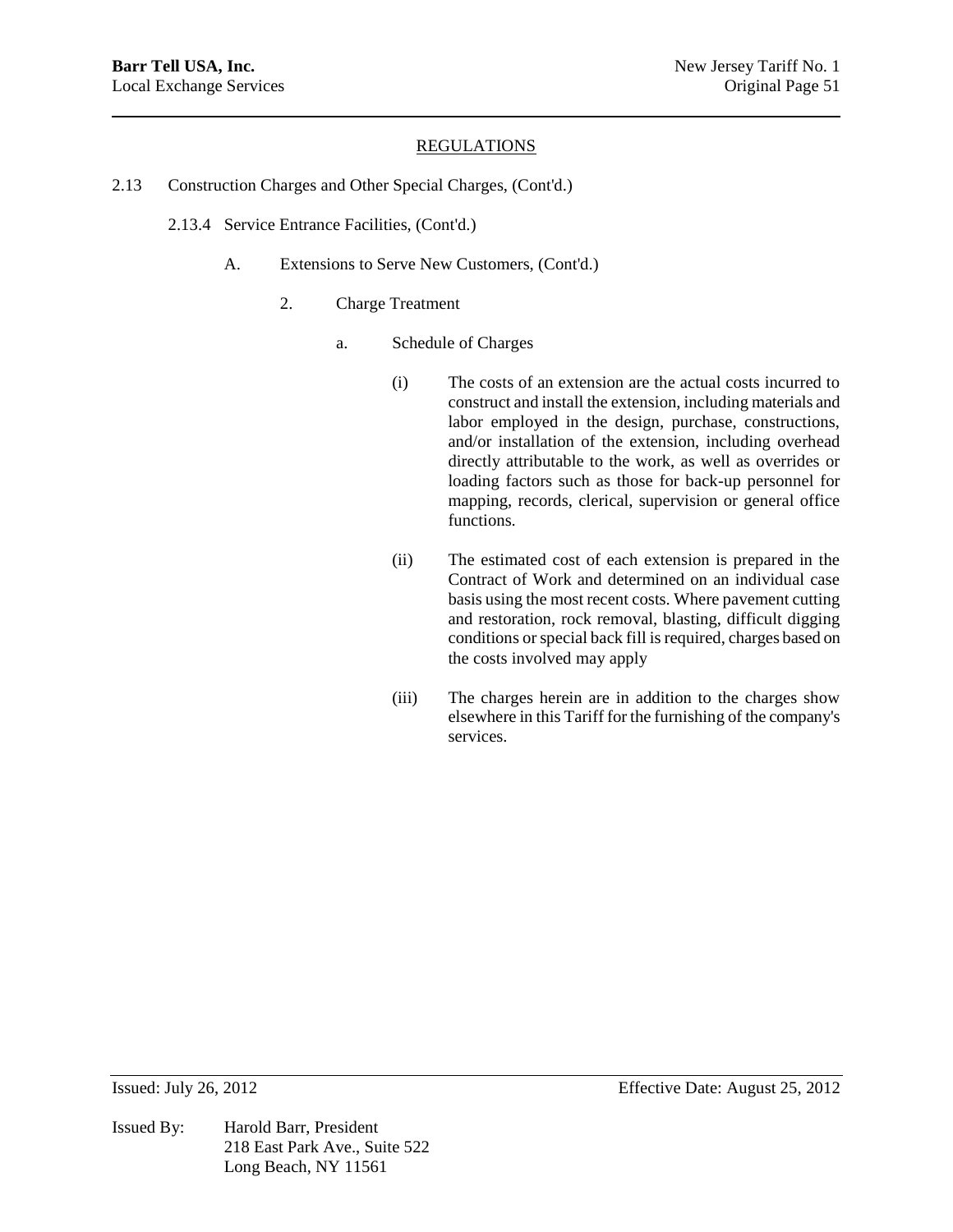## REGULATIONS

2.13 Construction Charges and Other Special Charges, (Cont'd.)

2.13.4 Service Entrance Facilities, (Cont'd.)

A. Extensions to Serve New Customers, (Cont'd.)

2. Charge Treatment

a. Schedule of Charges

(i) The costs of an extension are the actual costs incurred to construct and install the extension, including materials and labor employed in the design, purchase, constructions, and/or installation of the extension, including overhead directly attributable to the work, as well as overrides or loading factors such as those for back-up personnel for mapping, records, clerical, supervision or general office functions.

(ii) The estimated cost of each extension is prepared in the Contract of Work and determined on an individual case basis using the most recent costs. Where pavement cutting and restoration, rock removal, blasting, difficult digging conditions or special back fill is required, charges based on the costs involved may apply

(iii) The charges herein are in addition to the charges show elsewhere in this Tariff for the furnishing of the company's services.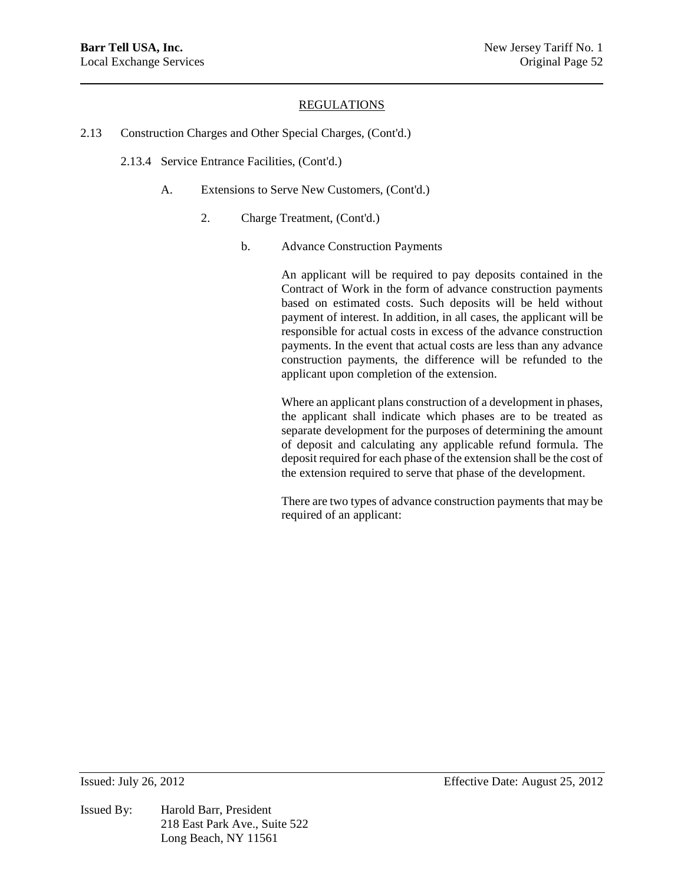## REGULATIONS

2.13 Construction Charges and Other Special Charges, (Cont'd.)

2.13.4 Service Entrance Facilities, (Cont'd.)

A. Extensions to Serve New Customers, (Cont'd.)

2. Charge Treatment, (Cont'd.)

b. Advance Construction Payments

An applicant will be required to pay deposits contained in the Contract of Work in the form of advance construction payments based on estimated costs. Such deposits will be held without payment of interest. In addition, in all cases, the applicant will be responsible for actual costs in excess of the advance construction payments. In the event that actual costs are less than any advance construction payments, the difference will be refunded to the applicant upon completion of the extension.

Where an applicant plans construction of a development in phases, the applicant shall indicate which phases are to be treated as separate development for the purposes of determining the amount of deposit and calculating any applicable refund formula. The deposit required for each phase of the extension shall be the cost of the extension required to serve that phase of the development.

There are two types of advance construction payments that may be required of an applicant: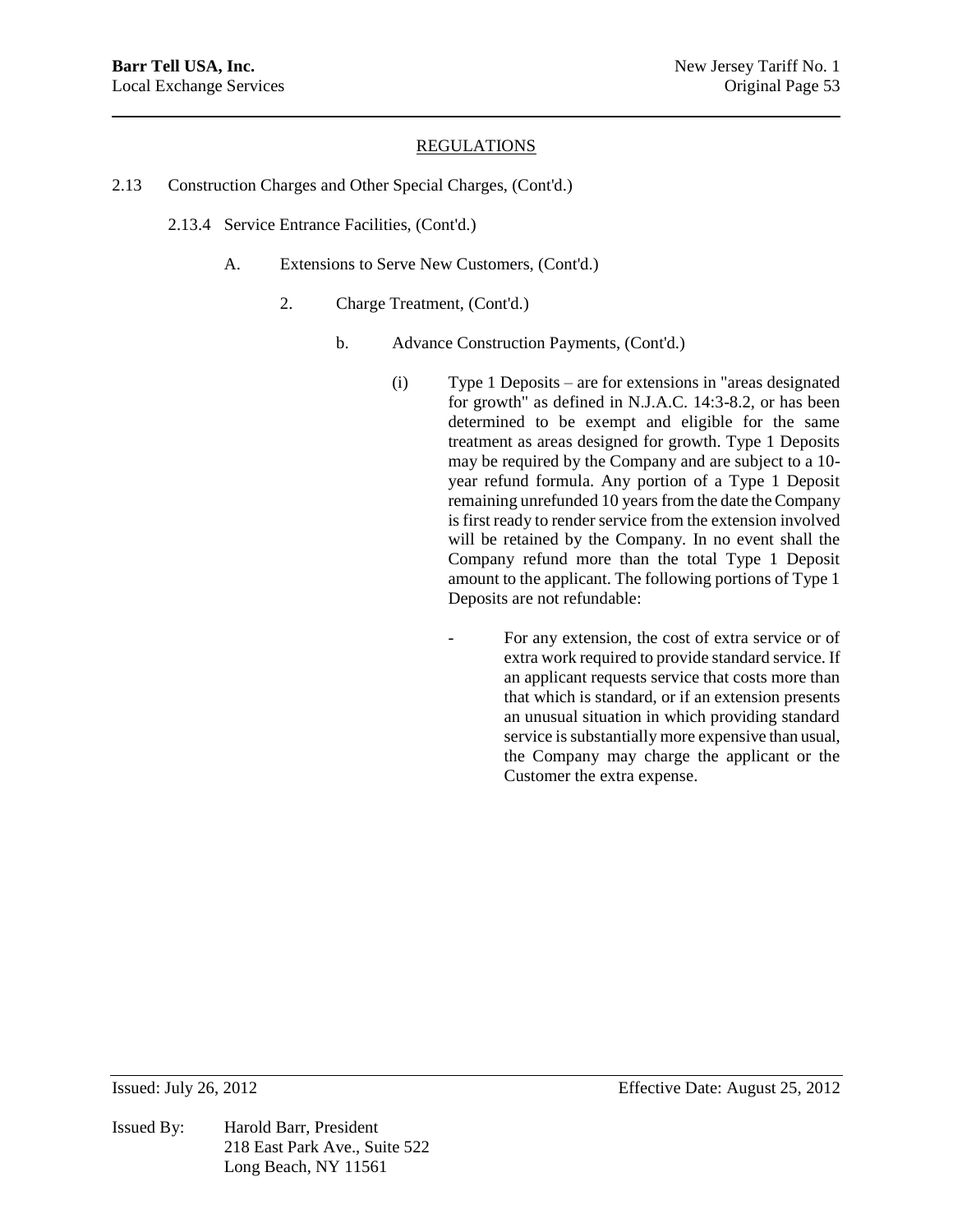## REGULATIONS

2.13 Construction Charges and Other Special Charges, (Cont'd.)

2.13.4 Service Entrance Facilities, (Cont'd.)

A. Extensions to Serve New Customers, (Cont'd.)

2. Charge Treatment, (Cont'd.)

b. Advance Construction Payments, (Cont'd.)

(i) Type 1 Deposits – are for extensions in "areas designated for growth" as defined in N.J.A.C. 14:3-8.2, or has been determined to be exempt and eligible for the same treatment as areas designed for growth. Type 1 Deposits may be required by the Company and are subject to a 10-year refund formula. Any portion of a Type 1 Deposit remaining unrefunded 10 years from the date the Company is first ready to render service from the extension involved will be retained by the Company. In no event shall the Company refund more than the total Type 1 Deposit amount to the applicant. The following portions of Type 1 Deposits are not refundable:

- For any extension, the cost of extra service or of extra work required to provide standard service. If an applicant requests service that costs more than that which is standard, or if an extension presents an unusual situation in which providing standard service is substantially more expensive than usual, the Company may charge the applicant or the Customer the extra expense.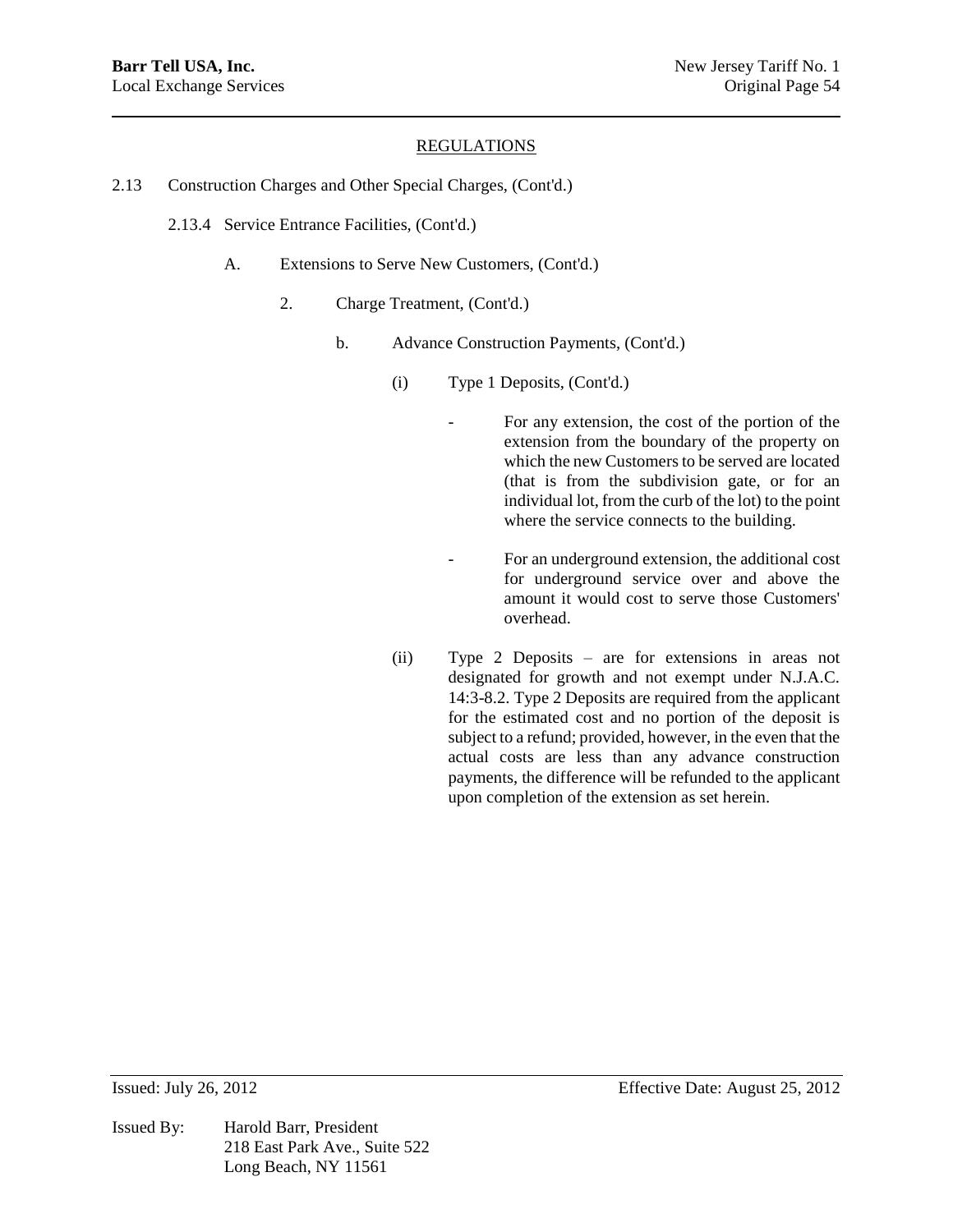## REGULATIONS

2.13 Construction Charges and Other Special Charges, (Cont'd.)

2.13.4 Service Entrance Facilities, (Cont'd.)

A. Extensions to Serve New Customers, (Cont'd.)

2. Charge Treatment, (Cont'd.)

b. Advance Construction Payments, (Cont'd.)

(i) Type 1 Deposits, (Cont'd.)

- For any extension, the cost of the portion of the extension from the boundary of the property on which the new Customers to be served are located (that is from the subdivision gate, or for an individual lot, from the curb of the lot) to the point where the service connects to the building.

- For an underground extension, the additional cost for underground service over and above the amount it would cost to serve those Customers' overhead.

(ii) Type 2 Deposits – are for extensions in areas not designated for growth and not exempt under N.J.A.C. 14:3-8.2. Type 2 Deposits are required from the applicant for the estimated cost and no portion of the deposit is subject to a refund; provided, however, in the even that the actual costs are less than any advance construction payments, the difference will be refunded to the applicant upon completion of the extension as set herein.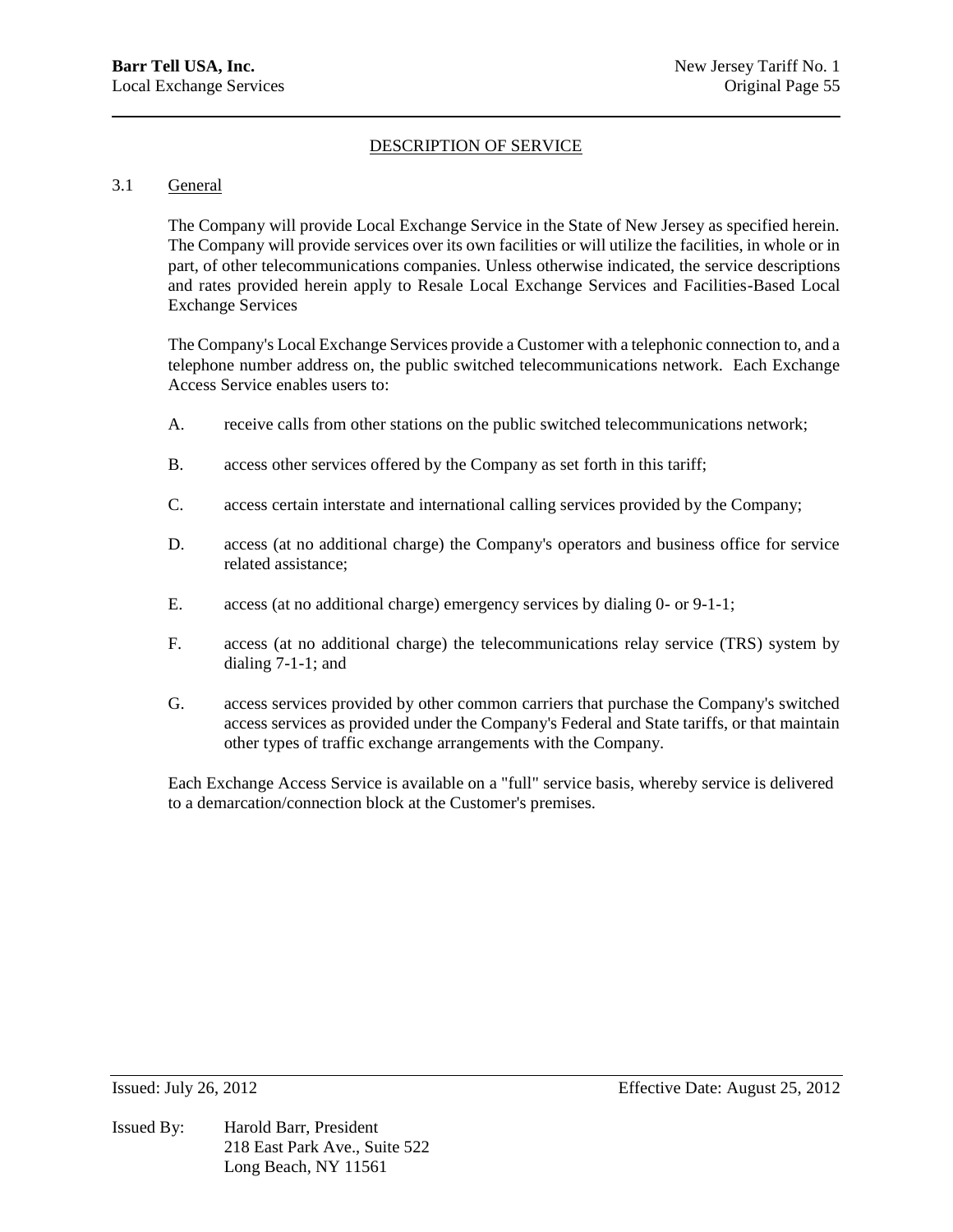## DESCRIPTION OF SERVICE

### 3.1 General

The Company will provide Local Exchange Service in the State of New Jersey as specified herein. The Company will provide services over its own facilities or will utilize the facilities, in whole or in part, of other telecommunications companies. Unless otherwise indicated, the service descriptions and rates provided herein apply to Resale Local Exchange Services and Facilities-Based Local Exchange Services

The Company's Local Exchange Services provide a Customer with a telephonic connection to, and a telephone number address on, the public switched telecommunications network. Each Exchange Access Service enables users to:

A. receive calls from other stations on the public switched telecommunications network;

B. access other services offered by the Company as set forth in this tariff;

C. access certain interstate and international calling services provided by the Company;

D. access (at no additional charge) the Company's operators and business office for service related assistance;

E. access (at no additional charge) emergency services by dialing 0- or 9-1-1;

F. access (at no additional charge) the telecommunications relay service (TRS) system by dialing 7-1-1; and

G. access services provided by other common carriers that purchase the Company's switched access services as provided under the Company's Federal and State tariffs, or that maintain other types of traffic exchange arrangements with the Company.

Each Exchange Access Service is available on a "full" service basis, whereby service is delivered to a demarcation/connection block at the Customer's premises.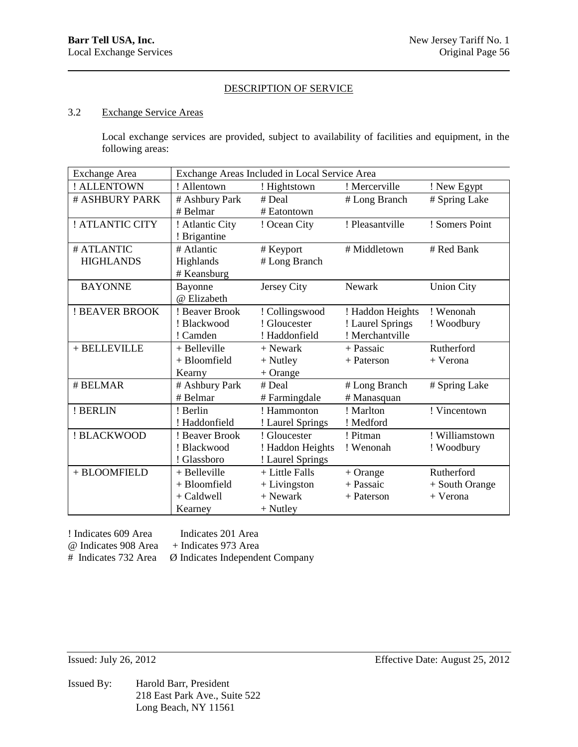## DESCRIPTION OF SERVICE

### 3.2 Exchange Service Areas

Local exchange services are provided, subject to availability of facilities and equipment, in the following areas:

| Exchange Area | Exchange Areas Included in Local Service Area | | | |
|---|---|---|---|---|
| ! ALLENTOWN | ! Allentown | ! Hightstown | ! Mercerville | ! New Egypt |
| # ASHBURY PARK | # Ashbury Park<br># Belmar | # Deal<br># Eatontown | # Long Branch | # Spring Lake |
| ! ATLANTIC CITY | ! Atlantic City<br>! Brigantine | ! Ocean City | ! Pleasantville | ! Somers Point |
| # ATLANTIC HIGHLANDS | # Atlantic Highlands<br># Keansburg | # Keyport<br># Long Branch | # Middletown | # Red Bank |
| BAYONNE | Bayonne<br>@ Elizabeth | Jersey City | Newark | Union City |
| ! BEAVER BROOK | ! Beaver Brook<br>! Blackwood<br>! Camden | ! Collingswood<br>! Gloucester<br>! Haddonfield | ! Haddon Heights<br>! Laurel Springs<br>! Merchantville | ! Wenonah<br>! Woodbury |
| + BELLEVILLE | + Belleville<br>+ Bloomfield<br>Kearny | + Newark<br>+ Nutley<br>+ Orange | + Passaic<br>+ Paterson | Rutherford<br>+ Verona |
| # BELMAR | # Ashbury Park<br># Belmar | # Deal<br># Farmingdale | # Long Branch<br># Manasquan | # Spring Lake |
| ! BERLIN | ! Berlin<br>! Haddonfield | ! Hammonton<br>! Laurel Springs | ! Marlton<br>! Medford | ! Vincentown |
| ! BLACKWOOD | ! Beaver Brook<br>! Blackwood<br>! Glassboro | ! Gloucester<br>! Haddon Heights<br>! Laurel Springs | ! Pitman<br>! Wenonah | ! Williamstown<br>! Woodbury |
| + BLOOMFIELD | + Belleville<br>+ Bloomfield<br>+ Caldwell<br>Kearney | + Little Falls<br>+ Livingston<br>+ Newark<br>+ Nutley | + Orange<br>+ Passaic<br>+ Paterson | Rutherford<br>+ South Orange<br>+ Verona |

! Indicates 609 Area  Indicates 201 Area
@ Indicates 908 Area  + Indicates 973 Area
# Indicates 732 Area  Ø Indicates Independent Company

Issued: July 26, 2012  Effective Date: August 25, 2012

Issued By: Harold Barr, President
218 East Park Ave., Suite 522
Long Beach, NY 11561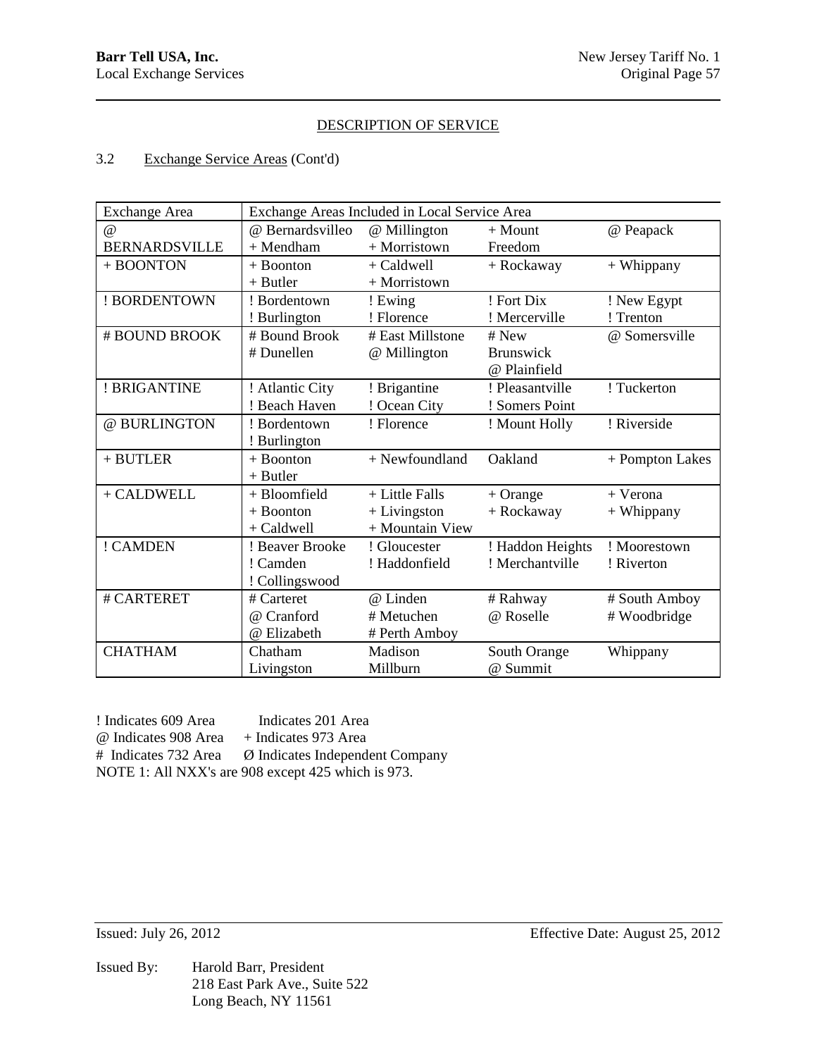## DESCRIPTION OF SERVICE

3.2 Exchange Service Areas (Cont'd)

| Exchange Area | Exchange Areas Included in Local Service Area | | | |
|---|---|---|---|---|
| @ BERNARDSVILLE | @ Bernardsvilleo<br>+ Mendham | @ Millington<br>+ Morristown | + Mount Freedom | @ Peapack |
| + BOONTON | + Boonton<br>+ Butler | + Caldwell<br>+ Morristown | + Rockaway | + Whippany |
| ! BORDENTOWN | ! Bordentown<br>! Burlington | ! Ewing<br>! Florence | ! Fort Dix<br>! Mercerville | ! New Egypt<br>! Trenton |
| # BOUND BROOK | # Bound Brook<br># Dunellen | # East Millstone<br>@ Millington | # New Brunswick<br>@ Plainfield | @ Somersville |
| ! BRIGANTINE | ! Atlantic City<br>! Beach Haven | ! Brigantine<br>! Ocean City | ! Pleasantville<br>! Somers Point | ! Tuckerton |
| @ BURLINGTON | ! Bordentown<br>! Burlington | ! Florence | ! Mount Holly | ! Riverside |
| + BUTLER | + Boonton<br>+ Butler | + Newfoundland | Oakland | + Pompton Lakes |
| + CALDWELL | + Bloomfield<br>+ Boonton<br>+ Caldwell | + Little Falls<br>+ Livingston<br>+ Mountain View | + Orange<br>+ Rockaway | + Verona<br>+ Whippany |
| ! CAMDEN | ! Beaver Brooke<br>! Camden<br>! Collingswood | ! Gloucester<br>! Haddonfield | ! Haddon Heights<br>! Merchantville | ! Moorestown<br>! Riverton |
| # CARTERET | # Carteret<br>@ Cranford<br>@ Elizabeth | @ Linden<br># Metuchen<br># Perth Amboy | # Rahway<br>@ Roselle | # South Amboy<br># Woodbridge |
| CHATHAM | Chatham<br>Livingston | Madison<br>Millburn | South Orange<br>@ Summit | Whippany |

! Indicates 609 Area Indicates 201 Area
@ Indicates 908 Area + Indicates 973 Area
# Indicates 732 Area Ø Indicates Independent Company
NOTE 1: All NXX's are 908 except 425 which is 973.

Issued: July 26, 2012 Effective Date: August 25, 2012

Issued By: Harold Barr, President
218 East Park Ave., Suite 522
Long Beach, NY 11561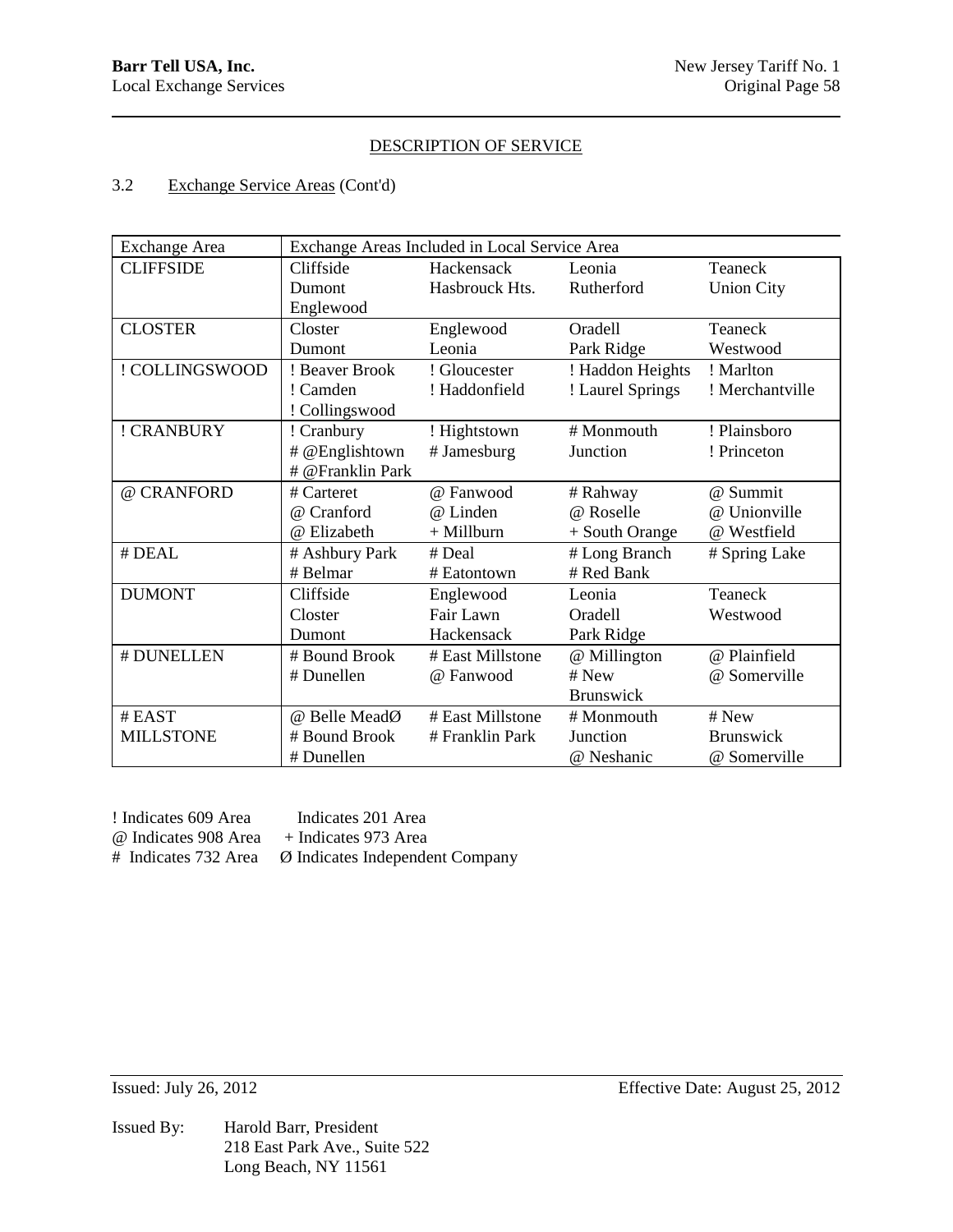DESCRIPTION OF SERVICE

3.2 Exchange Service Areas (Cont'd)

| Exchange Area | Exchange Areas Included in Local Service Area | | | |
|---|---|---|---|---|
| CLIFFSIDE | Cliffside<br>Dumont<br>Englewood | Hackensack<br>Hasbrouck Hts. | Leonia<br>Rutherford | Teaneck<br>Union City |
| CLOSTER | Closter<br>Dumont | Englewood<br>Leonia | Oradell<br>Park Ridge | Teaneck<br>Westwood |
| ! COLLINGSWOOD | ! Beaver Brook<br>! Camden<br>! Collingswood | ! Gloucester<br>! Haddonfield | ! Haddon Heights<br>! Laurel Springs | ! Marlton<br>! Merchantville |
| ! CRANBURY | ! Cranbury<br># @Englishtown<br># @Franklin Park | ! Hightstown<br># Jamesburg | # Monmouth Junction | ! Plainsboro<br>! Princeton |
| @ CRANFORD | # Carteret<br>@ Cranford<br>@ Elizabeth | @ Fanwood<br>@ Linden<br>+ Millburn | # Rahway<br>@ Roselle<br>+ South Orange | @ Summit<br>@ Unionville<br>@ Westfield |
| # DEAL | # Ashbury Park<br># Belmar | # Deal<br># Eatontown | # Long Branch<br># Red Bank | # Spring Lake |
| DUMONT | Cliffside<br>Closter<br>Dumont | Englewood<br>Fair Lawn<br>Hackensack | Leonia<br>Oradell<br>Park Ridge | Teaneck<br>Westwood |
| # DUNELLEN | # Bound Brook<br># Dunellen | # East Millstone<br>@ Fanwood | @ Millington<br># New Brunswick | @ Plainfield<br>@ Somerville |
| # EAST MILLSTONE | @ Belle MeadØ<br># Bound Brook<br># Dunellen | # East Millstone<br># Franklin Park | # Monmouth Junction<br>@ Neshanic | # New Brunswick<br>@ Somerville |

! Indicates 609 Area  Indicates 201 Area
@ Indicates 908 Area + Indicates 973 Area
# Indicates 732 Area Ø Indicates Independent Company

Issued: July 26, 2012  Effective Date: August 25, 2012

Issued By: Harold Barr, President
218 East Park Ave., Suite 522
Long Beach, NY 11561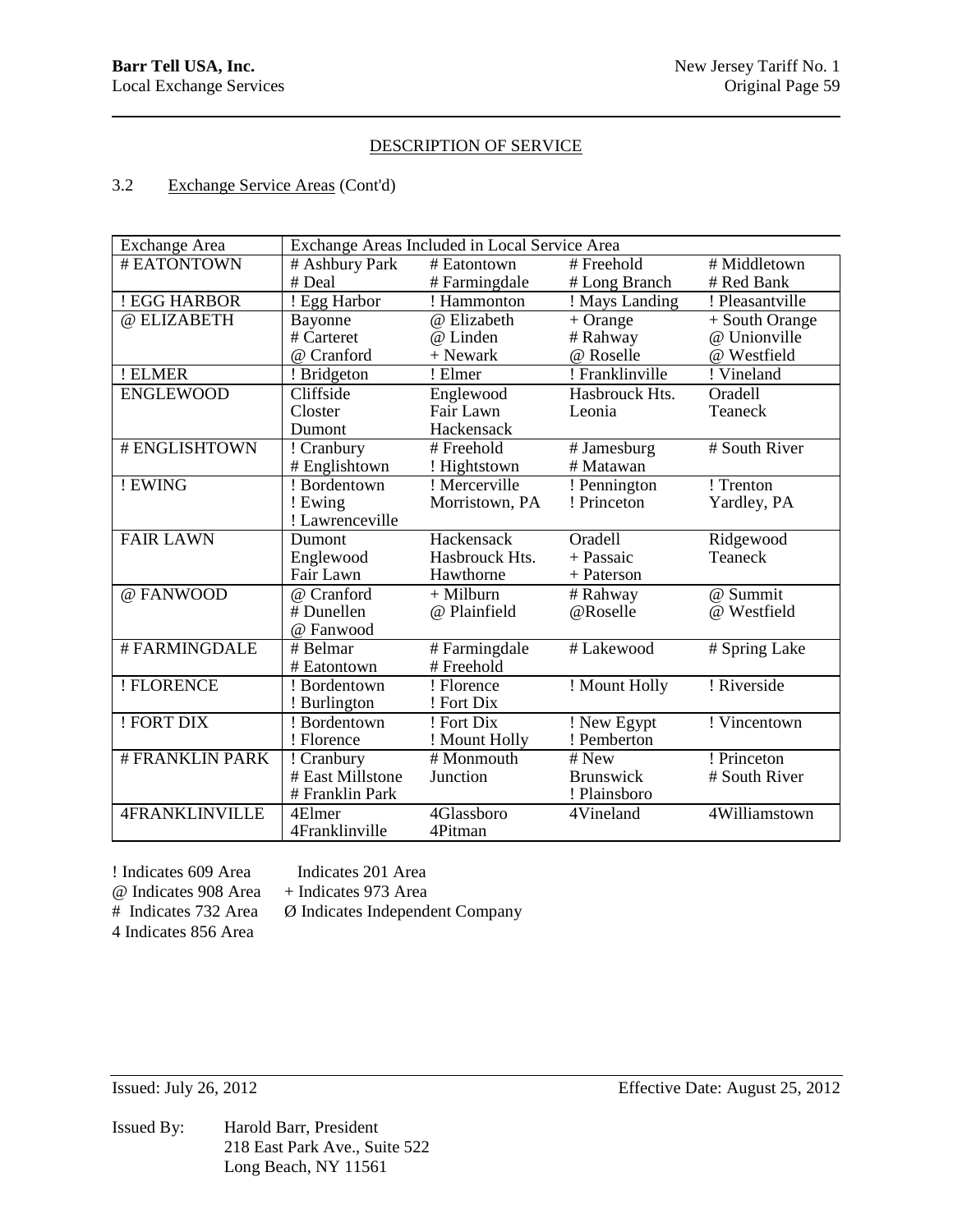DESCRIPTION OF SERVICE

3.2 Exchange Service Areas (Cont'd)

| Exchange Area | Exchange Areas Included in Local Service Area | | | |
|---|---|---|---|---|
| # EATONTOWN | # Ashbury Park<br># Deal | # Eatontown<br># Farmingdale | # Freehold<br># Long Branch | # Middletown<br># Red Bank |
| ! EGG HARBOR | ! Egg Harbor | ! Hammonton | ! Mays Landing | ! Pleasantville |
| @ ELIZABETH | Bayonne<br># Carteret<br>@ Cranford | @ Elizabeth<br>@ Linden<br>+ Newark | + Orange<br># Rahway<br>@ Roselle | + South Orange<br>@ Unionville<br>@ Westfield |
| ! ELMER | ! Bridgeton | ! Elmer | ! Franklinville | ! Vineland |
| ENGLEWOOD | Cliffside<br>Closter<br>Dumont | Englewood<br>Fair Lawn<br>Hackensack | Hasbrouck Hts.<br>Leonia | Oradell<br>Teaneck |
| # ENGLISHTOWN | ! Cranbury<br># Englishtown | # Freehold<br>! Hightstown | # Jamesburg<br># Matawan | # South River |
| ! EWING | ! Bordentown<br>! Ewing<br>! Lawrenceville | ! Mercerville<br>Morristown, PA | ! Pennington<br>! Princeton | ! Trenton<br>Yardley, PA |
| FAIR LAWN | Dumont<br>Englewood<br>Fair Lawn | Hackensack<br>Hasbrouck Hts.<br>Hawthorne | Oradell<br>+ Passaic<br>+ Paterson | Ridgewood<br>Teaneck |
| @ FANWOOD | @ Cranford<br># Dunellen<br>@ Fanwood | + Milburn<br>@ Plainfield | # Rahway<br>@Roselle | @ Summit<br>@ Westfield |
| # FARMINGDALE | # Belmar<br># Eatontown | # Farmingdale<br># Freehold | # Lakewood | # Spring Lake |
| ! FLORENCE | ! Bordentown<br>! Burlington | ! Florence<br>! Fort Dix | ! Mount Holly | ! Riverside |
| ! FORT DIX | ! Bordentown<br>! Florence | ! Fort Dix<br>! Mount Holly | ! New Egypt<br>! Pemberton | ! Vincentown |
| # FRANKLIN PARK | ! Cranbury<br># East Millstone<br># Franklin Park | # Monmouth<br>Junction | # New<br>Brunswick<br>! Plainsboro | ! Princeton<br># South River |
| 4FRANKLINVILLE | 4Elmer<br>4Franklinville | 4Glassboro<br>4Pitman | 4Vineland | 4Williamstown |

! Indicates 609 Area
@ Indicates 908 Area
# Indicates 732 Area
4 Indicates 856 Area

Indicates 201 Area
+ Indicates 973 Area
Ø Indicates Independent Company

Issued: July 26, 2012

Effective Date: August 25, 2012

Issued By: Harold Barr, President
218 East Park Ave., Suite 522
Long Beach, NY 11561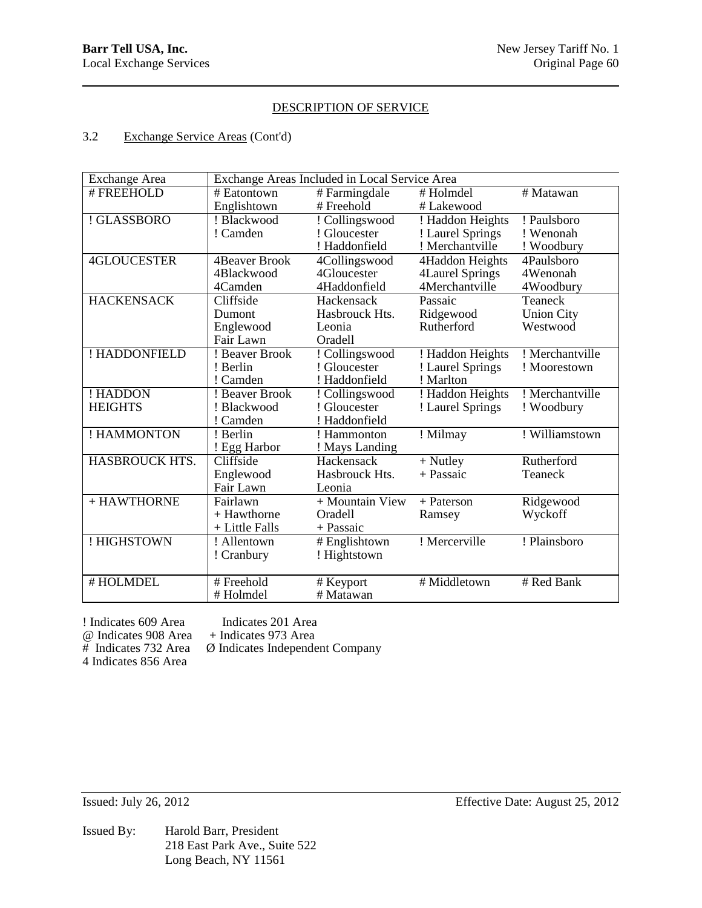## DESCRIPTION OF SERVICE

3.2 Exchange Service Areas (Cont'd)

| Exchange Area | Exchange Areas Included in Local Service Area | | | |
|---|---|---|---|---|
| # FREEHOLD | # Eatontown<br>Englishtown | # Farmingdale<br># Freehold | # Holmdel<br># Lakewood | # Matawan |
| ! GLASSBORO | ! Blackwood<br>! Camden | ! Collingswood<br>! Gloucester<br>! Haddonfield | ! Haddon Heights<br>! Laurel Springs<br>! Merchantville | ! Paulsboro<br>! Wenonah<br>! Woodbury |
| 4GLOUCESTER | 4Beaver Brook<br>4Blackwood<br>4Camden | 4Collingswood<br>4Gloucester<br>4Haddonfield | 4Haddon Heights<br>4Laurel Springs<br>4Merchantville | 4Paulsboro<br>4Wenonah<br>4Woodbury |
| HACKENSACK | Cliffside<br>Dumont<br>Englewood<br>Fair Lawn | Hackensack<br>Hasbrouck Hts.<br>Leonia<br>Oradell | Passaic<br>Ridgewood<br>Rutherford | Teaneck<br>Union City<br>Westwood |
| ! HADDONFIELD | ! Beaver Brook<br>! Berlin<br>! Camden | ! Collingswood<br>! Gloucester<br>! Haddonfield | ! Haddon Heights<br>! Laurel Springs<br>! Marlton | ! Merchantville<br>! Moorestown |
| ! HADDON HEIGHTS | ! Beaver Brook<br>! Blackwood<br>! Camden | ! Collingswood<br>! Gloucester<br>! Haddonfield | ! Haddon Heights<br>! Laurel Springs | ! Merchantville<br>! Woodbury |
| ! HAMMONTON | ! Berlin<br>! Egg Harbor | ! Hammonton<br>! Mays Landing | ! Milmay | ! Williamstown |
| HASBROUCK HTS. | Cliffside<br>Englewood<br>Fair Lawn | Hackensack<br>Hasbrouck Hts.<br>Leonia | + Nutley<br>+ Passaic | Rutherford<br>Teaneck |
| + HAWTHORNE | Fairlawn<br>+ Hawthorne<br>+ Little Falls | + Mountain View<br>Oradell<br>+ Passaic | + Paterson<br>Ramsey | Ridgewood<br>Wyckoff |
| ! HIGHSTOWN | ! Allentown<br>! Cranbury | # Englishtown<br>! Hightstown | ! Mercerville | ! Plainsboro |
| # HOLMDEL | # Freehold<br># Holmdel | # Keyport<br># Matawan | # Middletown | # Red Bank |

! Indicates 609 Area Indicates 201 Area
@ Indicates 908 Area + Indicates 973 Area
# Indicates 732 Area Ø Indicates Independent Company
4 Indicates 856 Area

Issued: July 26, 2012 Effective Date: August 25, 2012

Issued By: Harold Barr, President
218 East Park Ave., Suite 522
Long Beach, NY 11561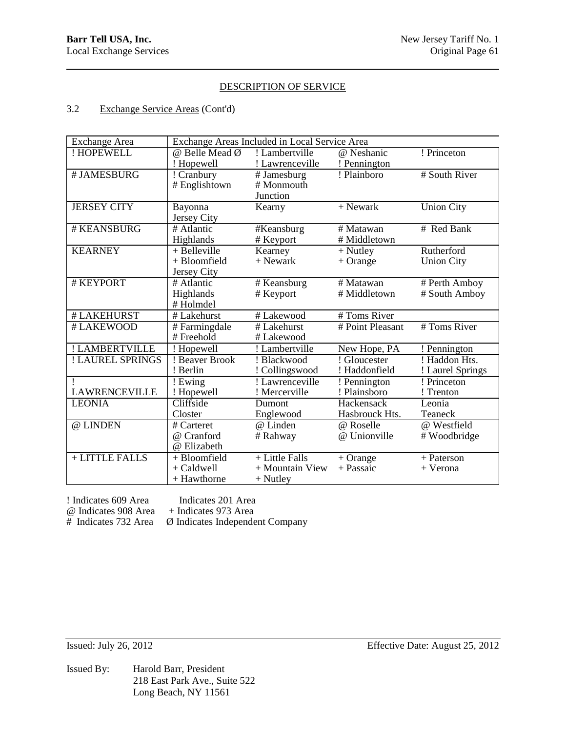## DESCRIPTION OF SERVICE

3.2 Exchange Service Areas (Cont'd)

| Exchange Area | Exchange Areas Included in Local Service Area | | | |
|---|---|---|---|---|
| ! HOPEWELL | @ Belle Mead Ø<br>! Hopewell | ! Lambertville<br>! Lawrenceville | @ Neshanic<br>! Pennington | ! Princeton |
| # JAMESBURG | ! Cranbury<br># Englishtown | # Jamesburg<br># Monmouth Junction | ! Plainboro | # South River |
| JERSEY CITY | Bayonna<br>Jersey City | Kearny | + Newark | Union City |
| # KEANSBURG | # Atlantic Highlands | #Keansburg<br># Keyport | # Matawan<br># Middletown | # Red Bank |
| KEARNEY | + Belleville<br>+ Bloomfield<br>Jersey City | Kearney<br>+ Newark | + Nutley<br>+ Orange | Rutherford<br>Union City |
| # KEYPORT | # Atlantic Highlands<br># Holmdel | # Keansburg<br># Keyport | # Matawan<br># Middletown | # Perth Amboy<br># South Amboy |
| # LAKEHURST | # Lakehurst | # Lakewood | # Toms River | |
| # LAKEWOOD | # Farmingdale<br># Freehold | # Lakehurst<br># Lakewood | # Point Pleasant | # Toms River |
| ! LAMBERTVILLE | ! Hopewell | ! Lambertville | New Hope, PA | ! Pennington |
| ! LAUREL SPRINGS | ! Beaver Brook<br>! Berlin | ! Blackwood<br>! Collingswood | ! Gloucester<br>! Haddonfield | ! Haddon Hts.<br>! Laurel Springs |
| ! LAWRENCEVILLE | ! Ewing<br>! Hopewell | ! Lawrenceville<br>! Mercerville | ! Pennington<br>! Plainsboro | ! Princeton<br>! Trenton |
| LEONIA | Cliffside<br>Closter | Dumont<br>Englewood | Hackensack<br>Hasbrouck Hts. | Leonia<br>Teaneck |
| @ LINDEN | # Carteret<br>@ Cranford<br>@ Elizabeth | @ Linden<br># Rahway | @ Roselle<br>@ Unionville | @ Westfield<br># Woodbridge |
| + LITTLE FALLS | + Bloomfield<br>+ Caldwell<br>+ Hawthorne | + Little Falls<br>+ Mountain View<br>+ Nutley | + Orange<br>+ Passaic | + Paterson<br>+ Verona |

! Indicates 609 Area     Indicates 201 Area
@ Indicates 908 Area    + Indicates 973 Area
# Indicates 732 Area    Ø Indicates Independent Company

Issued: July 26, 2012    Effective Date: August 25, 2012

Issued By: Harold Barr, President
218 East Park Ave., Suite 522
Long Beach, NY 11561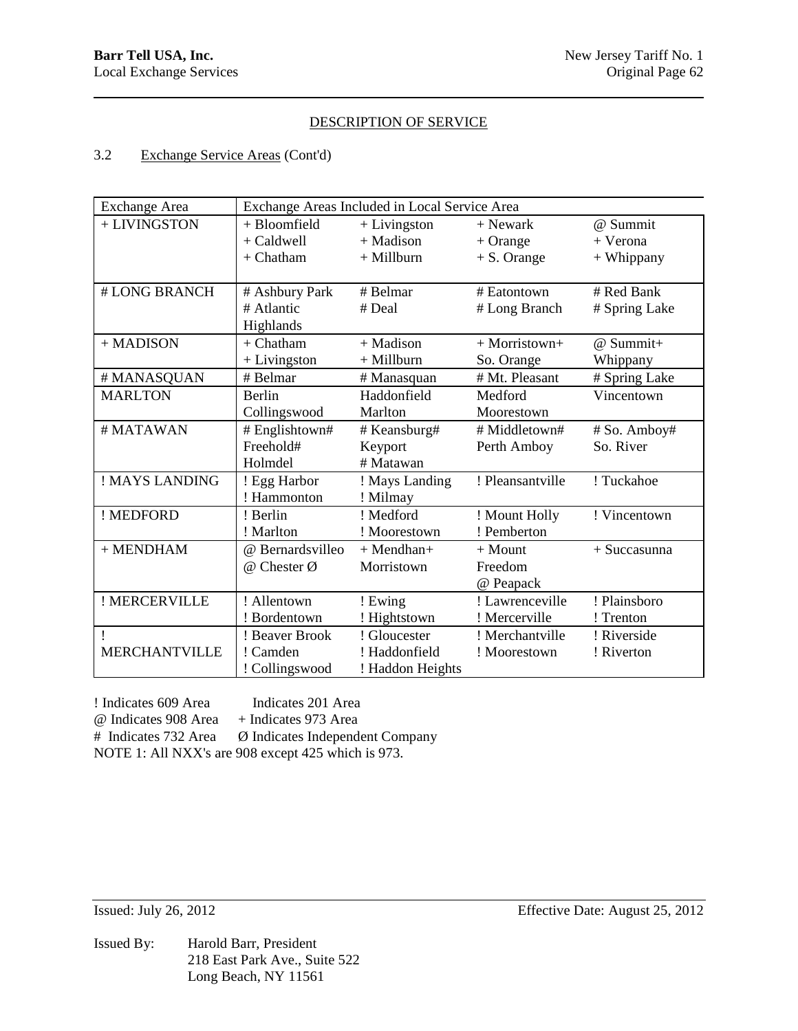## DESCRIPTION OF SERVICE

3.2 Exchange Service Areas (Cont'd)

| Exchange Area | Exchange Areas Included in Local Service Area | | | |
|---|---|---|---|---|
| + LIVINGSTON | + Bloomfield<br>+ Caldwell<br>+ Chatham | + Livingston<br>+ Madison<br>+ Millburn | + Newark<br>+ Orange<br>+ S. Orange | @ Summit<br>+ Verona<br>+ Whippany |
| # LONG BRANCH | # Ashbury Park<br># Atlantic Highlands | # Belmar<br># Deal | # Eatontown<br># Long Branch | # Red Bank<br># Spring Lake |
| + MADISON | + Chatham<br>+ Livingston | + Madison<br>+ Millburn | + Morristown+<br>So. Orange | @ Summit+<br>Whippany |
| # MANASQUAN | # Belmar | # Manasquan | # Mt. Pleasant | # Spring Lake |
| MARLTON | Berlin<br>Collingswood | Haddonfield<br>Marlton | Medford<br>Moorestown | Vincentown |
| # MATAWAN | # Englishtown#<br>Freehold#<br>Holmdel | # Keansburg#<br>Keyport<br># Matawan | # Middletown#<br>Perth Amboy | # So. Amboy#<br>So. River |
| ! MAYS LANDING | ! Egg Harbor<br>! Hammonton | ! Mays Landing<br>! Milmay | ! Pleansantville | ! Tuckahoe |
| ! MEDFORD | ! Berlin<br>! Marlton | ! Medford<br>! Moorestown | ! Mount Holly<br>! Pemberton | ! Vincentown |
| + MENDHAM | @ Bernardsvilleo<br>@ Chester Ø | + Mendhan+<br>Morristown | + Mount Freedom<br>@ Peapack | + Succasunna |
| ! MERCERVILLE | ! Allentown<br>! Bordentown | ! Ewing<br>! Hightstown | ! Lawrenceville<br>! Mercerville | ! Plainsboro<br>! Trenton |
| ! MERCHANTVILLE | ! Beaver Brook<br>! Camden<br>! Collingswood | ! Gloucester<br>! Haddonfield<br>! Haddon Heights | ! Merchantville<br>! Moorestown | ! Riverside<br>! Riverton |

! Indicates 609 Area Indicates 201 Area
@ Indicates 908 Area + Indicates 973 Area
# Indicates 732 Area Ø Indicates Independent Company
NOTE 1: All NXX's are 908 except 425 which is 973.

Issued: July 26, 2012 Effective Date: August 25, 2012

Issued By: Harold Barr, President
218 East Park Ave., Suite 522
Long Beach, NY 11561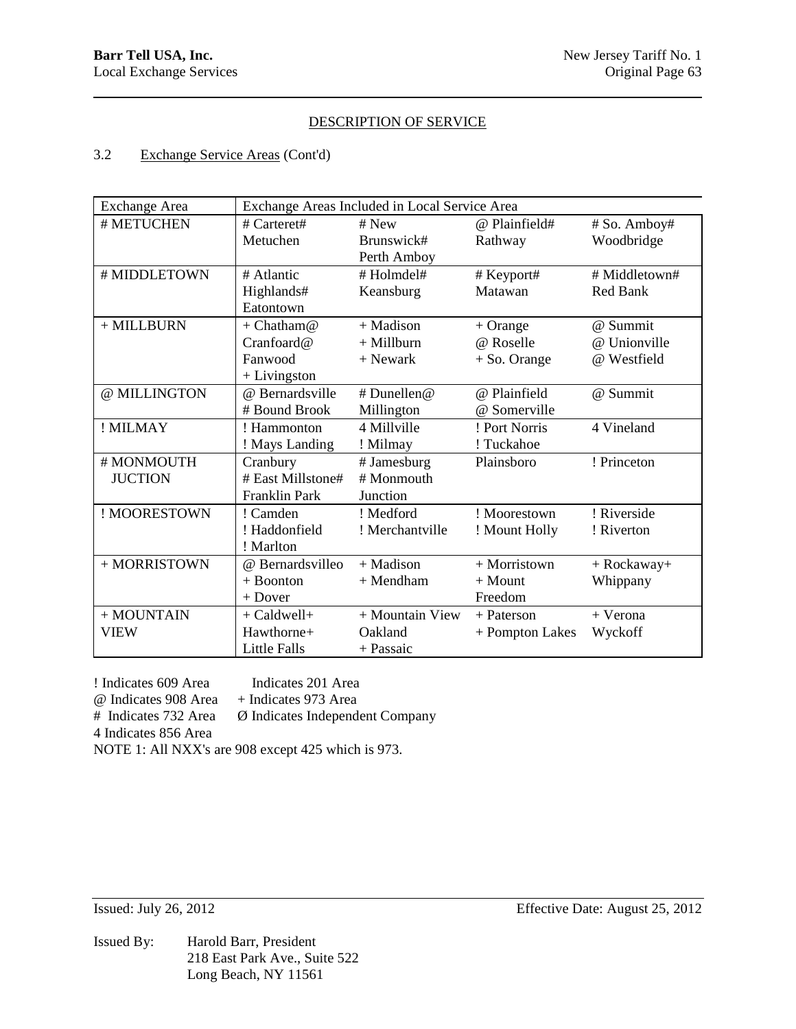DESCRIPTION OF SERVICE

3.2 Exchange Service Areas (Cont'd)

| Exchange Area | Exchange Areas Included in Local Service Area | | | |
|---|---|---|---|---|
| # METUCHEN | # Carteret# Metuchen | # New Brunswick# Perth Amboy | @ Plainfield# Rathway | # So. Amboy# Woodbridge |
| # MIDDLETOWN | # Atlantic Highlands# Eatontown | # Holmdel# Keansburg | # Keyport# Matawan | # Middletown# Red Bank |
| + MILLBURN | + Chatham@ Cranfoard@ Fanwood + Livingston | + Madison + Millburn + Newark | + Orange @ Roselle + So. Orange | @ Summit @ Unionville @ Westfield |
| @ MILLINGTON | @ Bernardsville # Bound Brook | # Dunellen@ Millington | @ Plainfield @ Somerville | @ Summit |
| ! MILMAY | ! Hammonton ! Mays Landing | 4 Millville ! Milmay | ! Port Norris ! Tuckahoe | 4 Vineland |
| # MONMOUTH JUCTION | Cranbury # East Millstone# Franklin Park | # Jamesburg # Monmouth Junction | Plainsboro | ! Princeton |
| ! MOORESTOWN | ! Camden ! Haddonfield ! Marlton | ! Medford ! Merchantville | ! Moorestown ! Mount Holly | ! Riverside ! Riverton |
| + MORRISTOWN | @ Bernardsvilleo + Boonton + Dover | + Madison + Mendham | + Morristown + Mount Freedom | + Rockaway+ Whippany |
| + MOUNTAIN VIEW | + Caldwell+ Hawthorne+ Little Falls | + Mountain View Oakland + Passaic | + Paterson + Pompton Lakes | + Verona Wyckoff |

! Indicates 609 Area     Indicates 201 Area
@ Indicates 908 Area     + Indicates 973 Area
# Indicates 732 Area     Ø Indicates Independent Company
4 Indicates 856 Area
NOTE 1: All NXX's are 908 except 425 which is 973.

Issued: July 26, 2012     Effective Date: August 25, 2012

Issued By: Harold Barr, President
218 East Park Ave., Suite 522
Long Beach, NY 11561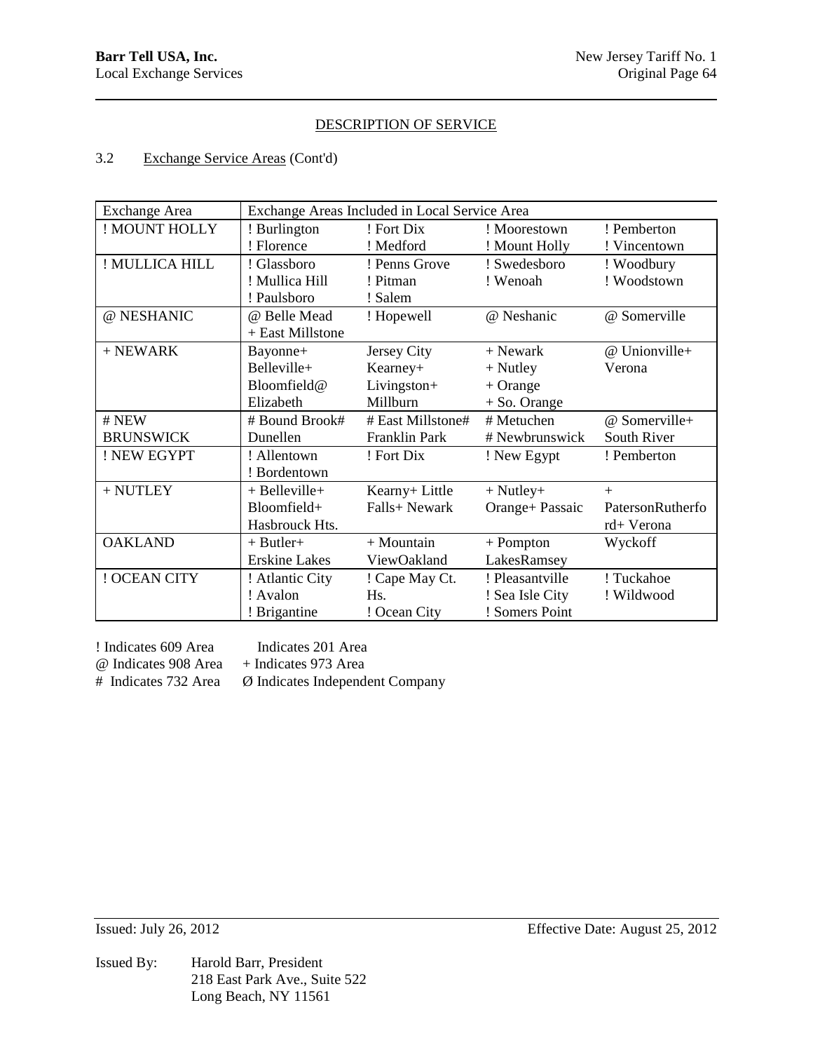## DESCRIPTION OF SERVICE

3.2 Exchange Service Areas (Cont'd)

| Exchange Area | Exchange Areas Included in Local Service Area | | | |
|---|---|---|---|---|
| ! MOUNT HOLLY | ! Burlington<br>! Florence | ! Fort Dix<br>! Medford | ! Moorestown<br>! Mount Holly | ! Pemberton<br>! Vincentown |
| ! MULLICA HILL | ! Glassboro<br>! Mullica Hill<br>! Paulsboro | ! Penns Grove<br>! Pitman<br>! Salem | ! Swedesboro<br>! Wenoah | ! Woodbury<br>! Woodstown |
| @ NESHANIC | @ Belle Mead<br>+ East Millstone | ! Hopewell | @ Neshanic | @ Somerville |
| + NEWARK | Bayonne+<br>Belleville+<br>Bloomfield@<br>Elizabeth | Jersey City<br>Kearney+<br>Livingston+<br>Millburn | + Newark<br>+ Nutley<br>+ Orange<br>+ So. Orange | @ Unionville+<br>Verona |
| # NEW BRUNSWICK | # Bound Brook#<br>Dunellen | # East Millstone#<br>Franklin Park | # Metuchen<br># Newbrunswick | @ Somerville+<br>South River |
| ! NEW EGYPT | ! Allentown<br>! Bordentown | ! Fort Dix | ! New Egypt | ! Pemberton |
| + NUTLEY | + Belleville+<br>Bloomfield+<br>Hasbrouck Hts. | Kearny+ Little<br>Falls+ Newark | + Nutley+<br>Orange+ Passaic | +<br>PatersonRutherford+ Verona |
| OAKLAND | + Butler+<br>Erskine Lakes | + Mountain<br>ViewOakland | + Pompton<br>LakesRamsey | Wyckoff |
| ! OCEAN CITY | ! Atlantic City<br>! Avalon<br>! Brigantine | ! Cape May Ct.<br>Hs.<br>! Ocean City | ! Pleasantville<br>! Sea Isle City<br>! Somers Point | ! Tuckahoe<br>! Wildwood |

! Indicates 609 Area  Indicates 201 Area
@ Indicates 908 Area  + Indicates 973 Area
# Indicates 732 Area  Ø Indicates Independent Company

Issued: July 26, 2012  Effective Date: August 25, 2012

Issued By: Harold Barr, President
218 East Park Ave., Suite 522
Long Beach, NY 11561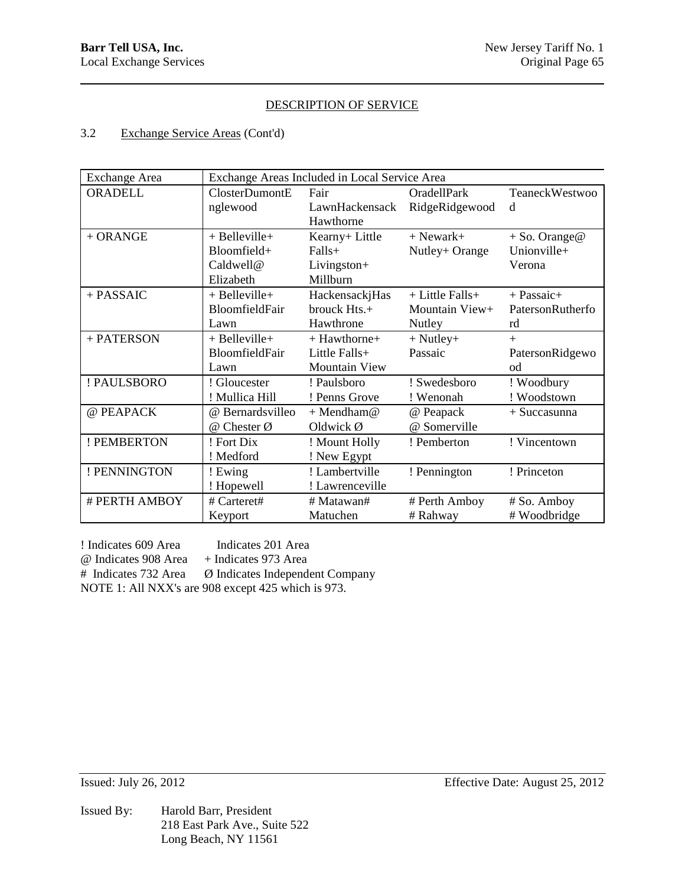DESCRIPTION OF SERVICE

3.2 Exchange Service Areas (Cont'd)

| Exchange Area | Exchange Areas Included in Local Service Area | | | |
|---|---|---|---|---|
| ORADELL | ClosterDumontE nglewood | Fair LawnHackensack Hawthorne | OradellPark RidgeRidgewood | TeaneckWestwoo d |
| + ORANGE | + Belleville+ Bloomfield+ Caldwell@ Elizabeth | Kearny+ Little Falls+ Livingston+ Millburn | + Newark+ Nutley+ Orange | + So. Orange@ Unionville+ Verona |
| + PASSAIC | + Belleville+ BloomfieldFair Lawn | HackensackjHas brouck Hts.+ Hawthrone | + Little Falls+ Mountain View+ Nutley | + Passaic+ PatersonRutherfo rd |
| + PATERSON | + Belleville+ BloomfieldFair Lawn | + Hawthorne+ Little Falls+ Mountain View | + Nutley+ Passaic | + PatersonRidgewo od |
| ! PAULSBORO | ! Gloucester ! Mullica Hill | ! Paulsboro ! Penns Grove | ! Swedesboro ! Wenonah | ! Woodbury ! Woodstown |
| @ PEAPACK | @ Bernardsvilleo @ Chester Ø | + Mendham@ Oldwick Ø | @ Peapack @ Somerville | + Succasunna |
| ! PEMBERTON | ! Fort Dix ! Medford | ! Mount Holly ! New Egypt | ! Pemberton | ! Vincentown |
| ! PENNINGTON | ! Ewing ! Hopewell | ! Lambertville ! Lawrenceville | ! Pennington | ! Princeton |
| # PERTH AMBOY | # Carteret# Keyport | # Matawan# Matuchen | # Perth Amboy # Rahway | # So. Amboy # Woodbridge |

! Indicates 609 Area Indicates 201 Area
@ Indicates 908 Area + Indicates 973 Area
# Indicates 732 Area Ø Indicates Independent Company
NOTE 1: All NXX's are 908 except 425 which is 973.

Issued: July 26, 2012 Effective Date: August 25, 2012

Issued By: Harold Barr, President
218 East Park Ave., Suite 522
Long Beach, NY 11561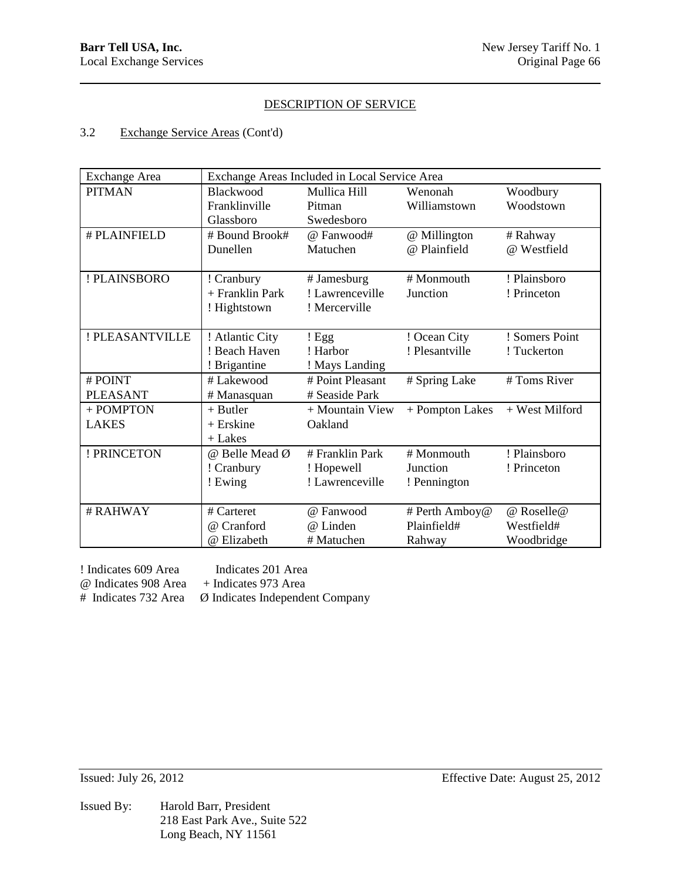## DESCRIPTION OF SERVICE

3.2 Exchange Service Areas (Cont'd)

| Exchange Area | Exchange Areas Included in Local Service Area | | | |
|---|---|---|---|---|
| PITMAN | Blackwood<br>Franklinville<br>Glassboro | Mullica Hill<br>Pitman<br>Swedesboro | Wenonah<br>Williamstown | Woodbury<br>Woodstown |
| # PLAINFIELD | # Bound Brook#<br>Dunellen | @ Fanwood#<br>Matuchen | @ Millington<br>@ Plainfield | # Rahway<br>@ Westfield |
| ! PLAINSBORO | ! Cranbury<br>+ Franklin Park<br>! Hightstown | # Jamesburg<br>! Lawrenceville<br>! Mercerville | # Monmouth Junction | ! Plainsboro<br>! Princeton |
| ! PLEASANTVILLE | ! Atlantic City<br>! Beach Haven<br>! Brigantine | ! Egg<br>! Harbor<br>! Mays Landing | ! Ocean City<br>! Plesantville | ! Somers Point<br>! Tuckerton |
| # POINT PLEASANT | # Lakewood<br># Manasquan | # Point Pleasant<br># Seaside Park | # Spring Lake | # Toms River |
| + POMPTON LAKES | + Butler<br>+ Erskine<br>+ Lakes | + Mountain View<br>Oakland | + Pompton Lakes | + West Milford |
| ! PRINCETON | @ Belle Mead Ø<br>! Cranbury<br>! Ewing | # Franklin Park<br>! Hopewell<br>! Lawrenceville | # Monmouth Junction<br>! Pennington | ! Plainsboro<br>! Princeton |
| # RAHWAY | # Carteret<br>@ Cranford<br>@ Elizabeth | @ Fanwood<br>@ Linden<br># Matuchen | # Perth Amboy@<br>Plainfield#<br>Rahway | @ Roselle@<br>Westfield#<br>Woodbridge |

! Indicates 609 Area  Indicates 201 Area
@ Indicates 908 Area  + Indicates 973 Area
# Indicates 732 Area  Ø Indicates Independent Company

Issued: July 26, 2012  Effective Date: August 25, 2012

Issued By: Harold Barr, President
218 East Park Ave., Suite 522
Long Beach, NY 11561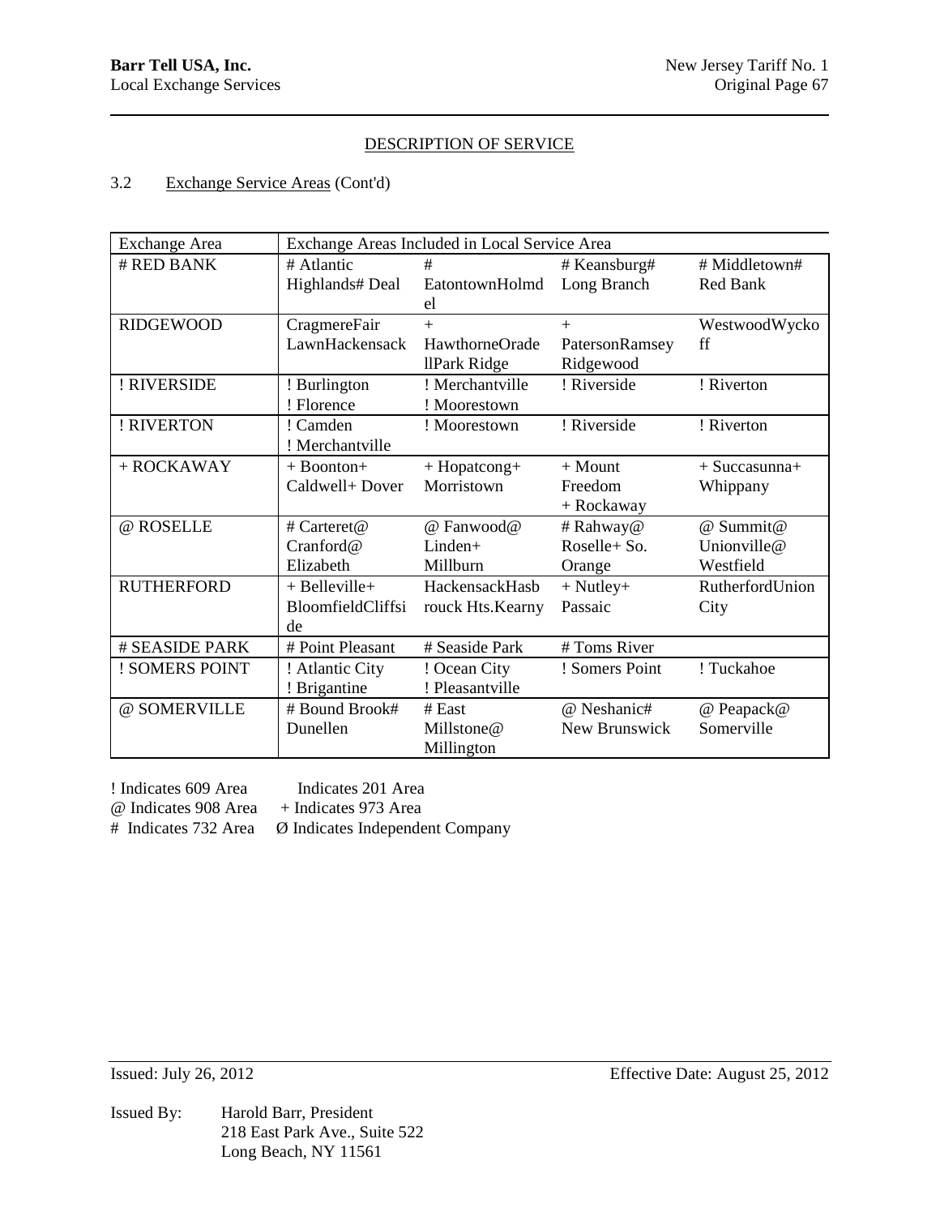DESCRIPTION OF SERVICE

3.2 Exchange Service Areas (Cont'd)

| Exchange Area | Exchange Areas Included in Local Service Area | | | |
|---|---|---|---|---|
| # RED BANK | # Atlantic Highlands# Deal | # EatontownHolmdel | # Keansburg# Long Branch | # Middletown# Red Bank |
| RIDGEWOOD | CragmereFair LawnHackensack | + HawthorneOradellPark Ridge | + PatersonRamsey Ridgewood | WestwoodWyckoff |
| ! RIVERSIDE | ! Burlington ! Florence | ! Merchantville ! Moorestown | ! Riverside | ! Riverton |
| ! RIVERTON | ! Camden ! Merchantville | ! Moorestown | ! Riverside | ! Riverton |
| + ROCKAWAY | + Boonton+ Caldwell+ Dover | + Hopatcong+ Morristown | + Mount Freedom + Rockaway | + Succasunna+ Whippany |
| @ ROSELLE | # Carteret@ Cranford@ Elizabeth | @ Fanwood@ Linden+ Millburn | # Rahway@ Roselle+ So. Orange | @ Summit@ Unionville@ Westfield |
| RUTHERFORD | + Belleville+ BloomfieldCliffside | HackensackHasbrouck Hts.Kearny | + Nutley+ Passaic | RutherfordUnion City |
| # SEASIDE PARK | # Point Pleasant | # Seaside Park | # Toms River | |
| ! SOMERS POINT | ! Atlantic City ! Brigantine | ! Ocean City ! Pleasantville | ! Somers Point | ! Tuckahoe |
| @ SOMERVILLE | # Bound Brook# Dunellen | # East Millstone@ Millington | @ Neshanic# New Brunswick | @ Peapack@ Somerville |

! Indicates 609 Area  Indicates 201 Area
@ Indicates 908 Area  + Indicates 973 Area
# Indicates 732 Area  Ø Indicates Independent Company

Issued: July 26, 2012  Effective Date: August 25, 2012

Issued By: Harold Barr, President
218 East Park Ave., Suite 522
Long Beach, NY 11561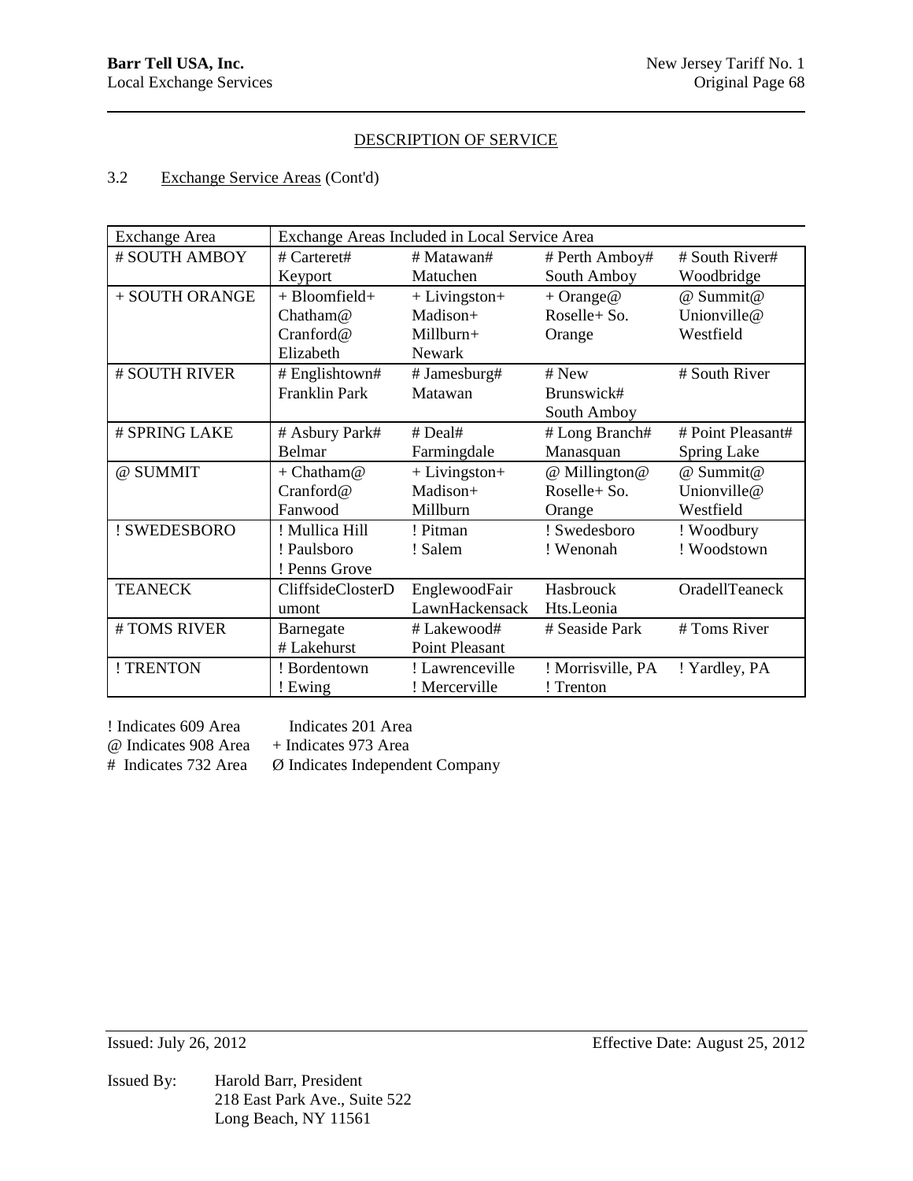DESCRIPTION OF SERVICE

3.2 Exchange Service Areas (Cont'd)

| Exchange Area | Exchange Areas Included in Local Service Area | | | |
|---|---|---|---|---|
| # SOUTH AMBOY | # Carteret# Keyport | # Matawan# Matuchen | # Perth Amboy# South Amboy | # South River# Woodbridge |
| + SOUTH ORANGE | + Bloomfield+ Chatham@ Cranford@ Elizabeth | + Livingston+ Madison+ Millburn+ Newark | + Orange@ Roselle+ So. Orange | @ Summit@ Unionville@ Westfield |
| # SOUTH RIVER | # Englishtown# Franklin Park | # Jamesburg# Matawan | # New Brunswick# South Amboy | # South River |
| # SPRING LAKE | # Asbury Park# Belmar | # Deal# Farmingdale | # Long Branch# Manasquan | # Point Pleasant# Spring Lake |
| @ SUMMIT | + Chatham@ Cranford@ Fanwood | + Livingston+ Madison+ Millburn | @ Millington@ Roselle+ So. Orange | @ Summit@ Unionville@ Westfield |
| ! SWEDESBORO | ! Mullica Hill ! Paulsboro ! Penns Grove | ! Pitman ! Salem | ! Swedesboro ! Wenonah | ! Woodbury ! Woodstown |
| TEANECK | CliffsideClosterDumont | EnglewoodFair LawnHackensack | Hasbrouck Hts.Leonia | OradellTeaneck |
| # TOMS RIVER | Barnegate # Lakehurst | # Lakewood# Point Pleasant | # Seaside Park | # Toms River |
| ! TRENTON | ! Bordentown ! Ewing | ! Lawrenceville ! Mercerville | ! Morrisville, PA ! Trenton | ! Yardley, PA |

! Indicates 609 Area    Indicates 201 Area
@ Indicates 908 Area    + Indicates 973 Area
# Indicates 732 Area    Ø Indicates Independent Company

Issued: July 26, 2012    Effective Date: August 25, 2012

Issued By: Harold Barr, President
218 East Park Ave., Suite 522
Long Beach, NY 11561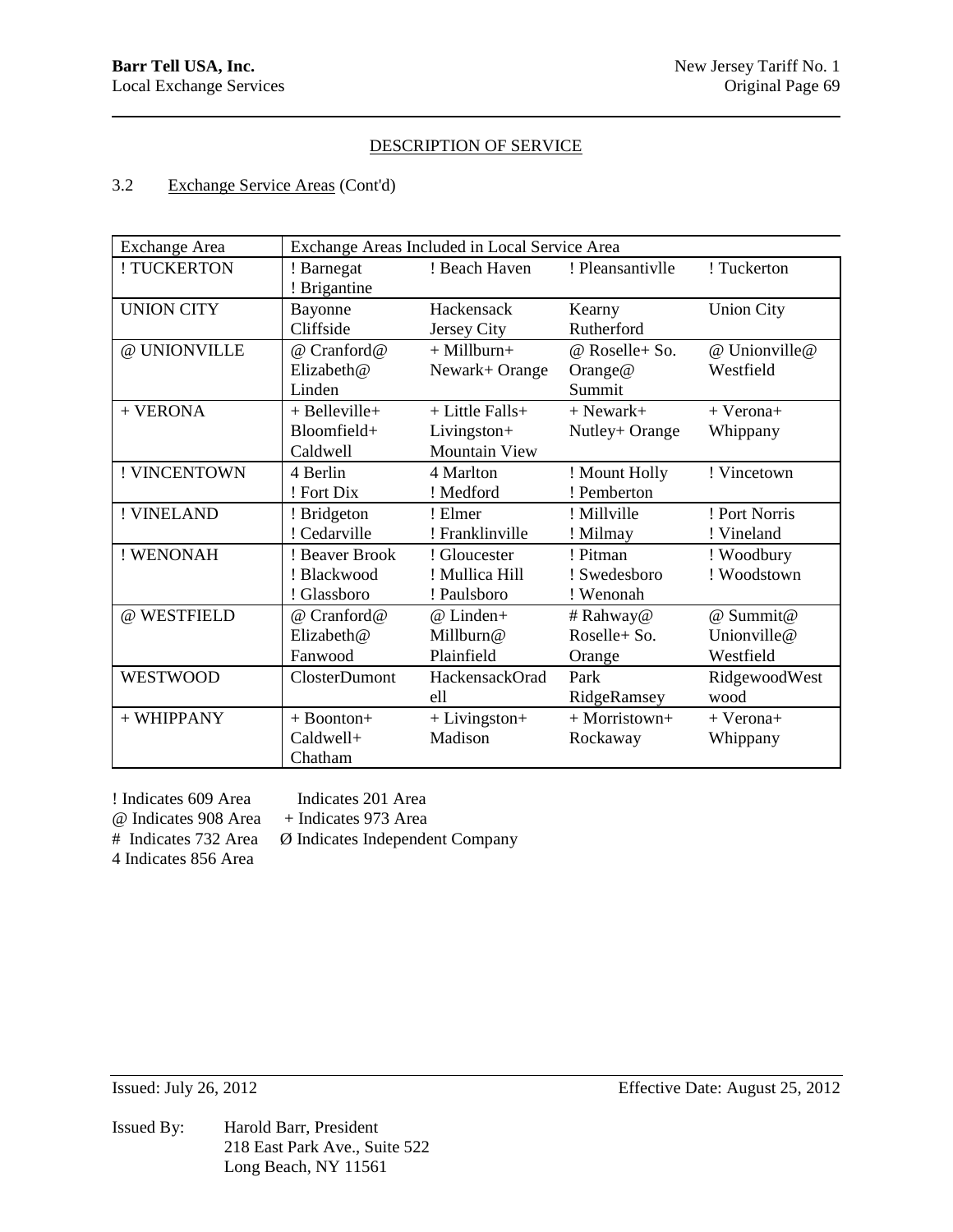## DESCRIPTION OF SERVICE

3.2 Exchange Service Areas (Cont'd)

| Exchange Area | Exchange Areas Included in Local Service Area | | | |
|---|---|---|---|---|
| ! TUCKERTON | ! Barnegat ! Brigantine | ! Beach Haven | ! Pleansantivlle | ! Tuckerton |
| UNION CITY | Bayonne Cliffside | Hackensack Jersey City | Kearny Rutherford | Union City |
| @ UNIONVILLE | @ Cranford@ Elizabeth@ Linden | + Millburn+ Newark+ Orange | @ Roselle+ So. Orange@ Summit | @ Unionville@ Westfield |
| + VERONA | + Belleville+ Bloomfield+ Caldwell | + Little Falls+ Livingston+ Mountain View | + Newark+ Nutley+ Orange | + Verona+ Whippany |
| ! VINCENTOWN | 4 Berlin ! Fort Dix | 4 Marlton ! Medford | ! Mount Holly ! Pemberton | ! Vincetown |
| ! VINELAND | ! Bridgeton ! Cedarville | ! Elmer ! Franklinville | ! Millville ! Milmay | ! Port Norris ! Vineland |
| ! WENONAH | ! Beaver Brook ! Blackwood ! Glassboro | ! Gloucester ! Mullica Hill ! Paulsboro | ! Pitman ! Swedesboro ! Wenonah | ! Woodbury ! Woodstown |
| @ WESTFIELD | @ Cranford@ Elizabeth@ Fanwood | @ Linden+ Millburn@ Plainfield | # Rahway@ Roselle+ So. Orange | @ Summit@ Unionville@ Westfield |
| WESTWOOD | ClosterDumont | HackensackOradell | Park RidgeRamsey | RidgewoodWestwood |
| + WHIPPANY | + Boonton+ Caldwell+ Chatham | + Livingston+ Madison | + Morristown+ Rockaway | + Verona+ Whippany |

! Indicates 609 Area  Indicates 201 Area
@ Indicates 908 Area  + Indicates 973 Area
# Indicates 732 Area  Ø Indicates Independent Company
4 Indicates 856 Area

Issued: July 26, 2012  Effective Date: August 25, 2012

Issued By: Harold Barr, President
218 East Park Ave., Suite 522
Long Beach, NY 11561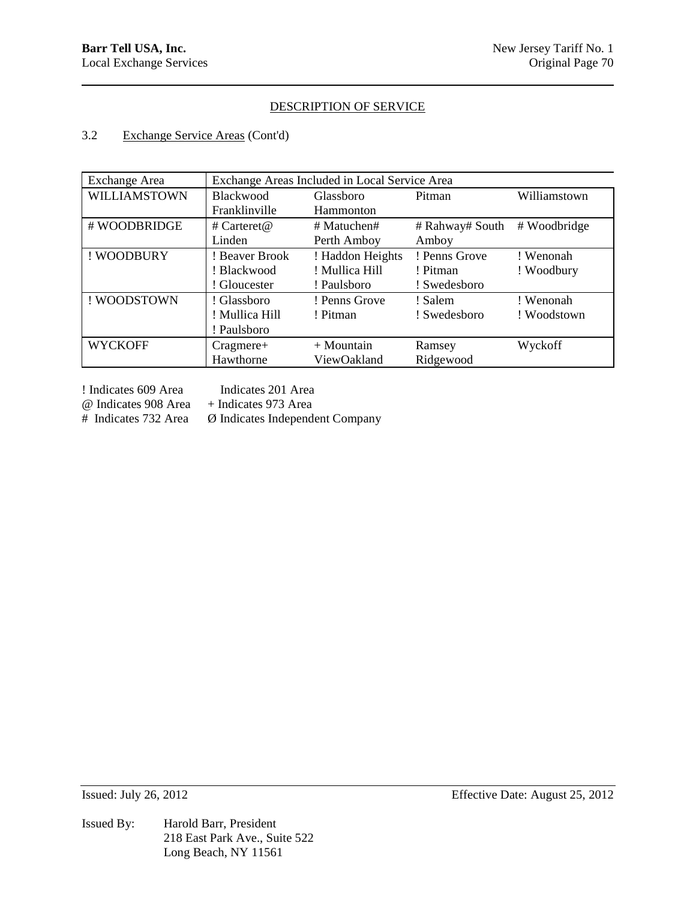## DESCRIPTION OF SERVICE

3.2 Exchange Service Areas (Cont'd)

| Exchange Area | Exchange Areas Included in Local Service Area | | | |
|---|---|---|---|---|
| WILLIAMSTOWN | Blackwood<br>Franklinville | Glassboro<br>Hammonton | Pitman | Williamstown |
| # WOODBRIDGE | # Carteret@<br>Linden | # Matuchen#<br>Perth Amboy | # Rahway# South<br>Amboy | # Woodbridge |
| ! WOODBURY | ! Beaver Brook<br>! Blackwood<br>! Gloucester | ! Haddon Heights<br>! Mullica Hill<br>! Paulsboro | ! Penns Grove<br>! Pitman<br>! Swedesboro | ! Wenonah<br>! Woodbury |
| ! WOODSTOWN | ! Glassboro<br>! Mullica Hill<br>! Paulsboro | ! Penns Grove<br>! Pitman | ! Salem<br>! Swedesboro | ! Wenonah<br>! Woodstown |
| WYCKOFF | Cragmere+<br>Hawthorne | + Mountain<br>ViewOakland | Ramsey<br>Ridgewood | Wyckoff |

! Indicates 609 Area Indicates 201 Area
@ Indicates 908 Area + Indicates 973 Area
# Indicates 732 Area Ø Indicates Independent Company

Issued: July 26, 2012 Effective Date: August 25, 2012

Issued By: Harold Barr, President
218 East Park Ave., Suite 522
Long Beach, NY 11561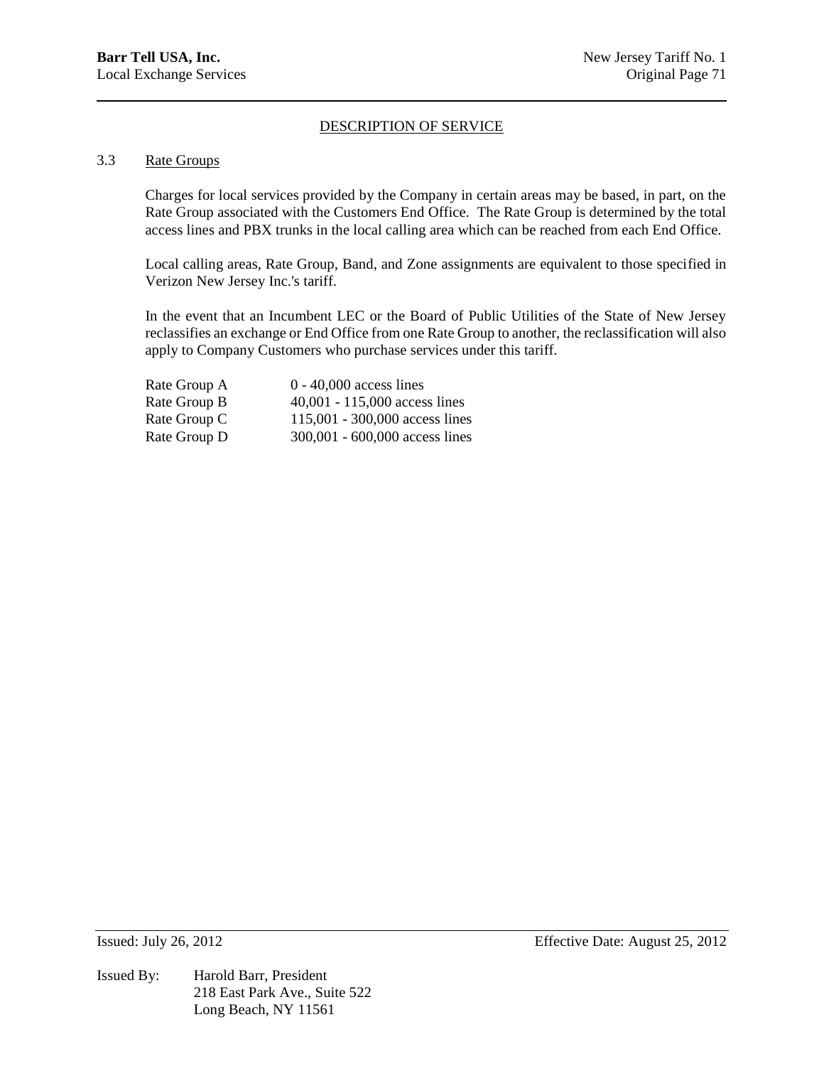## DESCRIPTION OF SERVICE

### 3.3 Rate Groups

Charges for local services provided by the Company in certain areas may be based, in part, on the Rate Group associated with the Customers End Office. The Rate Group is determined by the total access lines and PBX trunks in the local calling area which can be reached from each End Office.

Local calling areas, Rate Group, Band, and Zone assignments are equivalent to those specified in Verizon New Jersey Inc.'s tariff.

In the event that an Incumbent LEC or the Board of Public Utilities of the State of New Jersey reclassifies an exchange or End Office from one Rate Group to another, the reclassification will also apply to Company Customers who purchase services under this tariff.

| | |
|---|---|
| Rate Group A | 0 - 40,000 access lines |
| Rate Group B | 40,001 - 115,000 access lines |
| Rate Group C | 115,001 - 300,000 access lines |
| Rate Group D | 300,001 - 600,000 access lines |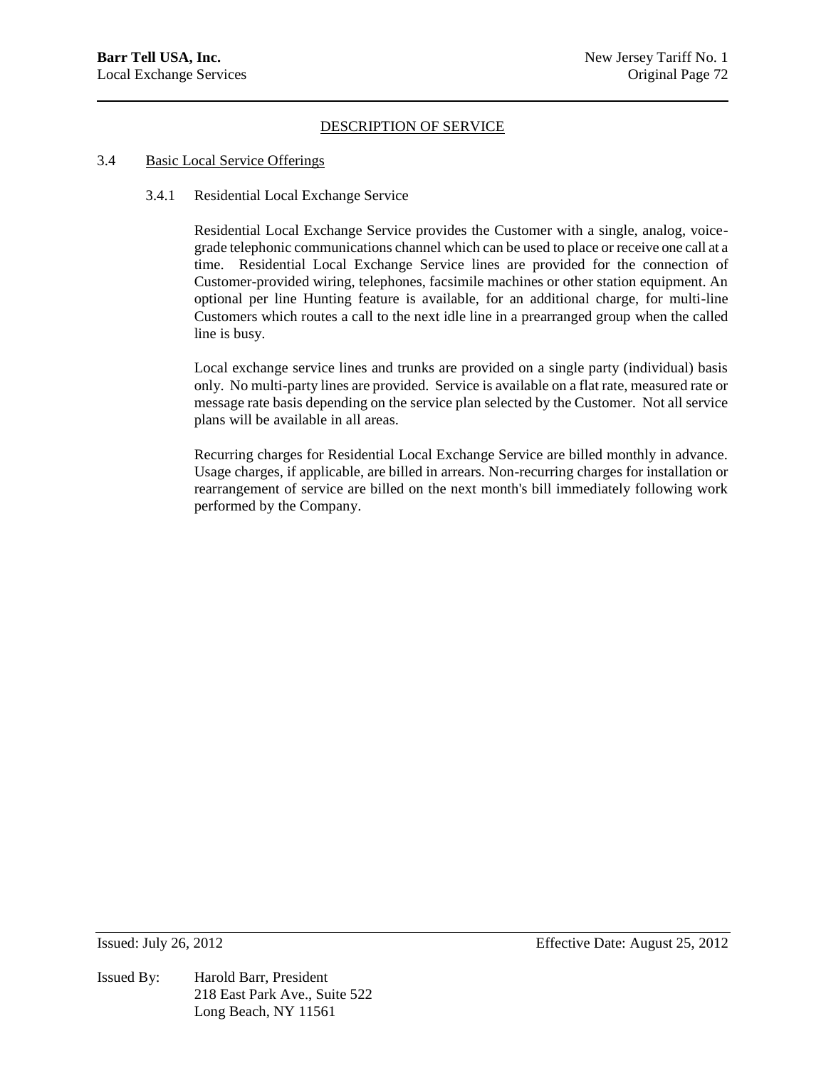## DESCRIPTION OF SERVICE

### 3.4 Basic Local Service Offerings

#### 3.4.1 Residential Local Exchange Service

Residential Local Exchange Service provides the Customer with a single, analog, voice-grade telephonic communications channel which can be used to place or receive one call at a time. Residential Local Exchange Service lines are provided for the connection of Customer-provided wiring, telephones, facsimile machines or other station equipment. An optional per line Hunting feature is available, for an additional charge, for multi-line Customers which routes a call to the next idle line in a prearranged group when the called line is busy.

Local exchange service lines and trunks are provided on a single party (individual) basis only. No multi-party lines are provided. Service is available on a flat rate, measured rate or message rate basis depending on the service plan selected by the Customer. Not all service plans will be available in all areas.

Recurring charges for Residential Local Exchange Service are billed monthly in advance. Usage charges, if applicable, are billed in arrears. Non-recurring charges for installation or rearrangement of service are billed on the next month's bill immediately following work performed by the Company.

Issued: July 26, 2012 Effective Date: August 25, 2012

Issued By: Harold Barr, President
218 East Park Ave., Suite 522
Long Beach, NY 11561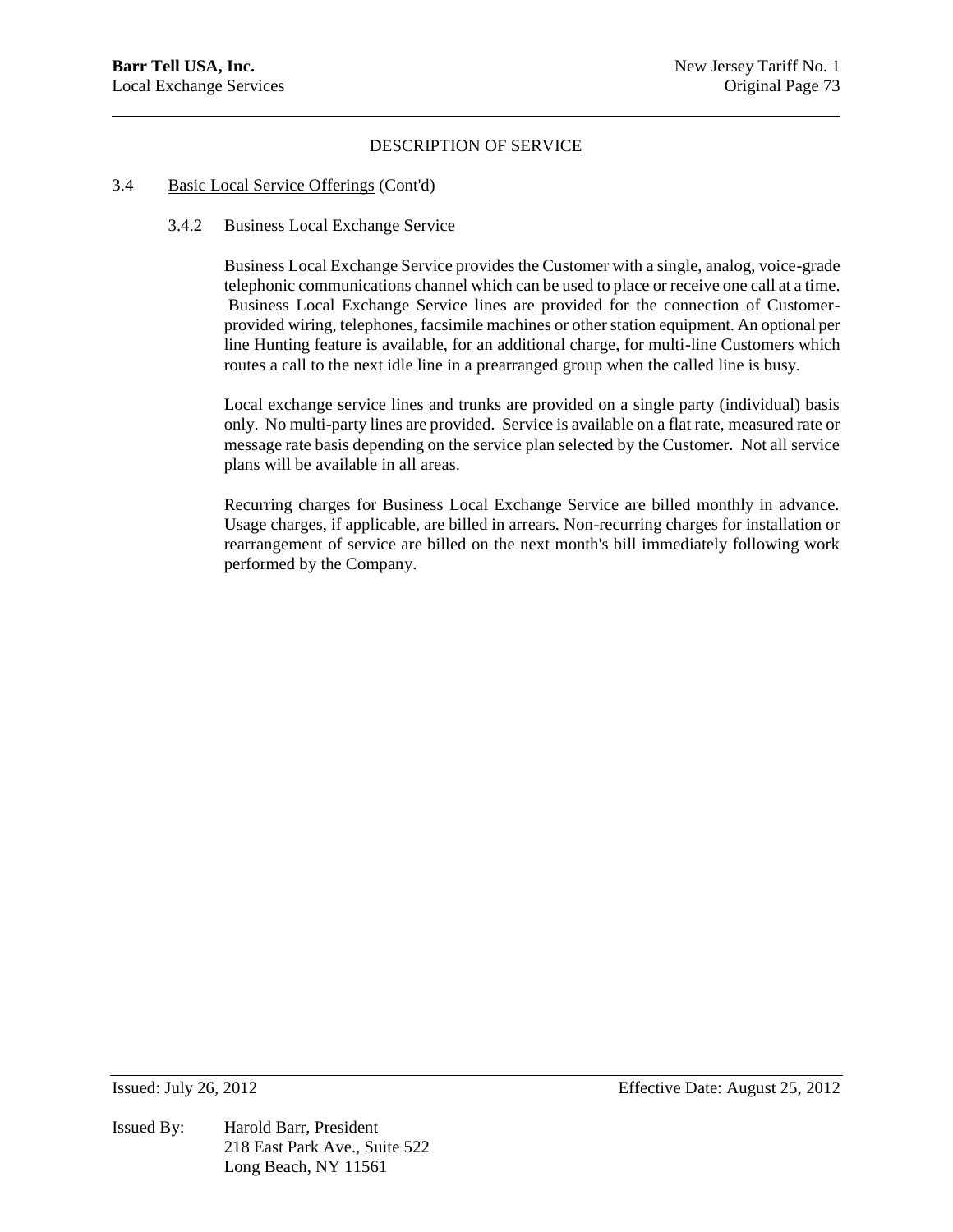## DESCRIPTION OF SERVICE

3.4 Basic Local Service Offerings (Cont'd)

3.4.2 Business Local Exchange Service

Business Local Exchange Service provides the Customer with a single, analog, voice-grade telephonic communications channel which can be used to place or receive one call at a time. Business Local Exchange Service lines are provided for the connection of Customer-provided wiring, telephones, facsimile machines or other station equipment. An optional per line Hunting feature is available, for an additional charge, for multi-line Customers which routes a call to the next idle line in a prearranged group when the called line is busy.

Local exchange service lines and trunks are provided on a single party (individual) basis only. No multi-party lines are provided. Service is available on a flat rate, measured rate or message rate basis depending on the service plan selected by the Customer. Not all service plans will be available in all areas.

Recurring charges for Business Local Exchange Service are billed monthly in advance. Usage charges, if applicable, are billed in arrears. Non-recurring charges for installation or rearrangement of service are billed on the next month's bill immediately following work performed by the Company.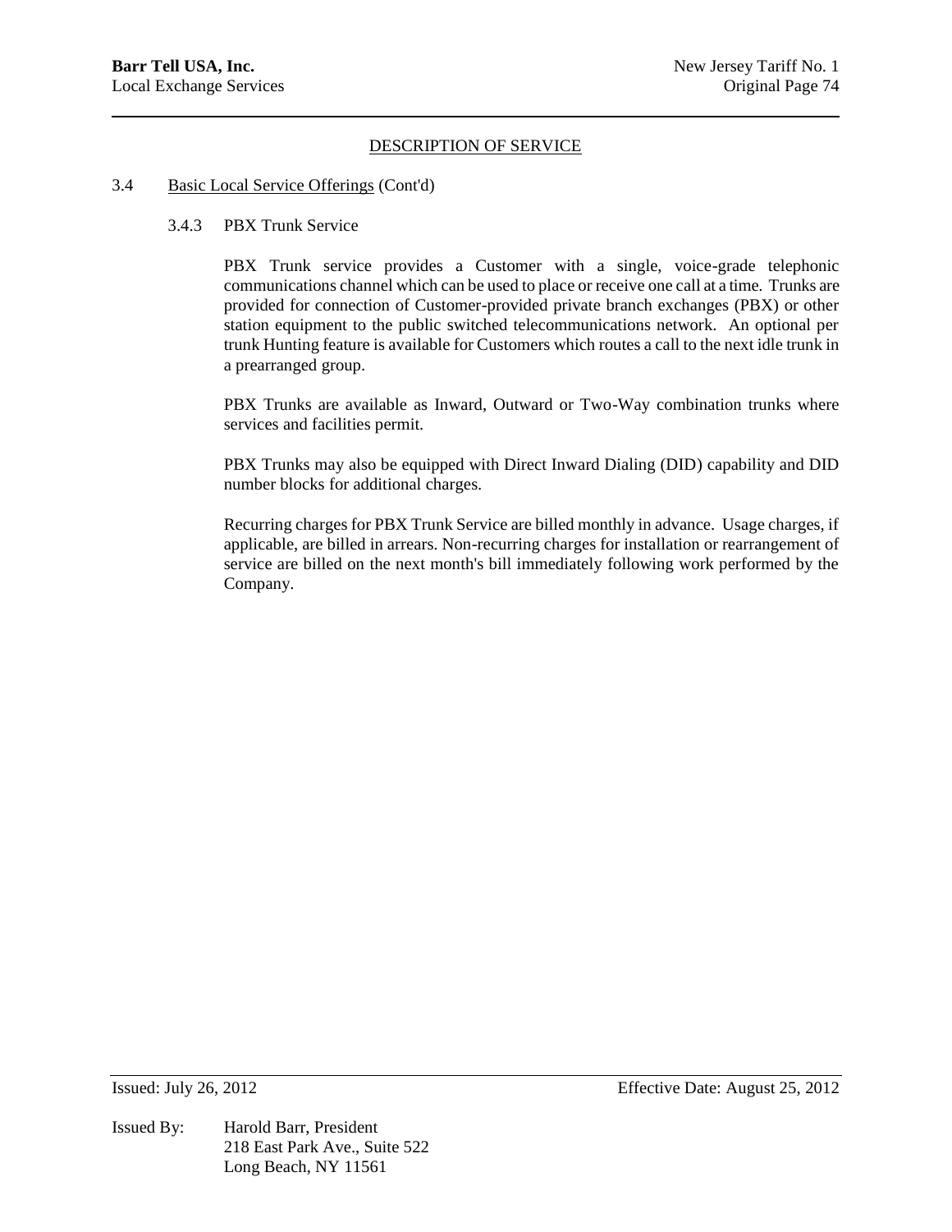## DESCRIPTION OF SERVICE

3.4 Basic Local Service Offerings (Cont'd)

3.4.3 PBX Trunk Service

PBX Trunk service provides a Customer with a single, voice-grade telephonic communications channel which can be used to place or receive one call at a time. Trunks are provided for connection of Customer-provided private branch exchanges (PBX) or other station equipment to the public switched telecommunications network. An optional per trunk Hunting feature is available for Customers which routes a call to the next idle trunk in a prearranged group.

PBX Trunks are available as Inward, Outward or Two-Way combination trunks where services and facilities permit.

PBX Trunks may also be equipped with Direct Inward Dialing (DID) capability and DID number blocks for additional charges.

Recurring charges for PBX Trunk Service are billed monthly in advance. Usage charges, if applicable, are billed in arrears. Non-recurring charges for installation or rearrangement of service are billed on the next month's bill immediately following work performed by the Company.

Issued: July 26, 2012 Effective Date: August 25, 2012

Issued By: Harold Barr, President
218 East Park Ave., Suite 522
Long Beach, NY 11561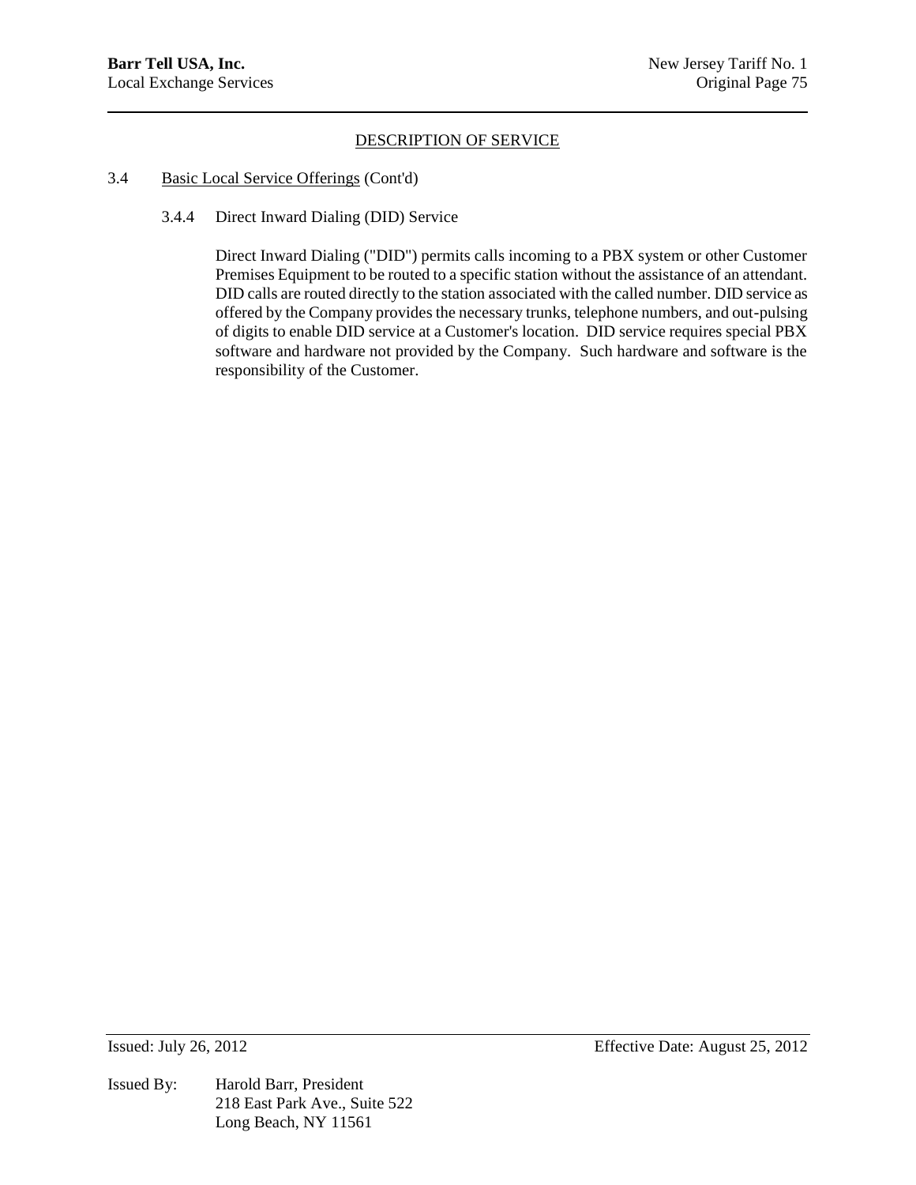## DESCRIPTION OF SERVICE

3.4 Basic Local Service Offerings (Cont'd)

3.4.4 Direct Inward Dialing (DID) Service

Direct Inward Dialing ("DID") permits calls incoming to a PBX system or other Customer Premises Equipment to be routed to a specific station without the assistance of an attendant. DID calls are routed directly to the station associated with the called number. DID service as offered by the Company provides the necessary trunks, telephone numbers, and out-pulsing of digits to enable DID service at a Customer's location. DID service requires special PBX software and hardware not provided by the Company. Such hardware and software is the responsibility of the Customer.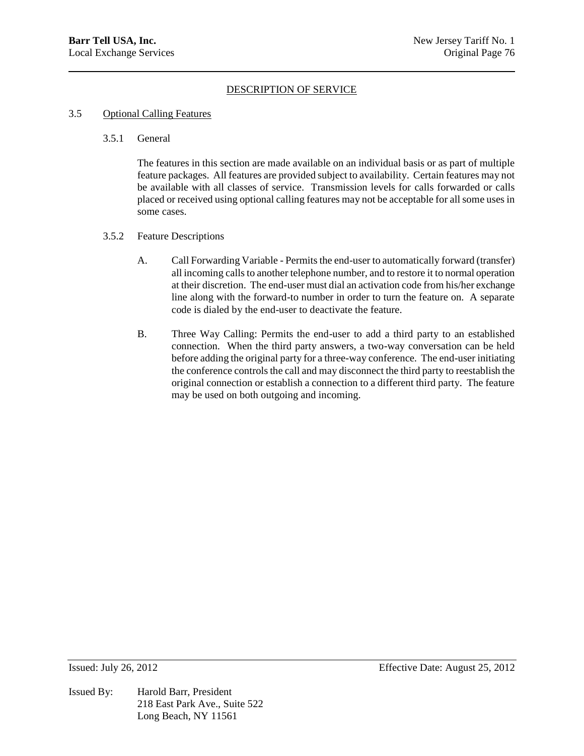## DESCRIPTION OF SERVICE

### 3.5 Optional Calling Features

#### 3.5.1 General

The features in this section are made available on an individual basis or as part of multiple feature packages. All features are provided subject to availability. Certain features may not be available with all classes of service. Transmission levels for calls forwarded or calls placed or received using optional calling features may not be acceptable for all some uses in some cases.

#### 3.5.2 Feature Descriptions

A. Call Forwarding Variable - Permits the end-user to automatically forward (transfer) all incoming calls to another telephone number, and to restore it to normal operation at their discretion. The end-user must dial an activation code from his/her exchange line along with the forward-to number in order to turn the feature on. A separate code is dialed by the end-user to deactivate the feature.

B. Three Way Calling: Permits the end-user to add a third party to an established connection. When the third party answers, a two-way conversation can be held before adding the original party for a three-way conference. The end-user initiating the conference controls the call and may disconnect the third party to reestablish the original connection or establish a connection to a different third party. The feature may be used on both outgoing and incoming.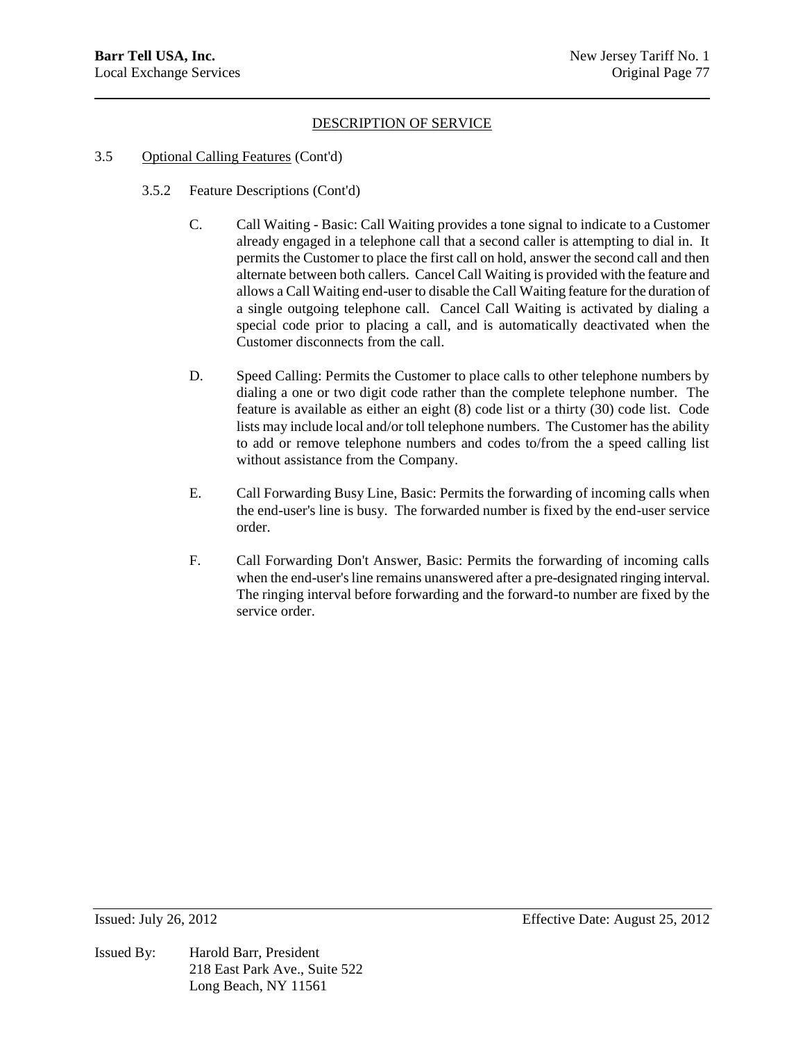## DESCRIPTION OF SERVICE

3.5 Optional Calling Features (Cont'd)

3.5.2 Feature Descriptions (Cont'd)

C. Call Waiting - Basic: Call Waiting provides a tone signal to indicate to a Customer already engaged in a telephone call that a second caller is attempting to dial in. It permits the Customer to place the first call on hold, answer the second call and then alternate between both callers. Cancel Call Waiting is provided with the feature and allows a Call Waiting end-user to disable the Call Waiting feature for the duration of a single outgoing telephone call. Cancel Call Waiting is activated by dialing a special code prior to placing a call, and is automatically deactivated when the Customer disconnects from the call.

D. Speed Calling: Permits the Customer to place calls to other telephone numbers by dialing a one or two digit code rather than the complete telephone number. The feature is available as either an eight (8) code list or a thirty (30) code list. Code lists may include local and/or toll telephone numbers. The Customer has the ability to add or remove telephone numbers and codes to/from the a speed calling list without assistance from the Company.

E. Call Forwarding Busy Line, Basic: Permits the forwarding of incoming calls when the end-user's line is busy. The forwarded number is fixed by the end-user service order.

F. Call Forwarding Don't Answer, Basic: Permits the forwarding of incoming calls when the end-user's line remains unanswered after a pre-designated ringing interval. The ringing interval before forwarding and the forward-to number are fixed by the service order.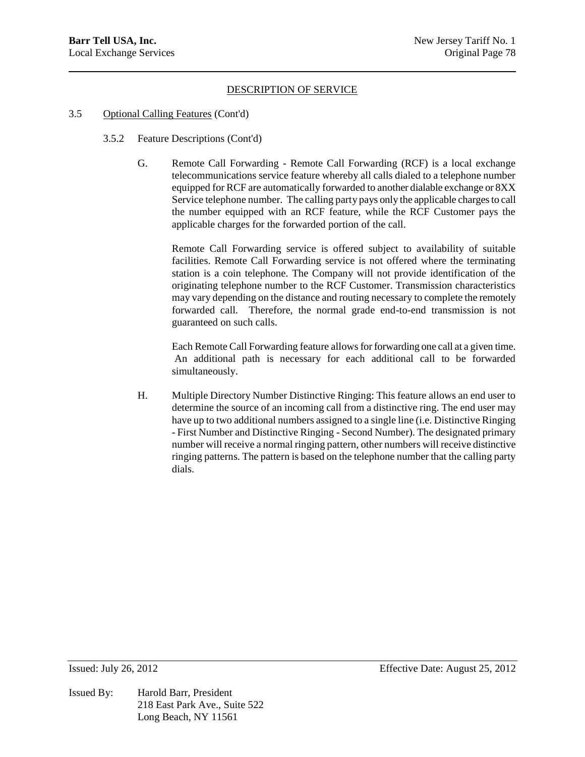DESCRIPTION OF SERVICE

3.5 Optional Calling Features (Cont'd)

3.5.2 Feature Descriptions (Cont'd)

G. Remote Call Forwarding - Remote Call Forwarding (RCF) is a local exchange telecommunications service feature whereby all calls dialed to a telephone number equipped for RCF are automatically forwarded to another dialable exchange or 8XX Service telephone number. The calling party pays only the applicable charges to call the number equipped with an RCF feature, while the RCF Customer pays the applicable charges for the forwarded portion of the call.

Remote Call Forwarding service is offered subject to availability of suitable facilities. Remote Call Forwarding service is not offered where the terminating station is a coin telephone. The Company will not provide identification of the originating telephone number to the RCF Customer. Transmission characteristics may vary depending on the distance and routing necessary to complete the remotely forwarded call. Therefore, the normal grade end-to-end transmission is not guaranteed on such calls.

Each Remote Call Forwarding feature allows for forwarding one call at a given time. An additional path is necessary for each additional call to be forwarded simultaneously.

H. Multiple Directory Number Distinctive Ringing: This feature allows an end user to determine the source of an incoming call from a distinctive ring. The end user may have up to two additional numbers assigned to a single line (i.e. Distinctive Ringing - First Number and Distinctive Ringing - Second Number). The designated primary number will receive a normal ringing pattern, other numbers will receive distinctive ringing patterns. The pattern is based on the telephone number that the calling party dials.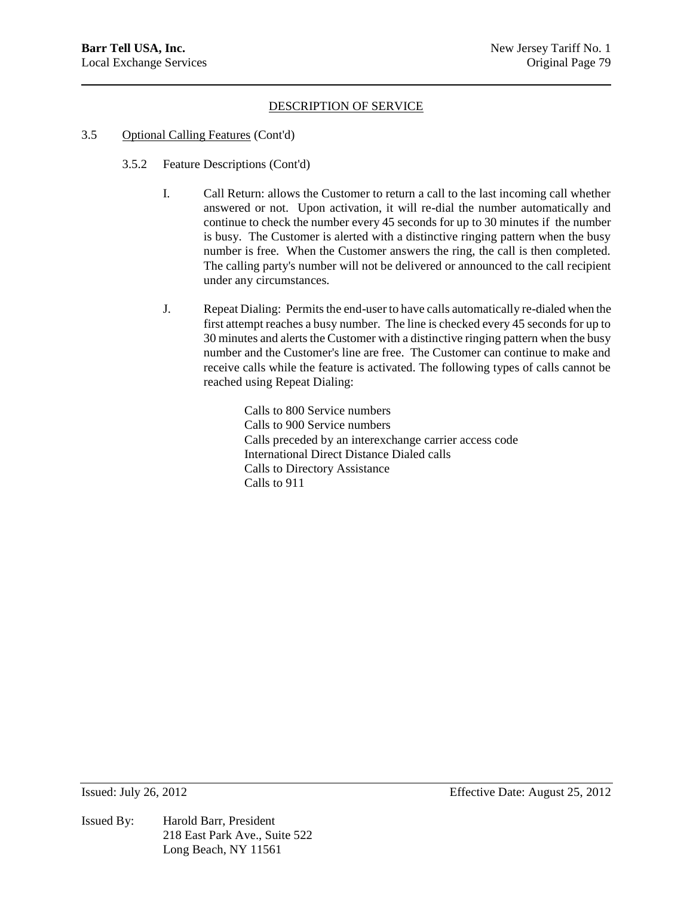## DESCRIPTION OF SERVICE

3.5 Optional Calling Features (Cont'd)

3.5.2 Feature Descriptions (Cont'd)

I. Call Return: allows the Customer to return a call to the last incoming call whether answered or not. Upon activation, it will re-dial the number automatically and continue to check the number every 45 seconds for up to 30 minutes if the number is busy. The Customer is alerted with a distinctive ringing pattern when the busy number is free. When the Customer answers the ring, the call is then completed. The calling party's number will not be delivered or announced to the call recipient under any circumstances.

J. Repeat Dialing: Permits the end-user to have calls automatically re-dialed when the first attempt reaches a busy number. The line is checked every 45 seconds for up to 30 minutes and alerts the Customer with a distinctive ringing pattern when the busy number and the Customer's line are free. The Customer can continue to make and receive calls while the feature is activated. The following types of calls cannot be reached using Repeat Dialing:

Calls to 800 Service numbers
Calls to 900 Service numbers
Calls preceded by an interexchange carrier access code
International Direct Distance Dialed calls
Calls to Directory Assistance
Calls to 911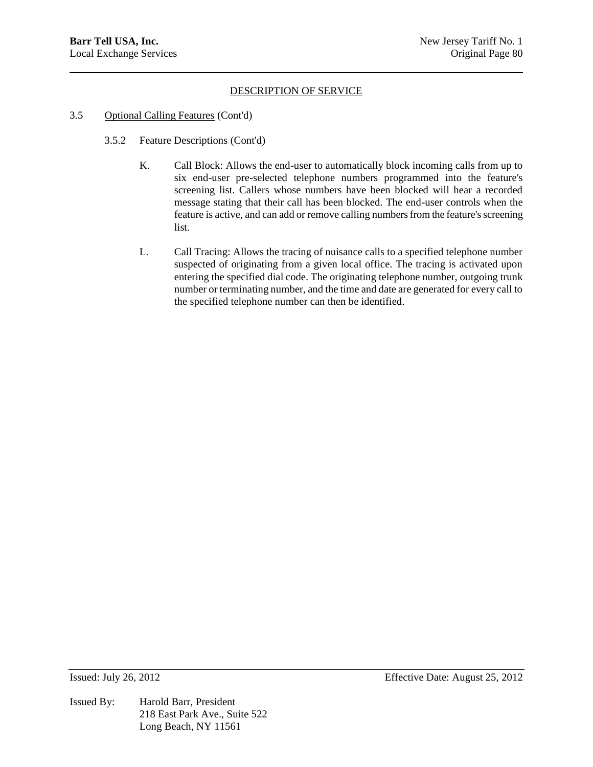DESCRIPTION OF SERVICE

3.5 Optional Calling Features (Cont'd)

3.5.2 Feature Descriptions (Cont'd)

K. Call Block: Allows the end-user to automatically block incoming calls from up to six end-user pre-selected telephone numbers programmed into the feature's screening list. Callers whose numbers have been blocked will hear a recorded message stating that their call has been blocked. The end-user controls when the feature is active, and can add or remove calling numbers from the feature's screening list.

L. Call Tracing: Allows the tracing of nuisance calls to a specified telephone number suspected of originating from a given local office. The tracing is activated upon entering the specified dial code. The originating telephone number, outgoing trunk number or terminating number, and the time and date are generated for every call to the specified telephone number can then be identified.

Issued: July 26, 2012 Effective Date: August 25, 2012

Issued By: Harold Barr, President
218 East Park Ave., Suite 522
Long Beach, NY 11561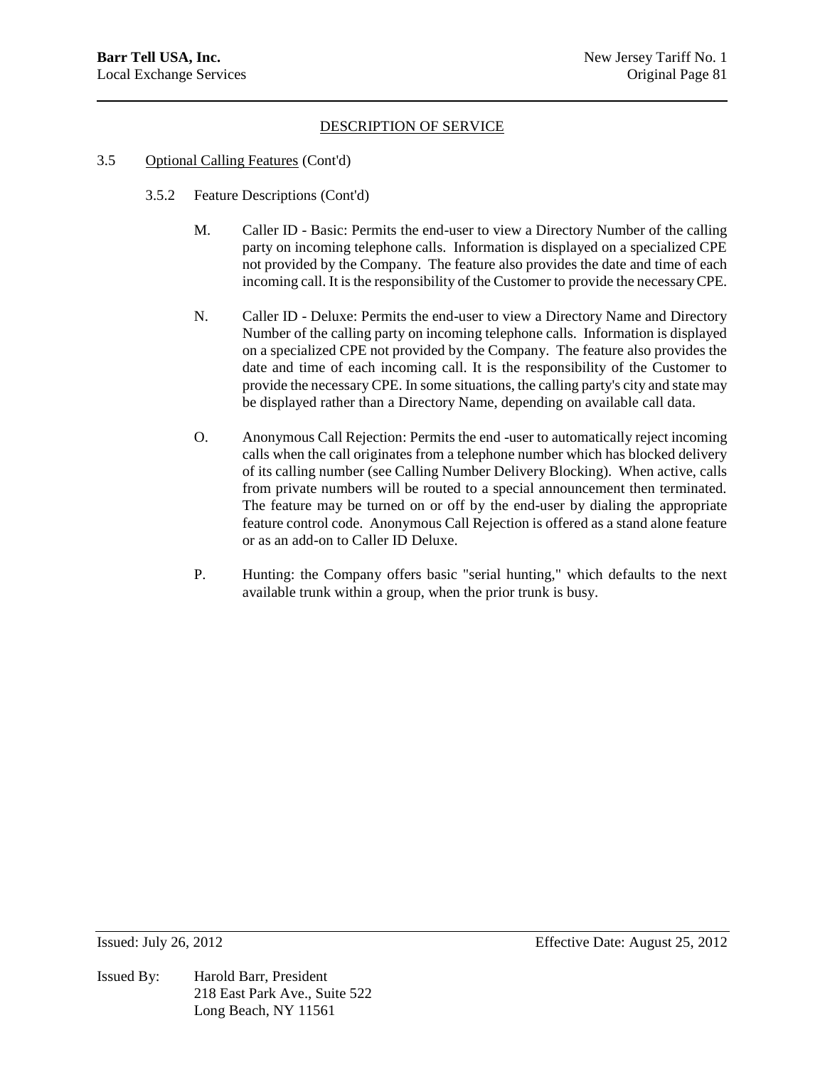## DESCRIPTION OF SERVICE

3.5 Optional Calling Features (Cont'd)

3.5.2 Feature Descriptions (Cont'd)

M. Caller ID - Basic: Permits the end-user to view a Directory Number of the calling party on incoming telephone calls. Information is displayed on a specialized CPE not provided by the Company. The feature also provides the date and time of each incoming call. It is the responsibility of the Customer to provide the necessary CPE.

N. Caller ID - Deluxe: Permits the end-user to view a Directory Name and Directory Number of the calling party on incoming telephone calls. Information is displayed on a specialized CPE not provided by the Company. The feature also provides the date and time of each incoming call. It is the responsibility of the Customer to provide the necessary CPE. In some situations, the calling party's city and state may be displayed rather than a Directory Name, depending on available call data.

O. Anonymous Call Rejection: Permits the end -user to automatically reject incoming calls when the call originates from a telephone number which has blocked delivery of its calling number (see Calling Number Delivery Blocking). When active, calls from private numbers will be routed to a special announcement then terminated. The feature may be turned on or off by the end-user by dialing the appropriate feature control code. Anonymous Call Rejection is offered as a stand alone feature or as an add-on to Caller ID Deluxe.

P. Hunting: the Company offers basic "serial hunting," which defaults to the next available trunk within a group, when the prior trunk is busy.

Issued: July 26, 2012 Effective Date: August 25, 2012

Issued By: Harold Barr, President
218 East Park Ave., Suite 522
Long Beach, NY 11561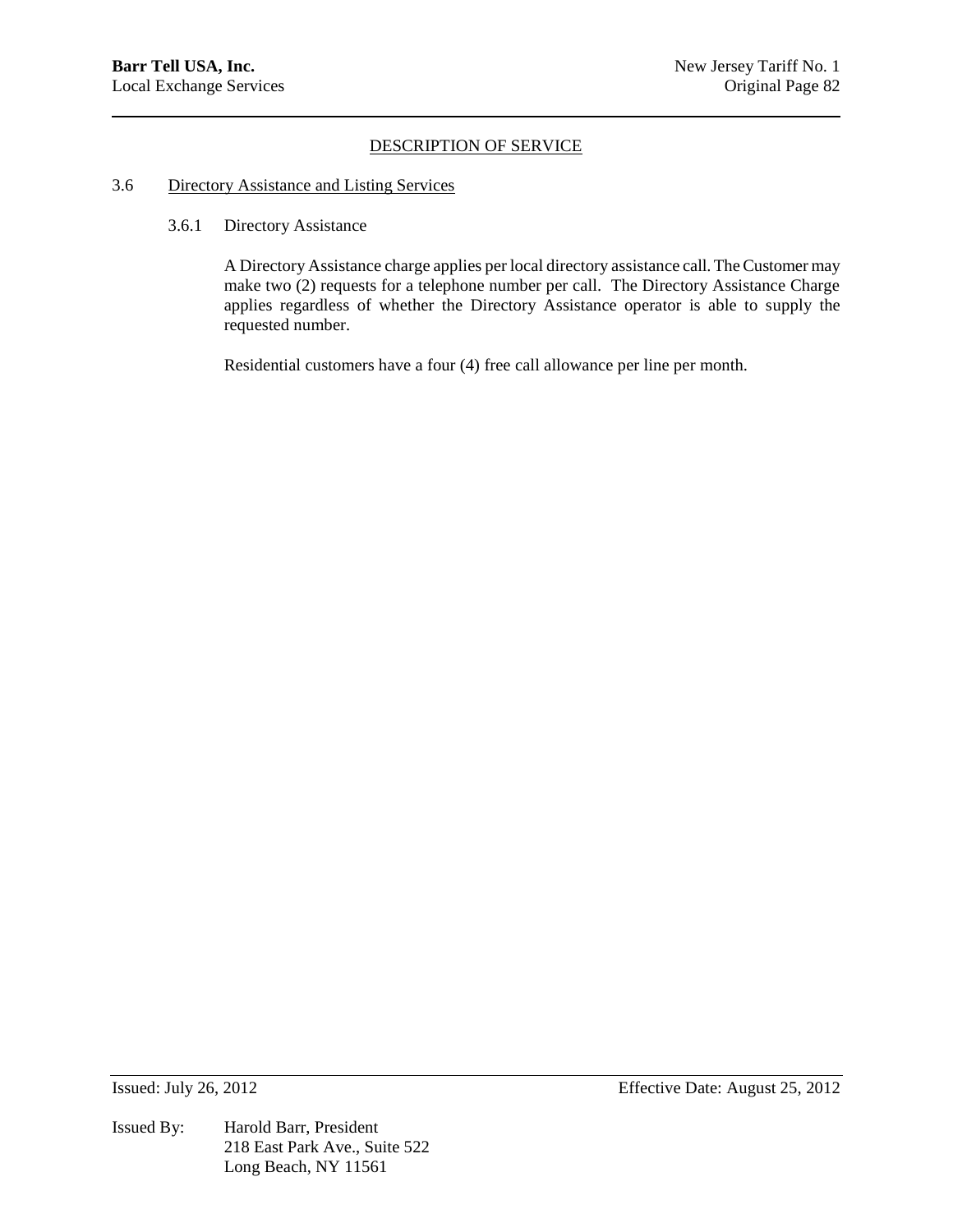## DESCRIPTION OF SERVICE

### 3.6 Directory Assistance and Listing Services

#### 3.6.1 Directory Assistance

A Directory Assistance charge applies per local directory assistance call. The Customer may make two (2) requests for a telephone number per call. The Directory Assistance Charge applies regardless of whether the Directory Assistance operator is able to supply the requested number.

Residential customers have a four (4) free call allowance per line per month.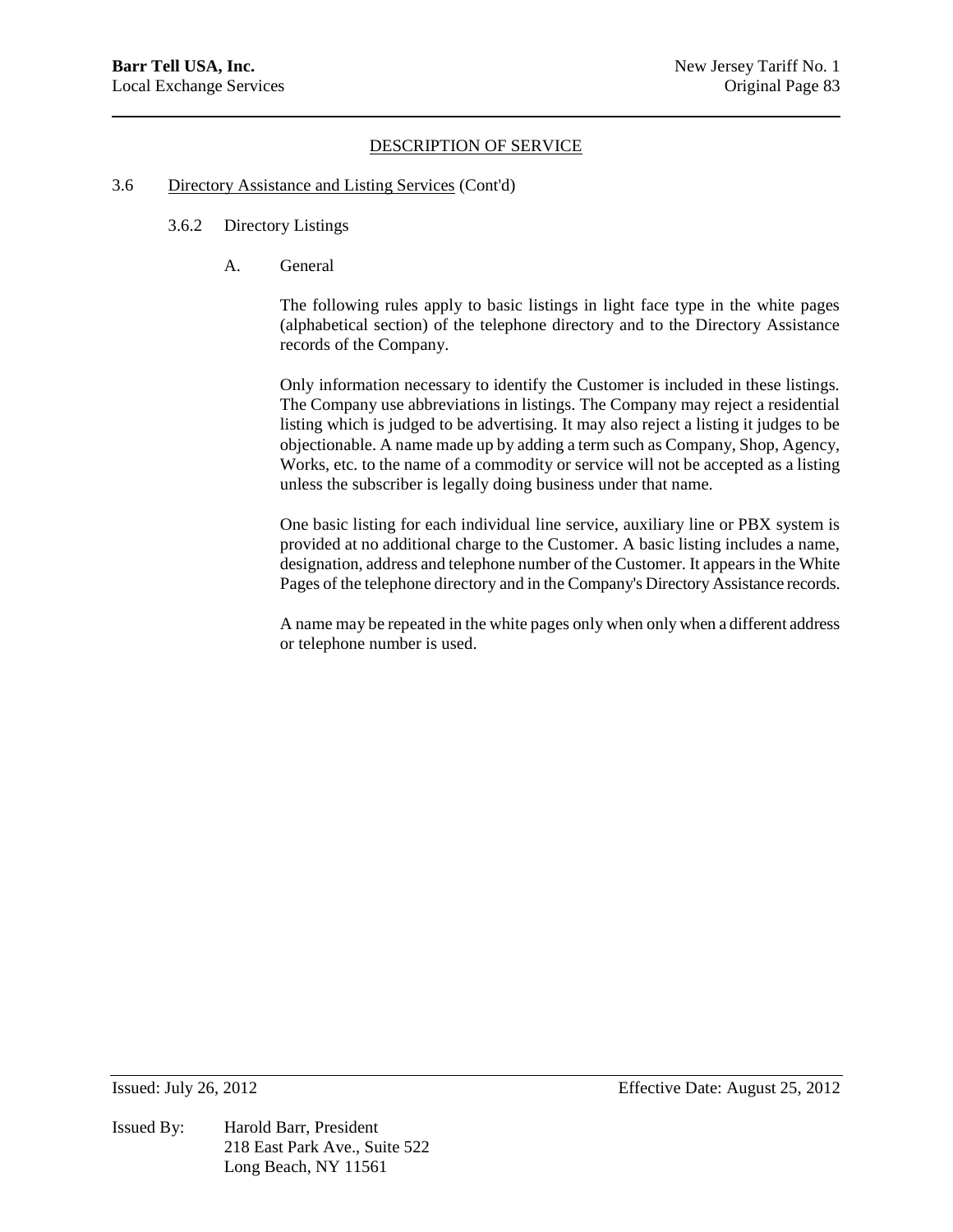DESCRIPTION OF SERVICE

3.6 Directory Assistance and Listing Services (Cont'd)

3.6.2 Directory Listings

A. General

The following rules apply to basic listings in light face type in the white pages (alphabetical section) of the telephone directory and to the Directory Assistance records of the Company.

Only information necessary to identify the Customer is included in these listings. The Company use abbreviations in listings. The Company may reject a residential listing which is judged to be advertising. It may also reject a listing it judges to be objectionable. A name made up by adding a term such as Company, Shop, Agency, Works, etc. to the name of a commodity or service will not be accepted as a listing unless the subscriber is legally doing business under that name.

One basic listing for each individual line service, auxiliary line or PBX system is provided at no additional charge to the Customer. A basic listing includes a name, designation, address and telephone number of the Customer. It appears in the White Pages of the telephone directory and in the Company's Directory Assistance records.

A name may be repeated in the white pages only when only when a different address or telephone number is used.

Issued: July 26, 2012 Effective Date: August 25, 2012

Issued By: Harold Barr, President
218 East Park Ave., Suite 522
Long Beach, NY 11561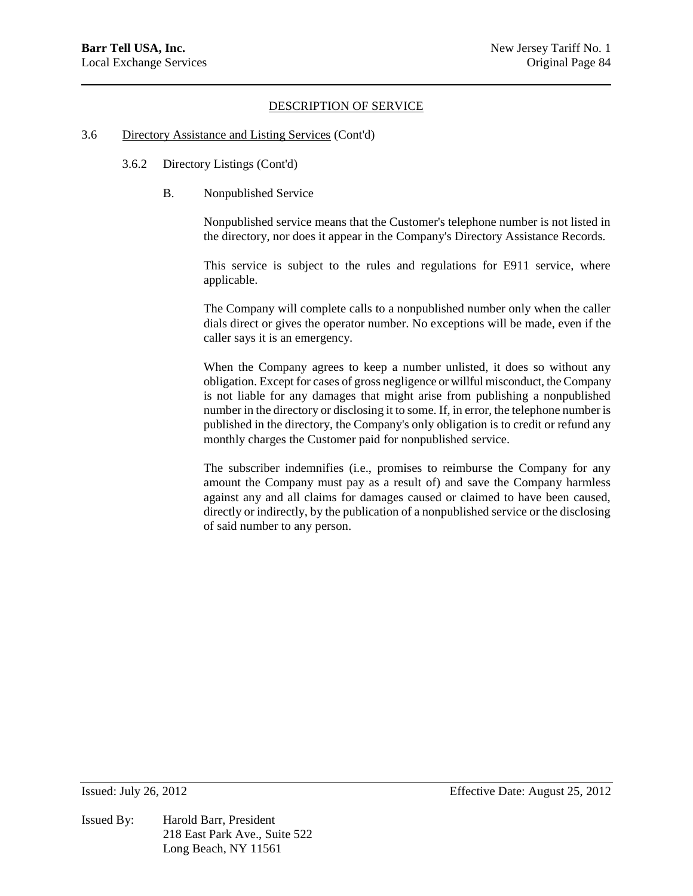DESCRIPTION OF SERVICE

3.6 Directory Assistance and Listing Services (Cont'd)

3.6.2 Directory Listings (Cont'd)

B. Nonpublished Service

Nonpublished service means that the Customer's telephone number is not listed in the directory, nor does it appear in the Company's Directory Assistance Records.

This service is subject to the rules and regulations for E911 service, where applicable.

The Company will complete calls to a nonpublished number only when the caller dials direct or gives the operator number. No exceptions will be made, even if the caller says it is an emergency.

When the Company agrees to keep a number unlisted, it does so without any obligation. Except for cases of gross negligence or willful misconduct, the Company is not liable for any damages that might arise from publishing a nonpublished number in the directory or disclosing it to some. If, in error, the telephone number is published in the directory, the Company's only obligation is to credit or refund any monthly charges the Customer paid for nonpublished service.

The subscriber indemnifies (i.e., promises to reimburse the Company for any amount the Company must pay as a result of) and save the Company harmless against any and all claims for damages caused or claimed to have been caused, directly or indirectly, by the publication of a nonpublished service or the disclosing of said number to any person.

Issued: July 26, 2012 Effective Date: August 25, 2012

Issued By: Harold Barr, President
218 East Park Ave., Suite 522
Long Beach, NY 11561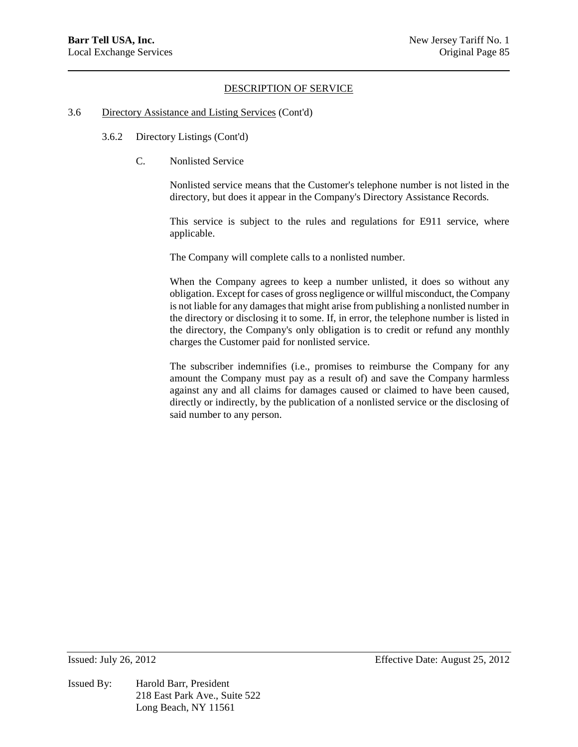## DESCRIPTION OF SERVICE

3.6 Directory Assistance and Listing Services (Cont'd)

3.6.2 Directory Listings (Cont'd)

C. Nonlisted Service

Nonlisted service means that the Customer's telephone number is not listed in the directory, but does it appear in the Company's Directory Assistance Records.

This service is subject to the rules and regulations for E911 service, where applicable.

The Company will complete calls to a nonlisted number.

When the Company agrees to keep a number unlisted, it does so without any obligation. Except for cases of gross negligence or willful misconduct, the Company is not liable for any damages that might arise from publishing a nonlisted number in the directory or disclosing it to some. If, in error, the telephone number is listed in the directory, the Company's only obligation is to credit or refund any monthly charges the Customer paid for nonlisted service.

The subscriber indemnifies (i.e., promises to reimburse the Company for any amount the Company must pay as a result of) and save the Company harmless against any and all claims for damages caused or claimed to have been caused, directly or indirectly, by the publication of a nonlisted service or the disclosing of said number to any person.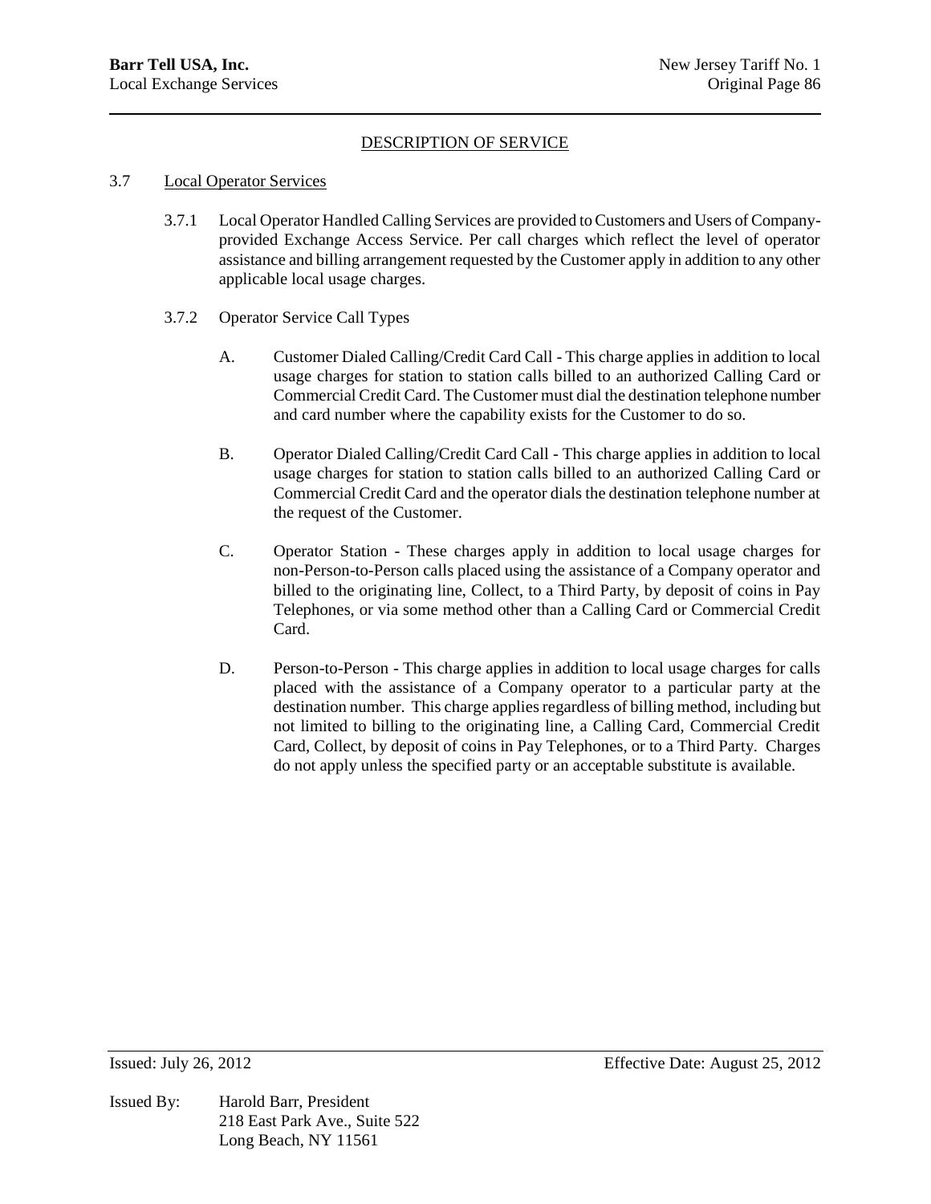## DESCRIPTION OF SERVICE

### 3.7 Local Operator Services

3.7.1 Local Operator Handled Calling Services are provided to Customers and Users of Company-provided Exchange Access Service. Per call charges which reflect the level of operator assistance and billing arrangement requested by the Customer apply in addition to any other applicable local usage charges.

3.7.2 Operator Service Call Types

A. Customer Dialed Calling/Credit Card Call - This charge applies in addition to local usage charges for station to station calls billed to an authorized Calling Card or Commercial Credit Card. The Customer must dial the destination telephone number and card number where the capability exists for the Customer to do so.

B. Operator Dialed Calling/Credit Card Call - This charge applies in addition to local usage charges for station to station calls billed to an authorized Calling Card or Commercial Credit Card and the operator dials the destination telephone number at the request of the Customer.

C. Operator Station - These charges apply in addition to local usage charges for non-Person-to-Person calls placed using the assistance of a Company operator and billed to the originating line, Collect, to a Third Party, by deposit of coins in Pay Telephones, or via some method other than a Calling Card or Commercial Credit Card.

D. Person-to-Person - This charge applies in addition to local usage charges for calls placed with the assistance of a Company operator to a particular party at the destination number. This charge applies regardless of billing method, including but not limited to billing to the originating line, a Calling Card, Commercial Credit Card, Collect, by deposit of coins in Pay Telephones, or to a Third Party. Charges do not apply unless the specified party or an acceptable substitute is available.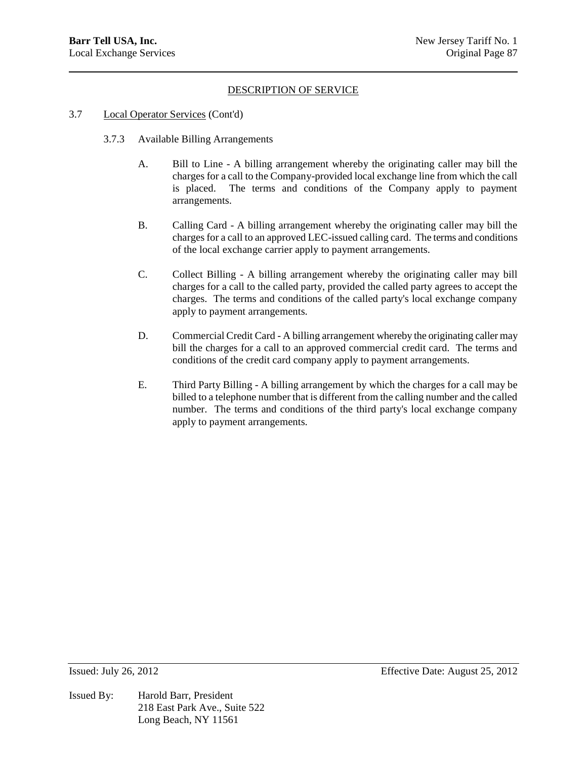DESCRIPTION OF SERVICE

3.7 Local Operator Services (Cont'd)

3.7.3 Available Billing Arrangements

A. Bill to Line - A billing arrangement whereby the originating caller may bill the charges for a call to the Company-provided local exchange line from which the call is placed. The terms and conditions of the Company apply to payment arrangements.

B. Calling Card - A billing arrangement whereby the originating caller may bill the charges for a call to an approved LEC-issued calling card. The terms and conditions of the local exchange carrier apply to payment arrangements.

C. Collect Billing - A billing arrangement whereby the originating caller may bill charges for a call to the called party, provided the called party agrees to accept the charges. The terms and conditions of the called party's local exchange company apply to payment arrangements.

D. Commercial Credit Card - A billing arrangement whereby the originating caller may bill the charges for a call to an approved commercial credit card. The terms and conditions of the credit card company apply to payment arrangements.

E. Third Party Billing - A billing arrangement by which the charges for a call may be billed to a telephone number that is different from the calling number and the called number. The terms and conditions of the third party's local exchange company apply to payment arrangements.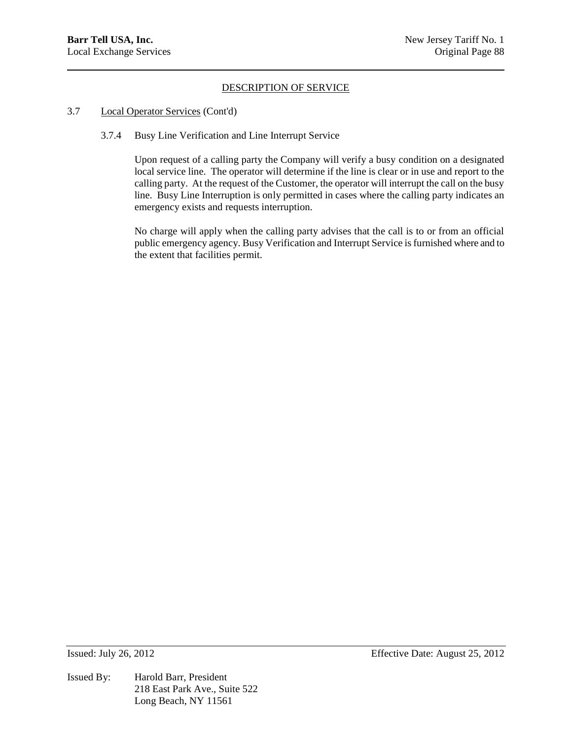## DESCRIPTION OF SERVICE

3.7 Local Operator Services (Cont'd)

3.7.4 Busy Line Verification and Line Interrupt Service

Upon request of a calling party the Company will verify a busy condition on a designated local service line. The operator will determine if the line is clear or in use and report to the calling party. At the request of the Customer, the operator will interrupt the call on the busy line. Busy Line Interruption is only permitted in cases where the calling party indicates an emergency exists and requests interruption.

No charge will apply when the calling party advises that the call is to or from an official public emergency agency. Busy Verification and Interrupt Service is furnished where and to the extent that facilities permit.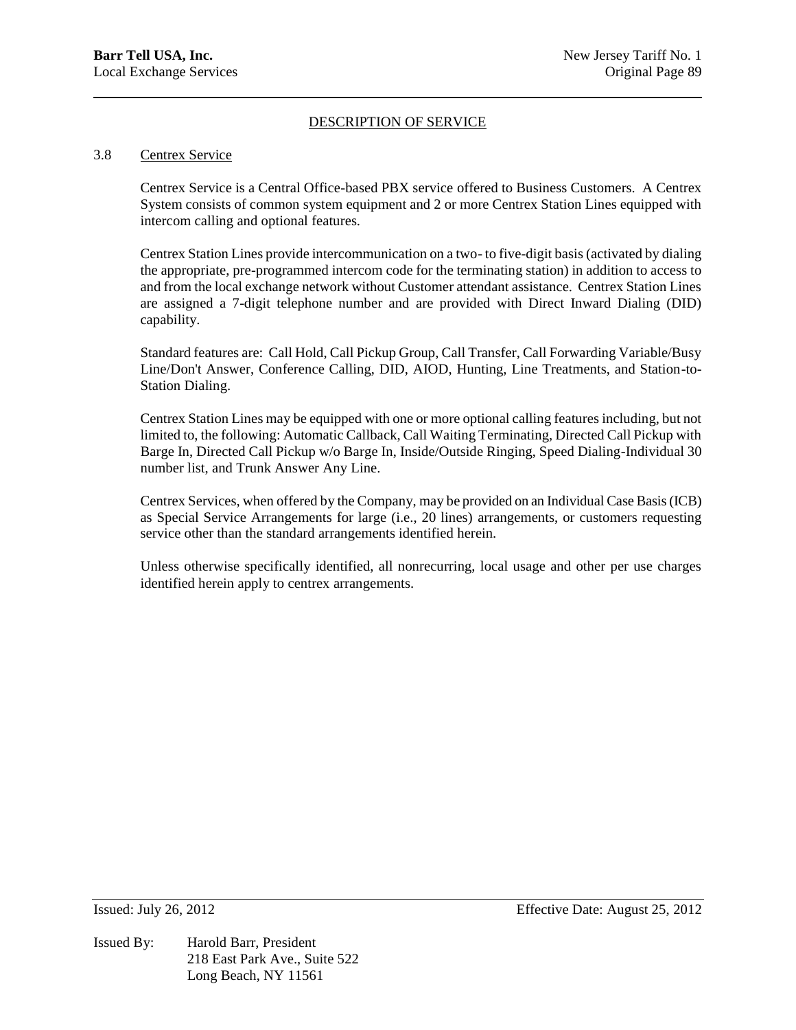## DESCRIPTION OF SERVICE

### 3.8 Centrex Service

Centrex Service is a Central Office-based PBX service offered to Business Customers. A Centrex System consists of common system equipment and 2 or more Centrex Station Lines equipped with intercom calling and optional features.

Centrex Station Lines provide intercommunication on a two- to five-digit basis (activated by dialing the appropriate, pre-programmed intercom code for the terminating station) in addition to access to and from the local exchange network without Customer attendant assistance. Centrex Station Lines are assigned a 7-digit telephone number and are provided with Direct Inward Dialing (DID) capability.

Standard features are: Call Hold, Call Pickup Group, Call Transfer, Call Forwarding Variable/Busy Line/Don't Answer, Conference Calling, DID, AIOD, Hunting, Line Treatments, and Station-to-Station Dialing.

Centrex Station Lines may be equipped with one or more optional calling features including, but not limited to, the following: Automatic Callback, Call Waiting Terminating, Directed Call Pickup with Barge In, Directed Call Pickup w/o Barge In, Inside/Outside Ringing, Speed Dialing-Individual 30 number list, and Trunk Answer Any Line.

Centrex Services, when offered by the Company, may be provided on an Individual Case Basis (ICB) as Special Service Arrangements for large (i.e., 20 lines) arrangements, or customers requesting service other than the standard arrangements identified herein.

Unless otherwise specifically identified, all nonrecurring, local usage and other per use charges identified herein apply to centrex arrangements.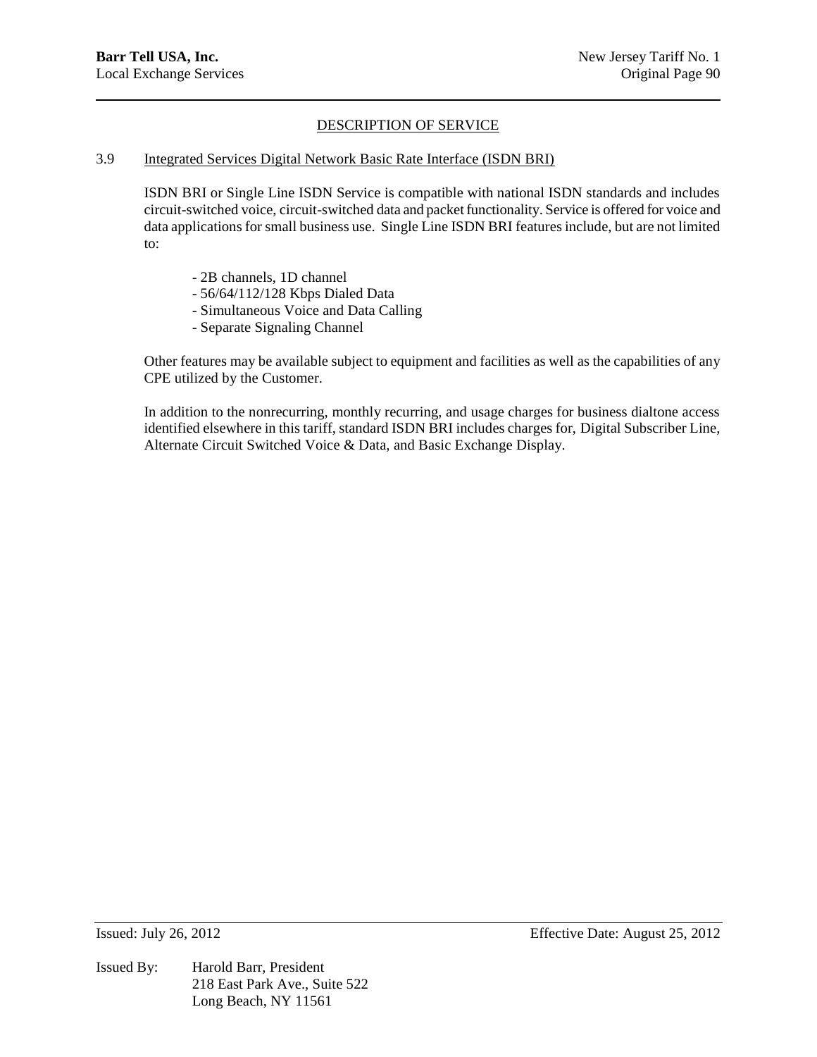## DESCRIPTION OF SERVICE

### 3.9 Integrated Services Digital Network Basic Rate Interface (ISDN BRI)

ISDN BRI or Single Line ISDN Service is compatible with national ISDN standards and includes circuit-switched voice, circuit-switched data and packet functionality. Service is offered for voice and data applications for small business use. Single Line ISDN BRI features include, but are not limited to:

- 2B channels, 1D channel
- 56/64/112/128 Kbps Dialed Data
- Simultaneous Voice and Data Calling
- Separate Signaling Channel

Other features may be available subject to equipment and facilities as well as the capabilities of any CPE utilized by the Customer.

In addition to the nonrecurring, monthly recurring, and usage charges for business dialtone access identified elsewhere in this tariff, standard ISDN BRI includes charges for, Digital Subscriber Line, Alternate Circuit Switched Voice & Data, and Basic Exchange Display.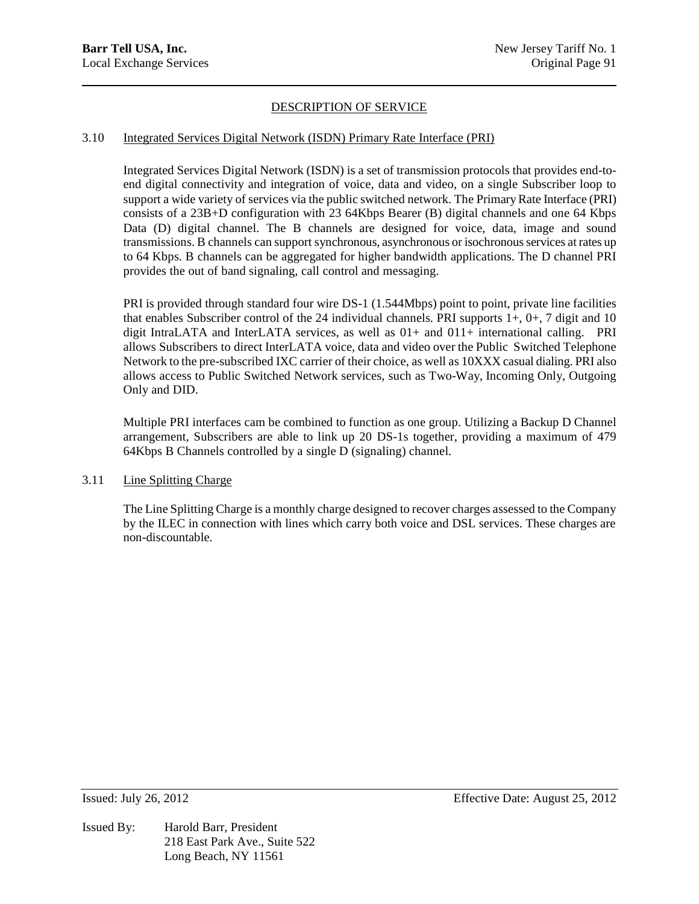## DESCRIPTION OF SERVICE

### 3.10 Integrated Services Digital Network (ISDN) Primary Rate Interface (PRI)

Integrated Services Digital Network (ISDN) is a set of transmission protocols that provides end-to-end digital connectivity and integration of voice, data and video, on a single Subscriber loop to support a wide variety of services via the public switched network. The Primary Rate Interface (PRI) consists of a 23B+D configuration with 23 64Kbps Bearer (B) digital channels and one 64 Kbps Data (D) digital channel. The B channels are designed for voice, data, image and sound transmissions. B channels can support synchronous, asynchronous or isochronous services at rates up to 64 Kbps. B channels can be aggregated for higher bandwidth applications. The D channel PRI provides the out of band signaling, call control and messaging.

PRI is provided through standard four wire DS-1 (1.544Mbps) point to point, private line facilities that enables Subscriber control of the 24 individual channels. PRI supports 1+, 0+, 7 digit and 10 digit IntraLATA and InterLATA services, as well as 01+ and 011+ international calling. PRI allows Subscribers to direct InterLATA voice, data and video over the Public Switched Telephone Network to the pre-subscribed IXC carrier of their choice, as well as 10XXX casual dialing. PRI also allows access to Public Switched Network services, such as Two-Way, Incoming Only, Outgoing Only and DID.

Multiple PRI interfaces cam be combined to function as one group. Utilizing a Backup D Channel arrangement, Subscribers are able to link up 20 DS-1s together, providing a maximum of 479 64Kbps B Channels controlled by a single D (signaling) channel.

### 3.11 Line Splitting Charge

The Line Splitting Charge is a monthly charge designed to recover charges assessed to the Company by the ILEC in connection with lines which carry both voice and DSL services. These charges are non-discountable.

Issued: July 26, 2012 Effective Date: August 25, 2012

Issued By: Harold Barr, President
218 East Park Ave., Suite 522
Long Beach, NY 11561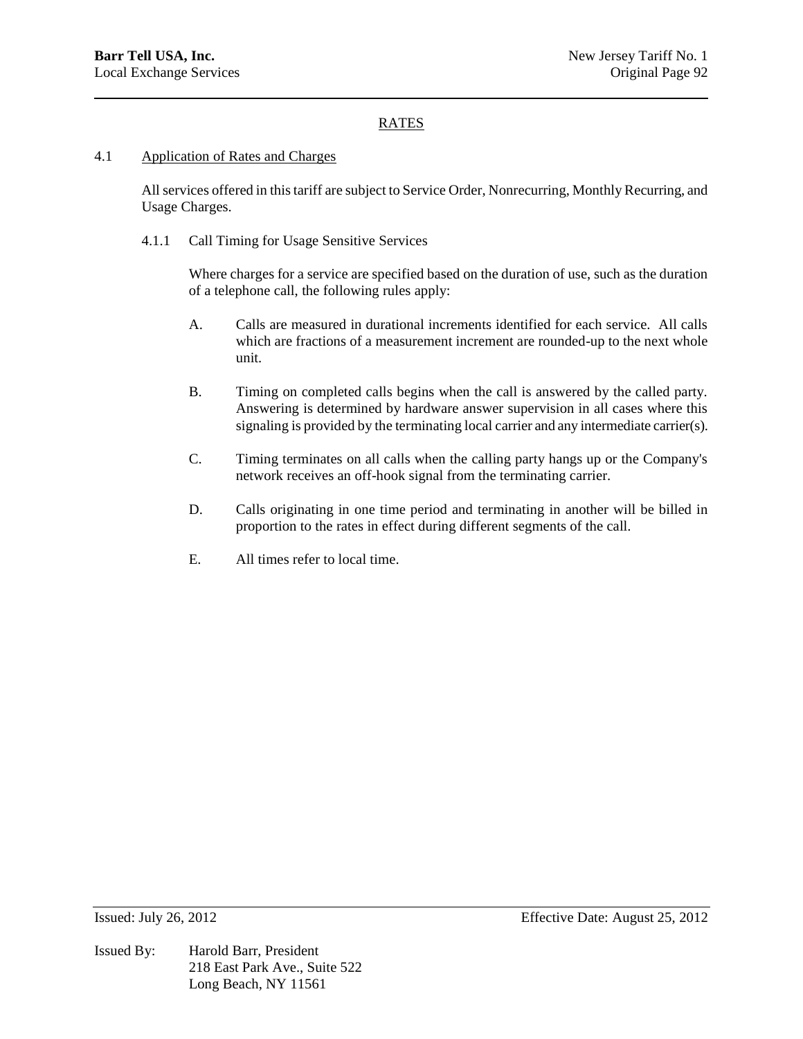## RATES

### 4.1 Application of Rates and Charges

All services offered in this tariff are subject to Service Order, Nonrecurring, Monthly Recurring, and Usage Charges.

#### 4.1.1 Call Timing for Usage Sensitive Services

Where charges for a service are specified based on the duration of use, such as the duration of a telephone call, the following rules apply:

A. Calls are measured in durational increments identified for each service. All calls which are fractions of a measurement increment are rounded-up to the next whole unit.

B. Timing on completed calls begins when the call is answered by the called party. Answering is determined by hardware answer supervision in all cases where this signaling is provided by the terminating local carrier and any intermediate carrier(s).

C. Timing terminates on all calls when the calling party hangs up or the Company's network receives an off-hook signal from the terminating carrier.

D. Calls originating in one time period and terminating in another will be billed in proportion to the rates in effect during different segments of the call.

E. All times refer to local time.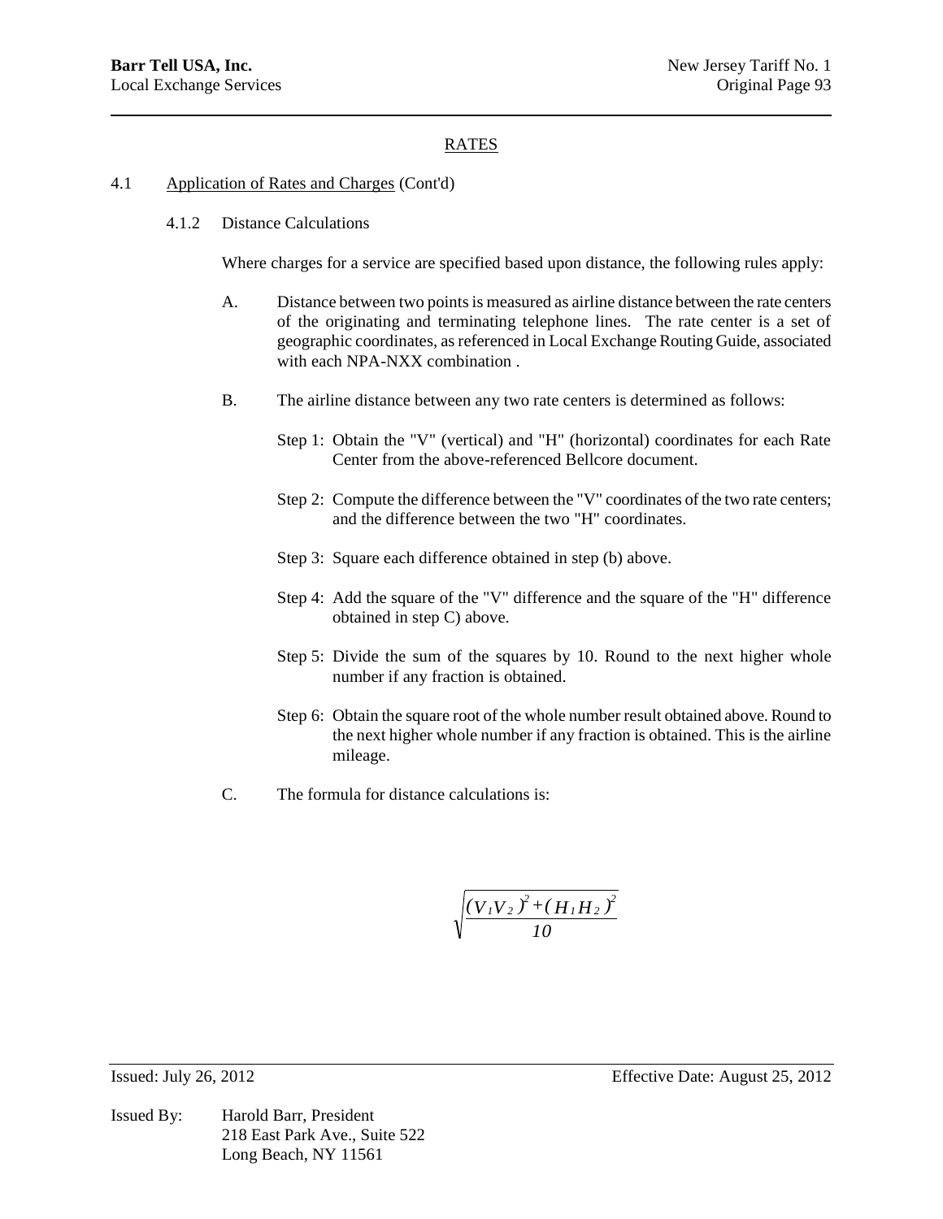## RATES

4.1 Application of Rates and Charges (Cont'd)

4.1.2 Distance Calculations

Where charges for a service are specified based upon distance, the following rules apply:

A. Distance between two points is measured as airline distance between the rate centers of the originating and terminating telephone lines. The rate center is a set of geographic coordinates, as referenced in Local Exchange Routing Guide, associated with each NPA-NXX combination .

B. The airline distance between any two rate centers is determined as follows:

Step 1: Obtain the "V" (vertical) and "H" (horizontal) coordinates for each Rate Center from the above-referenced Bellcore document.

Step 2: Compute the difference between the "V" coordinates of the two rate centers; and the difference between the two "H" coordinates.

Step 3: Square each difference obtained in step (b) above.

Step 4: Add the square of the "V" difference and the square of the "H" difference obtained in step C) above.

Step 5: Divide the sum of the squares by 10. Round to the next higher whole number if any fraction is obtained.

Step 6: Obtain the square root of the whole number result obtained above. Round to the next higher whole number if any fraction is obtained. This is the airline mileage.

C. The formula for distance calculations is:

$$\sqrt{\frac{(V_1V_2)^2+(H_1H_2)^2}{10}}$$

Issued: July 26, 2012 Effective Date: August 25, 2012

Issued By: Harold Barr, President
218 East Park Ave., Suite 522
Long Beach, NY 11561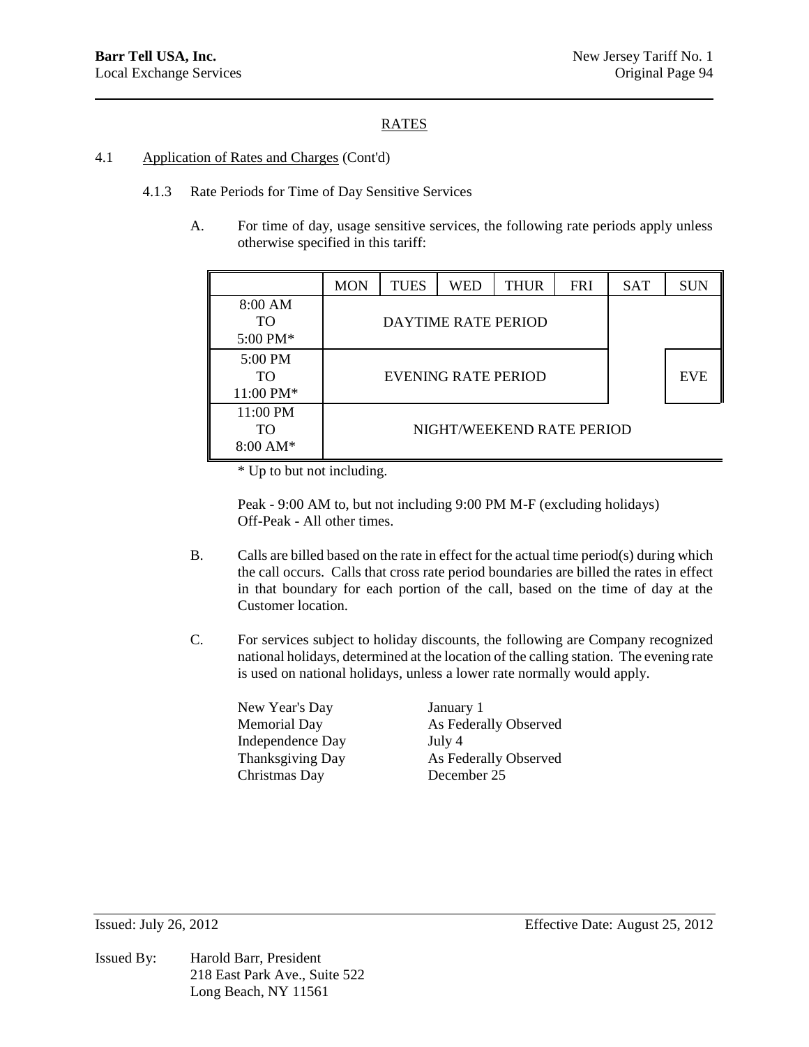## RATES

4.1 Application of Rates and Charges (Cont'd)

4.1.3 Rate Periods for Time of Day Sensitive Services

A. For time of day, usage sensitive services, the following rate periods apply unless otherwise specified in this tariff:

| | MON | TUES | WED | THUR | FRI | SAT | SUN |
|---|---|---|---|---|---|---|---|
| 8:00 AM TO 5:00 PM* | DAYTIME RATE PERIOD | | | | | | |
| 5:00 PM TO 11:00 PM* | EVENING RATE PERIOD | | | | | | EVE |
| 11:00 PM TO 8:00 AM* | NIGHT/WEEKEND RATE PERIOD | | | | | | |

\* Up to but not including.

Peak - 9:00 AM to, but not including 9:00 PM M-F (excluding holidays)
Off-Peak - All other times.

B. Calls are billed based on the rate in effect for the actual time period(s) during which the call occurs. Calls that cross rate period boundaries are billed the rates in effect in that boundary for each portion of the call, based on the time of day at the Customer location.

C. For services subject to holiday discounts, the following are Company recognized national holidays, determined at the location of the calling station. The evening rate is used on national holidays, unless a lower rate normally would apply.

| | |
|---|---|
| New Year's Day | January 1 |
| Memorial Day | As Federally Observed |
| Independence Day | July 4 |
| Thanksgiving Day | As Federally Observed |
| Christmas Day | December 25 |

Issued: July 26, 2012 Effective Date: August 25, 2012

Issued By: Harold Barr, President
218 East Park Ave., Suite 522
Long Beach, NY 11561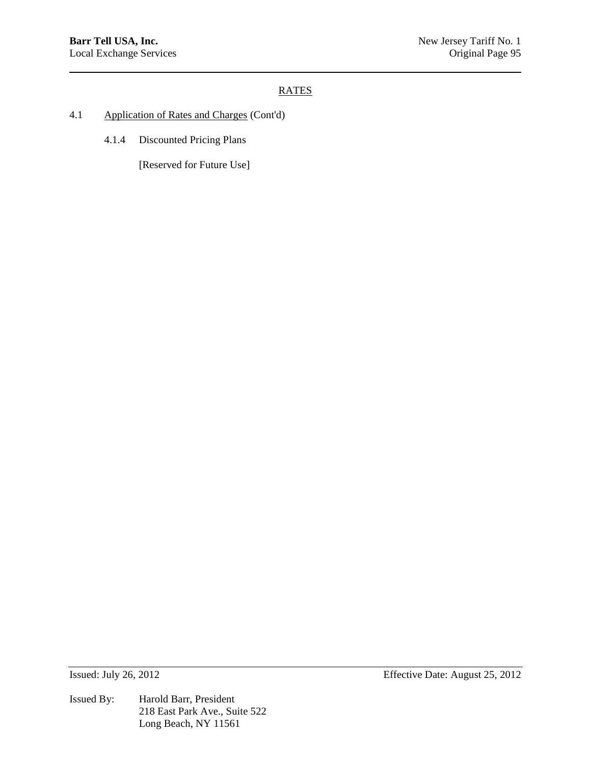## RATES

4.1 Application of Rates and Charges (Cont'd)

4.1.4 Discounted Pricing Plans

[Reserved for Future Use]

Issued: July 26, 2012 Effective Date: August 25, 2012

Issued By: Harold Barr, President
218 East Park Ave., Suite 522
Long Beach, NY 11561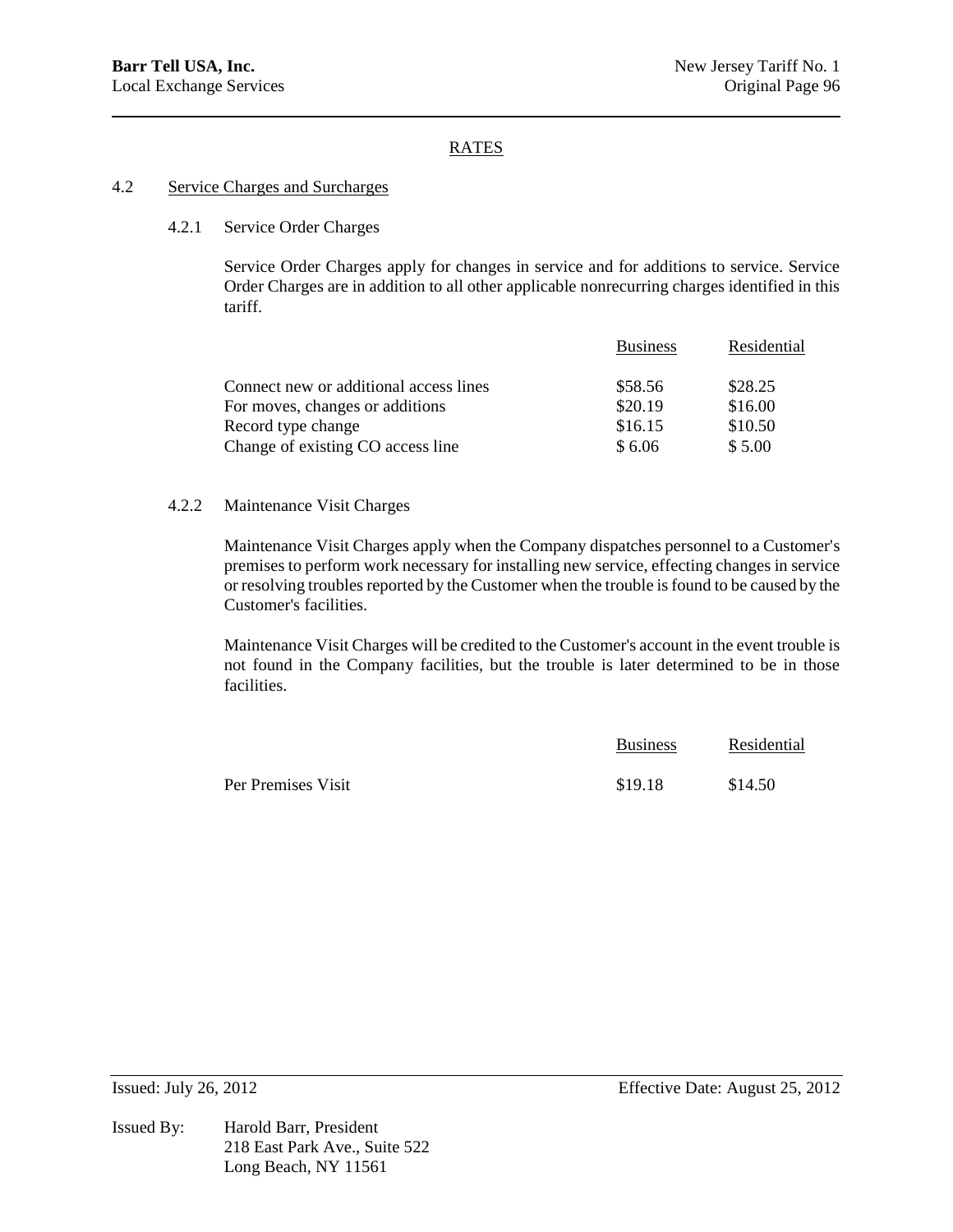## RATES

### 4.2 Service Charges and Surcharges

#### 4.2.1 Service Order Charges

Service Order Charges apply for changes in service and for additions to service. Service Order Charges are in addition to all other applicable nonrecurring charges identified in this tariff.

| | Business | Residential |
|---|---|---|
| Connect new or additional access lines | $58.56 | $28.25 |
| For moves, changes or additions | $20.19 | $16.00 |
| Record type change | $16.15 | $10.50 |
| Change of existing CO access line | $ 6.06 | $ 5.00 |

#### 4.2.2 Maintenance Visit Charges

Maintenance Visit Charges apply when the Company dispatches personnel to a Customer's premises to perform work necessary for installing new service, effecting changes in service or resolving troubles reported by the Customer when the trouble is found to be caused by the Customer's facilities.

Maintenance Visit Charges will be credited to the Customer's account in the event trouble is not found in the Company facilities, but the trouble is later determined to be in those facilities.

| | Business | Residential |
|---|---|---|
| Per Premises Visit | $19.18 | $14.50 |

Issued: July 26, 2012    Effective Date: August 25, 2012

Issued By: Harold Barr, President
218 East Park Ave., Suite 522
Long Beach, NY 11561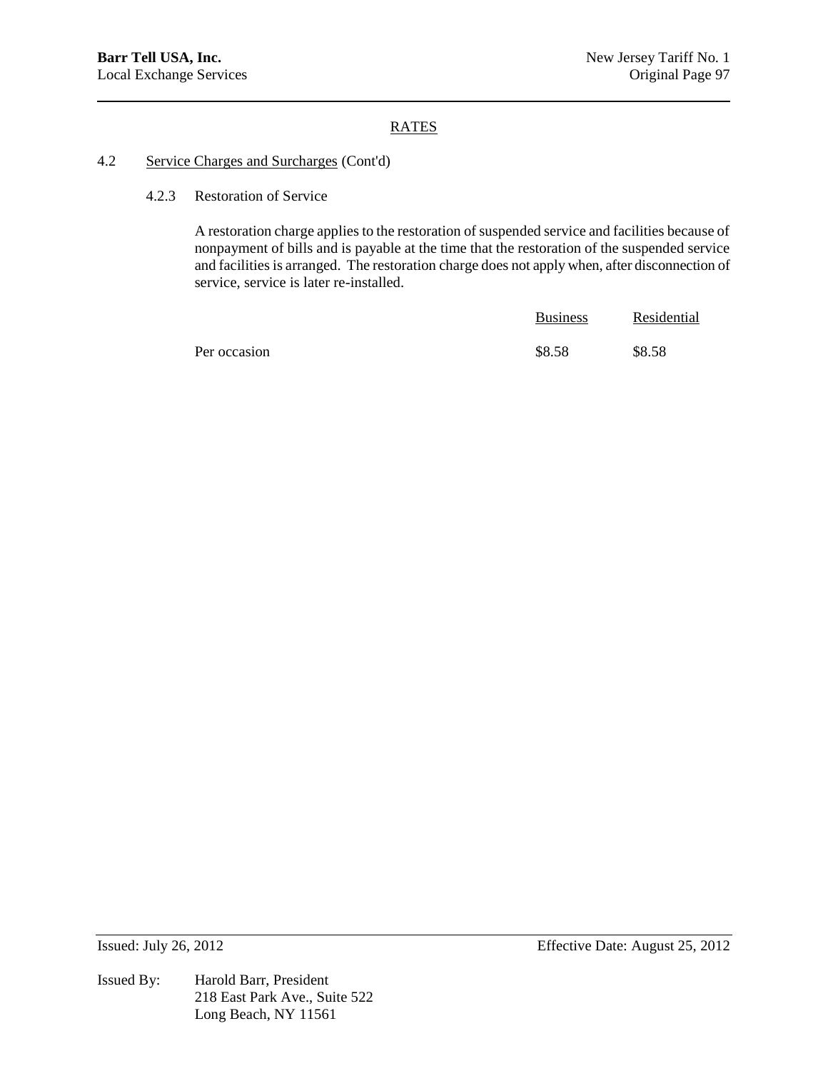## RATES

### 4.2 Service Charges and Surcharges (Cont'd)

#### 4.2.3 Restoration of Service

A restoration charge applies to the restoration of suspended service and facilities because of nonpayment of bills and is payable at the time that the restoration of the suspended service and facilities is arranged. The restoration charge does not apply when, after disconnection of service, service is later re-installed.

| | Business | Residential |
|---|---|---|
| Per occasion | $8.58 | $8.58 |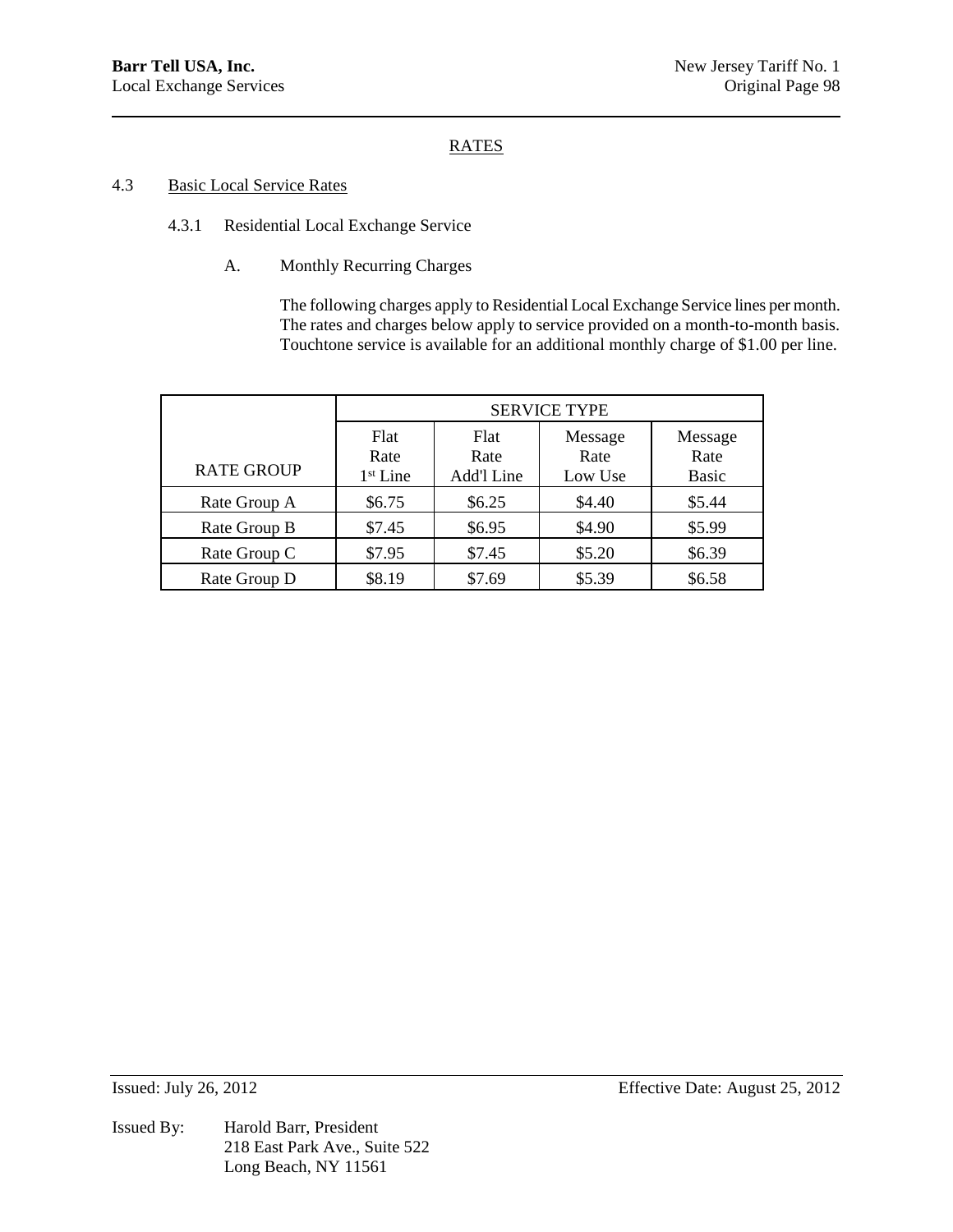## RATES

### 4.3 Basic Local Service Rates

#### 4.3.1 Residential Local Exchange Service

A. Monthly Recurring Charges

The following charges apply to Residential Local Exchange Service lines per month. The rates and charges below apply to service provided on a month-to-month basis. Touchtone service is available for an additional monthly charge of $1.00 per line.

| | SERVICE TYPE | | | |
|---|---|---|---|---|
| RATE GROUP | Flat Rate 1st Line | Flat Rate Add'l Line | Message Rate Low Use | Message Rate Basic |
| Rate Group A | $6.75 | $6.25 | $4.40 | $5.44 |
| Rate Group B | $7.45 | $6.95 | $4.90 | $5.99 |
| Rate Group C | $7.95 | $7.45 | $5.20 | $6.39 |
| Rate Group D | $8.19 | $7.69 | $5.39 | $6.58 |

Issued: July 26, 2012 Effective Date: August 25, 2012

Issued By: Harold Barr, President
218 East Park Ave., Suite 522
Long Beach, NY 11561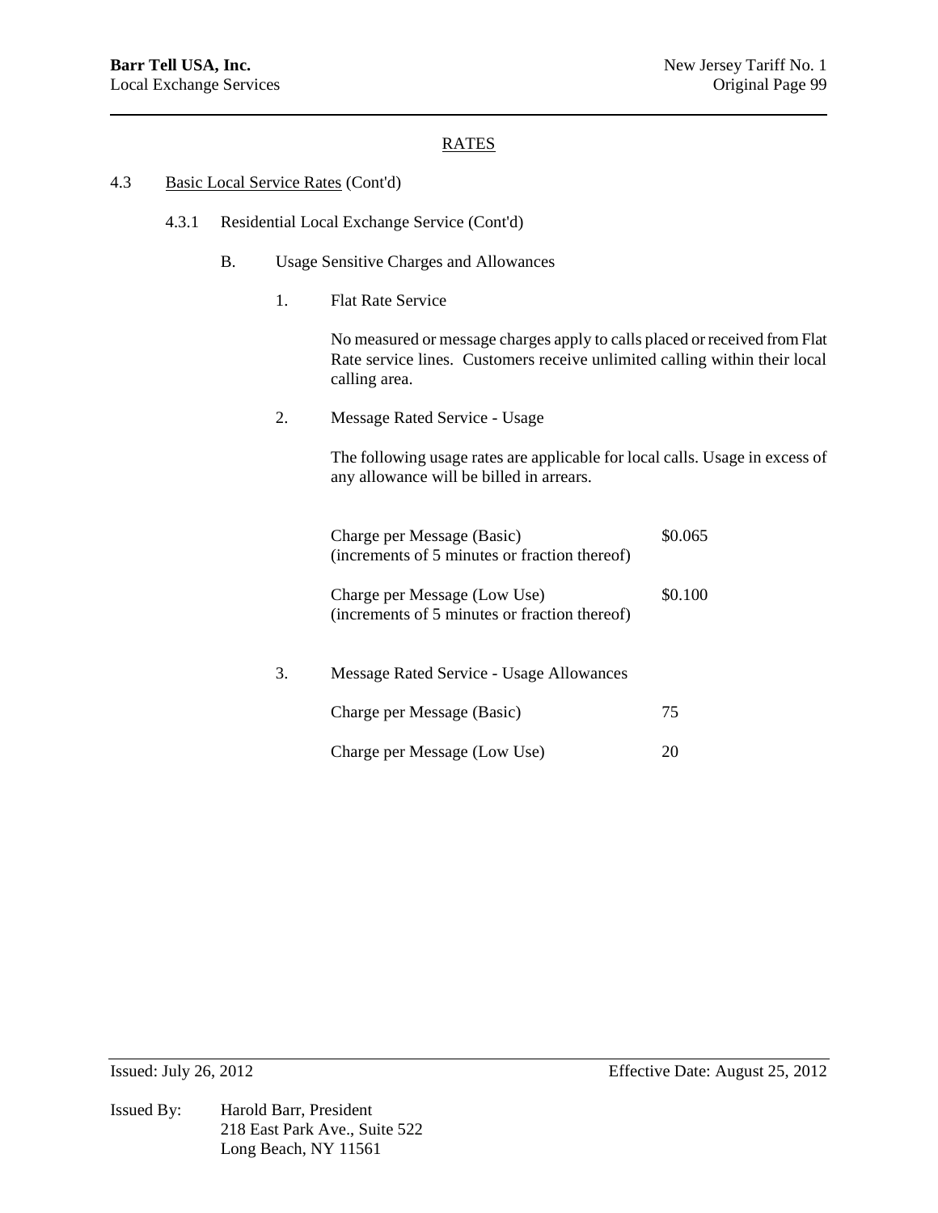## RATES

### 4.3 Basic Local Service Rates (Cont'd)

#### 4.3.1 Residential Local Exchange Service (Cont'd)

B. Usage Sensitive Charges and Allowances

1. Flat Rate Service

   No measured or message charges apply to calls placed or received from Flat Rate service lines. Customers receive unlimited calling within their local calling area.

2. Message Rated Service - Usage

   The following usage rates are applicable for local calls. Usage in excess of any allowance will be billed in arrears.

| | |
|---|---|
| Charge per Message (Basic)<br>(increments of 5 minutes or fraction thereof) | $0.065 |
| Charge per Message (Low Use)<br>(increments of 5 minutes or fraction thereof) | $0.100 |

3. Message Rated Service - Usage Allowances

| | |
|---|---|
| Charge per Message (Basic) | 75 |
| Charge per Message (Low Use) | 20 |

Issued: July 26, 2012 Effective Date: August 25, 2012

Issued By: Harold Barr, President
218 East Park Ave., Suite 522
Long Beach, NY 11561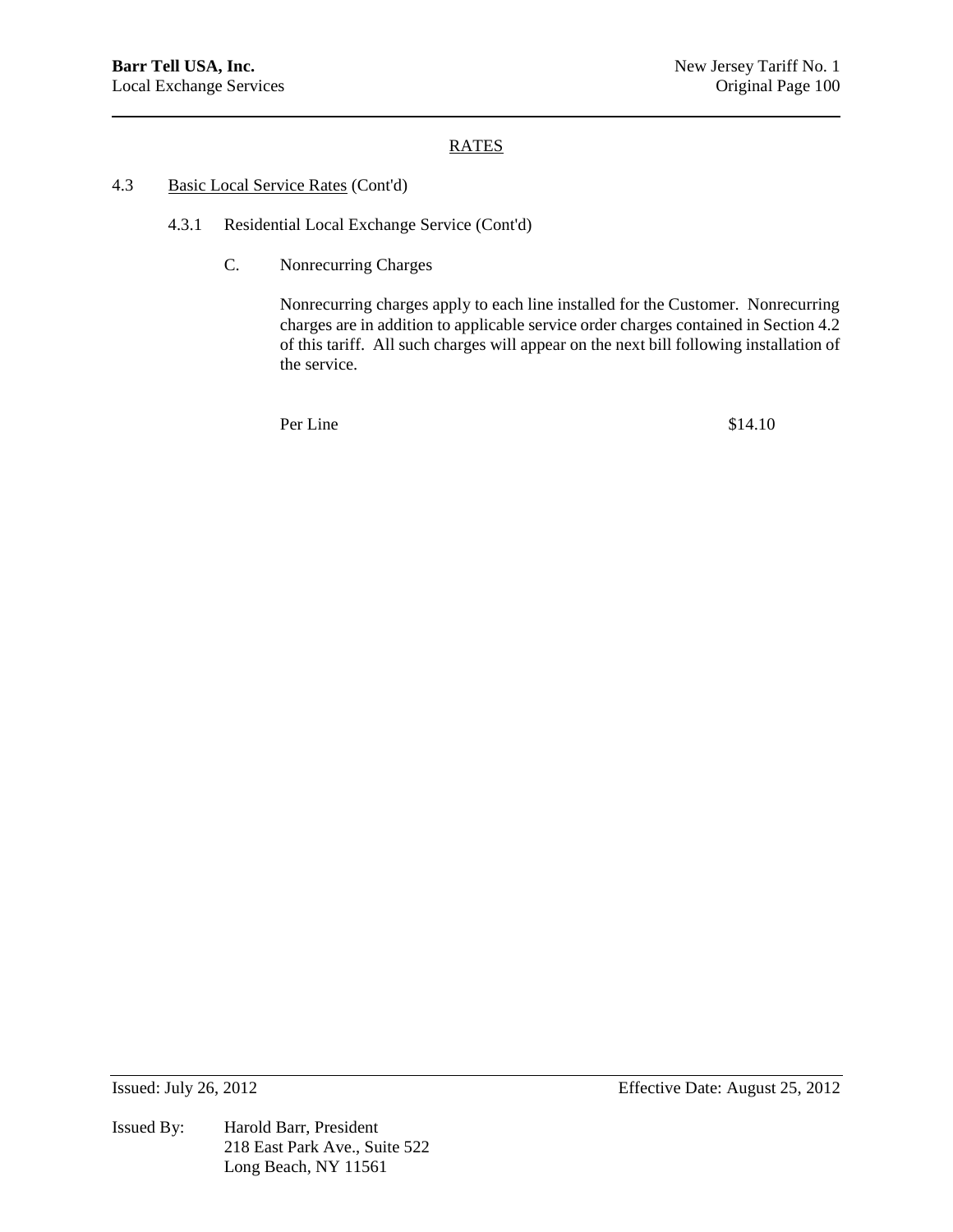## RATES

4.3 Basic Local Service Rates (Cont'd)

4.3.1 Residential Local Exchange Service (Cont'd)

C. Nonrecurring Charges

Nonrecurring charges apply to each line installed for the Customer. Nonrecurring charges are in addition to applicable service order charges contained in Section 4.2 of this tariff. All such charges will appear on the next bill following installation of the service.

| | |
|---|---|
| Per Line | $14.10 |

Issued: July 26, 2012

Effective Date: August 25, 2012

Issued By: Harold Barr, President
218 East Park Ave., Suite 522
Long Beach, NY 11561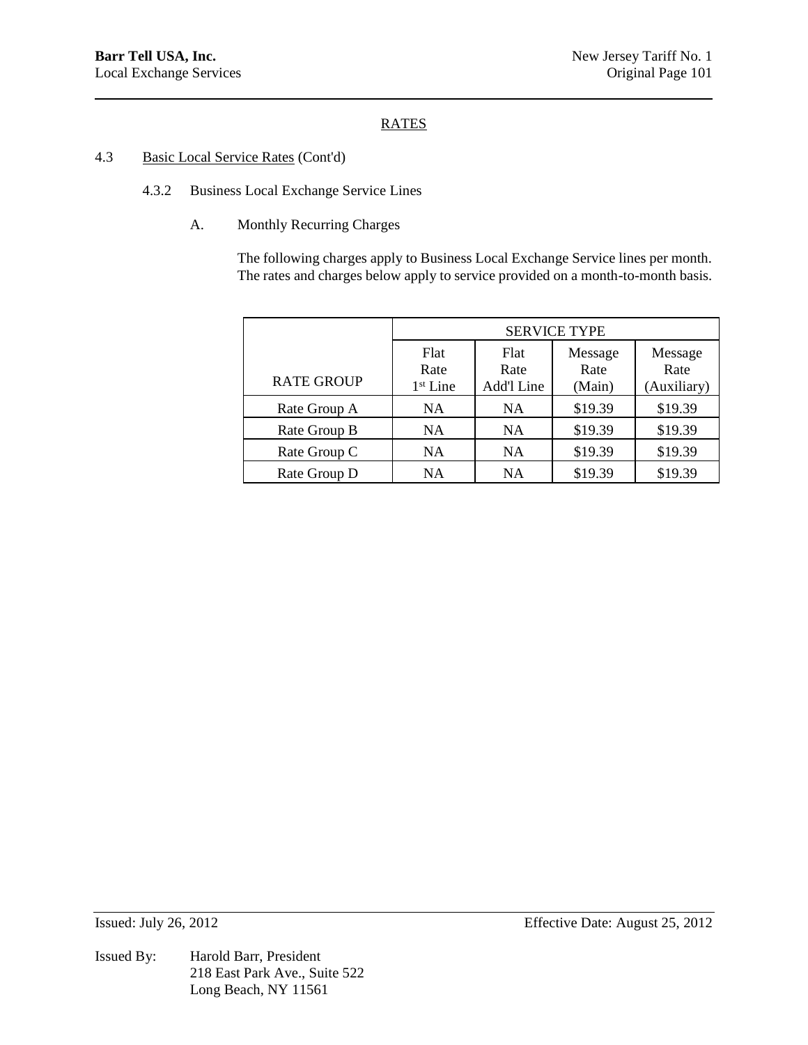## RATES

4.3 Basic Local Service Rates (Cont'd)

4.3.2 Business Local Exchange Service Lines

A. Monthly Recurring Charges

The following charges apply to Business Local Exchange Service lines per month. The rates and charges below apply to service provided on a month-to-month basis.

| | SERVICE TYPE | | | |
|---|---|---|---|---|
| RATE GROUP | Flat Rate 1st Line | Flat Rate Add'l Line | Message Rate (Main) | Message Rate (Auxiliary) |
| Rate Group A | NA | NA | $19.39 | $19.39 |
| Rate Group B | NA | NA | $19.39 | $19.39 |
| Rate Group C | NA | NA | $19.39 | $19.39 |
| Rate Group D | NA | NA | $19.39 | $19.39 |

Issued: July 26, 2012

Effective Date: August 25, 2012

Issued By: Harold Barr, President
218 East Park Ave., Suite 522
Long Beach, NY 11561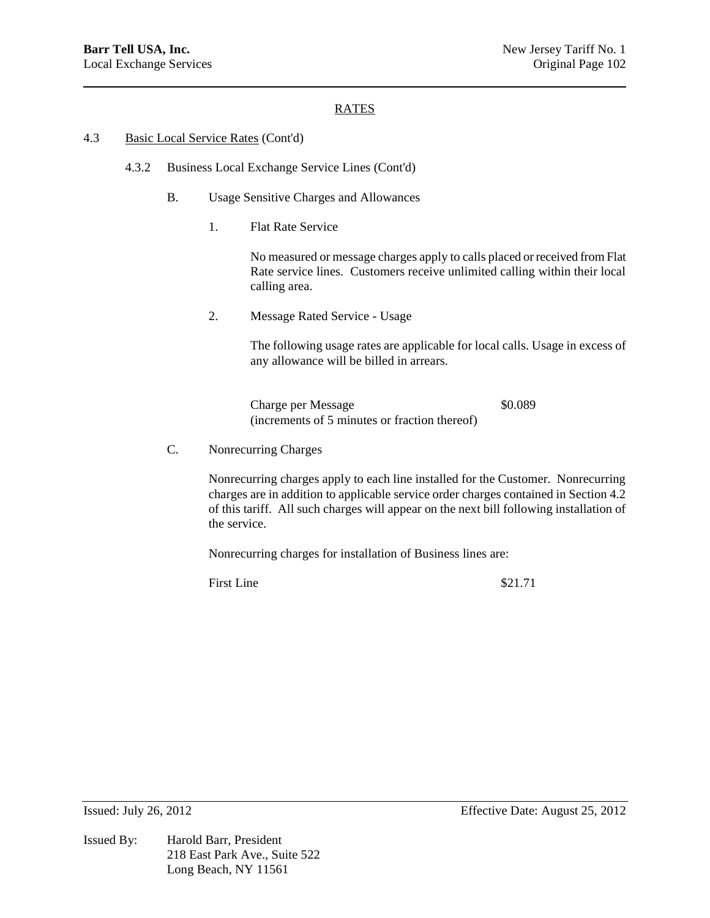## RATES

4.3 Basic Local Service Rates (Cont'd)

4.3.2 Business Local Exchange Service Lines (Cont'd)

B. Usage Sensitive Charges and Allowances

1. Flat Rate Service

No measured or message charges apply to calls placed or received from Flat Rate service lines. Customers receive unlimited calling within their local calling area.

2. Message Rated Service - Usage

The following usage rates are applicable for local calls. Usage in excess of any allowance will be billed in arrears.

| | |
|---|---|
| Charge per Message (increments of 5 minutes or fraction thereof) | $0.089 |

C. Nonrecurring Charges

Nonrecurring charges apply to each line installed for the Customer. Nonrecurring charges are in addition to applicable service order charges contained in Section 4.2 of this tariff. All such charges will appear on the next bill following installation of the service.

Nonrecurring charges for installation of Business lines are:

| | |
|---|---|
| First Line | $21.71 |

Issued: July 26, 2012 Effective Date: August 25, 2012

Issued By: Harold Barr, President
218 East Park Ave., Suite 522
Long Beach, NY 11561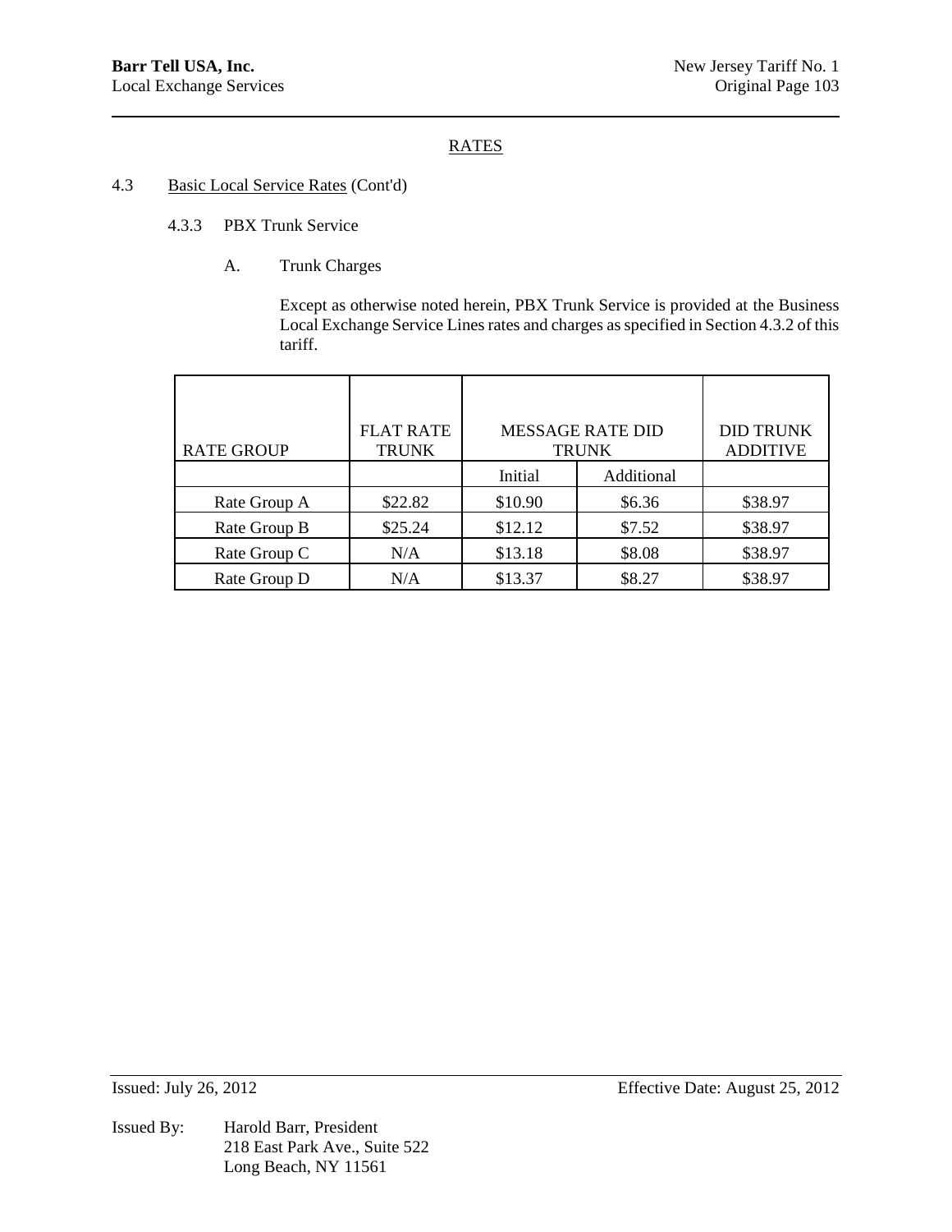## RATES

### 4.3 Basic Local Service Rates (Cont'd)

#### 4.3.3 PBX Trunk Service

A. Trunk Charges

Except as otherwise noted herein, PBX Trunk Service is provided at the Business Local Exchange Service Lines rates and charges as specified in Section 4.3.2 of this tariff.

| RATE GROUP | FLAT RATE TRUNK | MESSAGE RATE DID TRUNK | | DID TRUNK ADDITIVE |
|---|---|---|---|---|
| | | Initial | Additional | |
| Rate Group A | $22.82 | $10.90 | $6.36 | $38.97 |
| Rate Group B | $25.24 | $12.12 | $7.52 | $38.97 |
| Rate Group C | N/A | $13.18 | $8.08 | $38.97 |
| Rate Group D | N/A | $13.37 | $8.27 | $38.97 |

Issued: July 26, 2012

Effective Date: August 25, 2012

Issued By: Harold Barr, President
218 East Park Ave., Suite 522
Long Beach, NY 11561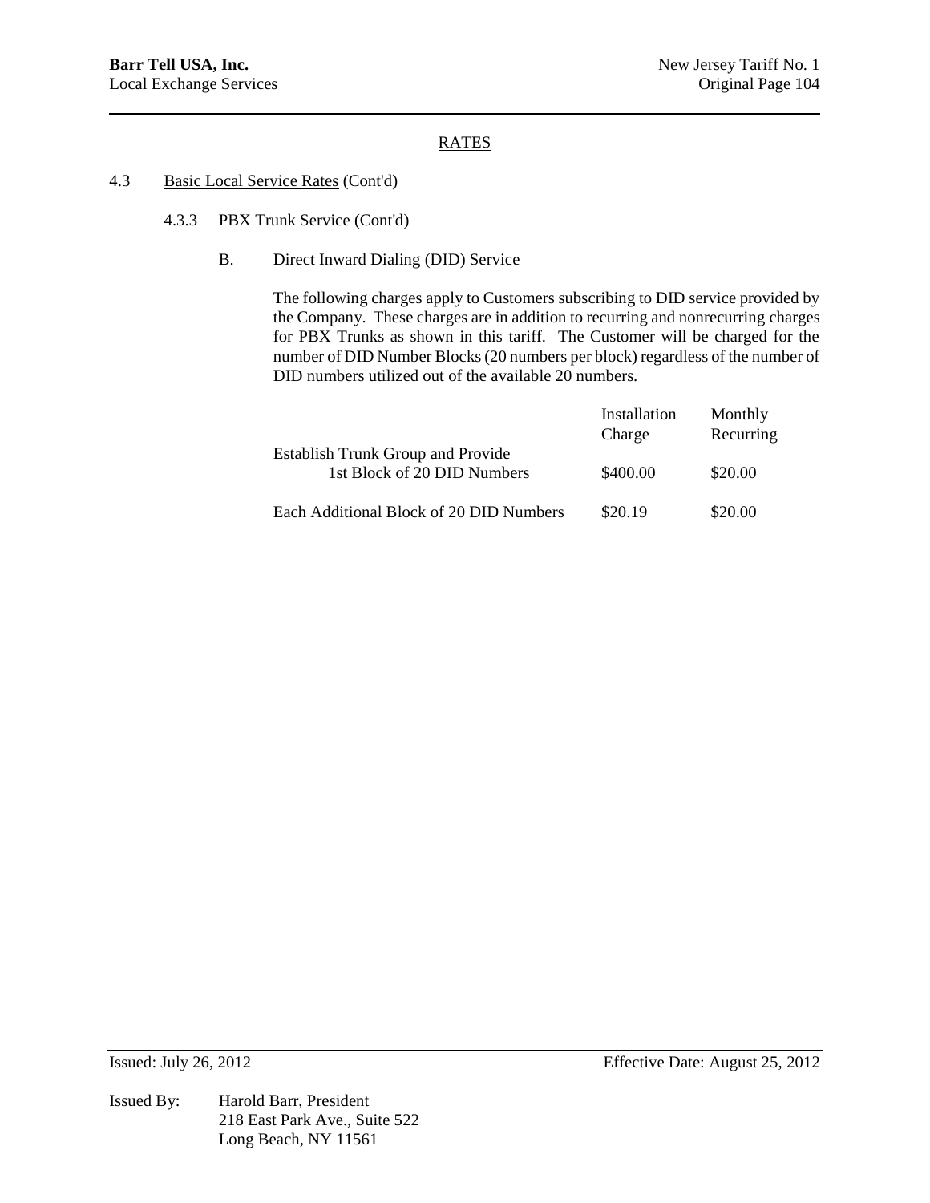## RATES

### 4.3 Basic Local Service Rates (Cont'd)

#### 4.3.3 PBX Trunk Service (Cont'd)

B. Direct Inward Dialing (DID) Service

The following charges apply to Customers subscribing to DID service provided by the Company. These charges are in addition to recurring and nonrecurring charges for PBX Trunks as shown in this tariff. The Customer will be charged for the number of DID Number Blocks (20 numbers per block) regardless of the number of DID numbers utilized out of the available 20 numbers.

| | Installation Charge | Monthly Recurring |
|---|---|---|
| Establish Trunk Group and Provide 1st Block of 20 DID Numbers | \$400.00 | \$20.00 |
| Each Additional Block of 20 DID Numbers | \$20.19 | \$20.00 |

Issued: July 26, 2012

Effective Date: August 25, 2012

Issued By: Harold Barr, President
218 East Park Ave., Suite 522
Long Beach, NY 11561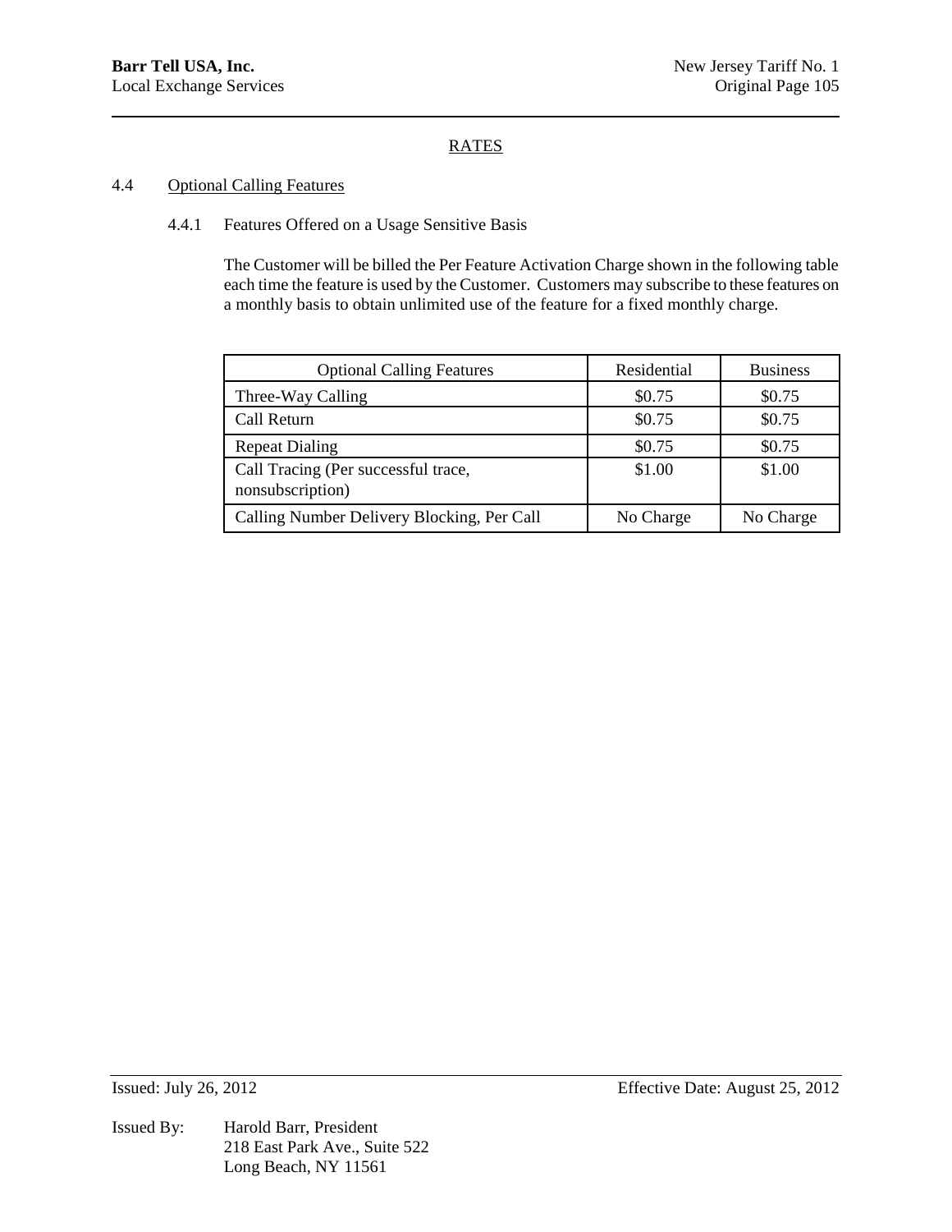## RATES

### 4.4 Optional Calling Features

#### 4.4.1 Features Offered on a Usage Sensitive Basis

The Customer will be billed the Per Feature Activation Charge shown in the following table each time the feature is used by the Customer. Customers may subscribe to these features on a monthly basis to obtain unlimited use of the feature for a fixed monthly charge.

| Optional Calling Features | Residential | Business |
|---|---|---|
| Three-Way Calling | $0.75 | $0.75 |
| Call Return | $0.75 | $0.75 |
| Repeat Dialing | $0.75 | $0.75 |
| Call Tracing (Per successful trace, nonsubscription) | $1.00 | $1.00 |
| Calling Number Delivery Blocking, Per Call | No Charge | No Charge |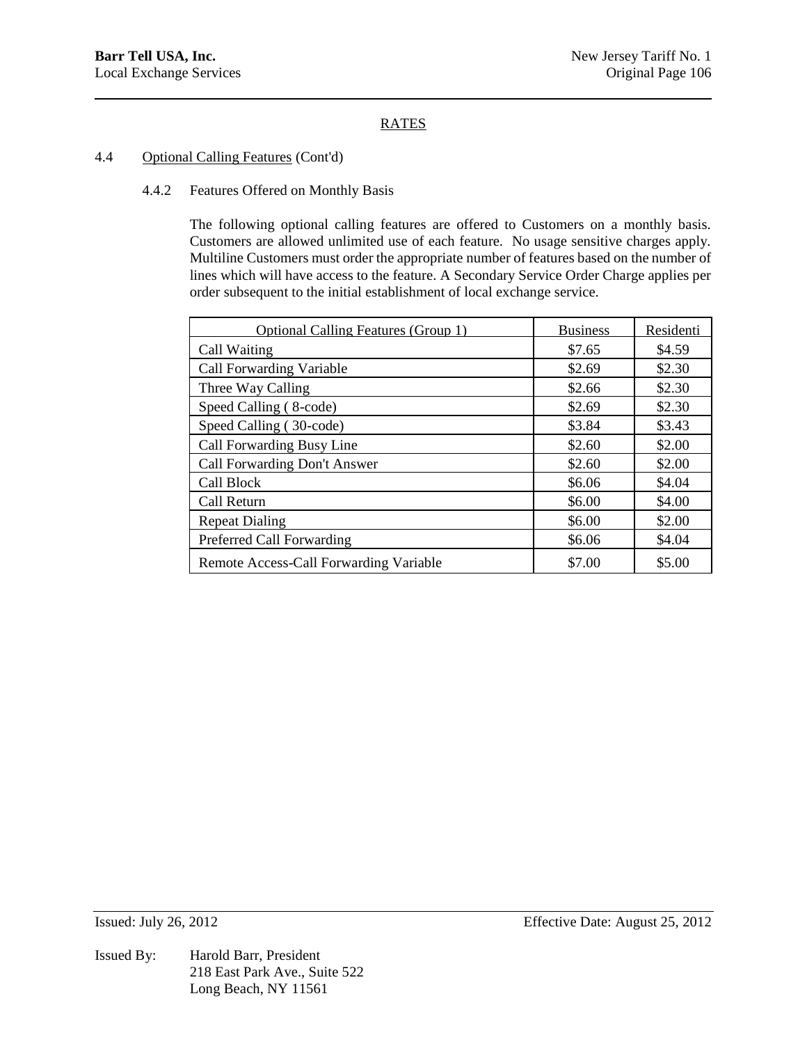## RATES

### 4.4 Optional Calling Features (Cont'd)

#### 4.4.2 Features Offered on Monthly Basis

The following optional calling features are offered to Customers on a monthly basis. Customers are allowed unlimited use of each feature. No usage sensitive charges apply. Multiline Customers must order the appropriate number of features based on the number of lines which will have access to the feature. A Secondary Service Order Charge applies per order subsequent to the initial establishment of local exchange service.

| Optional Calling Features (Group 1) | Business | Residenti |
|---|---|---|
| Call Waiting | $7.65 | $4.59 |
| Call Forwarding Variable | $2.69 | $2.30 |
| Three Way Calling | $2.66 | $2.30 |
| Speed Calling ( 8-code) | $2.69 | $2.30 |
| Speed Calling ( 30-code) | $3.84 | $3.43 |
| Call Forwarding Busy Line | $2.60 | $2.00 |
| Call Forwarding Don't Answer | $2.60 | $2.00 |
| Call Block | $6.06 | $4.04 |
| Call Return | $6.00 | $4.00 |
| Repeat Dialing | $6.00 | $2.00 |
| Preferred Call Forwarding | $6.06 | $4.04 |
| Remote Access-Call Forwarding Variable | $7.00 | $5.00 |

Issued: July 26, 2012 Effective Date: August 25, 2012

Issued By: Harold Barr, President
218 East Park Ave., Suite 522
Long Beach, NY 11561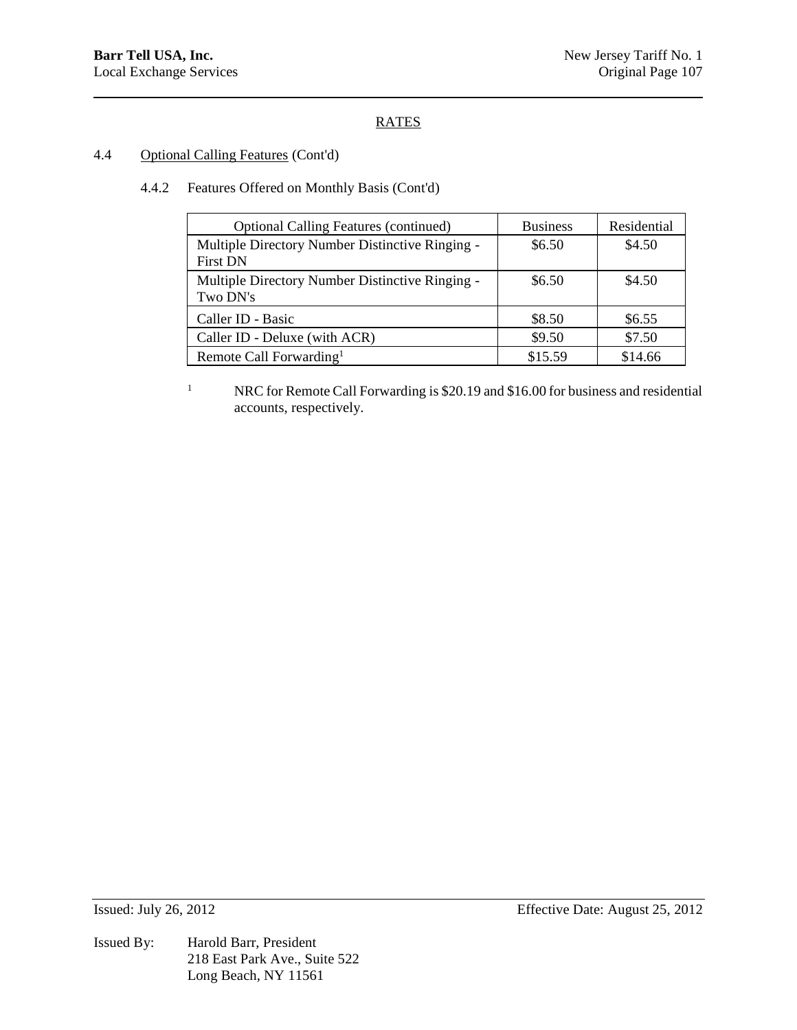## RATES

### 4.4 Optional Calling Features (Cont'd)

#### 4.4.2 Features Offered on Monthly Basis (Cont'd)

| Optional Calling Features (continued) | Business | Residential |
|---|---|---|
| Multiple Directory Number Distinctive Ringing - First DN | \$6.50 | \$4.50 |
| Multiple Directory Number Distinctive Ringing - Two DN's | \$6.50 | \$4.50 |
| Caller ID - Basic | \$8.50 | \$6.55 |
| Caller ID - Deluxe (with ACR) | \$9.50 | \$7.50 |
| Remote Call Forwarding[1] | \$15.59 | \$14.66 |

[1] NRC for Remote Call Forwarding is \$20.19 and \$16.00 for business and residential accounts, respectively.

Issued: July 26, 2012 Effective Date: August 25, 2012

Issued By: Harold Barr, President
218 East Park Ave., Suite 522
Long Beach, NY 11561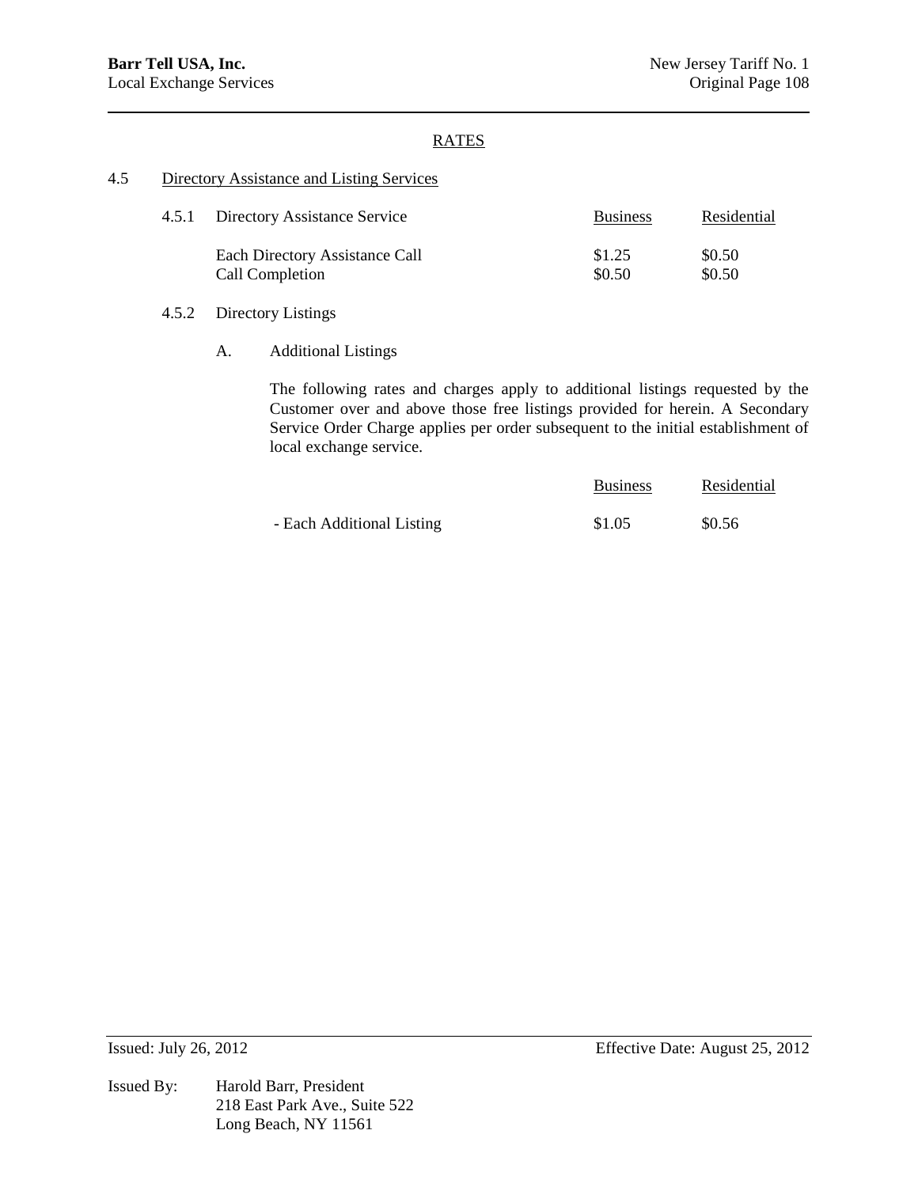## RATES

### 4.5 Directory Assistance and Listing Services

#### 4.5.1 Directory Assistance Service

| | Business | Residential |
|---|---|---|
| Each Directory Assistance Call | $1.25 | $0.50 |
| Call Completion | $0.50 | $0.50 |

#### 4.5.2 Directory Listings

A. Additional Listings

The following rates and charges apply to additional listings requested by the Customer over and above those free listings provided for herein. A Secondary Service Order Charge applies per order subsequent to the initial establishment of local exchange service.

| | Business | Residential |
|---|---|---|
| - Each Additional Listing | $1.05 | $0.56 |

Issued: July 26, 2012 Effective Date: August 25, 2012

Issued By: Harold Barr, President
218 East Park Ave., Suite 522
Long Beach, NY 11561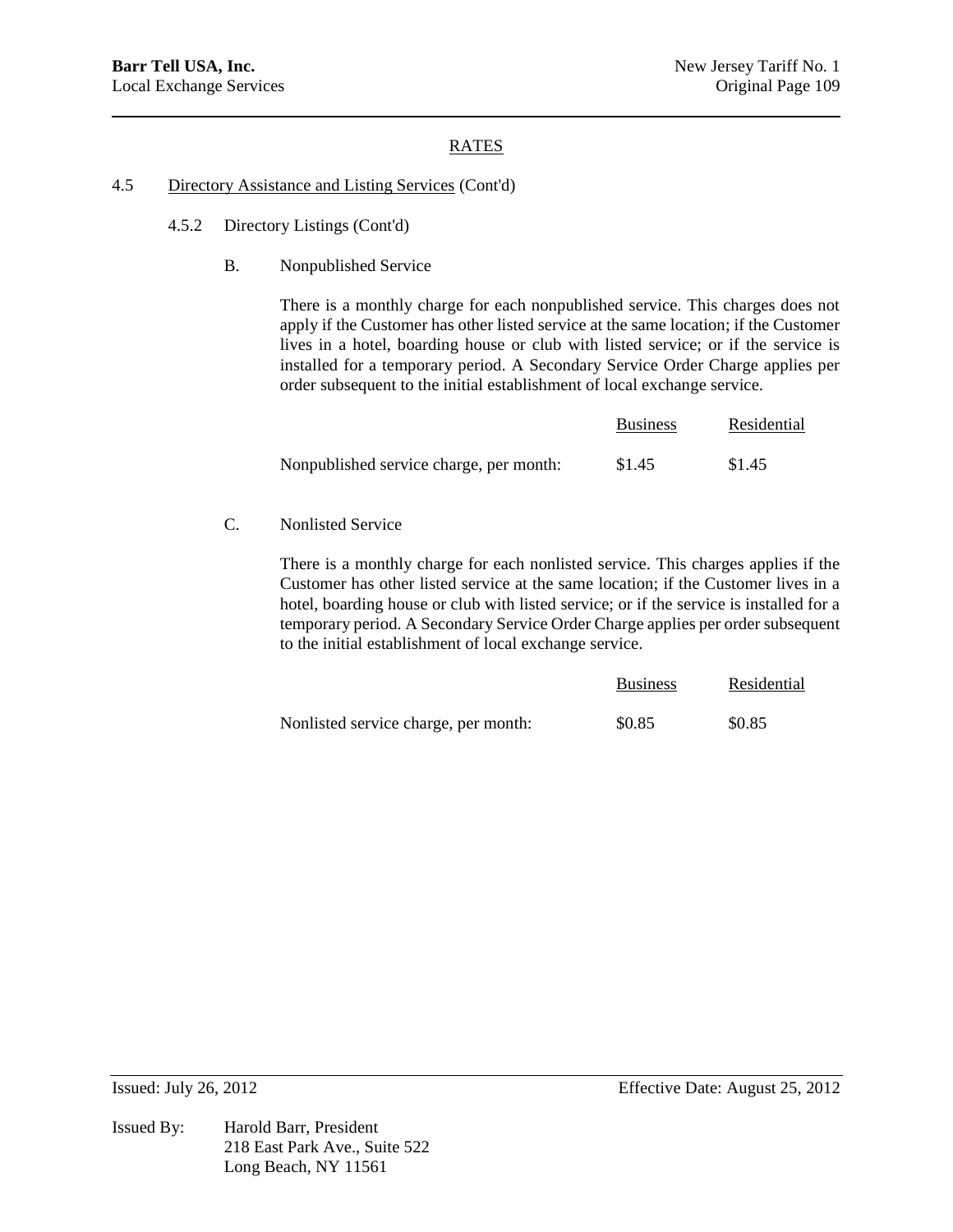## RATES

4.5 Directory Assistance and Listing Services (Cont'd)

4.5.2 Directory Listings (Cont'd)

B. Nonpublished Service

There is a monthly charge for each nonpublished service. This charges does not apply if the Customer has other listed service at the same location; if the Customer lives in a hotel, boarding house or club with listed service; or if the service is installed for a temporary period. A Secondary Service Order Charge applies per order subsequent to the initial establishment of local exchange service.

| | Business | Residential |
|---|---|---|
| Nonpublished service charge, per month: | $1.45 | $1.45 |

C. Nonlisted Service

There is a monthly charge for each nonlisted service. This charges applies if the Customer has other listed service at the same location; if the Customer lives in a hotel, boarding house or club with listed service; or if the service is installed for a temporary period. A Secondary Service Order Charge applies per order subsequent to the initial establishment of local exchange service.

| | Business | Residential |
|---|---|---|
| Nonlisted service charge, per month: | $0.85 | $0.85 |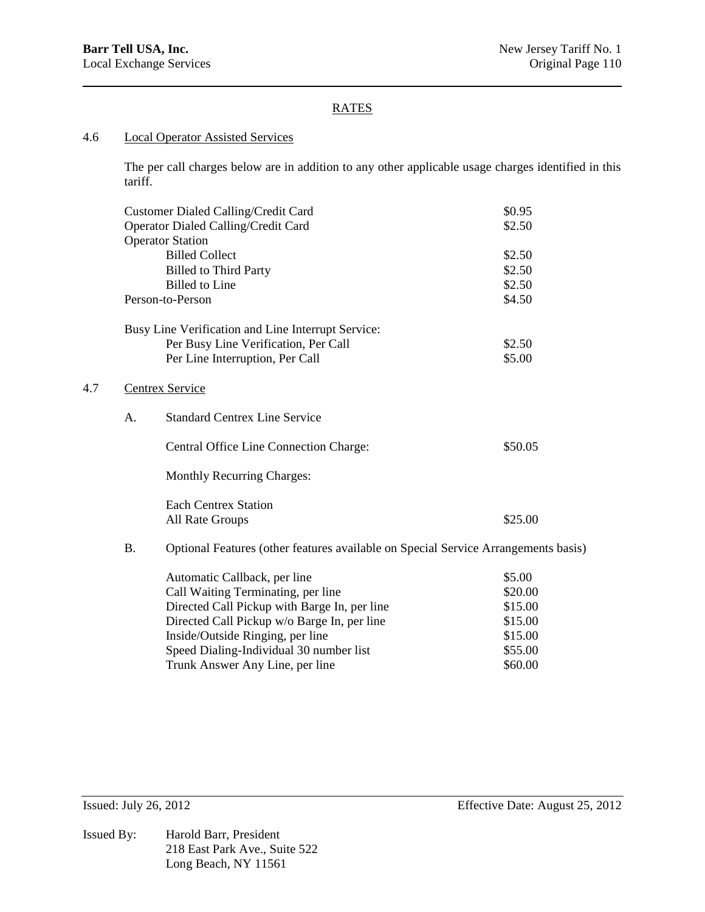## RATES

### 4.6 Local Operator Assisted Services

The per call charges below are in addition to any other applicable usage charges identified in this tariff.

| | |
|---|---|
| Customer Dialed Calling/Credit Card | $0.95 |
| Operator Dialed Calling/Credit Card | $2.50 |
| Operator Station | |
| Billed Collect | $2.50 |
| Billed to Third Party | $2.50 |
| Billed to Line | $2.50 |
| Person-to-Person | $4.50 |

| | |
|---|---|
| Busy Line Verification and Line Interrupt Service: | |
| Per Busy Line Verification, Per Call | $2.50 |
| Per Line Interruption, Per Call | $5.00 |

### 4.7 Centrex Service

A. Standard Centrex Line Service

| | |
|---|---|
| Central Office Line Connection Charge: | $50.05 |

Monthly Recurring Charges:

| | |
|---|---|
| Each Centrex Station | |
| All Rate Groups | $25.00 |

B. Optional Features (other features available on Special Service Arrangements basis)

| | |
|---|---|
| Automatic Callback, per line | $5.00 |
| Call Waiting Terminating, per line | $20.00 |
| Directed Call Pickup with Barge In, per line | $15.00 |
| Directed Call Pickup w/o Barge In, per line | $15.00 |
| Inside/Outside Ringing, per line | $15.00 |
| Speed Dialing-Individual 30 number list | $55.00 |
| Trunk Answer Any Line, per line | $60.00 |

Issued: July 26, 2012 Effective Date: August 25, 2012

Issued By: Harold Barr, President
218 East Park Ave., Suite 522
Long Beach, NY 11561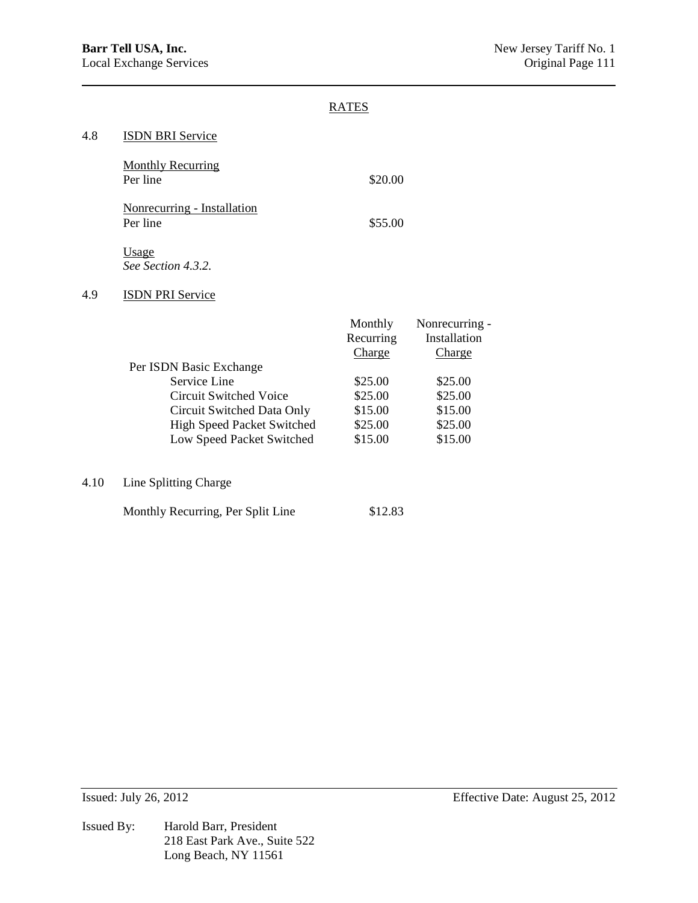RATES

## 4.8 ISDN BRI Service

Monthly Recurring
Per line $20.00

Nonrecurring - Installation
Per line $55.00

Usage
*See Section 4.3.2.*

## 4.9 ISDN PRI Service

| | Monthly Recurring Charge | Nonrecurring - Installation Charge |
|---|---|---|
| Per ISDN Basic Exchange | | |
| Service Line | $25.00 | $25.00 |
| Circuit Switched Voice | $25.00 | $25.00 |
| Circuit Switched Data Only | $15.00 | $15.00 |
| High Speed Packet Switched | $25.00 | $25.00 |
| Low Speed Packet Switched | $15.00 | $15.00 |

## 4.10 Line Splitting Charge

Monthly Recurring, Per Split Line $12.83

Issued: July 26, 2012 Effective Date: August 25, 2012

Issued By: Harold Barr, President
218 East Park Ave., Suite 522
Long Beach, NY 11561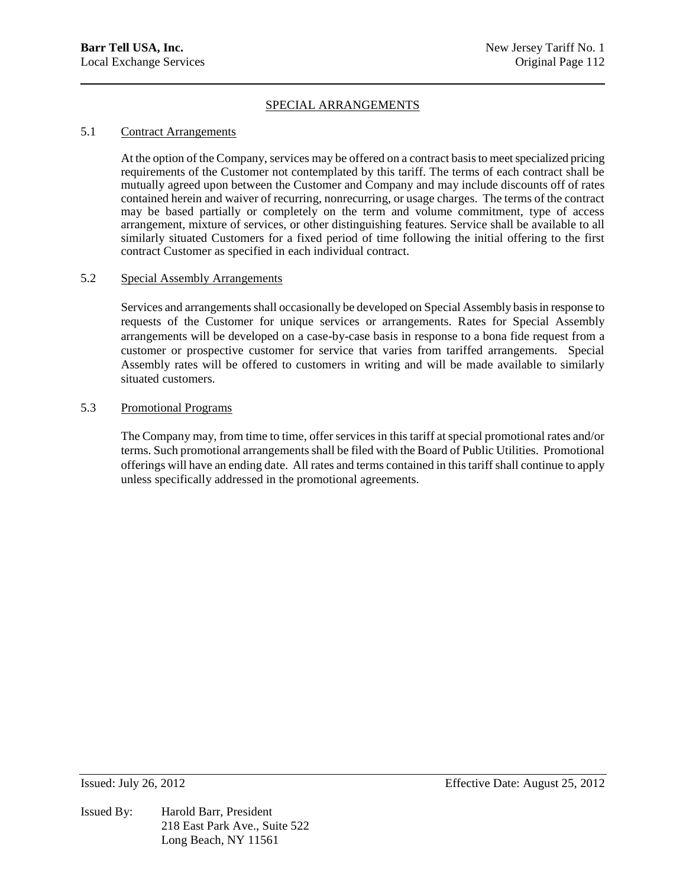## SPECIAL ARRANGEMENTS

### 5.1 Contract Arrangements

At the option of the Company, services may be offered on a contract basis to meet specialized pricing requirements of the Customer not contemplated by this tariff. The terms of each contract shall be mutually agreed upon between the Customer and Company and may include discounts off of rates contained herein and waiver of recurring, nonrecurring, or usage charges. The terms of the contract may be based partially or completely on the term and volume commitment, type of access arrangement, mixture of services, or other distinguishing features. Service shall be available to all similarly situated Customers for a fixed period of time following the initial offering to the first contract Customer as specified in each individual contract.

### 5.2 Special Assembly Arrangements

Services and arrangements shall occasionally be developed on Special Assembly basis in response to requests of the Customer for unique services or arrangements. Rates for Special Assembly arrangements will be developed on a case-by-case basis in response to a bona fide request from a customer or prospective customer for service that varies from tariffed arrangements. Special Assembly rates will be offered to customers in writing and will be made available to similarly situated customers.

### 5.3 Promotional Programs

The Company may, from time to time, offer services in this tariff at special promotional rates and/or terms. Such promotional arrangements shall be filed with the Board of Public Utilities. Promotional offerings will have an ending date. All rates and terms contained in this tariff shall continue to apply unless specifically addressed in the promotional agreements.

Issued: July 26, 2012 Effective Date: August 25, 2012

Issued By: Harold Barr, President
218 East Park Ave., Suite 522
Long Beach, NY 11561